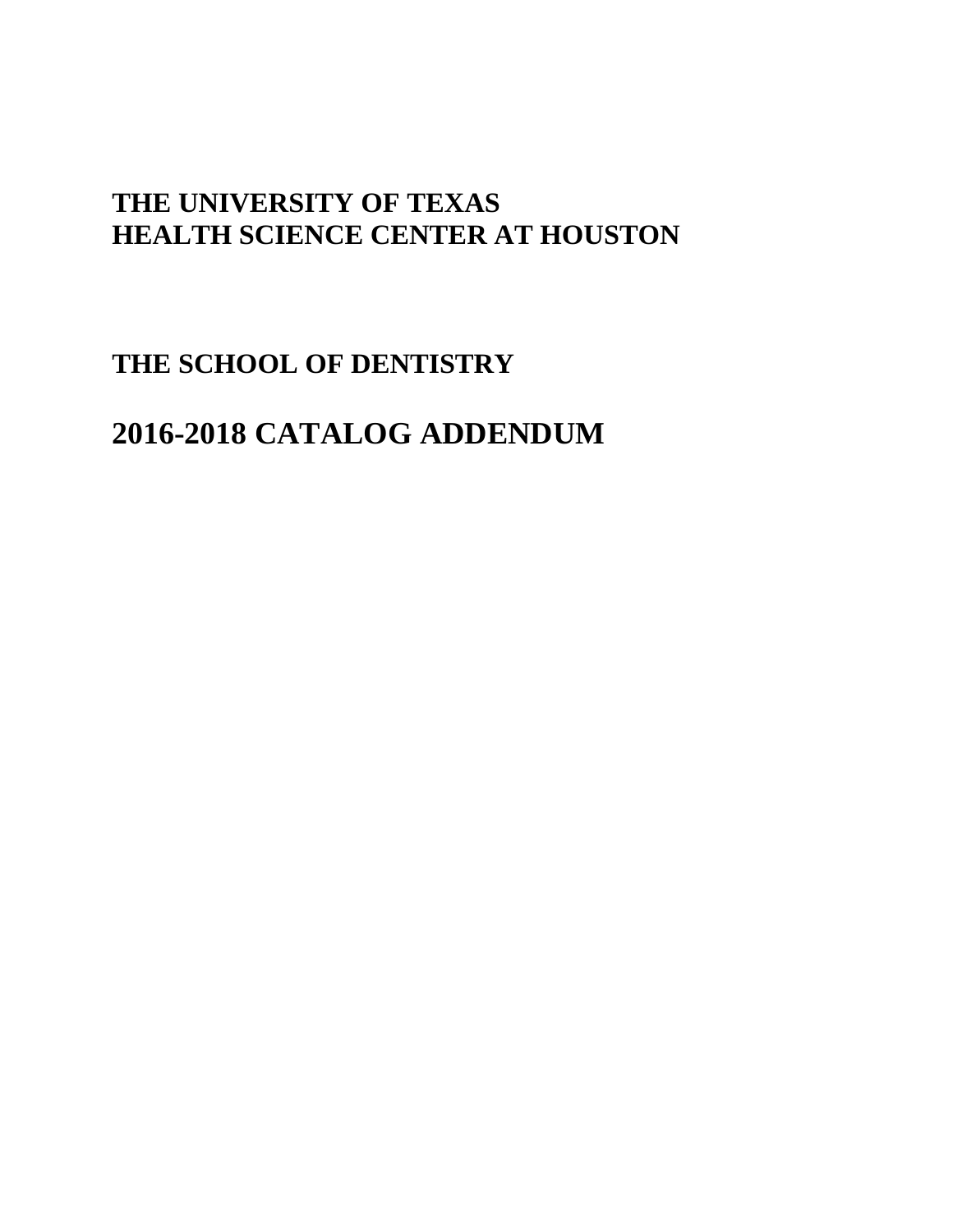# THE UNIVERSITY OF TEXAS
# HEALTH SCIENCE CENTER AT HOUSTON

## THE SCHOOL OF DENTISTRY

## 2016-2018 CATALOG ADDENDUM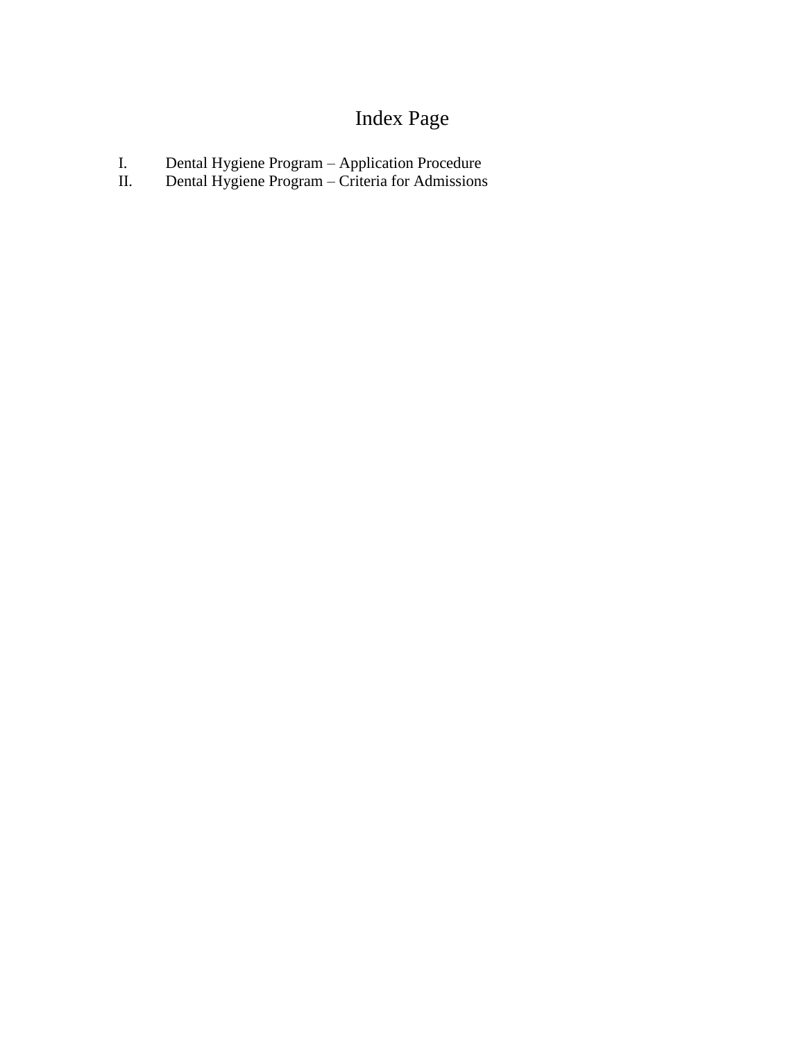# Index Page

I. Dental Hygiene Program – Application Procedure
II. Dental Hygiene Program – Criteria for Admissions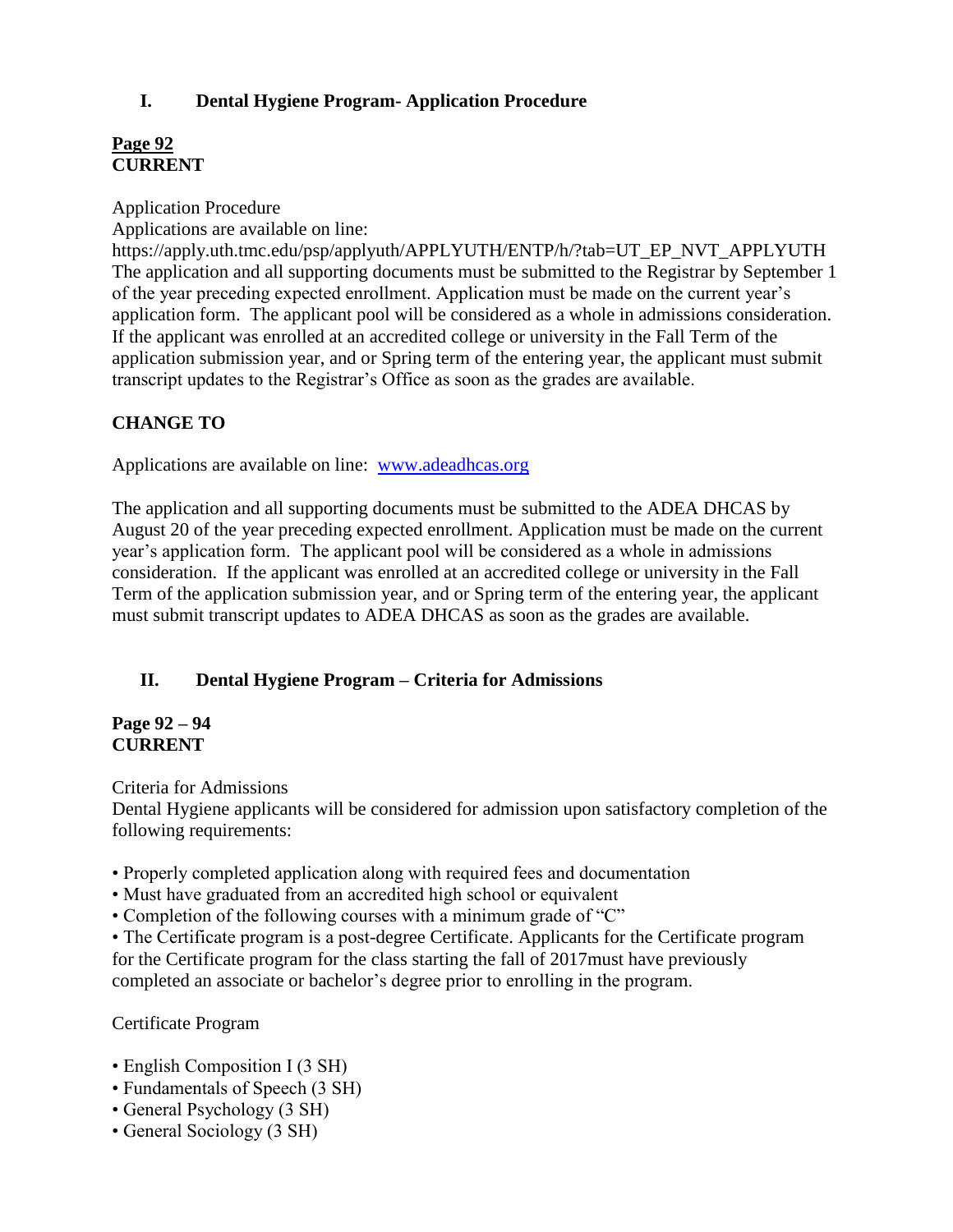## I. Dental Hygiene Program- Application Procedure

**Page 92**
**CURRENT**

Application Procedure
Applications are available on line:
https://apply.uth.tmc.edu/psp/applyuth/APPLYUTH/ENTP/h/?tab=UT_EP_NVT_APPLYUTH
The application and all supporting documents must be submitted to the Registrar by September 1 of the year preceding expected enrollment. Application must be made on the current year's application form. The applicant pool will be considered as a whole in admissions consideration. If the applicant was enrolled at an accredited college or university in the Fall Term of the application submission year, and or Spring term of the entering year, the applicant must submit transcript updates to the Registrar's Office as soon as the grades are available.

**CHANGE TO**

Applications are available on line: [www.adeadhcas.org](http://www.adeadhcas.org)

The application and all supporting documents must be submitted to the ADEA DHCAS by August 20 of the year preceding expected enrollment. Application must be made on the current year's application form. The applicant pool will be considered as a whole in admissions consideration. If the applicant was enrolled at an accredited college or university in the Fall Term of the application submission year, and or Spring term of the entering year, the applicant must submit transcript updates to ADEA DHCAS as soon as the grades are available.

## II. Dental Hygiene Program – Criteria for Admissions

**Page 92 – 94**
**CURRENT**

Criteria for Admissions
Dental Hygiene applicants will be considered for admission upon satisfactory completion of the following requirements:

- Properly completed application along with required fees and documentation
- Must have graduated from an accredited high school or equivalent
- Completion of the following courses with a minimum grade of "C"
- The Certificate program is a post-degree Certificate. Applicants for the Certificate program for the Certificate program for the class starting the fall of 2017must have previously completed an associate or bachelor's degree prior to enrolling in the program.

Certificate Program

- English Composition I (3 SH)
- Fundamentals of Speech (3 SH)
- General Psychology (3 SH)
- General Sociology (3 SH)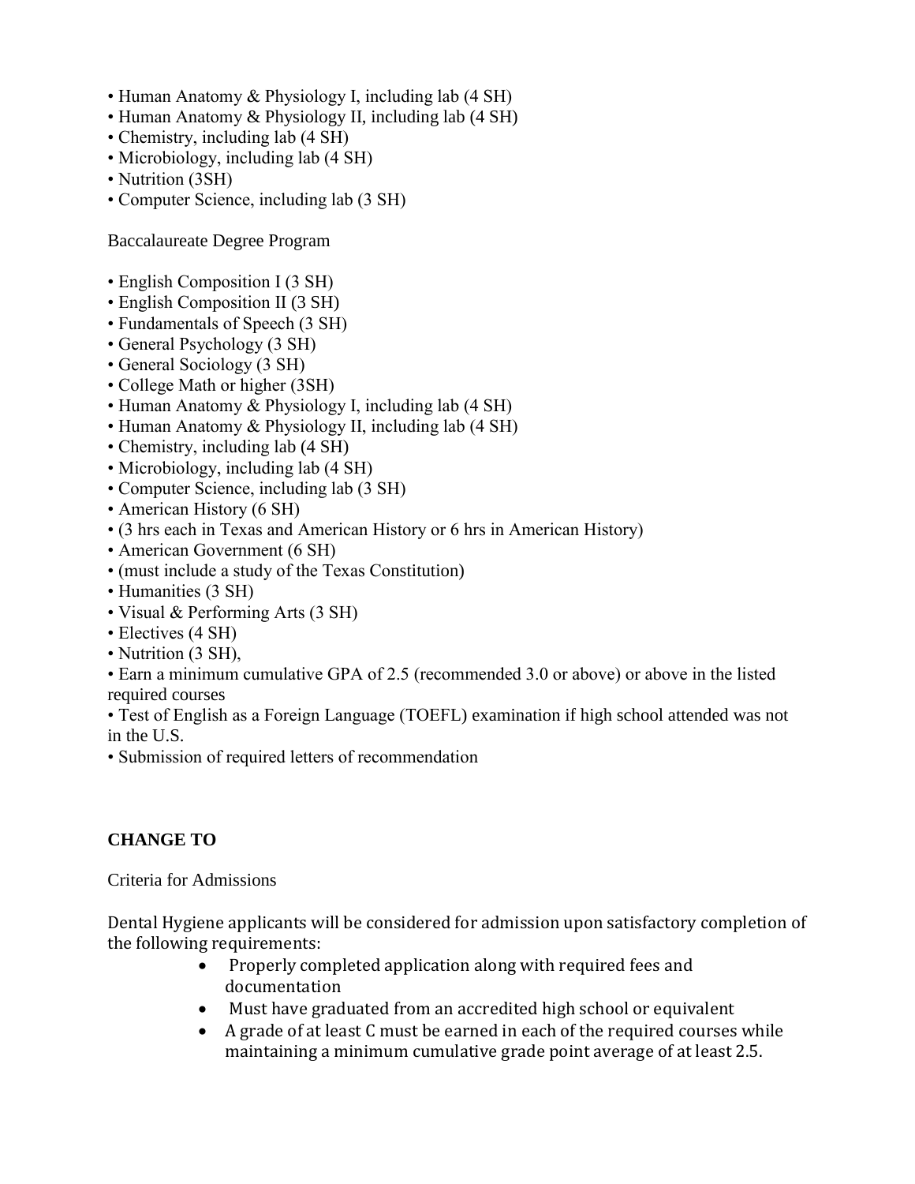- Human Anatomy & Physiology I, including lab (4 SH)
- Human Anatomy & Physiology II, including lab (4 SH)
- Chemistry, including lab (4 SH)
- Microbiology, including lab (4 SH)
- Nutrition (3SH)
- Computer Science, including lab (3 SH)

Baccalaureate Degree Program

- English Composition I (3 SH)
- English Composition II (3 SH)
- Fundamentals of Speech (3 SH)
- General Psychology (3 SH)
- General Sociology (3 SH)
- College Math or higher (3SH)
- Human Anatomy & Physiology I, including lab (4 SH)
- Human Anatomy & Physiology II, including lab (4 SH)
- Chemistry, including lab (4 SH)
- Microbiology, including lab (4 SH)
- Computer Science, including lab (3 SH)
- American History (6 SH)
- (3 hrs each in Texas and American History or 6 hrs in American History)
- American Government (6 SH)
- (must include a study of the Texas Constitution)
- Humanities (3 SH)
- Visual & Performing Arts (3 SH)
- Electives (4 SH)
- Nutrition (3 SH),
- Earn a minimum cumulative GPA of 2.5 (recommended 3.0 or above) or above in the listed required courses
- Test of English as a Foreign Language (TOEFL) examination if high school attended was not in the U.S.
- Submission of required letters of recommendation

**CHANGE TO**

Criteria for Admissions

Dental Hygiene applicants will be considered for admission upon satisfactory completion of the following requirements:

- Properly completed application along with required fees and documentation
- Must have graduated from an accredited high school or equivalent
- A grade of at least C must be earned in each of the required courses while maintaining a minimum cumulative grade point average of at least 2.5.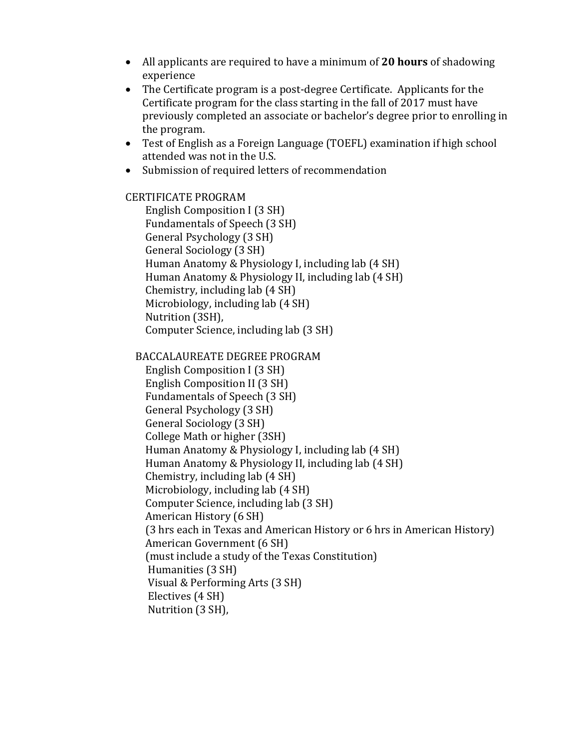- All applicants are required to have a minimum of **20 hours** of shadowing experience
- The Certificate program is a post-degree Certificate. Applicants for the Certificate program for the class starting in the fall of 2017 must have previously completed an associate or bachelor's degree prior to enrolling in the program.
- Test of English as a Foreign Language (TOEFL) examination if high school attended was not in the U.S.
- Submission of required letters of recommendation

CERTIFICATE PROGRAM

English Composition I (3 SH)
Fundamentals of Speech (3 SH)
General Psychology (3 SH)
General Sociology (3 SH)
Human Anatomy & Physiology I, including lab (4 SH)
Human Anatomy & Physiology II, including lab (4 SH)
Chemistry, including lab (4 SH)
Microbiology, including lab (4 SH)
Nutrition (3SH),
Computer Science, including lab (3 SH)

BACCALAUREATE DEGREE PROGRAM

English Composition I (3 SH)
English Composition II (3 SH)
Fundamentals of Speech (3 SH)
General Psychology (3 SH)
General Sociology (3 SH)
College Math or higher (3SH)
Human Anatomy & Physiology I, including lab (4 SH)
Human Anatomy & Physiology II, including lab (4 SH)
Chemistry, including lab (4 SH)
Microbiology, including lab (4 SH)
Computer Science, including lab (3 SH)
American History (6 SH)
(3 hrs each in Texas and American History or 6 hrs in American History)
American Government (6 SH)
(must include a study of the Texas Constitution)
Humanities (3 SH)
Visual & Performing Arts (3 SH)
Electives (4 SH)
Nutrition (3 SH),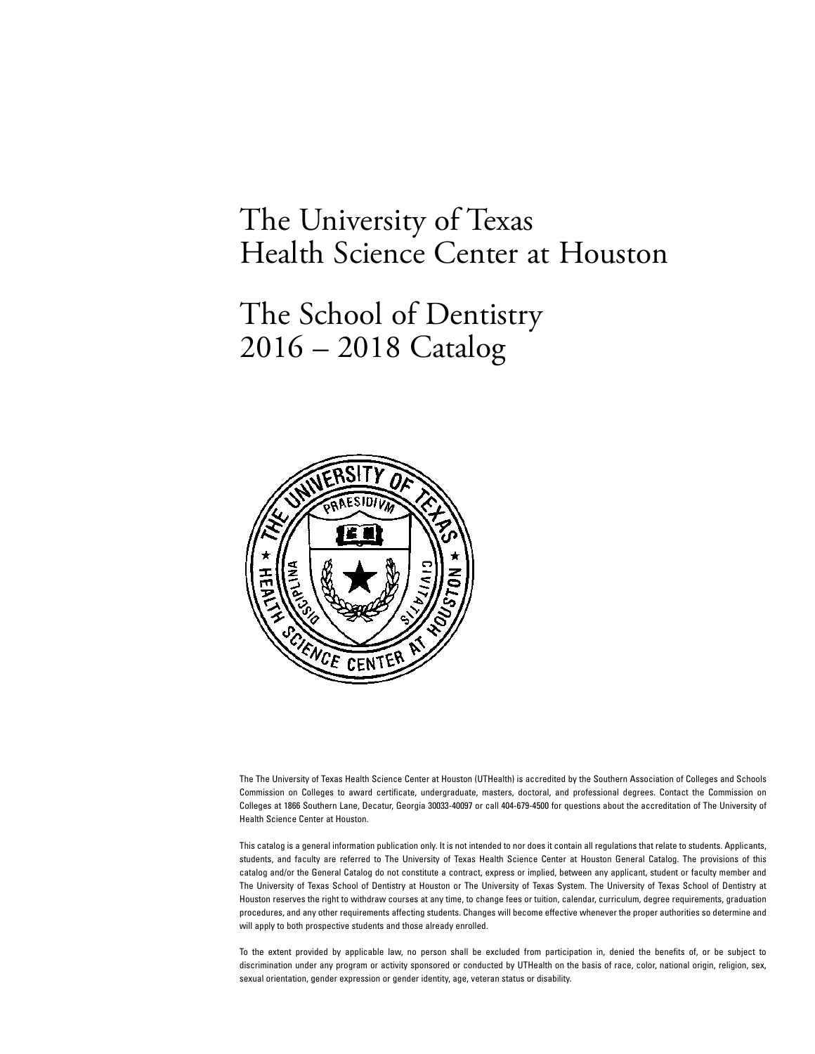# The University of Texas Health Science Center at Houston

# The School of Dentistry 2016 – 2018 Catalog

The The University of Texas Health Science Center at Houston (UTHealth) is accredited by the Southern Association of Colleges and Schools Commission on Colleges to award certificate, undergraduate, masters, doctoral, and professional degrees. Contact the Commission on Colleges at 1866 Southern Lane, Decatur, Georgia 30033-40097 or call 404-679-4500 for questions about the accreditation of The University of Health Science Center at Houston.

This catalog is a general information publication only. It is not intended to nor does it contain all regulations that relate to students. Applicants, students, and faculty are referred to The University of Texas Health Science Center at Houston General Catalog. The provisions of this catalog and/or the General Catalog do not constitute a contract, express or implied, between any applicant, student or faculty member and The University of Texas School of Dentistry at Houston or The University of Texas System. The University of Texas School of Dentistry at Houston reserves the right to withdraw courses at any time, to change fees or tuition, calendar, curriculum, degree requirements, graduation procedures, and any other requirements affecting students. Changes will become effective whenever the proper authorities so determine and will apply to both prospective students and those already enrolled.

To the extent provided by applicable law, no person shall be excluded from participation in, denied the benefits of, or be subject to discrimination under any program or activity sponsored or conducted by UTHealth on the basis of race, color, national origin, religion, sex, sexual orientation, gender expression or gender identity, age, veteran status or disability.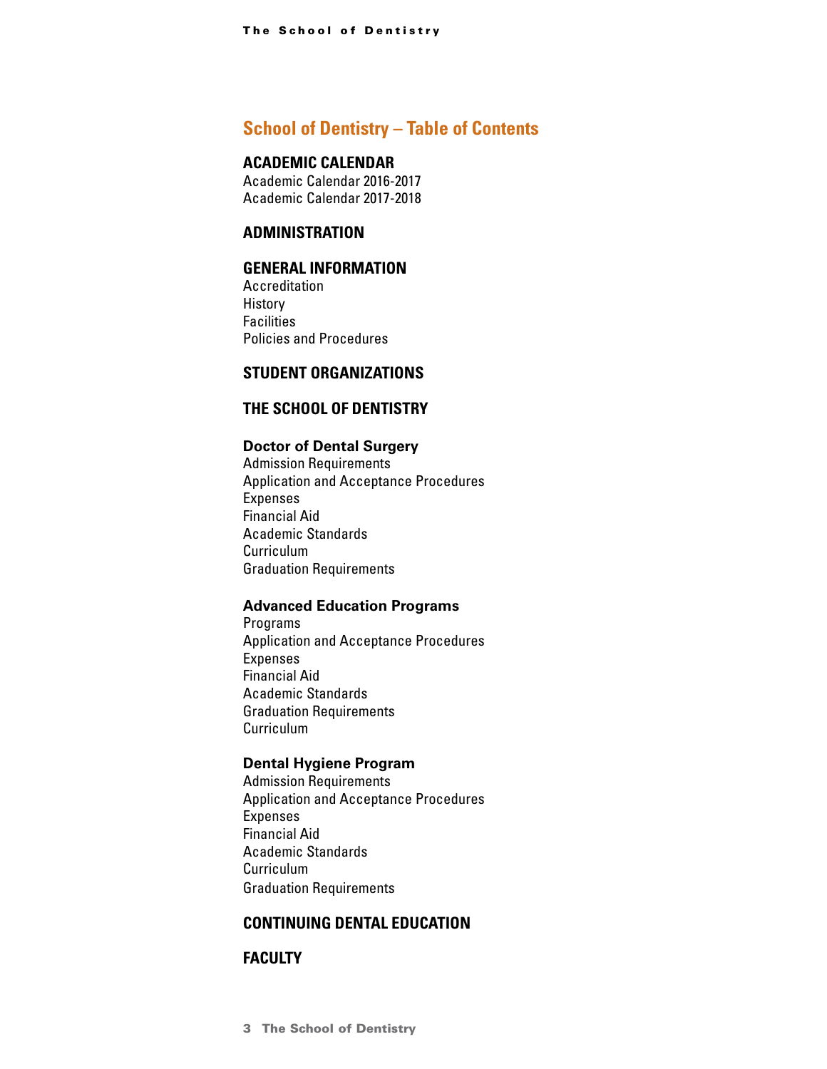# School of Dentistry – Table of Contents

## ACADEMIC CALENDAR

Academic Calendar 2016-2017
Academic Calendar 2017-2018

## ADMINISTRATION

## GENERAL INFORMATION

Accreditation
History
Facilities
Policies and Procedures

## STUDENT ORGANIZATIONS

## THE SCHOOL OF DENTISTRY

### Doctor of Dental Surgery

Admission Requirements
Application and Acceptance Procedures
Expenses
Financial Aid
Academic Standards
Curriculum
Graduation Requirements

### Advanced Education Programs

Programs
Application and Acceptance Procedures
Expenses
Financial Aid
Academic Standards
Graduation Requirements
Curriculum

### Dental Hygiene Program

Admission Requirements
Application and Acceptance Procedures
Expenses
Financial Aid
Academic Standards
Curriculum
Graduation Requirements

## CONTINUING DENTAL EDUCATION

## FACULTY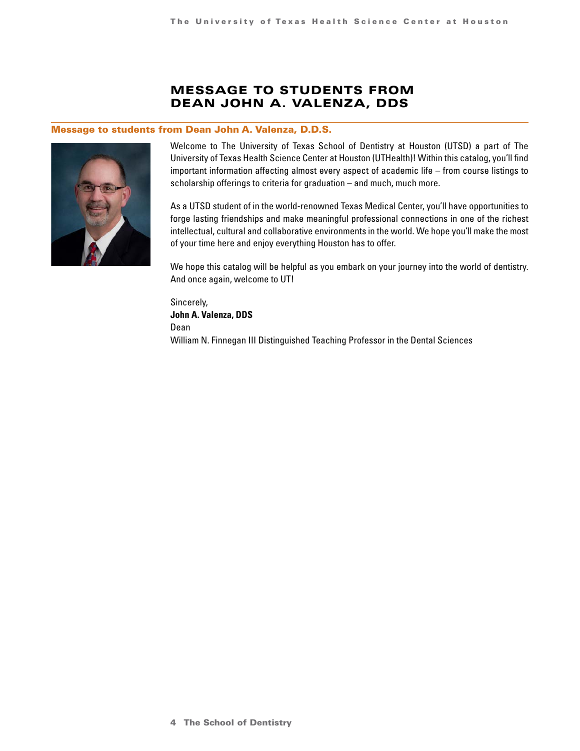# MESSAGE TO STUDENTS FROM DEAN JOHN A. VALENZA, DDS

## Message to students from Dean John A. Valenza, D.D.S.

Welcome to The University of Texas School of Dentistry at Houston (UTSD) a part of The University of Texas Health Science Center at Houston (UTHealth)! Within this catalog, you'll find important information affecting almost every aspect of academic life – from course listings to scholarship offerings to criteria for graduation – and much, much more.

As a UTSD student of in the world-renowned Texas Medical Center, you'll have opportunities to forge lasting friendships and make meaningful professional connections in one of the richest intellectual, cultural and collaborative environments in the world. We hope you'll make the most of your time here and enjoy everything Houston has to offer.

We hope this catalog will be helpful as you embark on your journey into the world of dentistry. And once again, welcome to UT!

Sincerely,
**John A. Valenza, DDS**
Dean
William N. Finnegan III Distinguished Teaching Professor in the Dental Sciences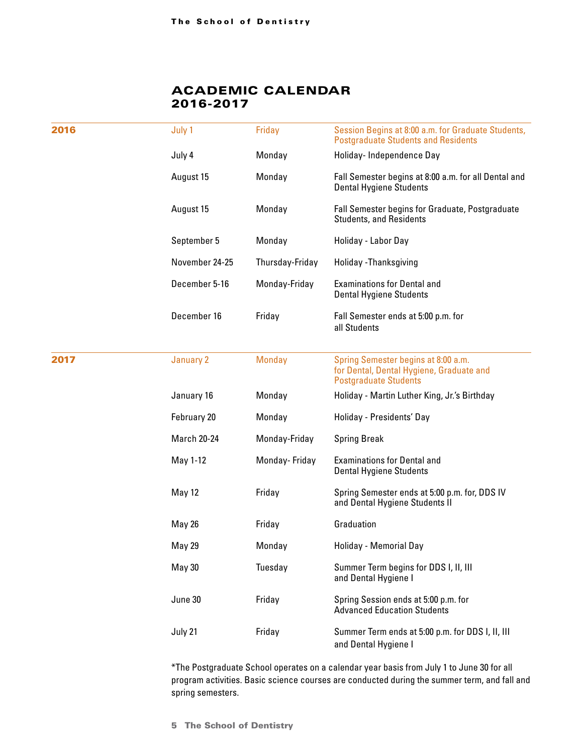# ACADEMIC CALENDAR 2016-2017

| Year | Date | Day | Event |
|---|---|---|---|
| **2016** | July 1 | Friday | Session Begins at 8:00 a.m. for Graduate Students, Postgraduate Students and Residents |
| | July 4 | Monday | Holiday- Independence Day |
| | August 15 | Monday | Fall Semester begins at 8:00 a.m. for all Dental and Dental Hygiene Students |
| | August 15 | Monday | Fall Semester begins for Graduate, Postgraduate Students, and Residents |
| | September 5 | Monday | Holiday - Labor Day |
| | November 24-25 | Thursday-Friday | Holiday -Thanksgiving |
| | December 5-16 | Monday-Friday | Examinations for Dental and Dental Hygiene Students |
| | December 16 | Friday | Fall Semester ends at 5:00 p.m. for all Students |
| **2017** | January 2 | Monday | Spring Semester begins at 8:00 a.m. for Dental, Dental Hygiene, Graduate and Postgraduate Students |
| | January 16 | Monday | Holiday - Martin Luther King, Jr.'s Birthday |
| | February 20 | Monday | Holiday - Presidents' Day |
| | March 20-24 | Monday-Friday | Spring Break |
| | May 1-12 | Monday- Friday | Examinations for Dental and Dental Hygiene Students |
| | May 12 | Friday | Spring Semester ends at 5:00 p.m. for, DDS IV and Dental Hygiene Students II |
| | May 26 | Friday | Graduation |
| | May 29 | Monday | Holiday - Memorial Day |
| | May 30 | Tuesday | Summer Term begins for DDS I, II, III and Dental Hygiene I |
| | June 30 | Friday | Spring Session ends at 5:00 p.m. for Advanced Education Students |
| | July 21 | Friday | Summer Term ends at 5:00 p.m. for DDS I, II, III and Dental Hygiene I |

*The Postgraduate School operates on a calendar year basis from July 1 to June 30 for all program activities. Basic science courses are conducted during the summer term, and fall and spring semesters.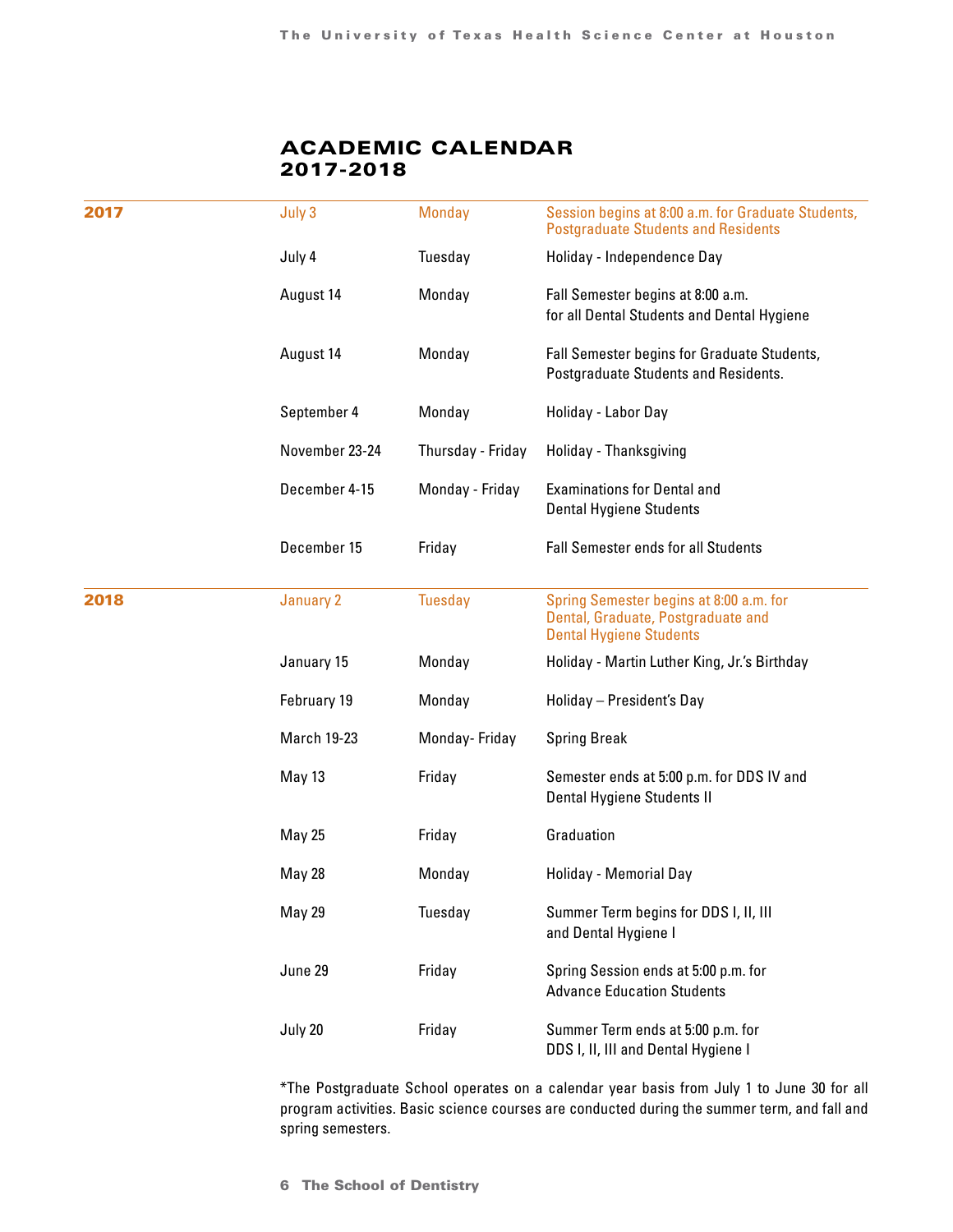# ACADEMIC CALENDAR 2017-2018

| | | | |
|---|---|---|---|
| **2017** | July 3 | Monday | Session begins at 8:00 a.m. for Graduate Students, Postgraduate Students and Residents |
| | July 4 | Tuesday | Holiday - Independence Day |
| | August 14 | Monday | Fall Semester begins at 8:00 a.m. for all Dental Students and Dental Hygiene |
| | August 14 | Monday | Fall Semester begins for Graduate Students, Postgraduate Students and Residents. |
| | September 4 | Monday | Holiday - Labor Day |
| | November 23-24 | Thursday - Friday | Holiday - Thanksgiving |
| | December 4-15 | Monday - Friday | Examinations for Dental and Dental Hygiene Students |
| | December 15 | Friday | Fall Semester ends for all Students |
| **2018** | January 2 | Tuesday | Spring Semester begins at 8:00 a.m. for Dental, Graduate, Postgraduate and Dental Hygiene Students |
| | January 15 | Monday | Holiday - Martin Luther King, Jr.'s Birthday |
| | February 19 | Monday | Holiday – President's Day |
| | March 19-23 | Monday- Friday | Spring Break |
| | May 13 | Friday | Semester ends at 5:00 p.m. for DDS IV and Dental Hygiene Students II |
| | May 25 | Friday | Graduation |
| | May 28 | Monday | Holiday - Memorial Day |
| | May 29 | Tuesday | Summer Term begins for DDS I, II, III and Dental Hygiene I |
| | June 29 | Friday | Spring Session ends at 5:00 p.m. for Advance Education Students |
| | July 20 | Friday | Summer Term ends at 5:00 p.m. for DDS I, II, III and Dental Hygiene I |

*The Postgraduate School operates on a calendar year basis from July 1 to June 30 for all program activities. Basic science courses are conducted during the summer term, and fall and spring semesters.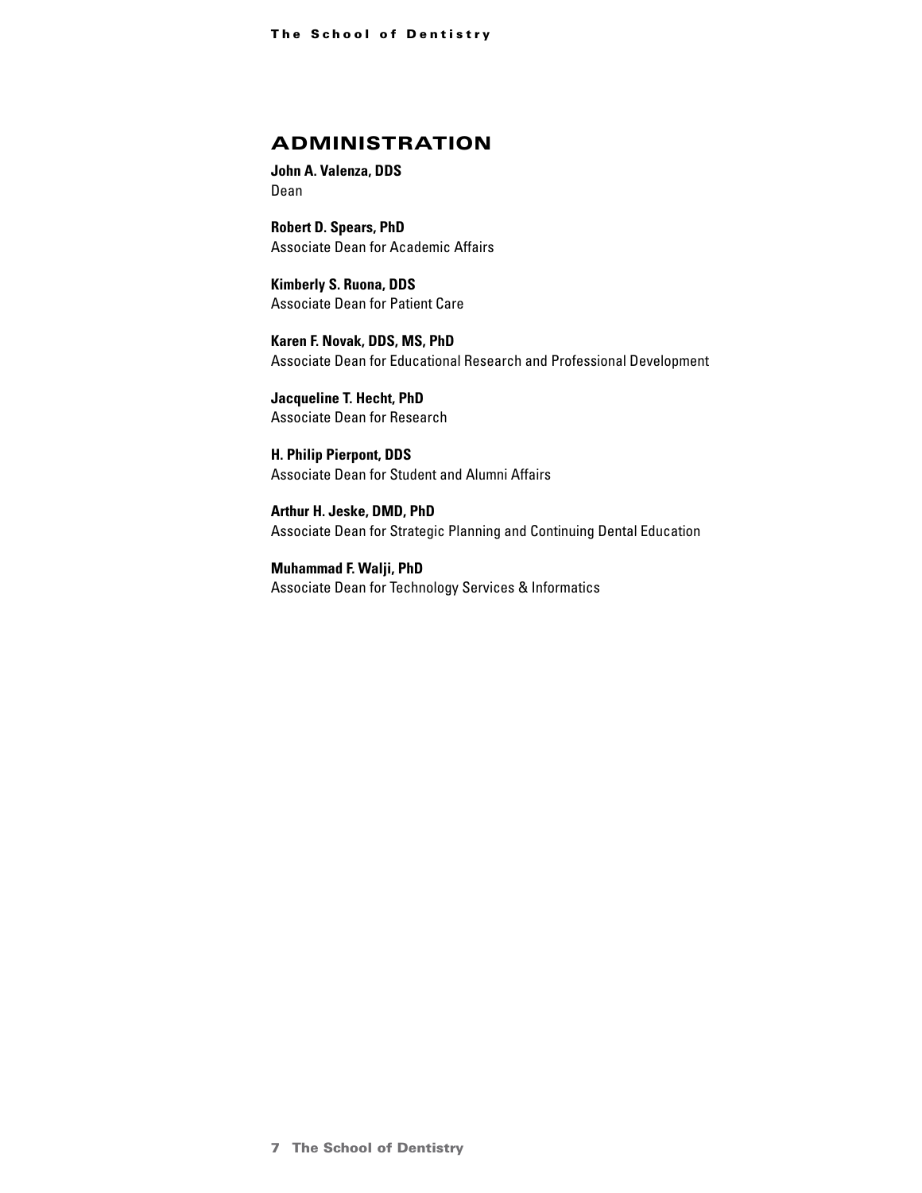## ADMINISTRATION

**John A. Valenza, DDS**
Dean

**Robert D. Spears, PhD**
Associate Dean for Academic Affairs

**Kimberly S. Ruona, DDS**
Associate Dean for Patient Care

**Karen F. Novak, DDS, MS, PhD**
Associate Dean for Educational Research and Professional Development

**Jacqueline T. Hecht, PhD**
Associate Dean for Research

**H. Philip Pierpont, DDS**
Associate Dean for Student and Alumni Affairs

**Arthur H. Jeske, DMD, PhD**
Associate Dean for Strategic Planning and Continuing Dental Education

**Muhammad F. Walji, PhD**
Associate Dean for Technology Services & Informatics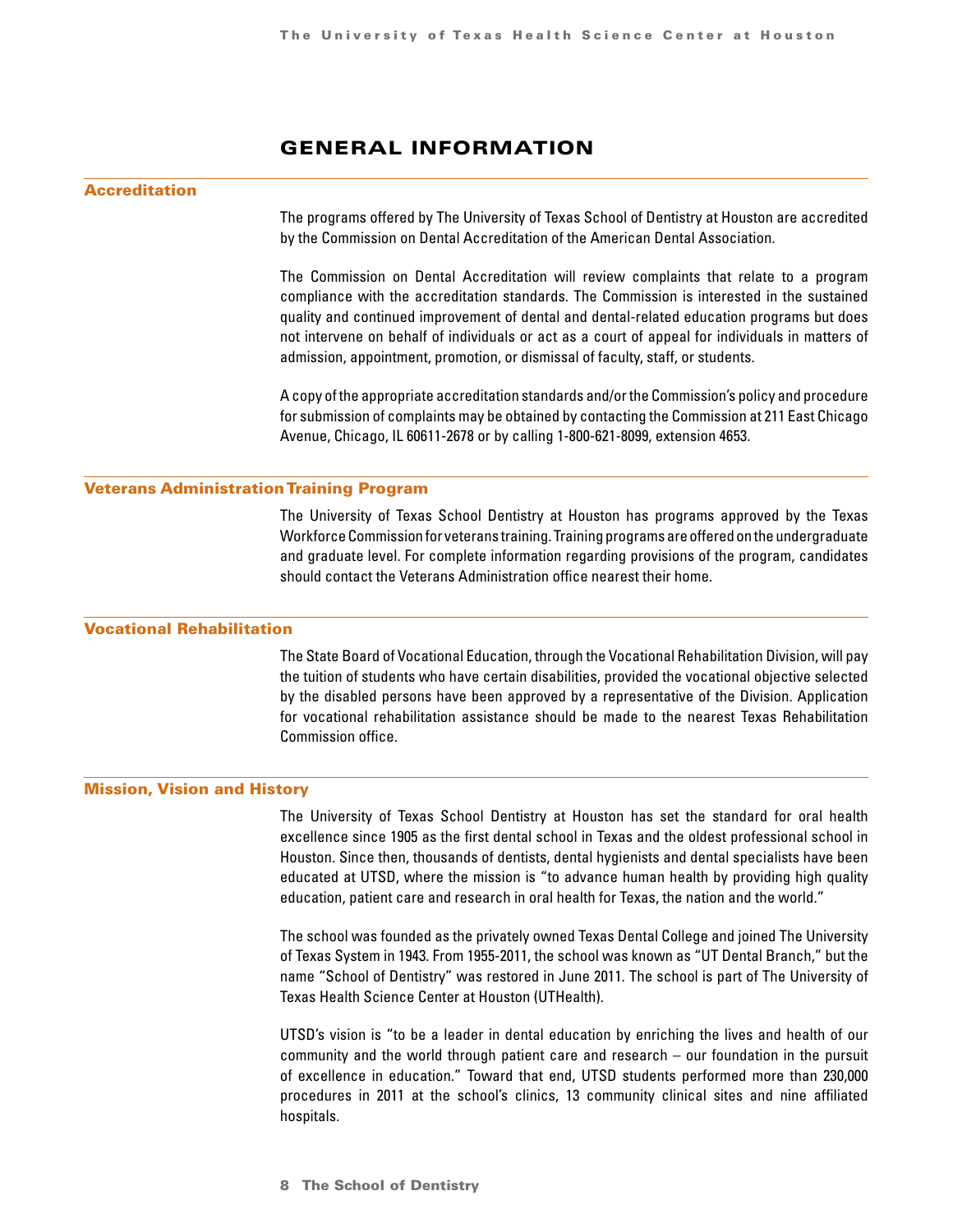# GENERAL INFORMATION

## Accreditation

The programs offered by The University of Texas School of Dentistry at Houston are accredited by the Commission on Dental Accreditation of the American Dental Association.

The Commission on Dental Accreditation will review complaints that relate to a program compliance with the accreditation standards. The Commission is interested in the sustained quality and continued improvement of dental and dental-related education programs but does not intervene on behalf of individuals or act as a court of appeal for individuals in matters of admission, appointment, promotion, or dismissal of faculty, staff, or students.

A copy of the appropriate accreditation standards and/or the Commission's policy and procedure for submission of complaints may be obtained by contacting the Commission at 211 East Chicago Avenue, Chicago, IL 60611-2678 or by calling 1-800-621-8099, extension 4653.

## Veterans Administration Training Program

The University of Texas School Dentistry at Houston has programs approved by the Texas Workforce Commission for veterans training. Training programs are offered on the undergraduate and graduate level. For complete information regarding provisions of the program, candidates should contact the Veterans Administration office nearest their home.

## Vocational Rehabilitation

The State Board of Vocational Education, through the Vocational Rehabilitation Division, will pay the tuition of students who have certain disabilities, provided the vocational objective selected by the disabled persons have been approved by a representative of the Division. Application for vocational rehabilitation assistance should be made to the nearest Texas Rehabilitation Commission office.

## Mission, Vision and History

The University of Texas School Dentistry at Houston has set the standard for oral health excellence since 1905 as the first dental school in Texas and the oldest professional school in Houston. Since then, thousands of dentists, dental hygienists and dental specialists have been educated at UTSD, where the mission is "to advance human health by providing high quality education, patient care and research in oral health for Texas, the nation and the world."

The school was founded as the privately owned Texas Dental College and joined The University of Texas System in 1943. From 1955-2011, the school was known as "UT Dental Branch," but the name "School of Dentistry" was restored in June 2011. The school is part of The University of Texas Health Science Center at Houston (UTHealth).

UTSD's vision is "to be a leader in dental education by enriching the lives and health of our community and the world through patient care and research – our foundation in the pursuit of excellence in education." Toward that end, UTSD students performed more than 230,000 procedures in 2011 at the school's clinics, 13 community clinical sites and nine affiliated hospitals.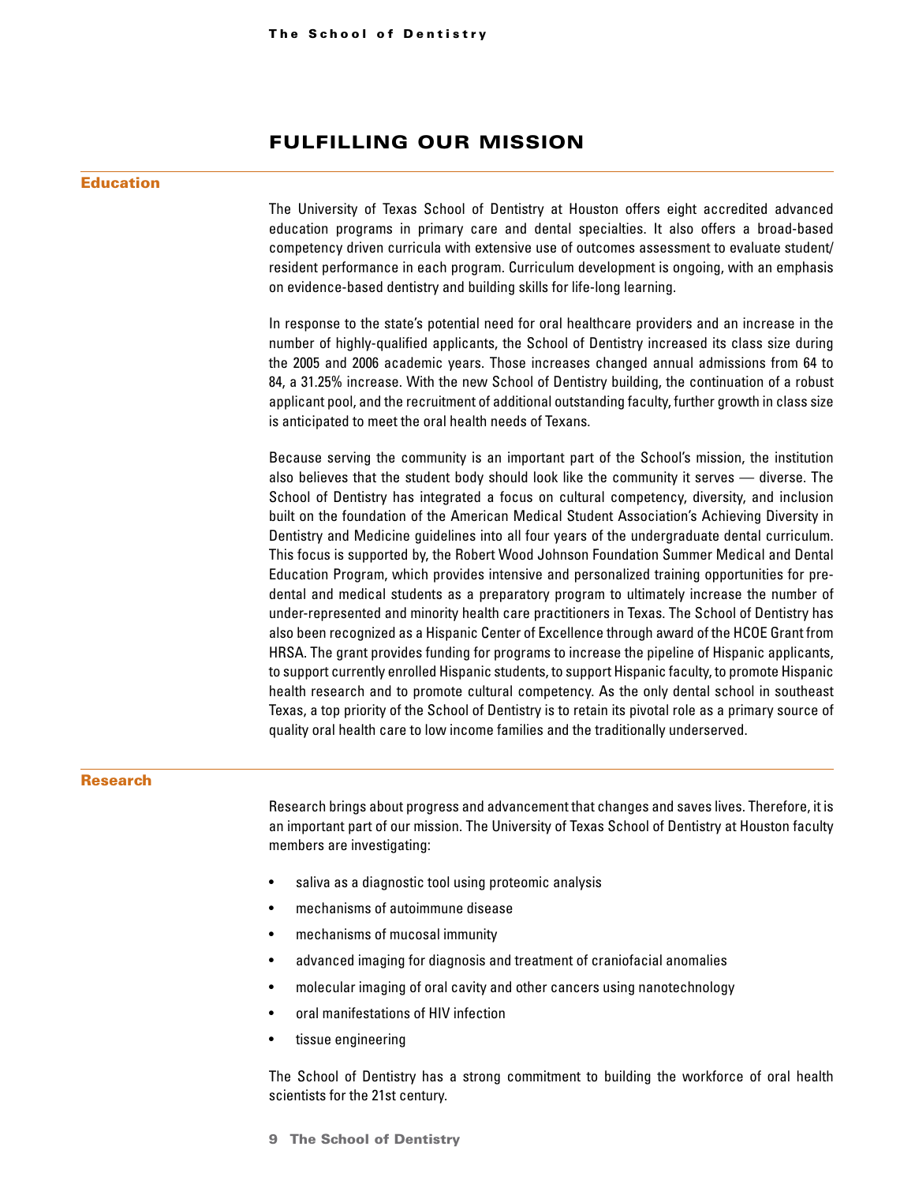## FULFILLING OUR MISSION

### Education

The University of Texas School of Dentistry at Houston offers eight accredited advanced education programs in primary care and dental specialties. It also offers a broad-based competency driven curricula with extensive use of outcomes assessment to evaluate student/ resident performance in each program. Curriculum development is ongoing, with an emphasis on evidence-based dentistry and building skills for life-long learning.

In response to the state's potential need for oral healthcare providers and an increase in the number of highly-qualified applicants, the School of Dentistry increased its class size during the 2005 and 2006 academic years. Those increases changed annual admissions from 64 to 84, a 31.25% increase. With the new School of Dentistry building, the continuation of a robust applicant pool, and the recruitment of additional outstanding faculty, further growth in class size is anticipated to meet the oral health needs of Texans.

Because serving the community is an important part of the School's mission, the institution also believes that the student body should look like the community it serves — diverse. The School of Dentistry has integrated a focus on cultural competency, diversity, and inclusion built on the foundation of the American Medical Student Association's Achieving Diversity in Dentistry and Medicine guidelines into all four years of the undergraduate dental curriculum. This focus is supported by, the Robert Wood Johnson Foundation Summer Medical and Dental Education Program, which provides intensive and personalized training opportunities for pre-dental and medical students as a preparatory program to ultimately increase the number of under-represented and minority health care practitioners in Texas. The School of Dentistry has also been recognized as a Hispanic Center of Excellence through award of the HCOE Grant from HRSA. The grant provides funding for programs to increase the pipeline of Hispanic applicants, to support currently enrolled Hispanic students, to support Hispanic faculty, to promote Hispanic health research and to promote cultural competency. As the only dental school in southeast Texas, a top priority of the School of Dentistry is to retain its pivotal role as a primary source of quality oral health care to low income families and the traditionally underserved.

### Research

Research brings about progress and advancement that changes and saves lives. Therefore, it is an important part of our mission. The University of Texas School of Dentistry at Houston faculty members are investigating:

- saliva as a diagnostic tool using proteomic analysis
- mechanisms of autoimmune disease
- mechanisms of mucosal immunity
- advanced imaging for diagnosis and treatment of craniofacial anomalies
- molecular imaging of oral cavity and other cancers using nanotechnology
- oral manifestations of HIV infection
- tissue engineering

The School of Dentistry has a strong commitment to building the workforce of oral health scientists for the 21st century.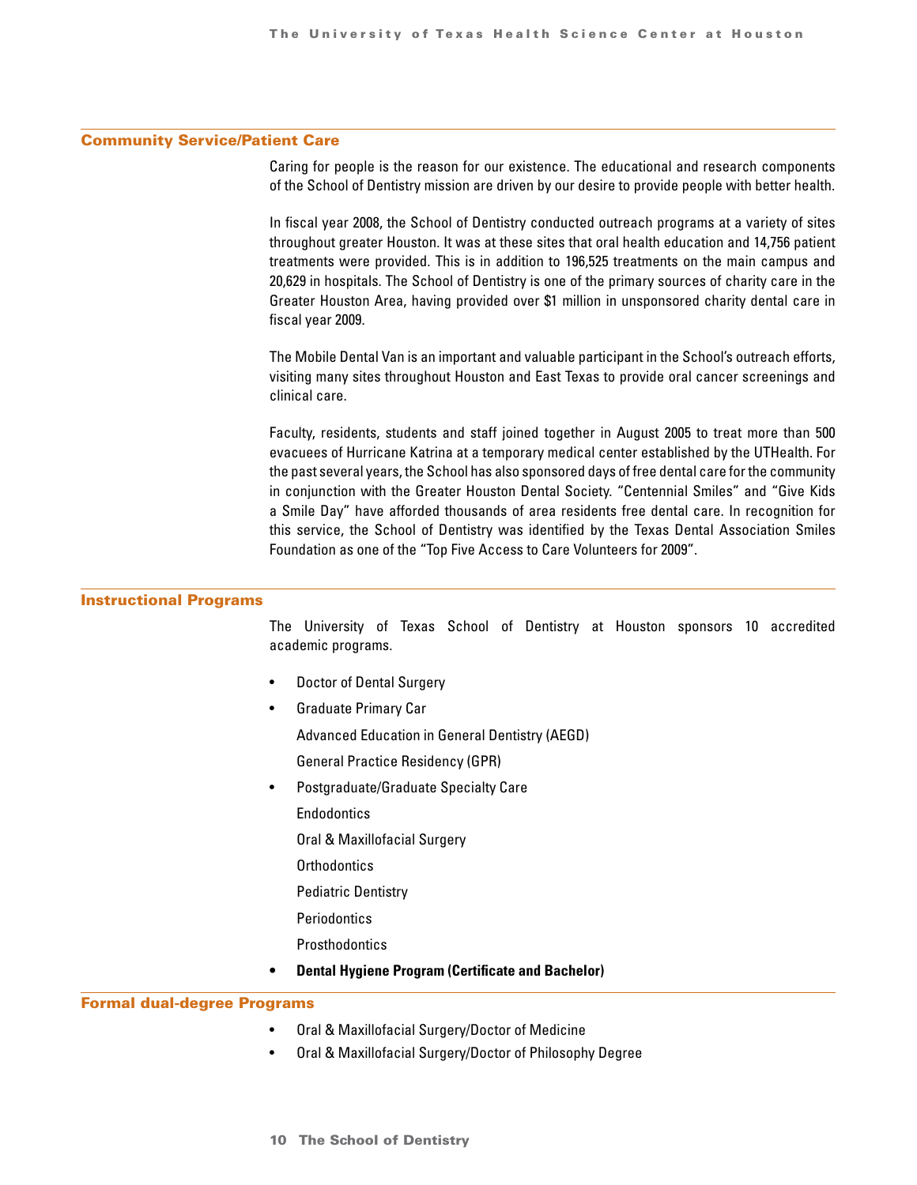## Community Service/Patient Care

Caring for people is the reason for our existence. The educational and research components of the School of Dentistry mission are driven by our desire to provide people with better health.

In fiscal year 2008, the School of Dentistry conducted outreach programs at a variety of sites throughout greater Houston. It was at these sites that oral health education and 14,756 patient treatments were provided. This is in addition to 196,525 treatments on the main campus and 20,629 in hospitals. The School of Dentistry is one of the primary sources of charity care in the Greater Houston Area, having provided over $1 million in unsponsored charity dental care in fiscal year 2009.

The Mobile Dental Van is an important and valuable participant in the School's outreach efforts, visiting many sites throughout Houston and East Texas to provide oral cancer screenings and clinical care.

Faculty, residents, students and staff joined together in August 2005 to treat more than 500 evacuees of Hurricane Katrina at a temporary medical center established by the UTHealth. For the past several years, the School has also sponsored days of free dental care for the community in conjunction with the Greater Houston Dental Society. "Centennial Smiles" and "Give Kids a Smile Day" have afforded thousands of area residents free dental care. In recognition for this service, the School of Dentistry was identified by the Texas Dental Association Smiles Foundation as one of the "Top Five Access to Care Volunteers for 2009".

## Instructional Programs

The University of Texas School of Dentistry at Houston sponsors 10 accredited academic programs.

- Doctor of Dental Surgery
- Graduate Primary Car

  Advanced Education in General Dentistry (AEGD)

  General Practice Residency (GPR)
- Postgraduate/Graduate Specialty Care

  Endodontics

  Oral & Maxillofacial Surgery

  Orthodontics

  Pediatric Dentistry

  Periodontics

  Prosthodontics
- **Dental Hygiene Program (Certificate and Bachelor)**

## Formal dual-degree Programs

- Oral & Maxillofacial Surgery/Doctor of Medicine
- Oral & Maxillofacial Surgery/Doctor of Philosophy Degree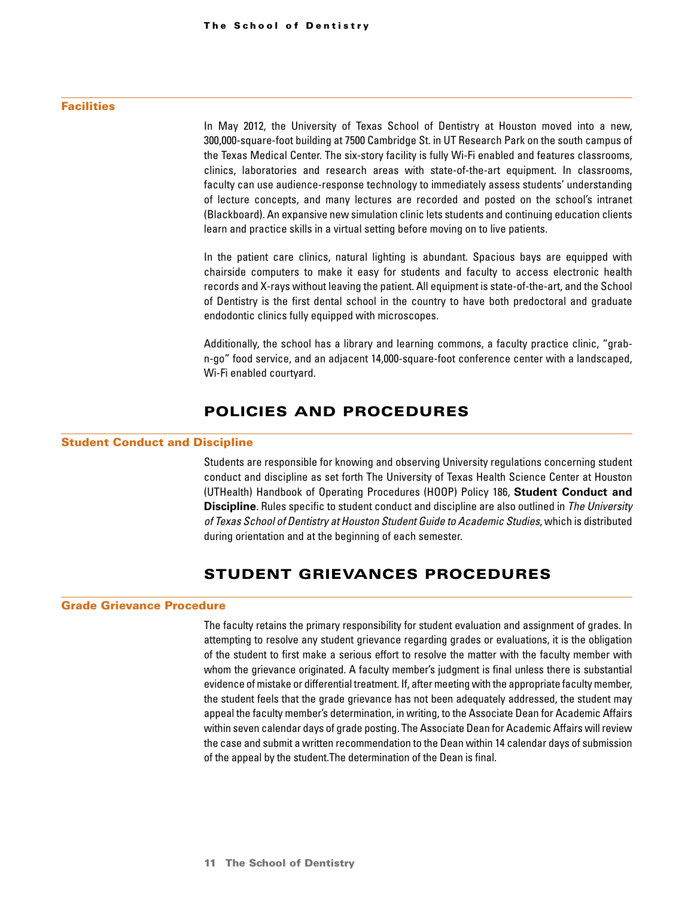### Facilities

In May 2012, the University of Texas School of Dentistry at Houston moved into a new, 300,000-square-foot building at 7500 Cambridge St. in UT Research Park on the south campus of the Texas Medical Center. The six-story facility is fully Wi-Fi enabled and features classrooms, clinics, laboratories and research areas with state-of-the-art equipment. In classrooms, faculty can use audience-response technology to immediately assess students' understanding of lecture concepts, and many lectures are recorded and posted on the school's intranet (Blackboard). An expansive new simulation clinic lets students and continuing education clients learn and practice skills in a virtual setting before moving on to live patients.

In the patient care clinics, natural lighting is abundant. Spacious bays are equipped with chairside computers to make it easy for students and faculty to access electronic health records and X-rays without leaving the patient. All equipment is state-of-the-art, and the School of Dentistry is the first dental school in the country to have both predoctoral and graduate endodontic clinics fully equipped with microscopes.

Additionally, the school has a library and learning commons, a faculty practice clinic, "grab-n-go" food service, and an adjacent 14,000-square-foot conference center with a landscaped, Wi-Fi enabled courtyard.

## POLICIES AND PROCEDURES

### Student Conduct and Discipline

Students are responsible for knowing and observing University regulations concerning student conduct and discipline as set forth The University of Texas Health Science Center at Houston (UTHealth) Handbook of Operating Procedures (HOOP) Policy 186, **Student Conduct and Discipline**. Rules specific to student conduct and discipline are also outlined in *The University of Texas School of Dentistry at Houston Student Guide to Academic Studies*, which is distributed during orientation and at the beginning of each semester.

## STUDENT GRIEVANCES PROCEDURES

### Grade Grievance Procedure

The faculty retains the primary responsibility for student evaluation and assignment of grades. In attempting to resolve any student grievance regarding grades or evaluations, it is the obligation of the student to first make a serious effort to resolve the matter with the faculty member with whom the grievance originated. A faculty member's judgment is final unless there is substantial evidence of mistake or differential treatment. If, after meeting with the appropriate faculty member, the student feels that the grade grievance has not been adequately addressed, the student may appeal the faculty member's determination, in writing, to the Associate Dean for Academic Affairs within seven calendar days of grade posting. The Associate Dean for Academic Affairs will review the case and submit a written recommendation to the Dean within 14 calendar days of submission of the appeal by the student.The determination of the Dean is final.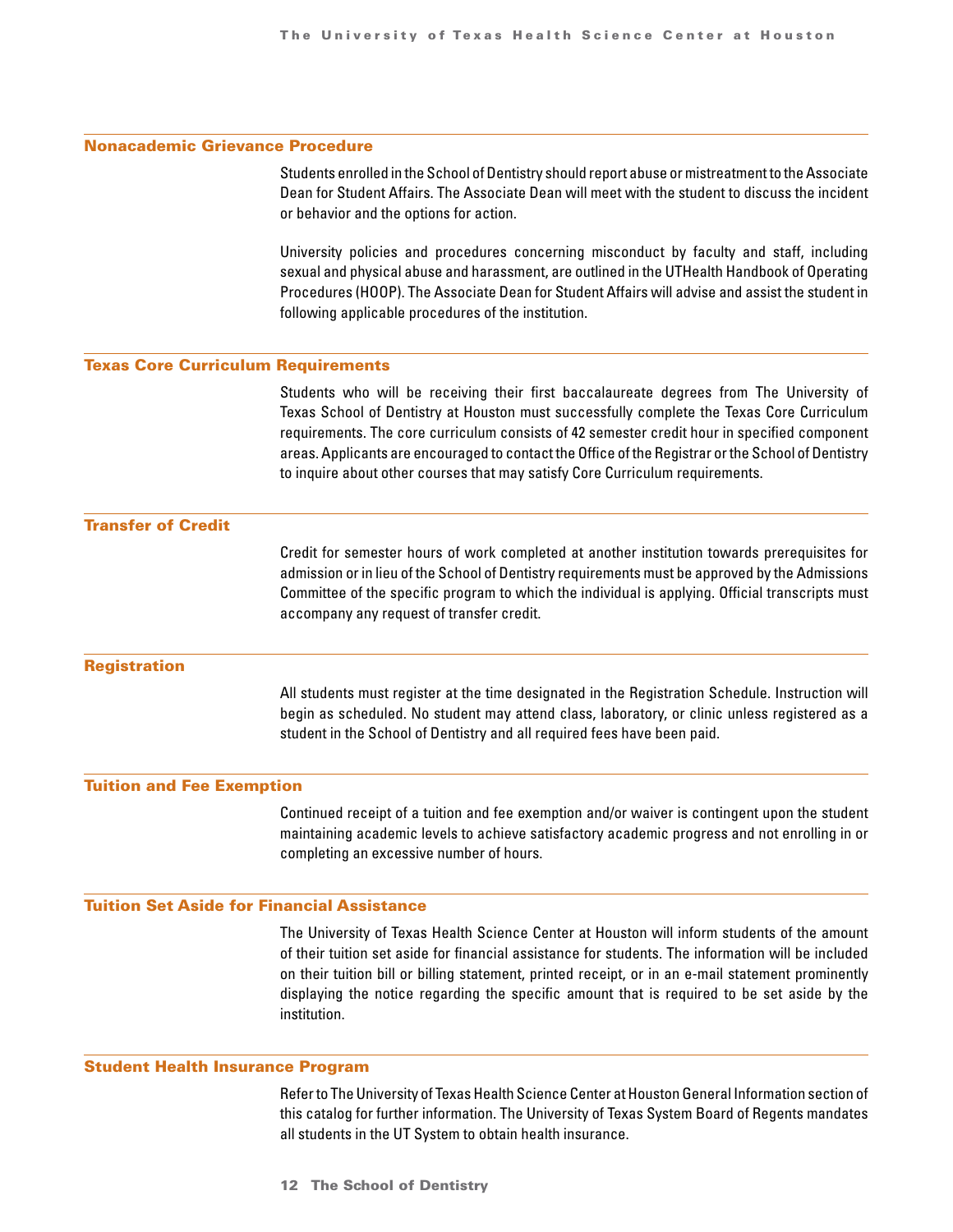## Nonacademic Grievance Procedure

Students enrolled in the School of Dentistry should report abuse or mistreatment to the Associate Dean for Student Affairs. The Associate Dean will meet with the student to discuss the incident or behavior and the options for action.

University policies and procedures concerning misconduct by faculty and staff, including sexual and physical abuse and harassment, are outlined in the UTHealth Handbook of Operating Procedures (HOOP). The Associate Dean for Student Affairs will advise and assist the student in following applicable procedures of the institution.

## Texas Core Curriculum Requirements

Students who will be receiving their first baccalaureate degrees from The University of Texas School of Dentistry at Houston must successfully complete the Texas Core Curriculum requirements. The core curriculum consists of 42 semester credit hour in specified component areas. Applicants are encouraged to contact the Office of the Registrar or the School of Dentistry to inquire about other courses that may satisfy Core Curriculum requirements.

## Transfer of Credit

Credit for semester hours of work completed at another institution towards prerequisites for admission or in lieu of the School of Dentistry requirements must be approved by the Admissions Committee of the specific program to which the individual is applying. Official transcripts must accompany any request of transfer credit.

## Registration

All students must register at the time designated in the Registration Schedule. Instruction will begin as scheduled. No student may attend class, laboratory, or clinic unless registered as a student in the School of Dentistry and all required fees have been paid.

## Tuition and Fee Exemption

Continued receipt of a tuition and fee exemption and/or waiver is contingent upon the student maintaining academic levels to achieve satisfactory academic progress and not enrolling in or completing an excessive number of hours.

## Tuition Set Aside for Financial Assistance

The University of Texas Health Science Center at Houston will inform students of the amount of their tuition set aside for financial assistance for students. The information will be included on their tuition bill or billing statement, printed receipt, or in an e-mail statement prominently displaying the notice regarding the specific amount that is required to be set aside by the institution.

## Student Health Insurance Program

Refer to The University of Texas Health Science Center at Houston General Information section of this catalog for further information. The University of Texas System Board of Regents mandates all students in the UT System to obtain health insurance.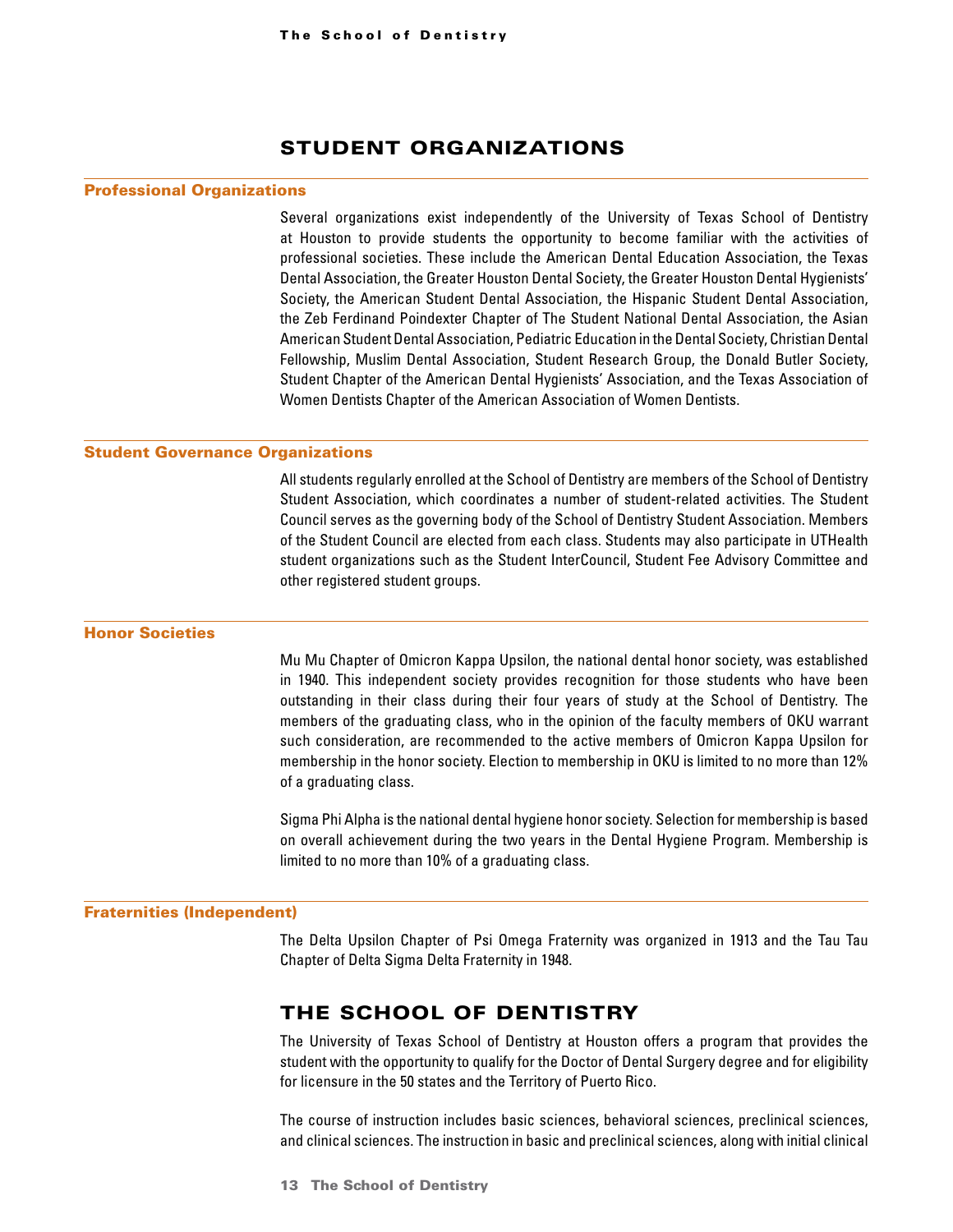## STUDENT ORGANIZATIONS

### Professional Organizations

Several organizations exist independently of the University of Texas School of Dentistry at Houston to provide students the opportunity to become familiar with the activities of professional societies. These include the American Dental Education Association, the Texas Dental Association, the Greater Houston Dental Society, the Greater Houston Dental Hygienists' Society, the American Student Dental Association, the Hispanic Student Dental Association, the Zeb Ferdinand Poindexter Chapter of The Student National Dental Association, the Asian American Student Dental Association, Pediatric Education in the Dental Society, Christian Dental Fellowship, Muslim Dental Association, Student Research Group, the Donald Butler Society, Student Chapter of the American Dental Hygienists' Association, and the Texas Association of Women Dentists Chapter of the American Association of Women Dentists.

### Student Governance Organizations

All students regularly enrolled at the School of Dentistry are members of the School of Dentistry Student Association, which coordinates a number of student-related activities. The Student Council serves as the governing body of the School of Dentistry Student Association. Members of the Student Council are elected from each class. Students may also participate in UTHealth student organizations such as the Student InterCouncil, Student Fee Advisory Committee and other registered student groups.

### Honor Societies

Mu Mu Chapter of Omicron Kappa Upsilon, the national dental honor society, was established in 1940. This independent society provides recognition for those students who have been outstanding in their class during their four years of study at the School of Dentistry. The members of the graduating class, who in the opinion of the faculty members of OKU warrant such consideration, are recommended to the active members of Omicron Kappa Upsilon for membership in the honor society. Election to membership in OKU is limited to no more than 12% of a graduating class.

Sigma Phi Alpha is the national dental hygiene honor society. Selection for membership is based on overall achievement during the two years in the Dental Hygiene Program. Membership is limited to no more than 10% of a graduating class.

### Fraternities (Independent)

The Delta Upsilon Chapter of Psi Omega Fraternity was organized in 1913 and the Tau Tau Chapter of Delta Sigma Delta Fraternity in 1948.

## THE SCHOOL OF DENTISTRY

The University of Texas School of Dentistry at Houston offers a program that provides the student with the opportunity to qualify for the Doctor of Dental Surgery degree and for eligibility for licensure in the 50 states and the Territory of Puerto Rico.

The course of instruction includes basic sciences, behavioral sciences, preclinical sciences, and clinical sciences. The instruction in basic and preclinical sciences, along with initial clinical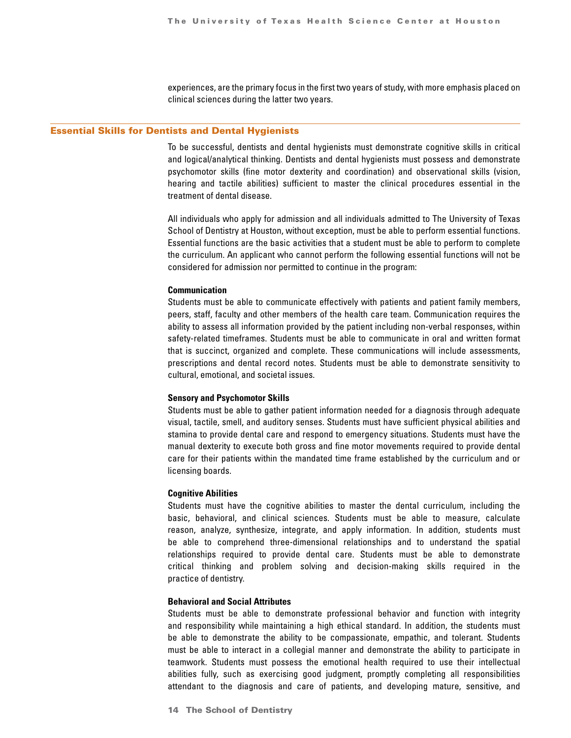experiences, are the primary focus in the first two years of study, with more emphasis placed on clinical sciences during the latter two years.

## Essential Skills for Dentists and Dental Hygienists

To be successful, dentists and dental hygienists must demonstrate cognitive skills in critical and logical/analytical thinking. Dentists and dental hygienists must possess and demonstrate psychomotor skills (fine motor dexterity and coordination) and observational skills (vision, hearing and tactile abilities) sufficient to master the clinical procedures essential in the treatment of dental disease.

All individuals who apply for admission and all individuals admitted to The University of Texas School of Dentistry at Houston, without exception, must be able to perform essential functions. Essential functions are the basic activities that a student must be able to perform to complete the curriculum. An applicant who cannot perform the following essential functions will not be considered for admission nor permitted to continue in the program:

**Communication**
Students must be able to communicate effectively with patients and patient family members, peers, staff, faculty and other members of the health care team. Communication requires the ability to assess all information provided by the patient including non-verbal responses, within safety-related timeframes. Students must be able to communicate in oral and written format that is succinct, organized and complete. These communications will include assessments, prescriptions and dental record notes. Students must be able to demonstrate sensitivity to cultural, emotional, and societal issues.

**Sensory and Psychomotor Skills**
Students must be able to gather patient information needed for a diagnosis through adequate visual, tactile, smell, and auditory senses. Students must have sufficient physical abilities and stamina to provide dental care and respond to emergency situations. Students must have the manual dexterity to execute both gross and fine motor movements required to provide dental care for their patients within the mandated time frame established by the curriculum and or licensing boards.

**Cognitive Abilities**
Students must have the cognitive abilities to master the dental curriculum, including the basic, behavioral, and clinical sciences. Students must be able to measure, calculate reason, analyze, synthesize, integrate, and apply information. In addition, students must be able to comprehend three-dimensional relationships and to understand the spatial relationships required to provide dental care. Students must be able to demonstrate critical thinking and problem solving and decision-making skills required in the practice of dentistry.

**Behavioral and Social Attributes**
Students must be able to demonstrate professional behavior and function with integrity and responsibility while maintaining a high ethical standard. In addition, the students must be able to demonstrate the ability to be compassionate, empathic, and tolerant. Students must be able to interact in a collegial manner and demonstrate the ability to participate in teamwork. Students must possess the emotional health required to use their intellectual abilities fully, such as exercising good judgment, promptly completing all responsibilities attendant to the diagnosis and care of patients, and developing mature, sensitive, and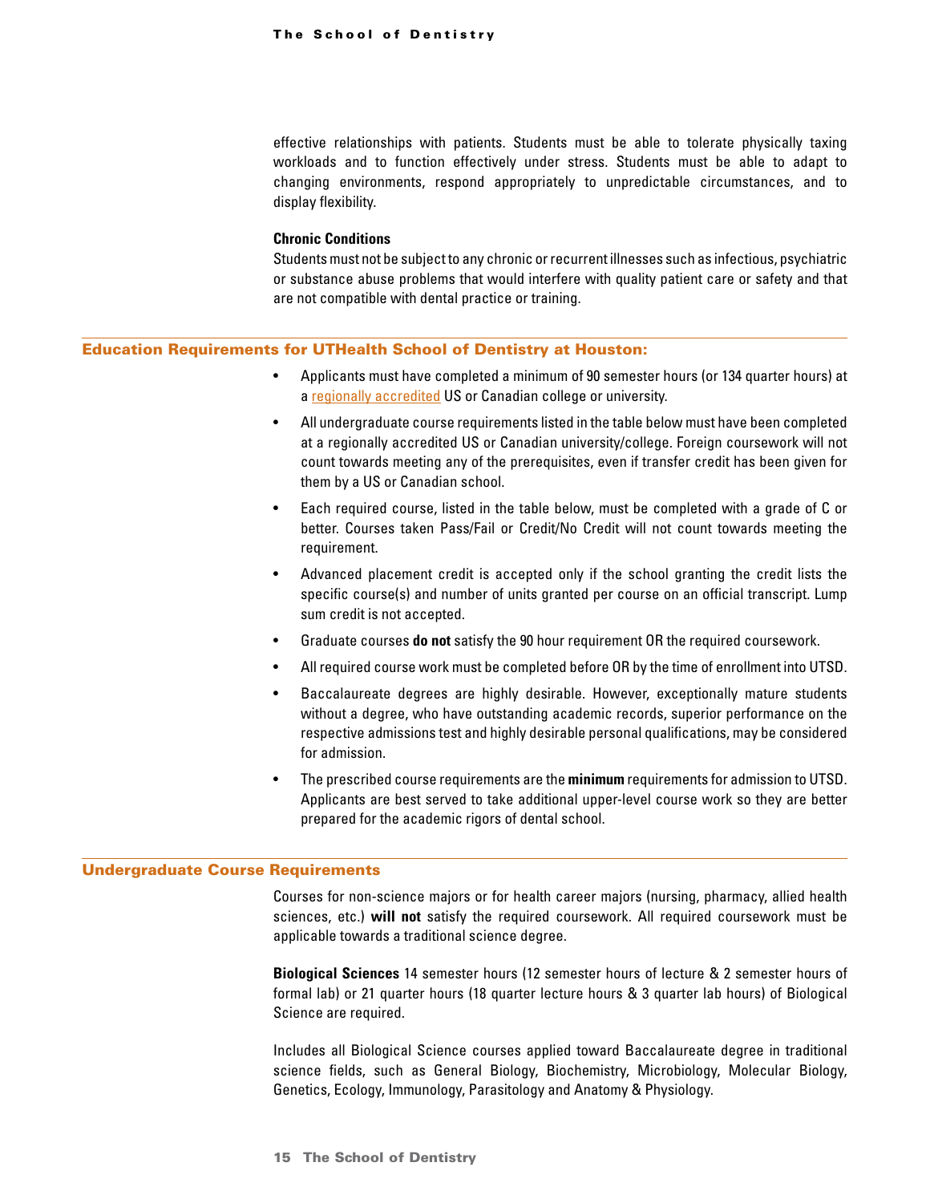effective relationships with patients. Students must be able to tolerate physically taxing workloads and to function effectively under stress. Students must be able to adapt to changing environments, respond appropriately to unpredictable circumstances, and to display flexibility.

**Chronic Conditions**

Students must not be subject to any chronic or recurrent illnesses such as infectious, psychiatric or substance abuse problems that would interfere with quality patient care or safety and that are not compatible with dental practice or training.

## Education Requirements for UTHealth School of Dentistry at Houston:

- Applicants must have completed a minimum of 90 semester hours (or 134 quarter hours) at a regionally accredited US or Canadian college or university.
- All undergraduate course requirements listed in the table below must have been completed at a regionally accredited US or Canadian university/college. Foreign coursework will not count towards meeting any of the prerequisites, even if transfer credit has been given for them by a US or Canadian school.
- Each required course, listed in the table below, must be completed with a grade of C or better. Courses taken Pass/Fail or Credit/No Credit will not count towards meeting the requirement.
- Advanced placement credit is accepted only if the school granting the credit lists the specific course(s) and number of units granted per course on an official transcript. Lump sum credit is not accepted.
- Graduate courses **do not** satisfy the 90 hour requirement OR the required coursework.
- All required course work must be completed before OR by the time of enrollment into UTSD.
- Baccalaureate degrees are highly desirable. However, exceptionally mature students without a degree, who have outstanding academic records, superior performance on the respective admissions test and highly desirable personal qualifications, may be considered for admission.
- The prescribed course requirements are the **minimum** requirements for admission to UTSD. Applicants are best served to take additional upper-level course work so they are better prepared for the academic rigors of dental school.

## Undergraduate Course Requirements

Courses for non-science majors or for health career majors (nursing, pharmacy, allied health sciences, etc.) **will not** satisfy the required coursework. All required coursework must be applicable towards a traditional science degree.

**Biological Sciences** 14 semester hours (12 semester hours of lecture & 2 semester hours of formal lab) or 21 quarter hours (18 quarter lecture hours & 3 quarter lab hours) of Biological Science are required.

Includes all Biological Science courses applied toward Baccalaureate degree in traditional science fields, such as General Biology, Biochemistry, Microbiology, Molecular Biology, Genetics, Ecology, Immunology, Parasitology and Anatomy & Physiology.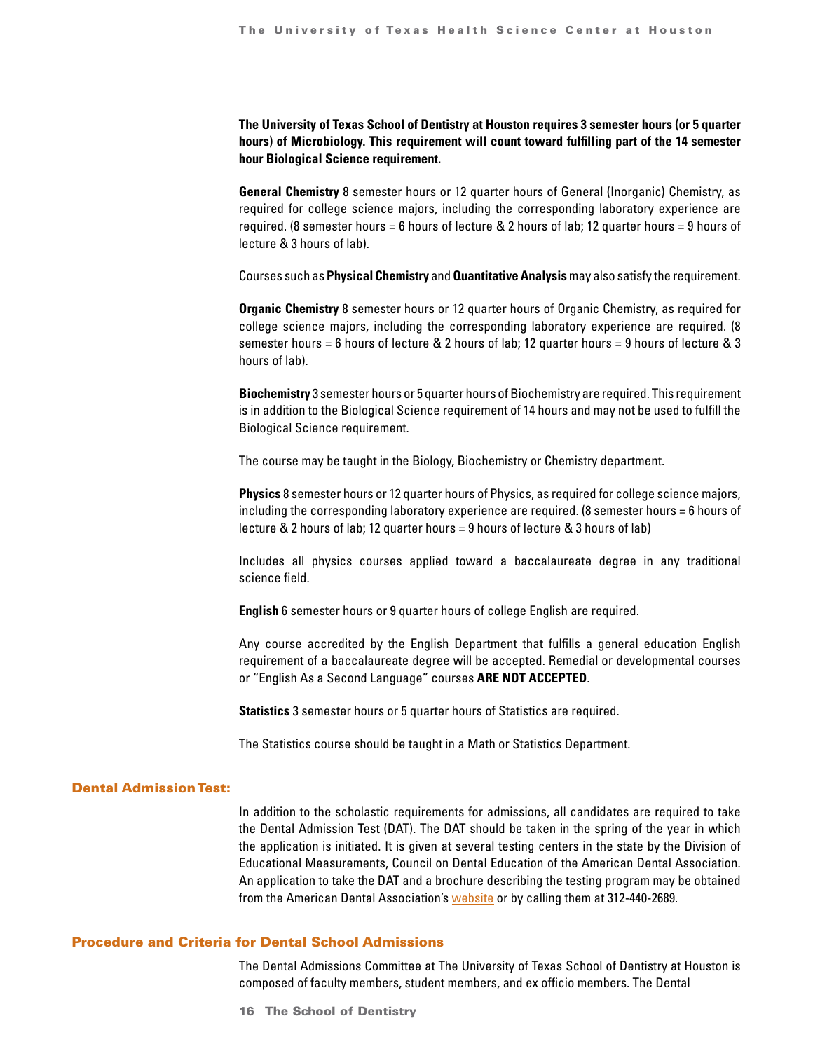**The University of Texas School of Dentistry at Houston requires 3 semester hours (or 5 quarter hours) of Microbiology. This requirement will count toward fulfilling part of the 14 semester hour Biological Science requirement.**

**General Chemistry** 8 semester hours or 12 quarter hours of General (Inorganic) Chemistry, as required for college science majors, including the corresponding laboratory experience are required. (8 semester hours = 6 hours of lecture & 2 hours of lab; 12 quarter hours = 9 hours of lecture & 3 hours of lab).

Courses such as **Physical Chemistry** and **Quantitative Analysis** may also satisfy the requirement.

**Organic Chemistry** 8 semester hours or 12 quarter hours of Organic Chemistry, as required for college science majors, including the corresponding laboratory experience are required. (8 semester hours = 6 hours of lecture & 2 hours of lab; 12 quarter hours = 9 hours of lecture & 3 hours of lab).

**Biochemistry** 3 semester hours or 5 quarter hours of Biochemistry are required. This requirement is in addition to the Biological Science requirement of 14 hours and may not be used to fulfill the Biological Science requirement.

The course may be taught in the Biology, Biochemistry or Chemistry department.

**Physics** 8 semester hours or 12 quarter hours of Physics, as required for college science majors, including the corresponding laboratory experience are required. (8 semester hours = 6 hours of lecture & 2 hours of lab; 12 quarter hours = 9 hours of lecture & 3 hours of lab)

Includes all physics courses applied toward a baccalaureate degree in any traditional science field.

**English** 6 semester hours or 9 quarter hours of college English are required.

Any course accredited by the English Department that fulfills a general education English requirement of a baccalaureate degree will be accepted. Remedial or developmental courses or "English As a Second Language" courses **ARE NOT ACCEPTED**.

**Statistics** 3 semester hours or 5 quarter hours of Statistics are required.

The Statistics course should be taught in a Math or Statistics Department.

## Dental Admission Test:

In addition to the scholastic requirements for admissions, all candidates are required to take the Dental Admission Test (DAT). The DAT should be taken in the spring of the year in which the application is initiated. It is given at several testing centers in the state by the Division of Educational Measurements, Council on Dental Education of the American Dental Association. An application to take the DAT and a brochure describing the testing program may be obtained from the American Dental Association's website or by calling them at 312-440-2689.

## Procedure and Criteria for Dental School Admissions

The Dental Admissions Committee at The University of Texas School of Dentistry at Houston is composed of faculty members, student members, and ex officio members. The Dental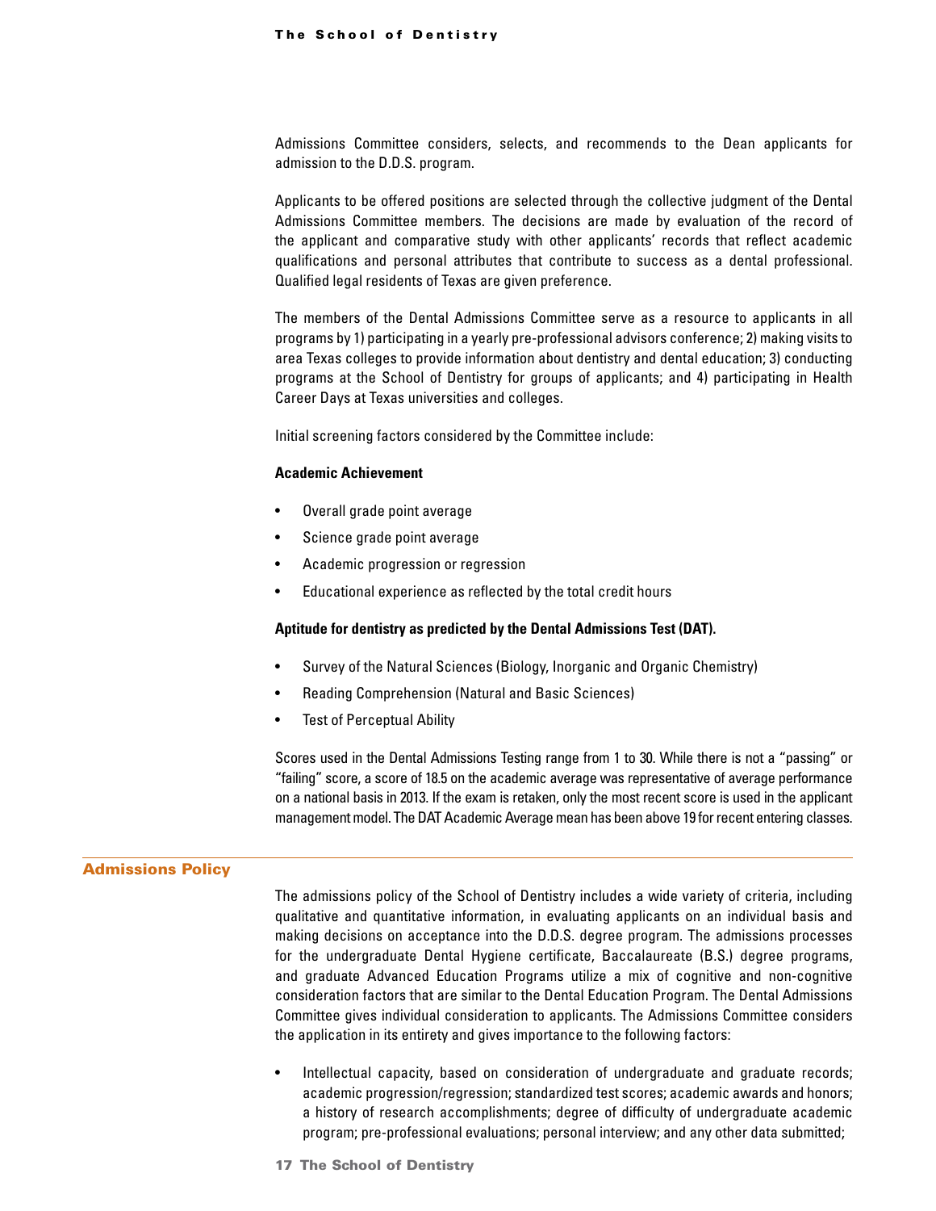Admissions Committee considers, selects, and recommends to the Dean applicants for admission to the D.D.S. program.

Applicants to be offered positions are selected through the collective judgment of the Dental Admissions Committee members. The decisions are made by evaluation of the record of the applicant and comparative study with other applicants' records that reflect academic qualifications and personal attributes that contribute to success as a dental professional. Qualified legal residents of Texas are given preference.

The members of the Dental Admissions Committee serve as a resource to applicants in all programs by 1) participating in a yearly pre-professional advisors conference; 2) making visits to area Texas colleges to provide information about dentistry and dental education; 3) conducting programs at the School of Dentistry for groups of applicants; and 4) participating in Health Career Days at Texas universities and colleges.

Initial screening factors considered by the Committee include:

**Academic Achievement**

- Overall grade point average
- Science grade point average
- Academic progression or regression
- Educational experience as reflected by the total credit hours

**Aptitude for dentistry as predicted by the Dental Admissions Test (DAT).**

- Survey of the Natural Sciences (Biology, Inorganic and Organic Chemistry)
- Reading Comprehension (Natural and Basic Sciences)
- Test of Perceptual Ability

Scores used in the Dental Admissions Testing range from 1 to 30. While there is not a "passing" or "failing" score, a score of 18.5 on the academic average was representative of average performance on a national basis in 2013. If the exam is retaken, only the most recent score is used in the applicant management model. The DAT Academic Average mean has been above 19 for recent entering classes.

## Admissions Policy

The admissions policy of the School of Dentistry includes a wide variety of criteria, including qualitative and quantitative information, in evaluating applicants on an individual basis and making decisions on acceptance into the D.D.S. degree program. The admissions processes for the undergraduate Dental Hygiene certificate, Baccalaureate (B.S.) degree programs, and graduate Advanced Education Programs utilize a mix of cognitive and non-cognitive consideration factors that are similar to the Dental Education Program. The Dental Admissions Committee gives individual consideration to applicants. The Admissions Committee considers the application in its entirety and gives importance to the following factors:

- Intellectual capacity, based on consideration of undergraduate and graduate records; academic progression/regression; standardized test scores; academic awards and honors; a history of research accomplishments; degree of difficulty of undergraduate academic program; pre-professional evaluations; personal interview; and any other data submitted;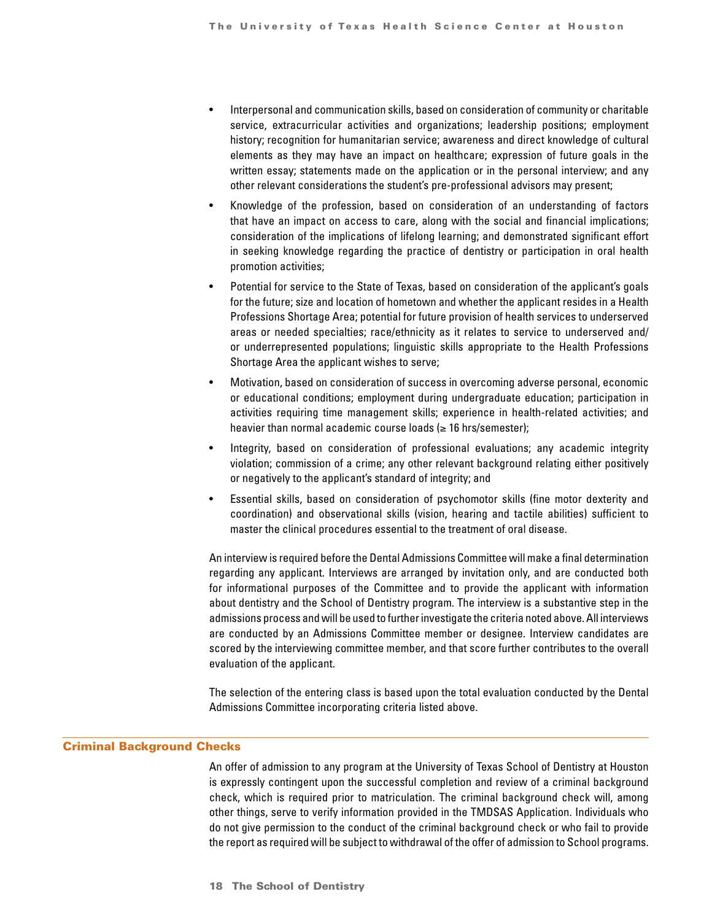- Interpersonal and communication skills, based on consideration of community or charitable service, extracurricular activities and organizations; leadership positions; employment history; recognition for humanitarian service; awareness and direct knowledge of cultural elements as they may have an impact on healthcare; expression of future goals in the written essay; statements made on the application or in the personal interview; and any other relevant considerations the student's pre-professional advisors may present;
- Knowledge of the profession, based on consideration of an understanding of factors that have an impact on access to care, along with the social and financial implications; consideration of the implications of lifelong learning; and demonstrated significant effort in seeking knowledge regarding the practice of dentistry or participation in oral health promotion activities;
- Potential for service to the State of Texas, based on consideration of the applicant's goals for the future; size and location of hometown and whether the applicant resides in a Health Professions Shortage Area; potential for future provision of health services to underserved areas or needed specialties; race/ethnicity as it relates to service to underserved and/or underrepresented populations; linguistic skills appropriate to the Health Professions Shortage Area the applicant wishes to serve;
- Motivation, based on consideration of success in overcoming adverse personal, economic or educational conditions; employment during undergraduate education; participation in activities requiring time management skills; experience in health-related activities; and heavier than normal academic course loads (≥ 16 hrs/semester);
- Integrity, based on consideration of professional evaluations; any academic integrity violation; commission of a crime; any other relevant background relating either positively or negatively to the applicant's standard of integrity; and
- Essential skills, based on consideration of psychomotor skills (fine motor dexterity and coordination) and observational skills (vision, hearing and tactile abilities) sufficient to master the clinical procedures essential to the treatment of oral disease.

An interview is required before the Dental Admissions Committee will make a final determination regarding any applicant. Interviews are arranged by invitation only, and are conducted both for informational purposes of the Committee and to provide the applicant with information about dentistry and the School of Dentistry program. The interview is a substantive step in the admissions process and will be used to further investigate the criteria noted above. All interviews are conducted by an Admissions Committee member or designee. Interview candidates are scored by the interviewing committee member, and that score further contributes to the overall evaluation of the applicant.

The selection of the entering class is based upon the total evaluation conducted by the Dental Admissions Committee incorporating criteria listed above.

## Criminal Background Checks

An offer of admission to any program at the University of Texas School of Dentistry at Houston is expressly contingent upon the successful completion and review of a criminal background check, which is required prior to matriculation. The criminal background check will, among other things, serve to verify information provided in the TMDSAS Application. Individuals who do not give permission to the conduct of the criminal background check or who fail to provide the report as required will be subject to withdrawal of the offer of admission to School programs.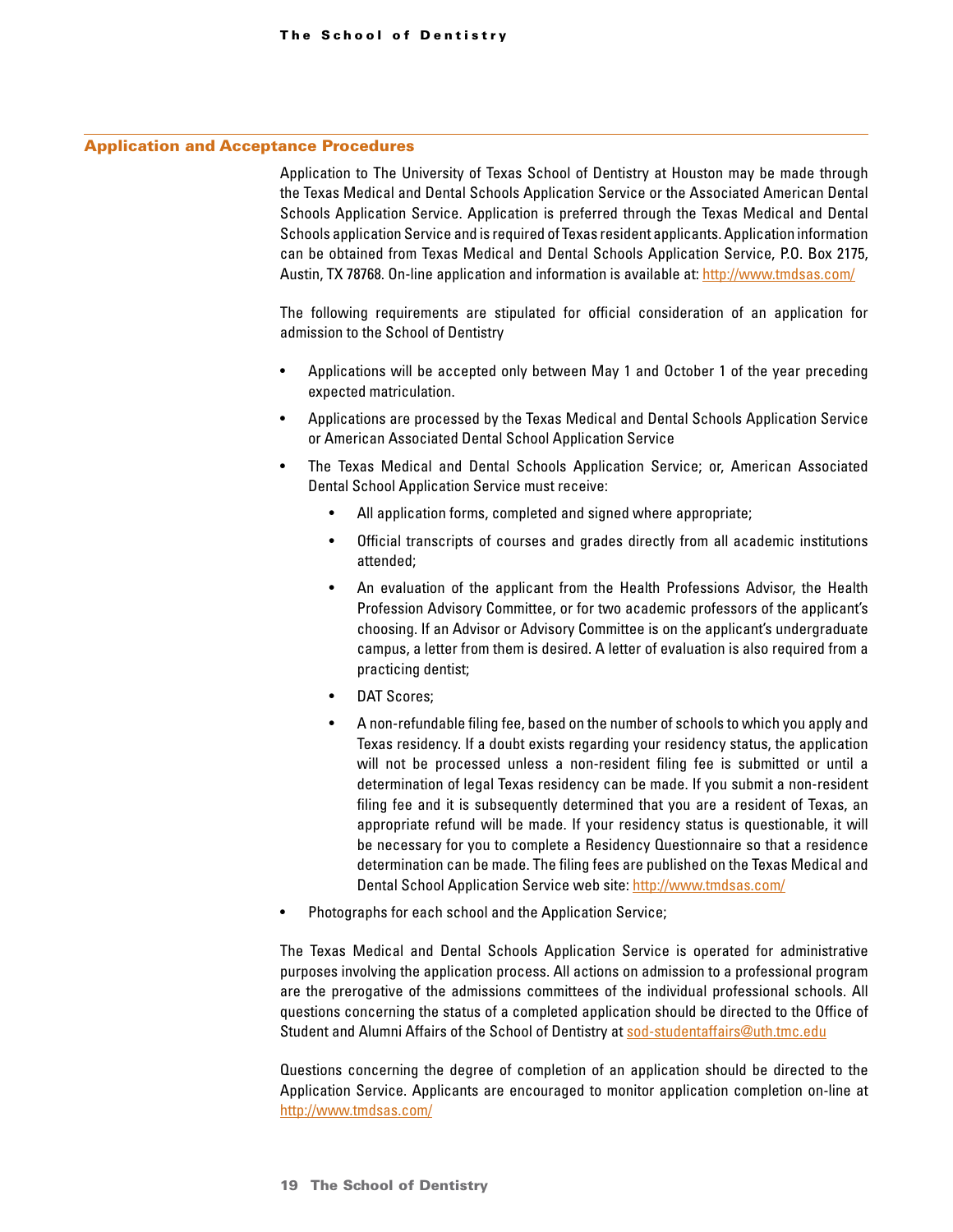## Application and Acceptance Procedures

Application to The University of Texas School of Dentistry at Houston may be made through the Texas Medical and Dental Schools Application Service or the Associated American Dental Schools Application Service. Application is preferred through the Texas Medical and Dental Schools application Service and is required of Texas resident applicants. Application information can be obtained from Texas Medical and Dental Schools Application Service, P.O. Box 2175, Austin, TX 78768. On-line application and information is available at: http://www.tmdsas.com/

The following requirements are stipulated for official consideration of an application for admission to the School of Dentistry

- Applications will be accepted only between May 1 and October 1 of the year preceding expected matriculation.
- Applications are processed by the Texas Medical and Dental Schools Application Service or American Associated Dental School Application Service
- The Texas Medical and Dental Schools Application Service; or, American Associated Dental School Application Service must receive:
    - All application forms, completed and signed where appropriate;
    - Official transcripts of courses and grades directly from all academic institutions attended;
    - An evaluation of the applicant from the Health Professions Advisor, the Health Profession Advisory Committee, or for two academic professors of the applicant's choosing. If an Advisor or Advisory Committee is on the applicant's undergraduate campus, a letter from them is desired. A letter of evaluation is also required from a practicing dentist;
    - DAT Scores;
    - A non-refundable filing fee, based on the number of schools to which you apply and Texas residency. If a doubt exists regarding your residency status, the application will not be processed unless a non-resident filing fee is submitted or until a determination of legal Texas residency can be made. If you submit a non-resident filing fee and it is subsequently determined that you are a resident of Texas, an appropriate refund will be made. If your residency status is questionable, it will be necessary for you to complete a Residency Questionnaire so that a residence determination can be made. The filing fees are published on the Texas Medical and Dental School Application Service web site: http://www.tmdsas.com/
- Photographs for each school and the Application Service;

The Texas Medical and Dental Schools Application Service is operated for administrative purposes involving the application process. All actions on admission to a professional program are the prerogative of the admissions committees of the individual professional schools. All questions concerning the status of a completed application should be directed to the Office of Student and Alumni Affairs of the School of Dentistry at sod-studentaffairs@uth.tmc.edu

Questions concerning the degree of completion of an application should be directed to the Application Service. Applicants are encouraged to monitor application completion on-line at http://www.tmdsas.com/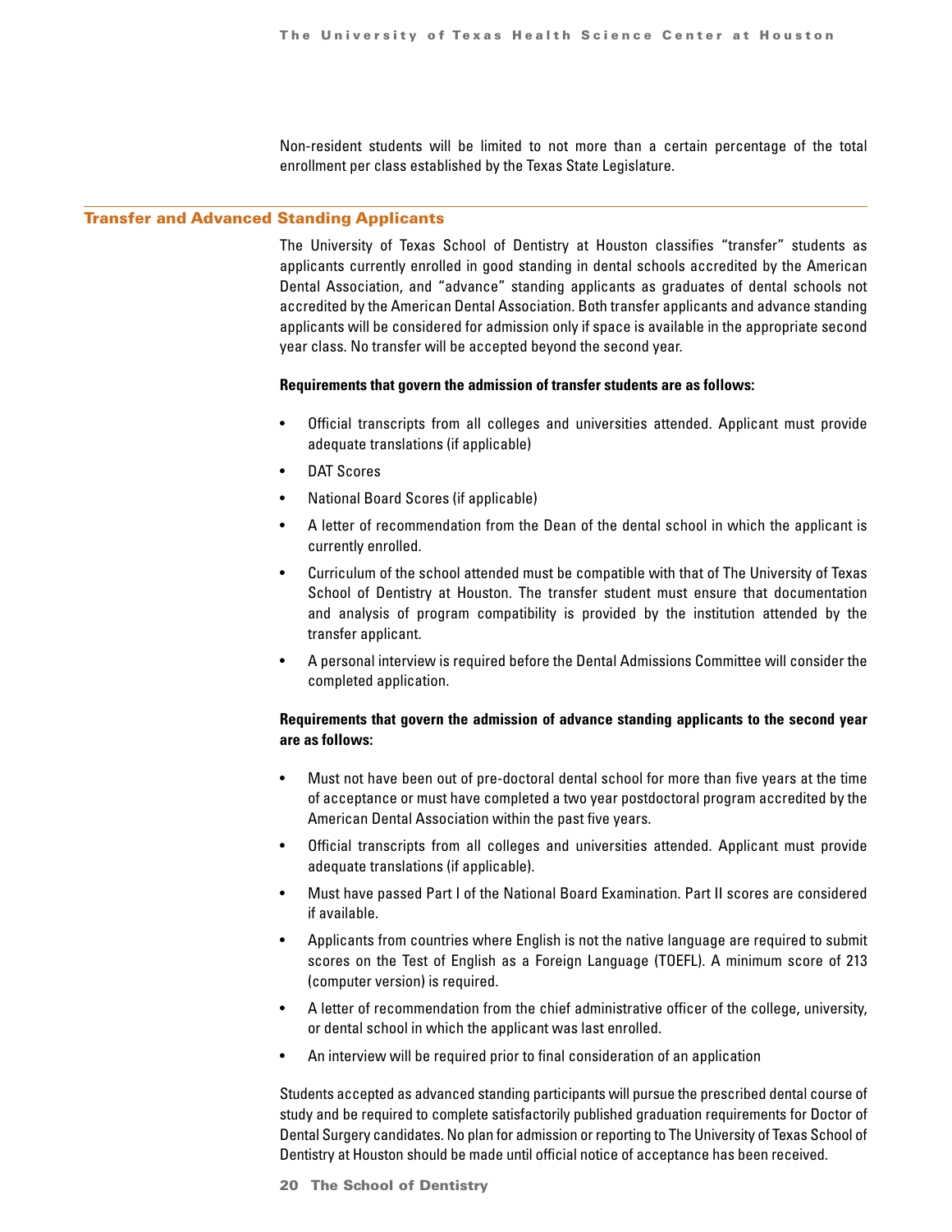Non-resident students will be limited to not more than a certain percentage of the total enrollment per class established by the Texas State Legislature.

## Transfer and Advanced Standing Applicants

The University of Texas School of Dentistry at Houston classifies "transfer" students as applicants currently enrolled in good standing in dental schools accredited by the American Dental Association, and "advance" standing applicants as graduates of dental schools not accredited by the American Dental Association. Both transfer applicants and advance standing applicants will be considered for admission only if space is available in the appropriate second year class. No transfer will be accepted beyond the second year.

**Requirements that govern the admission of transfer students are as follows:**

- Official transcripts from all colleges and universities attended. Applicant must provide adequate translations (if applicable)
- DAT Scores
- National Board Scores (if applicable)
- A letter of recommendation from the Dean of the dental school in which the applicant is currently enrolled.
- Curriculum of the school attended must be compatible with that of The University of Texas School of Dentistry at Houston. The transfer student must ensure that documentation and analysis of program compatibility is provided by the institution attended by the transfer applicant.
- A personal interview is required before the Dental Admissions Committee will consider the completed application.

**Requirements that govern the admission of advance standing applicants to the second year are as follows:**

- Must not have been out of pre-doctoral dental school for more than five years at the time of acceptance or must have completed a two year postdoctoral program accredited by the American Dental Association within the past five years.
- Official transcripts from all colleges and universities attended. Applicant must provide adequate translations (if applicable).
- Must have passed Part I of the National Board Examination. Part II scores are considered if available.
- Applicants from countries where English is not the native language are required to submit scores on the Test of English as a Foreign Language (TOEFL). A minimum score of 213 (computer version) is required.
- A letter of recommendation from the chief administrative officer of the college, university, or dental school in which the applicant was last enrolled.
- An interview will be required prior to final consideration of an application

Students accepted as advanced standing participants will pursue the prescribed dental course of study and be required to complete satisfactorily published graduation requirements for Doctor of Dental Surgery candidates. No plan for admission or reporting to The University of Texas School of Dentistry at Houston should be made until official notice of acceptance has been received.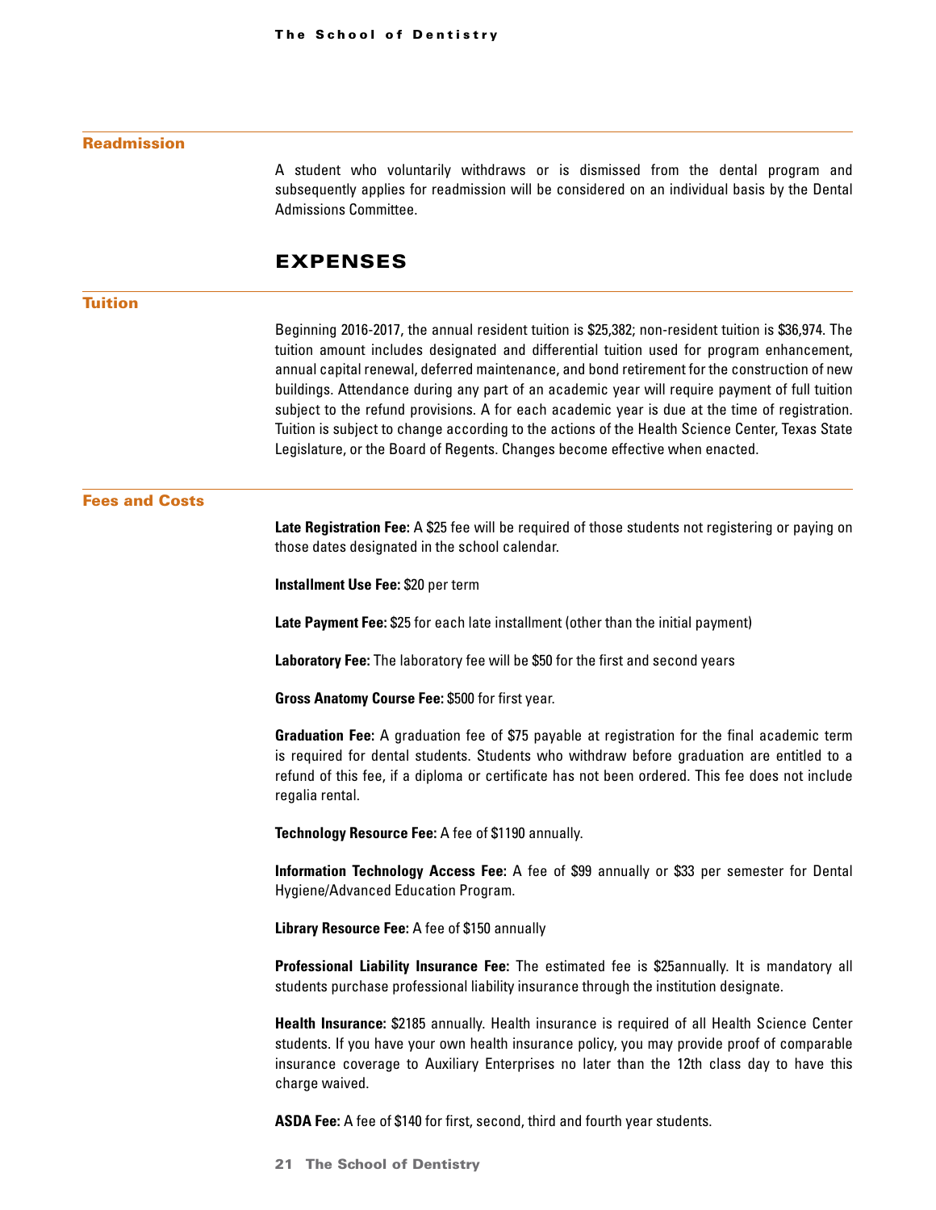## Readmission

A student who voluntarily withdraws or is dismissed from the dental program and subsequently applies for readmission will be considered on an individual basis by the Dental Admissions Committee.

# EXPENSES

## Tuition

Beginning 2016-2017, the annual resident tuition is $25,382; non-resident tuition is $36,974. The tuition amount includes designated and differential tuition used for program enhancement, annual capital renewal, deferred maintenance, and bond retirement for the construction of new buildings. Attendance during any part of an academic year will require payment of full tuition subject to the refund provisions. A for each academic year is due at the time of registration. Tuition is subject to change according to the actions of the Health Science Center, Texas State Legislature, or the Board of Regents. Changes become effective when enacted.

## Fees and Costs

**Late Registration Fee:** A $25 fee will be required of those students not registering or paying on those dates designated in the school calendar.

**Installment Use Fee:** $20 per term

**Late Payment Fee:** $25 for each late installment (other than the initial payment)

**Laboratory Fee:** The laboratory fee will be $50 for the first and second years

**Gross Anatomy Course Fee:** $500 for first year.

**Graduation Fee:** A graduation fee of $75 payable at registration for the final academic term is required for dental students. Students who withdraw before graduation are entitled to a refund of this fee, if a diploma or certificate has not been ordered. This fee does not include regalia rental.

**Technology Resource Fee:** A fee of $1190 annually.

**Information Technology Access Fee:** A fee of $99 annually or $33 per semester for Dental Hygiene/Advanced Education Program.

**Library Resource Fee:** A fee of $150 annually

**Professional Liability Insurance Fee:** The estimated fee is $25annually. It is mandatory all students purchase professional liability insurance through the institution designate.

**Health Insurance:** $2185 annually. Health insurance is required of all Health Science Center students. If you have your own health insurance policy, you may provide proof of comparable insurance coverage to Auxiliary Enterprises no later than the 12th class day to have this charge waived.

**ASDA Fee:** A fee of $140 for first, second, third and fourth year students.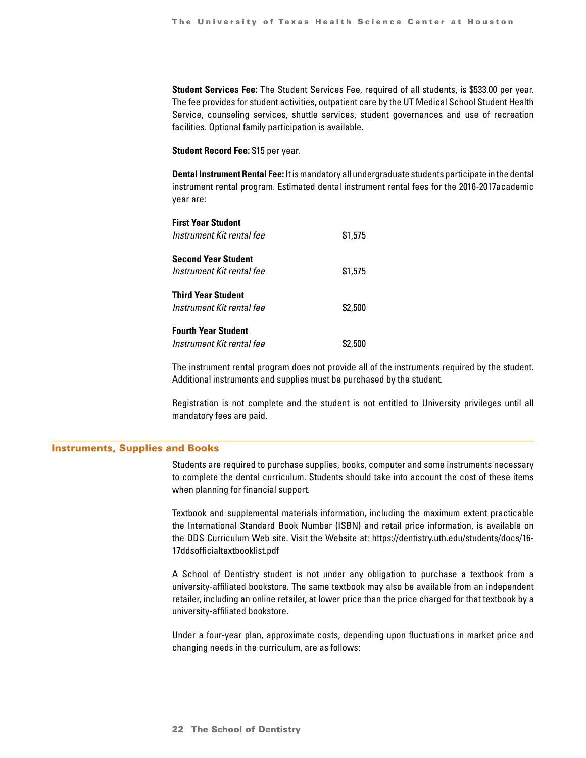**Student Services Fee:** The Student Services Fee, required of all students, is $533.00 per year. The fee provides for student activities, outpatient care by the UT Medical School Student Health Service, counseling services, shuttle services, student governances and use of recreation facilities. Optional family participation is available.

**Student Record Fee:** $15 per year.

**Dental Instrument Rental Fee:** It is mandatory all undergraduate students participate in the dental instrument rental program. Estimated dental instrument rental fees for the 2016-2017academic year are:

**First Year Student**
*Instrument Kit rental fee* $1,575

**Second Year Student**
*Instrument Kit rental fee* $1,575

**Third Year Student**
*Instrument Kit rental fee* $2,500

**Fourth Year Student**
*Instrument Kit rental fee* $2,500

The instrument rental program does not provide all of the instruments required by the student. Additional instruments and supplies must be purchased by the student.

Registration is not complete and the student is not entitled to University privileges until all mandatory fees are paid.

## Instruments, Supplies and Books

Students are required to purchase supplies, books, computer and some instruments necessary to complete the dental curriculum. Students should take into account the cost of these items when planning for financial support.

Textbook and supplemental materials information, including the maximum extent practicable the International Standard Book Number (ISBN) and retail price information, is available on the DDS Curriculum Web site. Visit the Website at: https://dentistry.uth.edu/students/docs/16-17ddsofficialtextbooklist.pdf

A School of Dentistry student is not under any obligation to purchase a textbook from a university-affiliated bookstore. The same textbook may also be available from an independent retailer, including an online retailer, at lower price than the price charged for that textbook by a university-affiliated bookstore.

Under a four-year plan, approximate costs, depending upon fluctuations in market price and changing needs in the curriculum, are as follows: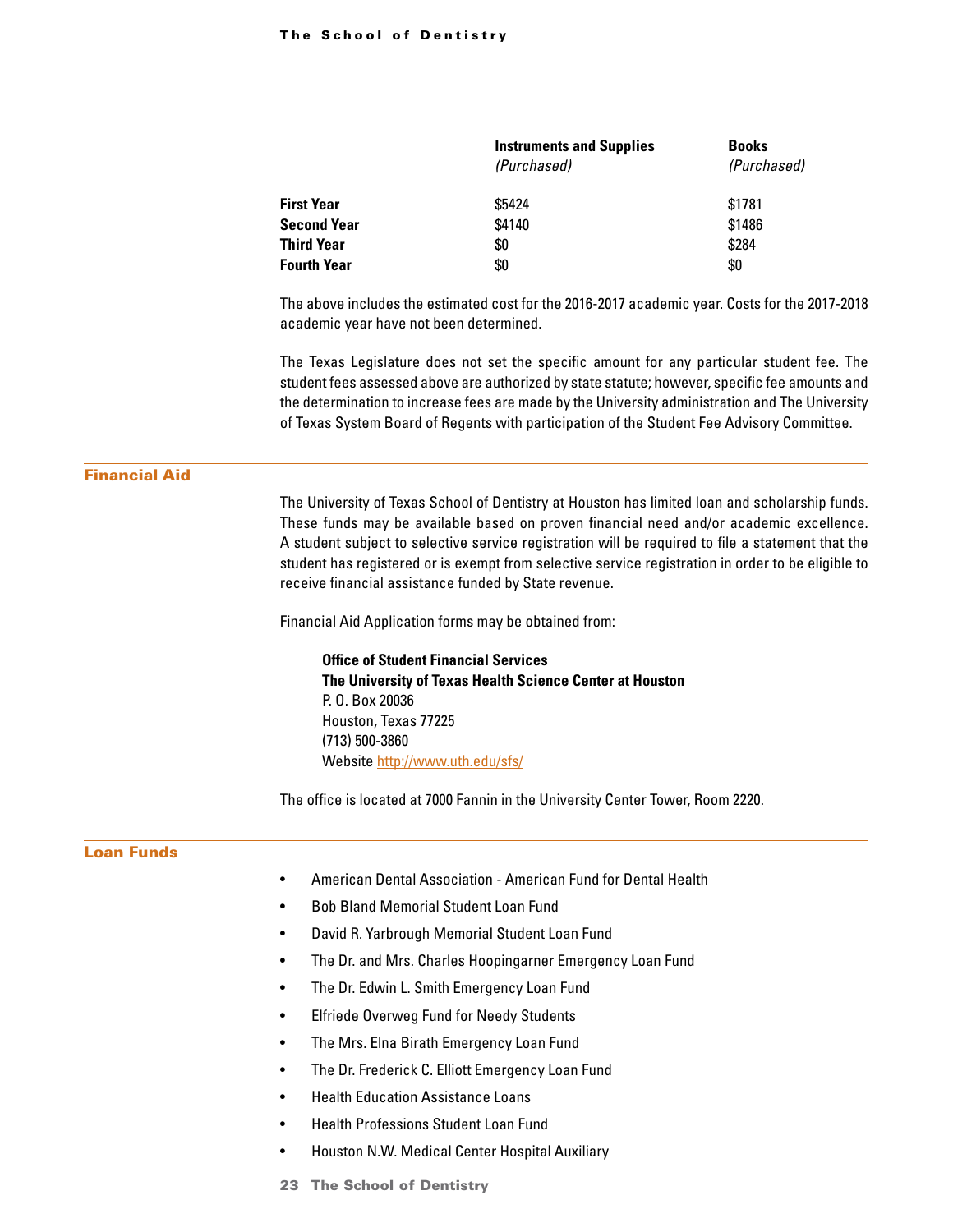| | Instruments and Supplies *(Purchased)* | Books *(Purchased)* |
|---|---|---|
| **First Year** | $5424 | $1781 |
| **Second Year** | $4140 | $1486 |
| **Third Year** | $0 | $284 |
| **Fourth Year** | $0 | $0 |

The above includes the estimated cost for the 2016-2017 academic year. Costs for the 2017-2018 academic year have not been determined.

The Texas Legislature does not set the specific amount for any particular student fee. The student fees assessed above are authorized by state statute; however, specific fee amounts and the determination to increase fees are made by the University administration and The University of Texas System Board of Regents with participation of the Student Fee Advisory Committee.

## Financial Aid

The University of Texas School of Dentistry at Houston has limited loan and scholarship funds. These funds may be available based on proven financial need and/or academic excellence. A student subject to selective service registration will be required to file a statement that the student has registered or is exempt from selective service registration in order to be eligible to receive financial assistance funded by State revenue.

Financial Aid Application forms may be obtained from:

**Office of Student Financial Services**
**The University of Texas Health Science Center at Houston**
P. O. Box 20036
Houston, Texas 77225
(713) 500-3860
Website http://www.uth.edu/sfs/

The office is located at 7000 Fannin in the University Center Tower, Room 2220.

## Loan Funds

- American Dental Association - American Fund for Dental Health
- Bob Bland Memorial Student Loan Fund
- David R. Yarbrough Memorial Student Loan Fund
- The Dr. and Mrs. Charles Hoopingarner Emergency Loan Fund
- The Dr. Edwin L. Smith Emergency Loan Fund
- Elfriede Overweg Fund for Needy Students
- The Mrs. Elna Birath Emergency Loan Fund
- The Dr. Frederick C. Elliott Emergency Loan Fund
- Health Education Assistance Loans
- Health Professions Student Loan Fund
- Houston N.W. Medical Center Hospital Auxiliary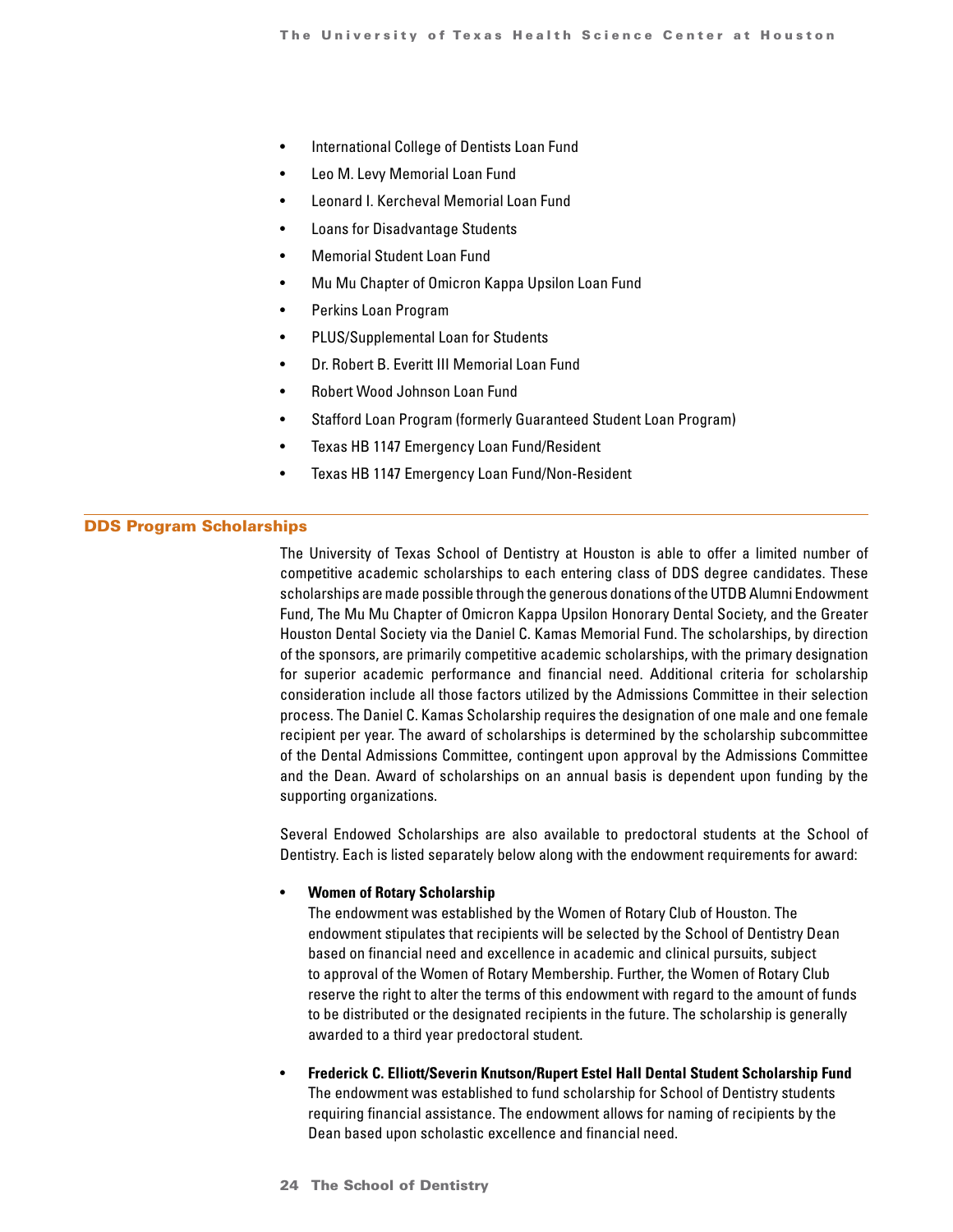- International College of Dentists Loan Fund
- Leo M. Levy Memorial Loan Fund
- Leonard I. Kercheval Memorial Loan Fund
- Loans for Disadvantage Students
- Memorial Student Loan Fund
- Mu Mu Chapter of Omicron Kappa Upsilon Loan Fund
- Perkins Loan Program
- PLUS/Supplemental Loan for Students
- Dr. Robert B. Everitt III Memorial Loan Fund
- Robert Wood Johnson Loan Fund
- Stafford Loan Program (formerly Guaranteed Student Loan Program)
- Texas HB 1147 Emergency Loan Fund/Resident
- Texas HB 1147 Emergency Loan Fund/Non-Resident

## DDS Program Scholarships

The University of Texas School of Dentistry at Houston is able to offer a limited number of competitive academic scholarships to each entering class of DDS degree candidates. These scholarships are made possible through the generous donations of the UTDB Alumni Endowment Fund, The Mu Mu Chapter of Omicron Kappa Upsilon Honorary Dental Society, and the Greater Houston Dental Society via the Daniel C. Kamas Memorial Fund. The scholarships, by direction of the sponsors, are primarily competitive academic scholarships, with the primary designation for superior academic performance and financial need. Additional criteria for scholarship consideration include all those factors utilized by the Admissions Committee in their selection process. The Daniel C. Kamas Scholarship requires the designation of one male and one female recipient per year. The award of scholarships is determined by the scholarship subcommittee of the Dental Admissions Committee, contingent upon approval by the Admissions Committee and the Dean. Award of scholarships on an annual basis is dependent upon funding by the supporting organizations.

Several Endowed Scholarships are also available to predoctoral students at the School of Dentistry. Each is listed separately below along with the endowment requirements for award:

- **Women of Rotary Scholarship**
  The endowment was established by the Women of Rotary Club of Houston. The endowment stipulates that recipients will be selected by the School of Dentistry Dean based on financial need and excellence in academic and clinical pursuits, subject to approval of the Women of Rotary Membership. Further, the Women of Rotary Club reserve the right to alter the terms of this endowment with regard to the amount of funds to be distributed or the designated recipients in the future. The scholarship is generally awarded to a third year predoctoral student.

- **Frederick C. Elliott/Severin Knutson/Rupert Estel Hall Dental Student Scholarship Fund**
  The endowment was established to fund scholarship for School of Dentistry students requiring financial assistance. The endowment allows for naming of recipients by the Dean based upon scholastic excellence and financial need.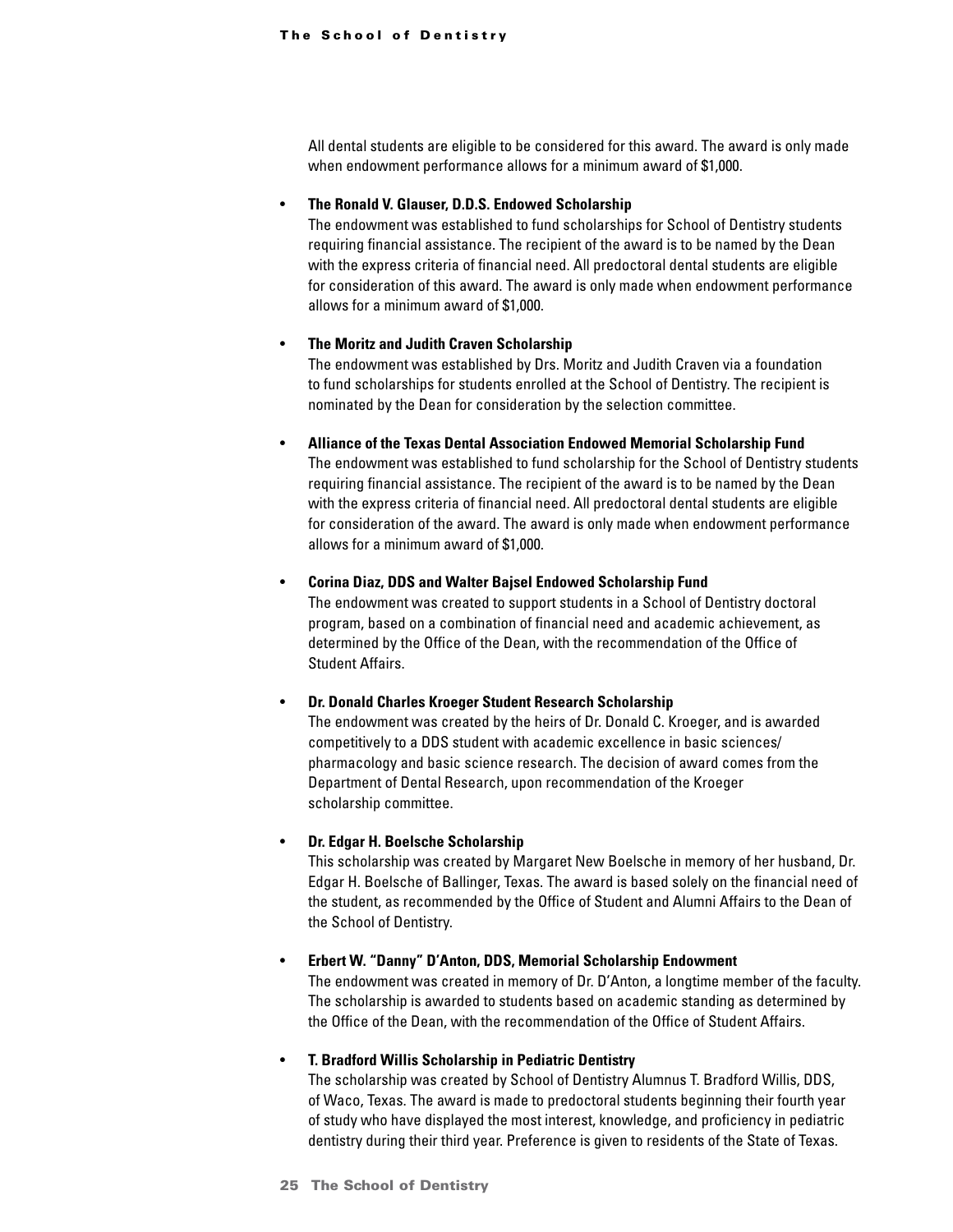All dental students are eligible to be considered for this award. The award is only made when endowment performance allows for a minimum award of $1,000.

- **The Ronald V. Glauser, D.D.S. Endowed Scholarship**
  The endowment was established to fund scholarships for School of Dentistry students requiring financial assistance. The recipient of the award is to be named by the Dean with the express criteria of financial need. All predoctoral dental students are eligible for consideration of this award. The award is only made when endowment performance allows for a minimum award of $1,000.

- **The Moritz and Judith Craven Scholarship**
  The endowment was established by Drs. Moritz and Judith Craven via a foundation to fund scholarships for students enrolled at the School of Dentistry. The recipient is nominated by the Dean for consideration by the selection committee.

- **Alliance of the Texas Dental Association Endowed Memorial Scholarship Fund**
  The endowment was established to fund scholarship for the School of Dentistry students requiring financial assistance. The recipient of the award is to be named by the Dean with the express criteria of financial need. All predoctoral dental students are eligible for consideration of the award. The award is only made when endowment performance allows for a minimum award of $1,000.

- **Corina Diaz, DDS and Walter Bajsel Endowed Scholarship Fund**
  The endowment was created to support students in a School of Dentistry doctoral program, based on a combination of financial need and academic achievement, as determined by the Office of the Dean, with the recommendation of the Office of Student Affairs.

- **Dr. Donald Charles Kroeger Student Research Scholarship**
  The endowment was created by the heirs of Dr. Donald C. Kroeger, and is awarded competitively to a DDS student with academic excellence in basic sciences/pharmacology and basic science research. The decision of award comes from the Department of Dental Research, upon recommendation of the Kroeger scholarship committee.

- **Dr. Edgar H. Boelsche Scholarship**
  This scholarship was created by Margaret New Boelsche in memory of her husband, Dr. Edgar H. Boelsche of Ballinger, Texas. The award is based solely on the financial need of the student, as recommended by the Office of Student and Alumni Affairs to the Dean of the School of Dentistry.

- **Erbert W. "Danny" D'Anton, DDS, Memorial Scholarship Endowment**
  The endowment was created in memory of Dr. D'Anton, a longtime member of the faculty. The scholarship is awarded to students based on academic standing as determined by the Office of the Dean, with the recommendation of the Office of Student Affairs.

- **T. Bradford Willis Scholarship in Pediatric Dentistry**
  The scholarship was created by School of Dentistry Alumnus T. Bradford Willis, DDS, of Waco, Texas. The award is made to predoctoral students beginning their fourth year of study who have displayed the most interest, knowledge, and proficiency in pediatric dentistry during their third year. Preference is given to residents of the State of Texas.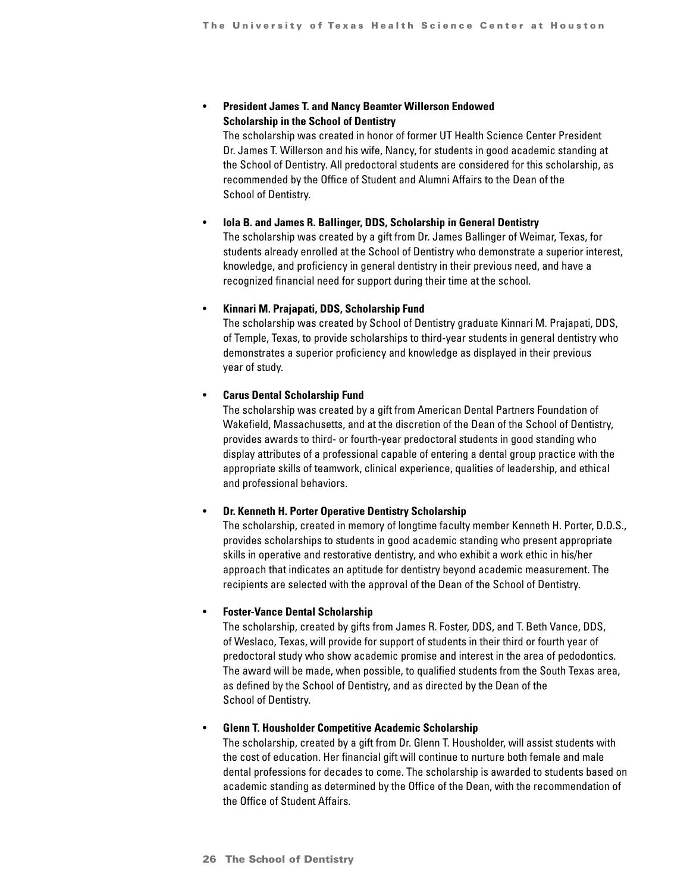- **President James T. and Nancy Beamter Willerson Endowed Scholarship in the School of Dentistry**
  The scholarship was created in honor of former UT Health Science Center President Dr. James T. Willerson and his wife, Nancy, for students in good academic standing at the School of Dentistry. All predoctoral students are considered for this scholarship, as recommended by the Office of Student and Alumni Affairs to the Dean of the School of Dentistry.

- **Iola B. and James R. Ballinger, DDS, Scholarship in General Dentistry**
  The scholarship was created by a gift from Dr. James Ballinger of Weimar, Texas, for students already enrolled at the School of Dentistry who demonstrate a superior interest, knowledge, and proficiency in general dentistry in their previous need, and have a recognized financial need for support during their time at the school.

- **Kinnari M. Prajapati, DDS, Scholarship Fund**
  The scholarship was created by School of Dentistry graduate Kinnari M. Prajapati, DDS, of Temple, Texas, to provide scholarships to third-year students in general dentistry who demonstrates a superior proficiency and knowledge as displayed in their previous year of study.

- **Carus Dental Scholarship Fund**
  The scholarship was created by a gift from American Dental Partners Foundation of Wakefield, Massachusetts, and at the discretion of the Dean of the School of Dentistry, provides awards to third- or fourth-year predoctoral students in good standing who display attributes of a professional capable of entering a dental group practice with the appropriate skills of teamwork, clinical experience, qualities of leadership, and ethical and professional behaviors.

- **Dr. Kenneth H. Porter Operative Dentistry Scholarship**
  The scholarship, created in memory of longtime faculty member Kenneth H. Porter, D.D.S., provides scholarships to students in good academic standing who present appropriate skills in operative and restorative dentistry, and who exhibit a work ethic in his/her approach that indicates an aptitude for dentistry beyond academic measurement. The recipients are selected with the approval of the Dean of the School of Dentistry.

- **Foster-Vance Dental Scholarship**
  The scholarship, created by gifts from James R. Foster, DDS, and T. Beth Vance, DDS, of Weslaco, Texas, will provide for support of students in their third or fourth year of predoctoral study who show academic promise and interest in the area of pedodontics. The award will be made, when possible, to qualified students from the South Texas area, as defined by the School of Dentistry, and as directed by the Dean of the School of Dentistry.

- **Glenn T. Housholder Competitive Academic Scholarship**
  The scholarship, created by a gift from Dr. Glenn T. Housholder, will assist students with the cost of education. Her financial gift will continue to nurture both female and male dental professions for decades to come. The scholarship is awarded to students based on academic standing as determined by the Office of the Dean, with the recommendation of the Office of Student Affairs.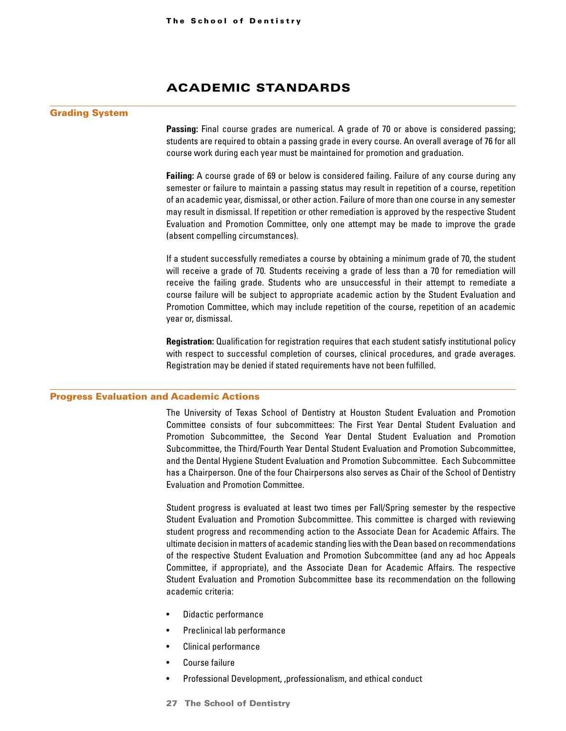# ACADEMIC STANDARDS

## Grading System

**Passing:** Final course grades are numerical. A grade of 70 or above is considered passing; students are required to obtain a passing grade in every course. An overall average of 76 for all course work during each year must be maintained for promotion and graduation.

**Failing:** A course grade of 69 or below is considered failing. Failure of any course during any semester or failure to maintain a passing status may result in repetition of a course, repetition of an academic year, dismissal, or other action. Failure of more than one course in any semester may result in dismissal. If repetition or other remediation is approved by the respective Student Evaluation and Promotion Committee, only one attempt may be made to improve the grade (absent compelling circumstances).

If a student successfully remediates a course by obtaining a minimum grade of 70, the student will receive a grade of 70. Students receiving a grade of less than a 70 for remediation will receive the failing grade. Students who are unsuccessful in their attempt to remediate a course failure will be subject to appropriate academic action by the Student Evaluation and Promotion Committee, which may include repetition of the course, repetition of an academic year or, dismissal.

**Registration:** Qualification for registration requires that each student satisfy institutional policy with respect to successful completion of courses, clinical procedures, and grade averages. Registration may be denied if stated requirements have not been fulfilled.

## Progress Evaluation and Academic Actions

The University of Texas School of Dentistry at Houston Student Evaluation and Promotion Committee consists of four subcommittees: The First Year Dental Student Evaluation and Promotion Subcommittee, the Second Year Dental Student Evaluation and Promotion Subcommittee, the Third/Fourth Year Dental Student Evaluation and Promotion Subcommittee, and the Dental Hygiene Student Evaluation and Promotion Subcommittee. Each Subcommittee has a Chairperson. One of the four Chairpersons also serves as Chair of the School of Dentistry Evaluation and Promotion Committee.

Student progress is evaluated at least two times per Fall/Spring semester by the respective Student Evaluation and Promotion Subcommittee. This committee is charged with reviewing student progress and recommending action to the Associate Dean for Academic Affairs. The ultimate decision in matters of academic standing lies with the Dean based on recommendations of the respective Student Evaluation and Promotion Subcommittee (and any ad hoc Appeals Committee, if appropriate), and the Associate Dean for Academic Affairs. The respective Student Evaluation and Promotion Subcommittee base its recommendation on the following academic criteria:

- Didactic performance
- Preclinical lab performance
- Clinical performance
- Course failure
- Professional Development, ,professionalism, and ethical conduct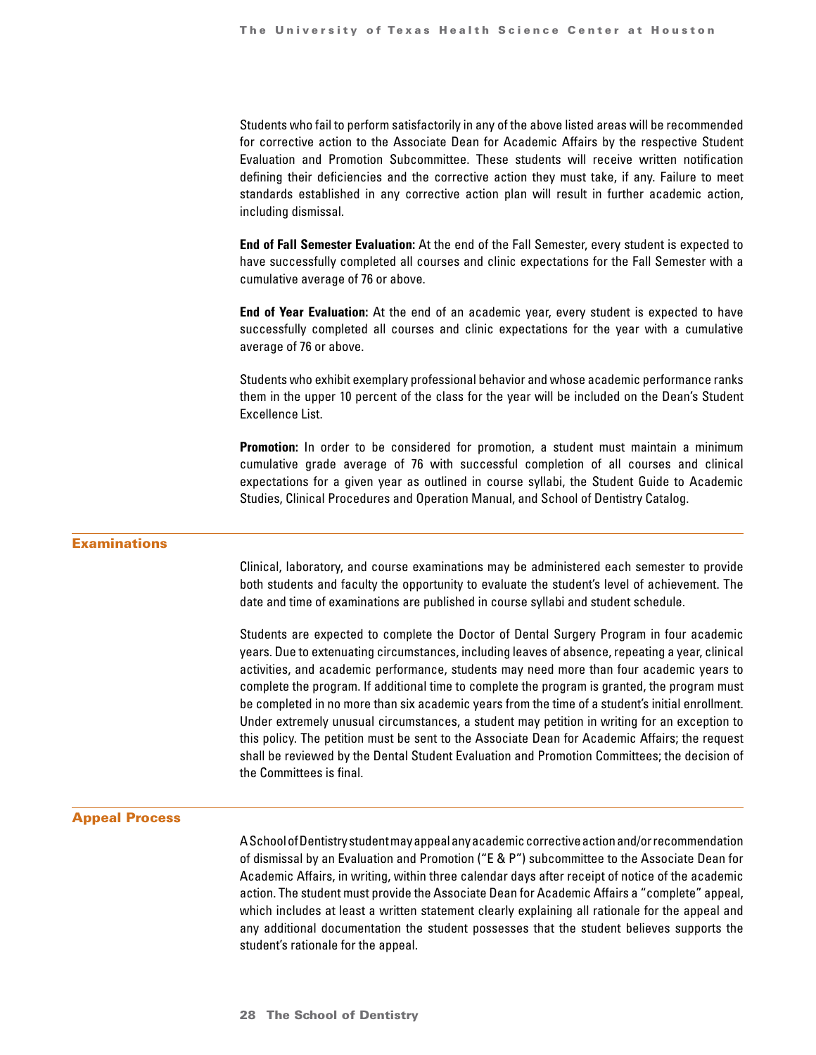Students who fail to perform satisfactorily in any of the above listed areas will be recommended for corrective action to the Associate Dean for Academic Affairs by the respective Student Evaluation and Promotion Subcommittee. These students will receive written notification defining their deficiencies and the corrective action they must take, if any. Failure to meet standards established in any corrective action plan will result in further academic action, including dismissal.

**End of Fall Semester Evaluation:** At the end of the Fall Semester, every student is expected to have successfully completed all courses and clinic expectations for the Fall Semester with a cumulative average of 76 or above.

**End of Year Evaluation:** At the end of an academic year, every student is expected to have successfully completed all courses and clinic expectations for the year with a cumulative average of 76 or above.

Students who exhibit exemplary professional behavior and whose academic performance ranks them in the upper 10 percent of the class for the year will be included on the Dean's Student Excellence List.

**Promotion:** In order to be considered for promotion, a student must maintain a minimum cumulative grade average of 76 with successful completion of all courses and clinical expectations for a given year as outlined in course syllabi, the Student Guide to Academic Studies, Clinical Procedures and Operation Manual, and School of Dentistry Catalog.

## Examinations

Clinical, laboratory, and course examinations may be administered each semester to provide both students and faculty the opportunity to evaluate the student's level of achievement. The date and time of examinations are published in course syllabi and student schedule.

Students are expected to complete the Doctor of Dental Surgery Program in four academic years. Due to extenuating circumstances, including leaves of absence, repeating a year, clinical activities, and academic performance, students may need more than four academic years to complete the program. If additional time to complete the program is granted, the program must be completed in no more than six academic years from the time of a student's initial enrollment. Under extremely unusual circumstances, a student may petition in writing for an exception to this policy. The petition must be sent to the Associate Dean for Academic Affairs; the request shall be reviewed by the Dental Student Evaluation and Promotion Committees; the decision of the Committees is final.

## Appeal Process

A School of Dentistry student may appeal any academic corrective action and/or recommendation of dismissal by an Evaluation and Promotion ("E & P") subcommittee to the Associate Dean for Academic Affairs, in writing, within three calendar days after receipt of notice of the academic action. The student must provide the Associate Dean for Academic Affairs a "complete" appeal, which includes at least a written statement clearly explaining all rationale for the appeal and any additional documentation the student possesses that the student believes supports the student's rationale for the appeal.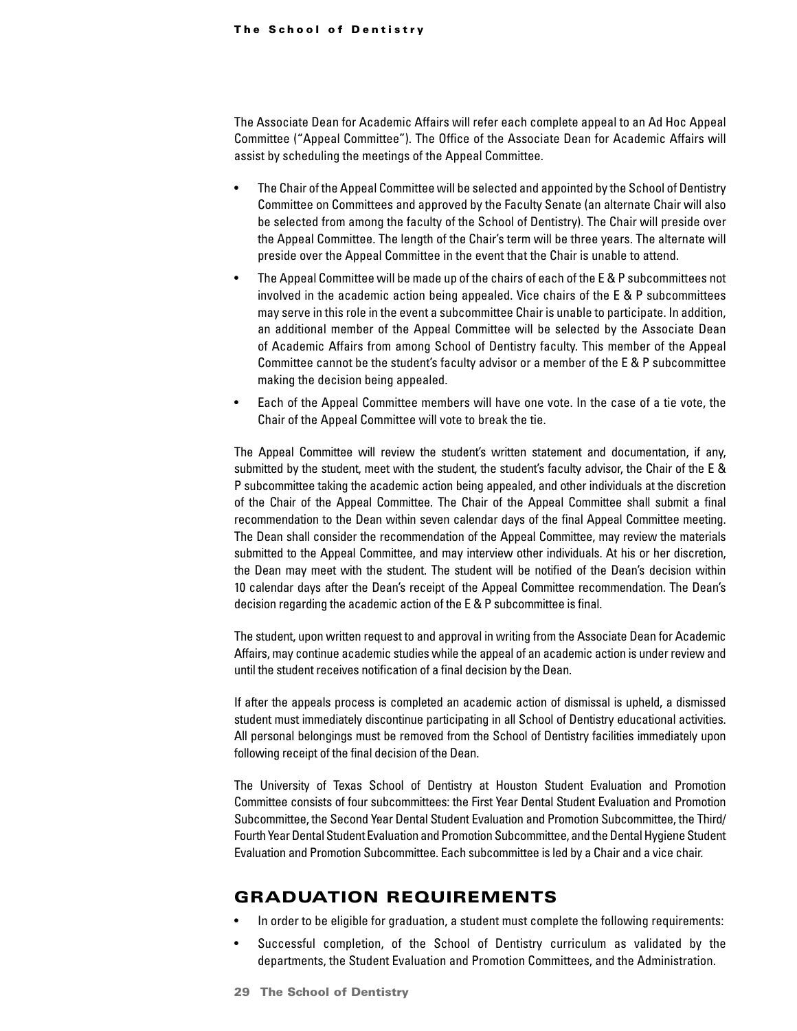The Associate Dean for Academic Affairs will refer each complete appeal to an Ad Hoc Appeal Committee ("Appeal Committee"). The Office of the Associate Dean for Academic Affairs will assist by scheduling the meetings of the Appeal Committee.

- The Chair of the Appeal Committee will be selected and appointed by the School of Dentistry Committee on Committees and approved by the Faculty Senate (an alternate Chair will also be selected from among the faculty of the School of Dentistry). The Chair will preside over the Appeal Committee. The length of the Chair's term will be three years. The alternate will preside over the Appeal Committee in the event that the Chair is unable to attend.
- The Appeal Committee will be made up of the chairs of each of the E & P subcommittees not involved in the academic action being appealed. Vice chairs of the E & P subcommittees may serve in this role in the event a subcommittee Chair is unable to participate. In addition, an additional member of the Appeal Committee will be selected by the Associate Dean of Academic Affairs from among School of Dentistry faculty. This member of the Appeal Committee cannot be the student's faculty advisor or a member of the E & P subcommittee making the decision being appealed.
- Each of the Appeal Committee members will have one vote. In the case of a tie vote, the Chair of the Appeal Committee will vote to break the tie.

The Appeal Committee will review the student's written statement and documentation, if any, submitted by the student, meet with the student, the student's faculty advisor, the Chair of the E & P subcommittee taking the academic action being appealed, and other individuals at the discretion of the Chair of the Appeal Committee. The Chair of the Appeal Committee shall submit a final recommendation to the Dean within seven calendar days of the final Appeal Committee meeting. The Dean shall consider the recommendation of the Appeal Committee, may review the materials submitted to the Appeal Committee, and may interview other individuals. At his or her discretion, the Dean may meet with the student. The student will be notified of the Dean's decision within 10 calendar days after the Dean's receipt of the Appeal Committee recommendation. The Dean's decision regarding the academic action of the E & P subcommittee is final.

The student, upon written request to and approval in writing from the Associate Dean for Academic Affairs, may continue academic studies while the appeal of an academic action is under review and until the student receives notification of a final decision by the Dean.

If after the appeals process is completed an academic action of dismissal is upheld, a dismissed student must immediately discontinue participating in all School of Dentistry educational activities. All personal belongings must be removed from the School of Dentistry facilities immediately upon following receipt of the final decision of the Dean.

The University of Texas School of Dentistry at Houston Student Evaluation and Promotion Committee consists of four subcommittees: the First Year Dental Student Evaluation and Promotion Subcommittee, the Second Year Dental Student Evaluation and Promotion Subcommittee, the Third/Fourth Year Dental Student Evaluation and Promotion Subcommittee, and the Dental Hygiene Student Evaluation and Promotion Subcommittee. Each subcommittee is led by a Chair and a vice chair.

## GRADUATION REQUIREMENTS

- In order to be eligible for graduation, a student must complete the following requirements:
- Successful completion, of the School of Dentistry curriculum as validated by the departments, the Student Evaluation and Promotion Committees, and the Administration.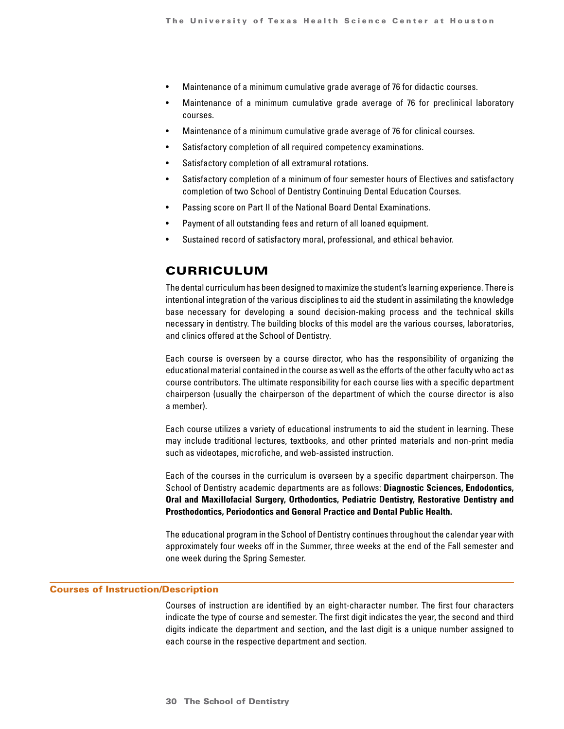- Maintenance of a minimum cumulative grade average of 76 for didactic courses.
- Maintenance of a minimum cumulative grade average of 76 for preclinical laboratory courses.
- Maintenance of a minimum cumulative grade average of 76 for clinical courses.
- Satisfactory completion of all required competency examinations.
- Satisfactory completion of all extramural rotations.
- Satisfactory completion of a minimum of four semester hours of Electives and satisfactory completion of two School of Dentistry Continuing Dental Education Courses.
- Passing score on Part II of the National Board Dental Examinations.
- Payment of all outstanding fees and return of all loaned equipment.
- Sustained record of satisfactory moral, professional, and ethical behavior.

## CURRICULUM

The dental curriculum has been designed to maximize the student's learning experience. There is intentional integration of the various disciplines to aid the student in assimilating the knowledge base necessary for developing a sound decision-making process and the technical skills necessary in dentistry. The building blocks of this model are the various courses, laboratories, and clinics offered at the School of Dentistry.

Each course is overseen by a course director, who has the responsibility of organizing the educational material contained in the course as well as the efforts of the other faculty who act as course contributors. The ultimate responsibility for each course lies with a specific department chairperson (usually the chairperson of the department of which the course director is also a member).

Each course utilizes a variety of educational instruments to aid the student in learning. These may include traditional lectures, textbooks, and other printed materials and non-print media such as videotapes, microfiche, and web-assisted instruction.

Each of the courses in the curriculum is overseen by a specific department chairperson. The School of Dentistry academic departments are as follows: **Diagnostic Sciences, Endodontics, Oral and Maxillofacial Surgery, Orthodontics, Pediatric Dentistry, Restorative Dentistry and Prosthodontics, Periodontics and General Practice and Dental Public Health.**

The educational program in the School of Dentistry continues throughout the calendar year with approximately four weeks off in the Summer, three weeks at the end of the Fall semester and one week during the Spring Semester.

### Courses of Instruction/Description

Courses of instruction are identified by an eight-character number. The first four characters indicate the type of course and semester. The first digit indicates the year, the second and third digits indicate the department and section, and the last digit is a unique number assigned to each course in the respective department and section.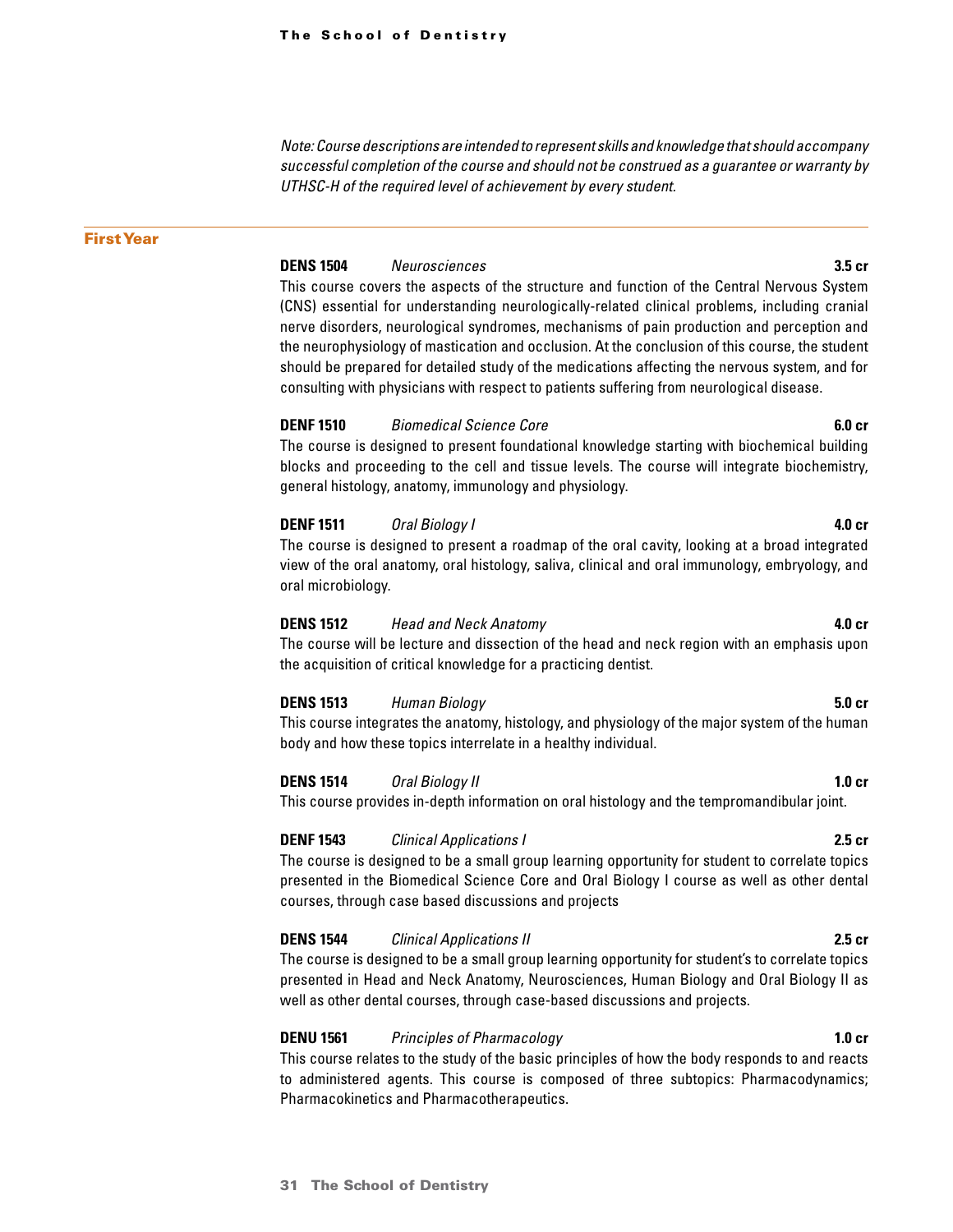*Note: Course descriptions are intended to represent skills and knowledge that should accompany successful completion of the course and should not be construed as a guarantee or warranty by UTHSC-H of the required level of achievement by every student.*

## First Year

**DENS 1504** *Neurosciences* **3.5 cr**

This course covers the aspects of the structure and function of the Central Nervous System (CNS) essential for understanding neurologically-related clinical problems, including cranial nerve disorders, neurological syndromes, mechanisms of pain production and perception and the neurophysiology of mastication and occlusion. At the conclusion of this course, the student should be prepared for detailed study of the medications affecting the nervous system, and for consulting with physicians with respect to patients suffering from neurological disease.

**DENF 1510** *Biomedical Science Core* **6.0 cr**

The course is designed to present foundational knowledge starting with biochemical building blocks and proceeding to the cell and tissue levels. The course will integrate biochemistry, general histology, anatomy, immunology and physiology.

**DENF 1511** *Oral Biology I* **4.0 cr**

The course is designed to present a roadmap of the oral cavity, looking at a broad integrated view of the oral anatomy, oral histology, saliva, clinical and oral immunology, embryology, and oral microbiology.

**DENS 1512** *Head and Neck Anatomy* **4.0 cr**

The course will be lecture and dissection of the head and neck region with an emphasis upon the acquisition of critical knowledge for a practicing dentist.

**DENS 1513** *Human Biology* **5.0 cr**

This course integrates the anatomy, histology, and physiology of the major system of the human body and how these topics interrelate in a healthy individual.

**DENS 1514** *Oral Biology II* **1.0 cr**

This course provides in-depth information on oral histology and the tempromandibular joint.

**DENF 1543** *Clinical Applications I* **2.5 cr**

The course is designed to be a small group learning opportunity for student to correlate topics presented in the Biomedical Science Core and Oral Biology I course as well as other dental courses, through case based discussions and projects

**DENS 1544** *Clinical Applications II* **2.5 cr**

The course is designed to be a small group learning opportunity for student's to correlate topics presented in Head and Neck Anatomy, Neurosciences, Human Biology and Oral Biology II as well as other dental courses, through case-based discussions and projects.

**DENU 1561** *Principles of Pharmacology* **1.0 cr**

This course relates to the study of the basic principles of how the body responds to and reacts to administered agents. This course is composed of three subtopics: Pharmacodynamics; Pharmacokinetics and Pharmacotherapeutics.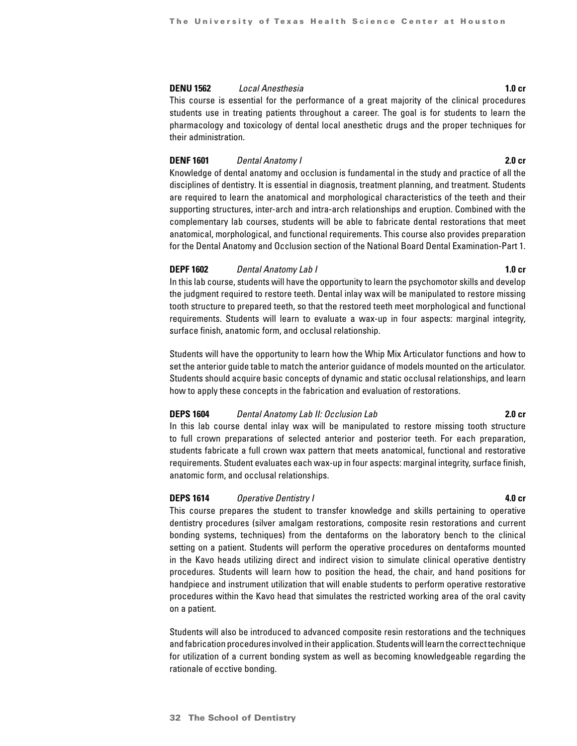**DENU 1562** *Local Anesthesia* **1.0 cr**

This course is essential for the performance of a great majority of the clinical procedures students use in treating patients throughout a career. The goal is for students to learn the pharmacology and toxicology of dental local anesthetic drugs and the proper techniques for their administration.

**DENF 1601** *Dental Anatomy I* **2.0 cr**

Knowledge of dental anatomy and occlusion is fundamental in the study and practice of all the disciplines of dentistry. It is essential in diagnosis, treatment planning, and treatment. Students are required to learn the anatomical and morphological characteristics of the teeth and their supporting structures, inter-arch and intra-arch relationships and eruption. Combined with the complementary lab courses, students will be able to fabricate dental restorations that meet anatomical, morphological, and functional requirements. This course also provides preparation for the Dental Anatomy and Occlusion section of the National Board Dental Examination-Part 1.

**DEPF 1602** *Dental Anatomy Lab I* **1.0 cr**

In this lab course, students will have the opportunity to learn the psychomotor skills and develop the judgment required to restore teeth. Dental inlay wax will be manipulated to restore missing tooth structure to prepared teeth, so that the restored teeth meet morphological and functional requirements. Students will learn to evaluate a wax-up in four aspects: marginal integrity, surface finish, anatomic form, and occlusal relationship.

Students will have the opportunity to learn how the Whip Mix Articulator functions and how to set the anterior guide table to match the anterior guidance of models mounted on the articulator. Students should acquire basic concepts of dynamic and static occlusal relationships, and learn how to apply these concepts in the fabrication and evaluation of restorations.

**DEPS 1604** *Dental Anatomy Lab II: Occlusion Lab* **2.0 cr**

In this lab course dental inlay wax will be manipulated to restore missing tooth structure to full crown preparations of selected anterior and posterior teeth. For each preparation, students fabricate a full crown wax pattern that meets anatomical, functional and restorative requirements. Student evaluates each wax-up in four aspects: marginal integrity, surface finish, anatomic form, and occlusal relationships.

**DEPS 1614** *Operative Dentistry I* **4.0 cr**

This course prepares the student to transfer knowledge and skills pertaining to operative dentistry procedures (silver amalgam restorations, composite resin restorations and current bonding systems, techniques) from the dentaforms on the laboratory bench to the clinical setting on a patient. Students will perform the operative procedures on dentaforms mounted in the Kavo heads utilizing direct and indirect vision to simulate clinical operative dentistry procedures. Students will learn how to position the head, the chair, and hand positions for handpiece and instrument utilization that will enable students to perform operative restorative procedures within the Kavo head that simulates the restricted working area of the oral cavity on a patient.

Students will also be introduced to advanced composite resin restorations and the techniques and fabrication procedures involved in their application. Students will learn the correct technique for utilization of a current bonding system as well as becoming knowledgeable regarding the rationale of ecctive bonding.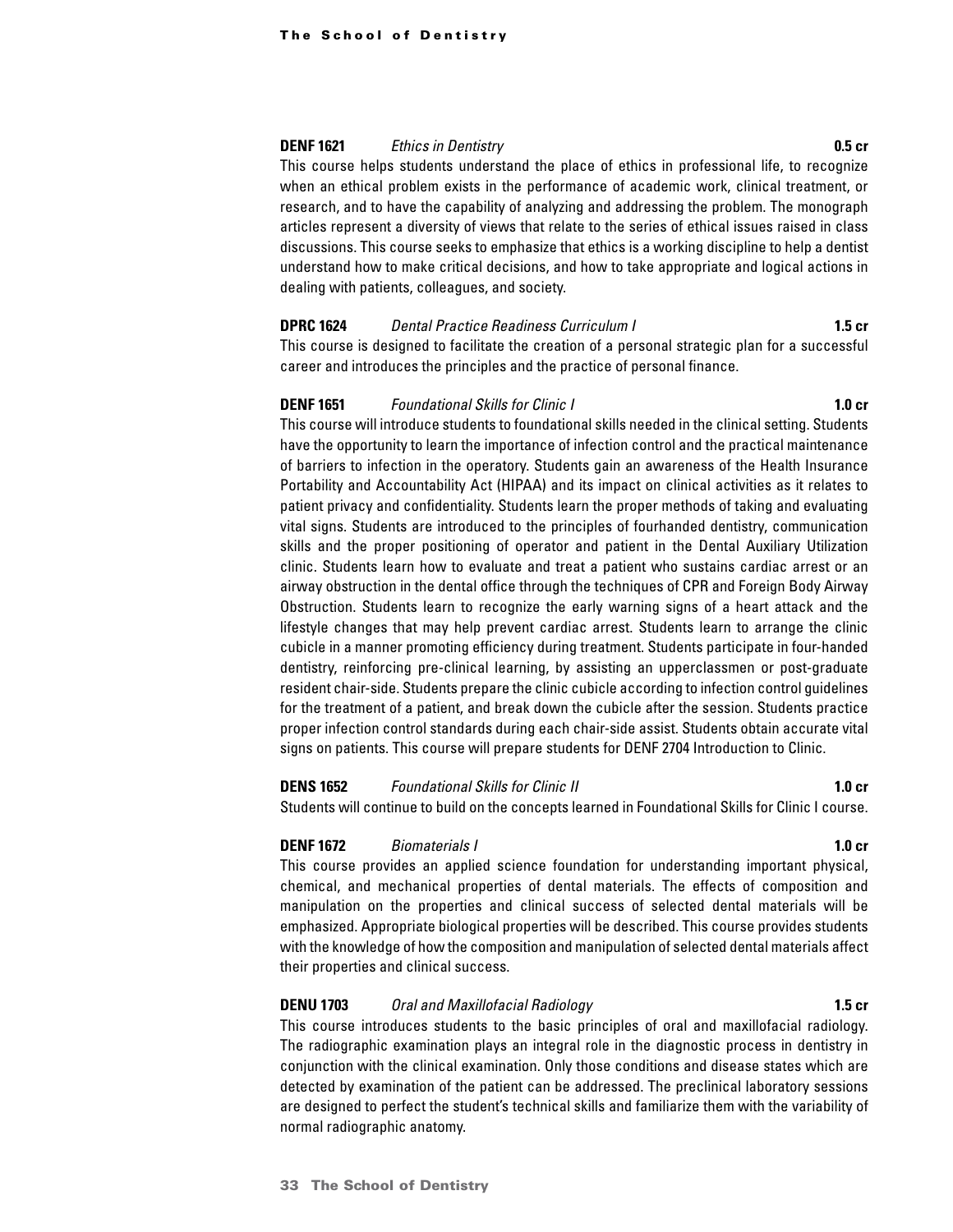**DENF 1621** *Ethics in Dentistry* **0.5 cr**

This course helps students understand the place of ethics in professional life, to recognize when an ethical problem exists in the performance of academic work, clinical treatment, or research, and to have the capability of analyzing and addressing the problem. The monograph articles represent a diversity of views that relate to the series of ethical issues raised in class discussions. This course seeks to emphasize that ethics is a working discipline to help a dentist understand how to make critical decisions, and how to take appropriate and logical actions in dealing with patients, colleagues, and society.

**DPRC 1624** *Dental Practice Readiness Curriculum I* **1.5 cr**

This course is designed to facilitate the creation of a personal strategic plan for a successful career and introduces the principles and the practice of personal finance.

**DENF 1651** *Foundational Skills for Clinic I* **1.0 cr**

This course will introduce students to foundational skills needed in the clinical setting. Students have the opportunity to learn the importance of infection control and the practical maintenance of barriers to infection in the operatory. Students gain an awareness of the Health Insurance Portability and Accountability Act (HIPAA) and its impact on clinical activities as it relates to patient privacy and confidentiality. Students learn the proper methods of taking and evaluating vital signs. Students are introduced to the principles of fourhanded dentistry, communication skills and the proper positioning of operator and patient in the Dental Auxiliary Utilization clinic. Students learn how to evaluate and treat a patient who sustains cardiac arrest or an airway obstruction in the dental office through the techniques of CPR and Foreign Body Airway Obstruction. Students learn to recognize the early warning signs of a heart attack and the lifestyle changes that may help prevent cardiac arrest. Students learn to arrange the clinic cubicle in a manner promoting efficiency during treatment. Students participate in four-handed dentistry, reinforcing pre-clinical learning, by assisting an upperclassmen or post-graduate resident chair-side. Students prepare the clinic cubicle according to infection control guidelines for the treatment of a patient, and break down the cubicle after the session. Students practice proper infection control standards during each chair-side assist. Students obtain accurate vital signs on patients. This course will prepare students for DENF 2704 Introduction to Clinic.

**DENS 1652** *Foundational Skills for Clinic II* **1.0 cr**

Students will continue to build on the concepts learned in Foundational Skills for Clinic I course.

**DENF 1672** *Biomaterials I* **1.0 cr**

This course provides an applied science foundation for understanding important physical, chemical, and mechanical properties of dental materials. The effects of composition and manipulation on the properties and clinical success of selected dental materials will be emphasized. Appropriate biological properties will be described. This course provides students with the knowledge of how the composition and manipulation of selected dental materials affect their properties and clinical success.

**DENU 1703** *Oral and Maxillofacial Radiology* **1.5 cr**

This course introduces students to the basic principles of oral and maxillofacial radiology. The radiographic examination plays an integral role in the diagnostic process in dentistry in conjunction with the clinical examination. Only those conditions and disease states which are detected by examination of the patient can be addressed. The preclinical laboratory sessions are designed to perfect the student's technical skills and familiarize them with the variability of normal radiographic anatomy.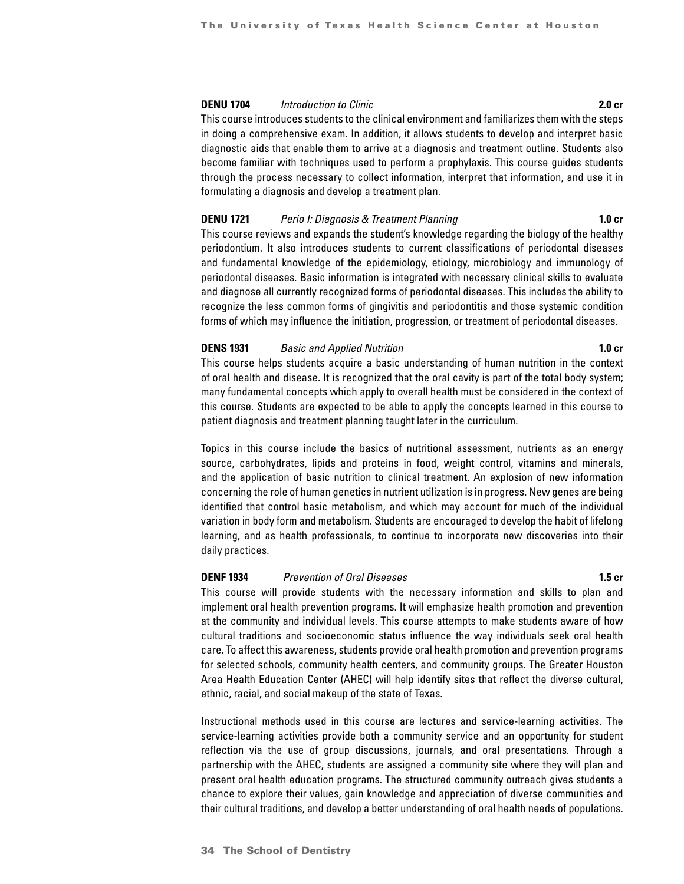**DENU 1704** *Introduction to Clinic* **2.0 cr**

This course introduces students to the clinical environment and familiarizes them with the steps in doing a comprehensive exam. In addition, it allows students to develop and interpret basic diagnostic aids that enable them to arrive at a diagnosis and treatment outline. Students also become familiar with techniques used to perform a prophylaxis. This course guides students through the process necessary to collect information, interpret that information, and use it in formulating a diagnosis and develop a treatment plan.

**DENU 1721** *Perio I: Diagnosis & Treatment Planning* **1.0 cr**

This course reviews and expands the student's knowledge regarding the biology of the healthy periodontium. It also introduces students to current classifications of periodontal diseases and fundamental knowledge of the epidemiology, etiology, microbiology and immunology of periodontal diseases. Basic information is integrated with necessary clinical skills to evaluate and diagnose all currently recognized forms of periodontal diseases. This includes the ability to recognize the less common forms of gingivitis and periodontitis and those systemic condition forms of which may influence the initiation, progression, or treatment of periodontal diseases.

**DENS 1931** *Basic and Applied Nutrition* **1.0 cr**

This course helps students acquire a basic understanding of human nutrition in the context of oral health and disease. It is recognized that the oral cavity is part of the total body system; many fundamental concepts which apply to overall health must be considered in the context of this course. Students are expected to be able to apply the concepts learned in this course to patient diagnosis and treatment planning taught later in the curriculum.

Topics in this course include the basics of nutritional assessment, nutrients as an energy source, carbohydrates, lipids and proteins in food, weight control, vitamins and minerals, and the application of basic nutrition to clinical treatment. An explosion of new information concerning the role of human genetics in nutrient utilization is in progress. New genes are being identified that control basic metabolism, and which may account for much of the individual variation in body form and metabolism. Students are encouraged to develop the habit of lifelong learning, and as health professionals, to continue to incorporate new discoveries into their daily practices.

**DENF 1934** *Prevention of Oral Diseases* **1.5 cr**

This course will provide students with the necessary information and skills to plan and implement oral health prevention programs. It will emphasize health promotion and prevention at the community and individual levels. This course attempts to make students aware of how cultural traditions and socioeconomic status influence the way individuals seek oral health care. To affect this awareness, students provide oral health promotion and prevention programs for selected schools, community health centers, and community groups. The Greater Houston Area Health Education Center (AHEC) will help identify sites that reflect the diverse cultural, ethnic, racial, and social makeup of the state of Texas.

Instructional methods used in this course are lectures and service-learning activities. The service-learning activities provide both a community service and an opportunity for student reflection via the use of group discussions, journals, and oral presentations. Through a partnership with the AHEC, students are assigned a community site where they will plan and present oral health education programs. The structured community outreach gives students a chance to explore their values, gain knowledge and appreciation of diverse communities and their cultural traditions, and develop a better understanding of oral health needs of populations.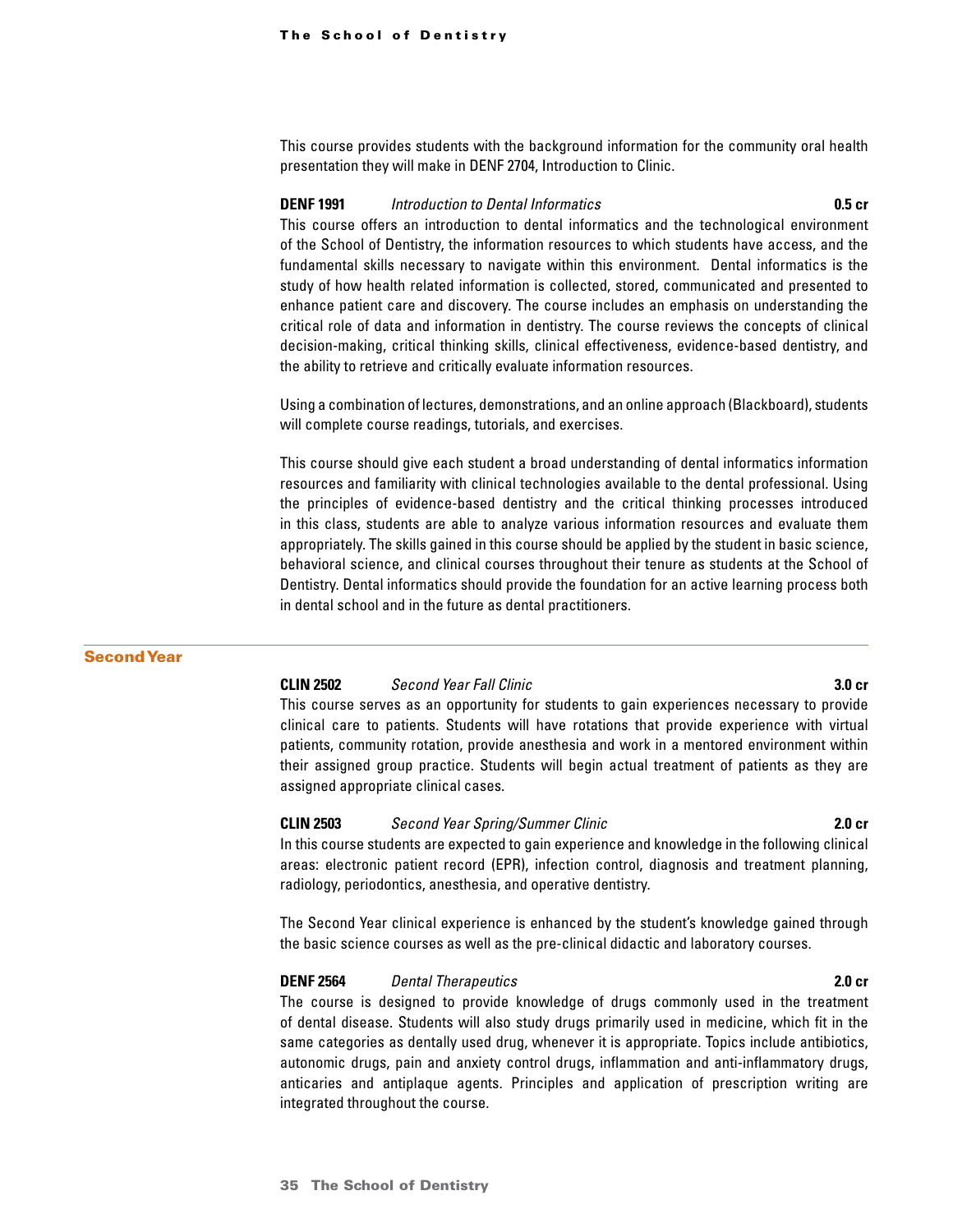This course provides students with the background information for the community oral health presentation they will make in DENF 2704, Introduction to Clinic.

**DENF 1991** *Introduction to Dental Informatics* **0.5 cr**

This course offers an introduction to dental informatics and the technological environment of the School of Dentistry, the information resources to which students have access, and the fundamental skills necessary to navigate within this environment. Dental informatics is the study of how health related information is collected, stored, communicated and presented to enhance patient care and discovery. The course includes an emphasis on understanding the critical role of data and information in dentistry. The course reviews the concepts of clinical decision-making, critical thinking skills, clinical effectiveness, evidence-based dentistry, and the ability to retrieve and critically evaluate information resources.

Using a combination of lectures, demonstrations, and an online approach (Blackboard), students will complete course readings, tutorials, and exercises.

This course should give each student a broad understanding of dental informatics information resources and familiarity with clinical technologies available to the dental professional. Using the principles of evidence-based dentistry and the critical thinking processes introduced in this class, students are able to analyze various information resources and evaluate them appropriately. The skills gained in this course should be applied by the student in basic science, behavioral science, and clinical courses throughout their tenure as students at the School of Dentistry. Dental informatics should provide the foundation for an active learning process both in dental school and in the future as dental practitioners.

## Second Year

**CLIN 2502** *Second Year Fall Clinic* **3.0 cr**

This course serves as an opportunity for students to gain experiences necessary to provide clinical care to patients. Students will have rotations that provide experience with virtual patients, community rotation, provide anesthesia and work in a mentored environment within their assigned group practice. Students will begin actual treatment of patients as they are assigned appropriate clinical cases.

**CLIN 2503** *Second Year Spring/Summer Clinic* **2.0 cr**

In this course students are expected to gain experience and knowledge in the following clinical areas: electronic patient record (EPR), infection control, diagnosis and treatment planning, radiology, periodontics, anesthesia, and operative dentistry.

The Second Year clinical experience is enhanced by the student's knowledge gained through the basic science courses as well as the pre-clinical didactic and laboratory courses.

**DENF 2564** *Dental Therapeutics* **2.0 cr**

The course is designed to provide knowledge of drugs commonly used in the treatment of dental disease. Students will also study drugs primarily used in medicine, which fit in the same categories as dentally used drug, whenever it is appropriate. Topics include antibiotics, autonomic drugs, pain and anxiety control drugs, inflammation and anti-inflammatory drugs, anticaries and antiplaque agents. Principles and application of prescription writing are integrated throughout the course.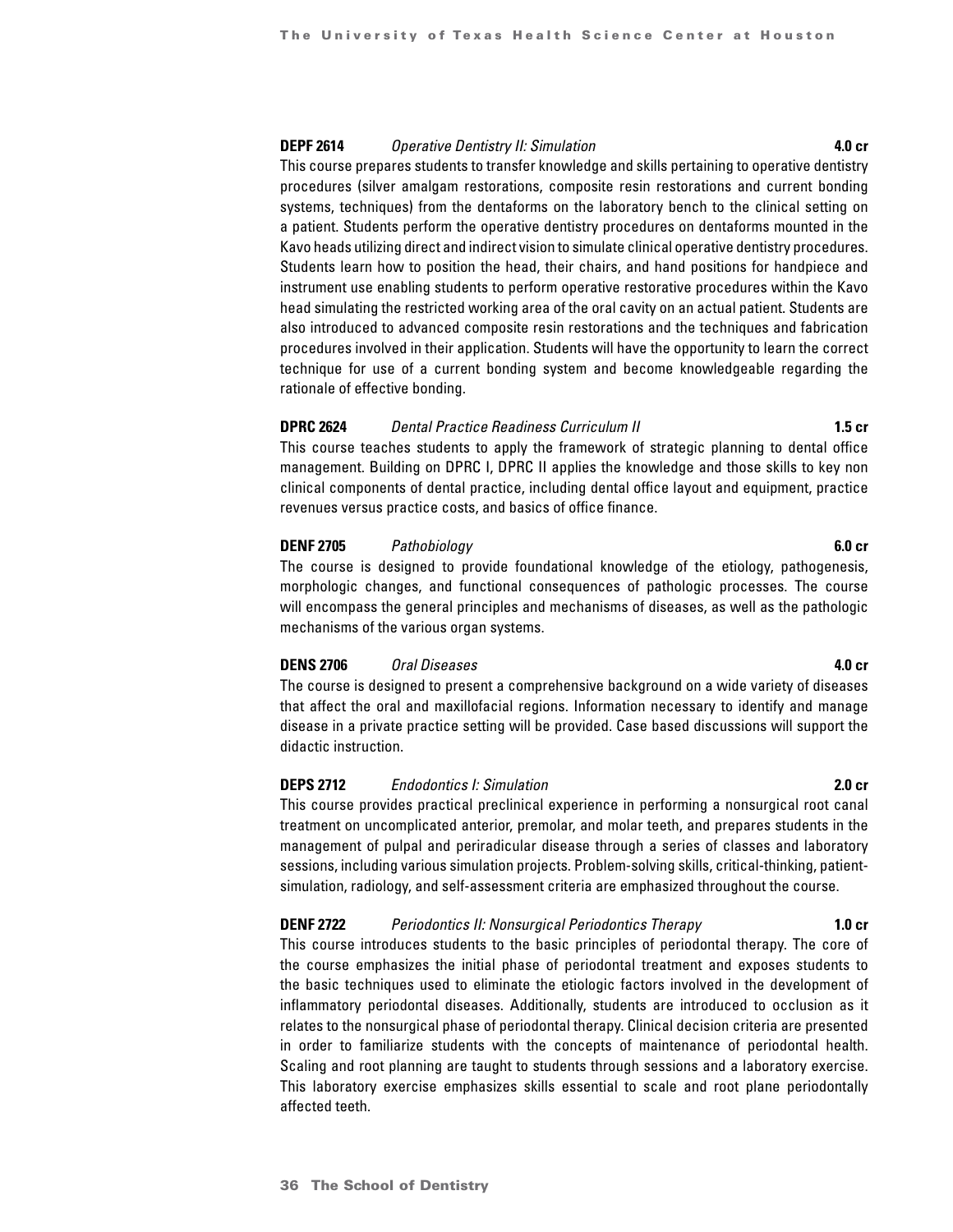**DEPF 2614** *Operative Dentistry II: Simulation* **4.0 cr**

This course prepares students to transfer knowledge and skills pertaining to operative dentistry procedures (silver amalgam restorations, composite resin restorations and current bonding systems, techniques) from the dentaforms on the laboratory bench to the clinical setting on a patient. Students perform the operative dentistry procedures on dentaforms mounted in the Kavo heads utilizing direct and indirect vision to simulate clinical operative dentistry procedures. Students learn how to position the head, their chairs, and hand positions for handpiece and instrument use enabling students to perform operative restorative procedures within the Kavo head simulating the restricted working area of the oral cavity on an actual patient. Students are also introduced to advanced composite resin restorations and the techniques and fabrication procedures involved in their application. Students will have the opportunity to learn the correct technique for use of a current bonding system and become knowledgeable regarding the rationale of effective bonding.

**DPRC 2624** *Dental Practice Readiness Curriculum II* **1.5 cr**

This course teaches students to apply the framework of strategic planning to dental office management. Building on DPRC I, DPRC II applies the knowledge and those skills to key non clinical components of dental practice, including dental office layout and equipment, practice revenues versus practice costs, and basics of office finance.

**DENF 2705** *Pathobiology* **6.0 cr**

The course is designed to provide foundational knowledge of the etiology, pathogenesis, morphologic changes, and functional consequences of pathologic processes. The course will encompass the general principles and mechanisms of diseases, as well as the pathologic mechanisms of the various organ systems.

**DENS 2706** *Oral Diseases* **4.0 cr**

The course is designed to present a comprehensive background on a wide variety of diseases that affect the oral and maxillofacial regions. Information necessary to identify and manage disease in a private practice setting will be provided. Case based discussions will support the didactic instruction.

**DEPS 2712** *Endodontics I: Simulation* **2.0 cr**

This course provides practical preclinical experience in performing a nonsurgical root canal treatment on uncomplicated anterior, premolar, and molar teeth, and prepares students in the management of pulpal and periradicular disease through a series of classes and laboratory sessions, including various simulation projects. Problem-solving skills, critical-thinking, patient-simulation, radiology, and self-assessment criteria are emphasized throughout the course.

**DENF 2722** *Periodontics II: Nonsurgical Periodontics Therapy* **1.0 cr**

This course introduces students to the basic principles of periodontal therapy. The core of the course emphasizes the initial phase of periodontal treatment and exposes students to the basic techniques used to eliminate the etiologic factors involved in the development of inflammatory periodontal diseases. Additionally, students are introduced to occlusion as it relates to the nonsurgical phase of periodontal therapy. Clinical decision criteria are presented in order to familiarize students with the concepts of maintenance of periodontal health. Scaling and root planning are taught to students through sessions and a laboratory exercise. This laboratory exercise emphasizes skills essential to scale and root plane periodontally affected teeth.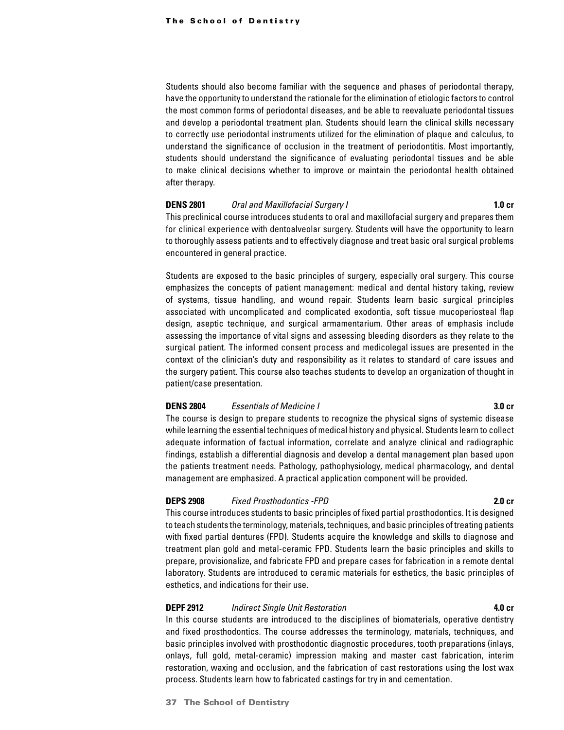Students should also become familiar with the sequence and phases of periodontal therapy, have the opportunity to understand the rationale for the elimination of etiologic factors to control the most common forms of periodontal diseases, and be able to reevaluate periodontal tissues and develop a periodontal treatment plan. Students should learn the clinical skills necessary to correctly use periodontal instruments utilized for the elimination of plaque and calculus, to understand the significance of occlusion in the treatment of periodontitis. Most importantly, students should understand the significance of evaluating periodontal tissues and be able to make clinical decisions whether to improve or maintain the periodontal health obtained after therapy.

**DENS 2801** *Oral and Maxillofacial Surgery I* **1.0 cr**

This preclinical course introduces students to oral and maxillofacial surgery and prepares them for clinical experience with dentoalveolar surgery. Students will have the opportunity to learn to thoroughly assess patients and to effectively diagnose and treat basic oral surgical problems encountered in general practice.

Students are exposed to the basic principles of surgery, especially oral surgery. This course emphasizes the concepts of patient management: medical and dental history taking, review of systems, tissue handling, and wound repair. Students learn basic surgical principles associated with uncomplicated and complicated exodontia, soft tissue mucoperiosteal flap design, aseptic technique, and surgical armamentarium. Other areas of emphasis include assessing the importance of vital signs and assessing bleeding disorders as they relate to the surgical patient. The informed consent process and medicolegal issues are presented in the context of the clinician's duty and responsibility as it relates to standard of care issues and the surgery patient. This course also teaches students to develop an organization of thought in patient/case presentation.

**DENS 2804** *Essentials of Medicine I* **3.0 cr**

The course is design to prepare students to recognize the physical signs of systemic disease while learning the essential techniques of medical history and physical. Students learn to collect adequate information of factual information, correlate and analyze clinical and radiographic findings, establish a differential diagnosis and develop a dental management plan based upon the patients treatment needs. Pathology, pathophysiology, medical pharmacology, and dental management are emphasized. A practical application component will be provided.

**DEPS 2908** *Fixed Prosthodontics -FPD* **2.0 cr**

This course introduces students to basic principles of fixed partial prosthodontics. It is designed to teach students the terminology, materials, techniques, and basic principles of treating patients with fixed partial dentures (FPD). Students acquire the knowledge and skills to diagnose and treatment plan gold and metal-ceramic FPD. Students learn the basic principles and skills to prepare, provisionalize, and fabricate FPD and prepare cases for fabrication in a remote dental laboratory. Students are introduced to ceramic materials for esthetics, the basic principles of esthetics, and indications for their use.

**DEPF 2912** *Indirect Single Unit Restoration* **4.0 cr**

In this course students are introduced to the disciplines of biomaterials, operative dentistry and fixed prosthodontics. The course addresses the terminology, materials, techniques, and basic principles involved with prosthodontic diagnostic procedures, tooth preparations (inlays, onlays, full gold, metal-ceramic) impression making and master cast fabrication, interim restoration, waxing and occlusion, and the fabrication of cast restorations using the lost wax process. Students learn how to fabricated castings for try in and cementation.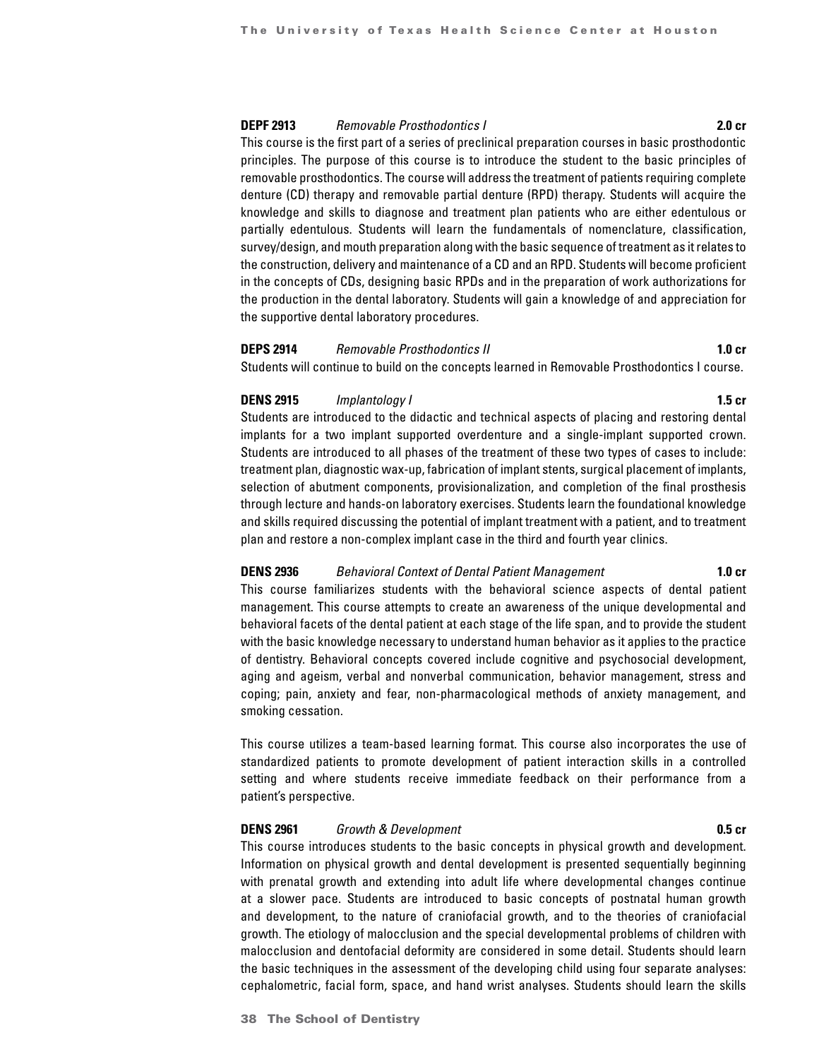**DEPF 2913** *Removable Prosthodontics I* **2.0 cr**

This course is the first part of a series of preclinical preparation courses in basic prosthodontic principles. The purpose of this course is to introduce the student to the basic principles of removable prosthodontics. The course will address the treatment of patients requiring complete denture (CD) therapy and removable partial denture (RPD) therapy. Students will acquire the knowledge and skills to diagnose and treatment plan patients who are either edentulous or partially edentulous. Students will learn the fundamentals of nomenclature, classification, survey/design, and mouth preparation along with the basic sequence of treatment as it relates to the construction, delivery and maintenance of a CD and an RPD. Students will become proficient in the concepts of CDs, designing basic RPDs and in the preparation of work authorizations for the production in the dental laboratory. Students will gain a knowledge of and appreciation for the supportive dental laboratory procedures.

**DEPS 2914** *Removable Prosthodontics II* **1.0 cr**

Students will continue to build on the concepts learned in Removable Prosthodontics I course.

**DENS 2915** *Implantology I* **1.5 cr**

Students are introduced to the didactic and technical aspects of placing and restoring dental implants for a two implant supported overdenture and a single-implant supported crown. Students are introduced to all phases of the treatment of these two types of cases to include: treatment plan, diagnostic wax-up, fabrication of implant stents, surgical placement of implants, selection of abutment components, provisionalization, and completion of the final prosthesis through lecture and hands-on laboratory exercises. Students learn the foundational knowledge and skills required discussing the potential of implant treatment with a patient, and to treatment plan and restore a non-complex implant case in the third and fourth year clinics.

**DENS 2936** *Behavioral Context of Dental Patient Management* **1.0 cr**

This course familiarizes students with the behavioral science aspects of dental patient management. This course attempts to create an awareness of the unique developmental and behavioral facets of the dental patient at each stage of the life span, and to provide the student with the basic knowledge necessary to understand human behavior as it applies to the practice of dentistry. Behavioral concepts covered include cognitive and psychosocial development, aging and ageism, verbal and nonverbal communication, behavior management, stress and coping; pain, anxiety and fear, non-pharmacological methods of anxiety management, and smoking cessation.

This course utilizes a team-based learning format. This course also incorporates the use of standardized patients to promote development of patient interaction skills in a controlled setting and where students receive immediate feedback on their performance from a patient's perspective.

**DENS 2961** *Growth & Development* **0.5 cr**

This course introduces students to the basic concepts in physical growth and development. Information on physical growth and dental development is presented sequentially beginning with prenatal growth and extending into adult life where developmental changes continue at a slower pace. Students are introduced to basic concepts of postnatal human growth and development, to the nature of craniofacial growth, and to the theories of craniofacial growth. The etiology of malocclusion and the special developmental problems of children with malocclusion and dentofacial deformity are considered in some detail. Students should learn the basic techniques in the assessment of the developing child using four separate analyses: cephalometric, facial form, space, and hand wrist analyses. Students should learn the skills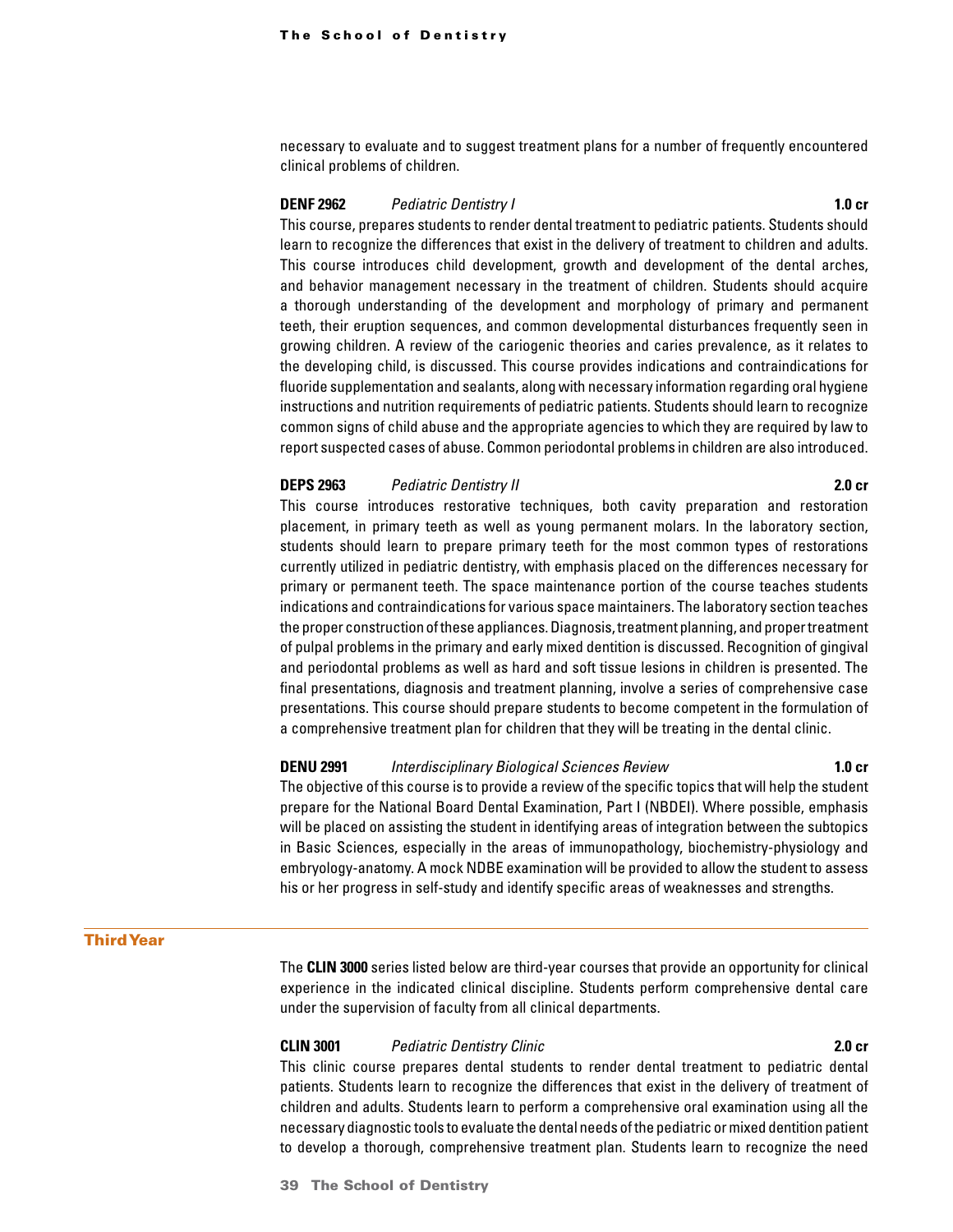necessary to evaluate and to suggest treatment plans for a number of frequently encountered clinical problems of children.

**DENF 2962** *Pediatric Dentistry I* **1.0 cr**

This course, prepares students to render dental treatment to pediatric patients. Students should learn to recognize the differences that exist in the delivery of treatment to children and adults. This course introduces child development, growth and development of the dental arches, and behavior management necessary in the treatment of children. Students should acquire a thorough understanding of the development and morphology of primary and permanent teeth, their eruption sequences, and common developmental disturbances frequently seen in growing children. A review of the cariogenic theories and caries prevalence, as it relates to the developing child, is discussed. This course provides indications and contraindications for fluoride supplementation and sealants, along with necessary information regarding oral hygiene instructions and nutrition requirements of pediatric patients. Students should learn to recognize common signs of child abuse and the appropriate agencies to which they are required by law to report suspected cases of abuse. Common periodontal problems in children are also introduced.

**DEPS 2963** *Pediatric Dentistry II* **2.0 cr**

This course introduces restorative techniques, both cavity preparation and restoration placement, in primary teeth as well as young permanent molars. In the laboratory section, students should learn to prepare primary teeth for the most common types of restorations currently utilized in pediatric dentistry, with emphasis placed on the differences necessary for primary or permanent teeth. The space maintenance portion of the course teaches students indications and contraindications for various space maintainers. The laboratory section teaches the proper construction of these appliances. Diagnosis, treatment planning, and proper treatment of pulpal problems in the primary and early mixed dentition is discussed. Recognition of gingival and periodontal problems as well as hard and soft tissue lesions in children is presented. The final presentations, diagnosis and treatment planning, involve a series of comprehensive case presentations. This course should prepare students to become competent in the formulation of a comprehensive treatment plan for children that they will be treating in the dental clinic.

**DENU 2991** *Interdisciplinary Biological Sciences Review* **1.0 cr**

The objective of this course is to provide a review of the specific topics that will help the student prepare for the National Board Dental Examination, Part I (NBDEI). Where possible, emphasis will be placed on assisting the student in identifying areas of integration between the subtopics in Basic Sciences, especially in the areas of immunopathology, biochemistry-physiology and embryology-anatomy. A mock NDBE examination will be provided to allow the student to assess his or her progress in self-study and identify specific areas of weaknesses and strengths.

## Third Year

The **CLIN 3000** series listed below are third-year courses that provide an opportunity for clinical experience in the indicated clinical discipline. Students perform comprehensive dental care under the supervision of faculty from all clinical departments.

**CLIN 3001** *Pediatric Dentistry Clinic* **2.0 cr**

This clinic course prepares dental students to render dental treatment to pediatric dental patients. Students learn to recognize the differences that exist in the delivery of treatment of children and adults. Students learn to perform a comprehensive oral examination using all the necessary diagnostic tools to evaluate the dental needs of the pediatric or mixed dentition patient to develop a thorough, comprehensive treatment plan. Students learn to recognize the need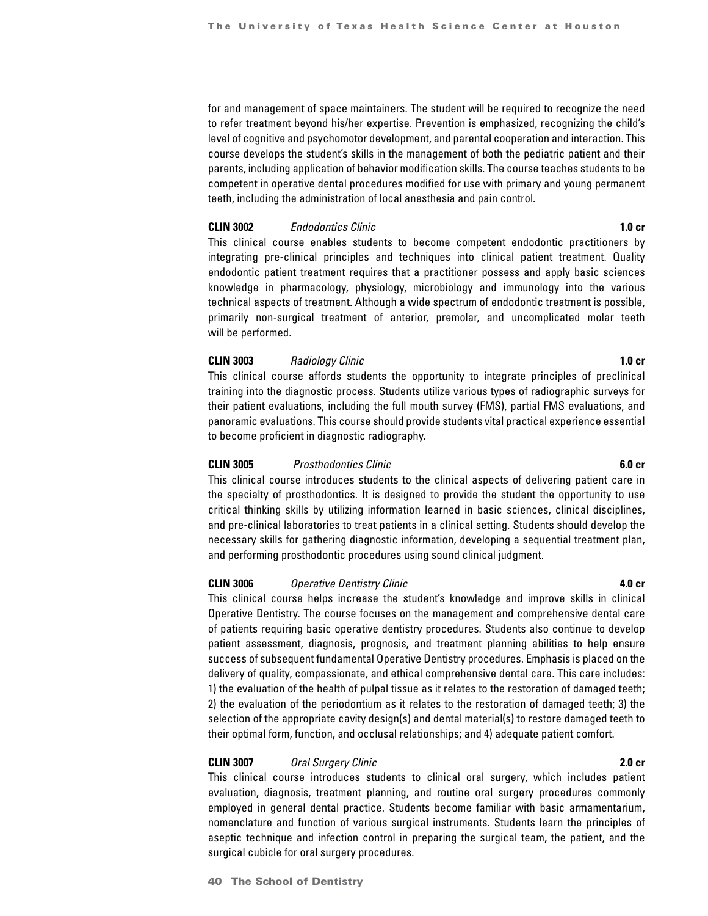for and management of space maintainers. The student will be required to recognize the need to refer treatment beyond his/her expertise. Prevention is emphasized, recognizing the child's level of cognitive and psychomotor development, and parental cooperation and interaction. This course develops the student's skills in the management of both the pediatric patient and their parents, including application of behavior modification skills. The course teaches students to be competent in operative dental procedures modified for use with primary and young permanent teeth, including the administration of local anesthesia and pain control.

**CLIN 3002** *Endodontics Clinic* **1.0 cr**

This clinical course enables students to become competent endodontic practitioners by integrating pre-clinical principles and techniques into clinical patient treatment. Quality endodontic patient treatment requires that a practitioner possess and apply basic sciences knowledge in pharmacology, physiology, microbiology and immunology into the various technical aspects of treatment. Although a wide spectrum of endodontic treatment is possible, primarily non-surgical treatment of anterior, premolar, and uncomplicated molar teeth will be performed.

**CLIN 3003** *Radiology Clinic* **1.0 cr**

This clinical course affords students the opportunity to integrate principles of preclinical training into the diagnostic process. Students utilize various types of radiographic surveys for their patient evaluations, including the full mouth survey (FMS), partial FMS evaluations, and panoramic evaluations. This course should provide students vital practical experience essential to become proficient in diagnostic radiography.

**CLIN 3005** *Prosthodontics Clinic* **6.0 cr**

This clinical course introduces students to the clinical aspects of delivering patient care in the specialty of prosthodontics. It is designed to provide the student the opportunity to use critical thinking skills by utilizing information learned in basic sciences, clinical disciplines, and pre-clinical laboratories to treat patients in a clinical setting. Students should develop the necessary skills for gathering diagnostic information, developing a sequential treatment plan, and performing prosthodontic procedures using sound clinical judgment.

**CLIN 3006** *Operative Dentistry Clinic* **4.0 cr**

This clinical course helps increase the student's knowledge and improve skills in clinical Operative Dentistry. The course focuses on the management and comprehensive dental care of patients requiring basic operative dentistry procedures. Students also continue to develop patient assessment, diagnosis, prognosis, and treatment planning abilities to help ensure success of subsequent fundamental Operative Dentistry procedures. Emphasis is placed on the delivery of quality, compassionate, and ethical comprehensive dental care. This care includes: 1) the evaluation of the health of pulpal tissue as it relates to the restoration of damaged teeth; 2) the evaluation of the periodontium as it relates to the restoration of damaged teeth; 3) the selection of the appropriate cavity design(s) and dental material(s) to restore damaged teeth to their optimal form, function, and occlusal relationships; and 4) adequate patient comfort.

**CLIN 3007** *Oral Surgery Clinic* **2.0 cr**

This clinical course introduces students to clinical oral surgery, which includes patient evaluation, diagnosis, treatment planning, and routine oral surgery procedures commonly employed in general dental practice. Students become familiar with basic armamentarium, nomenclature and function of various surgical instruments. Students learn the principles of aseptic technique and infection control in preparing the surgical team, the patient, and the surgical cubicle for oral surgery procedures.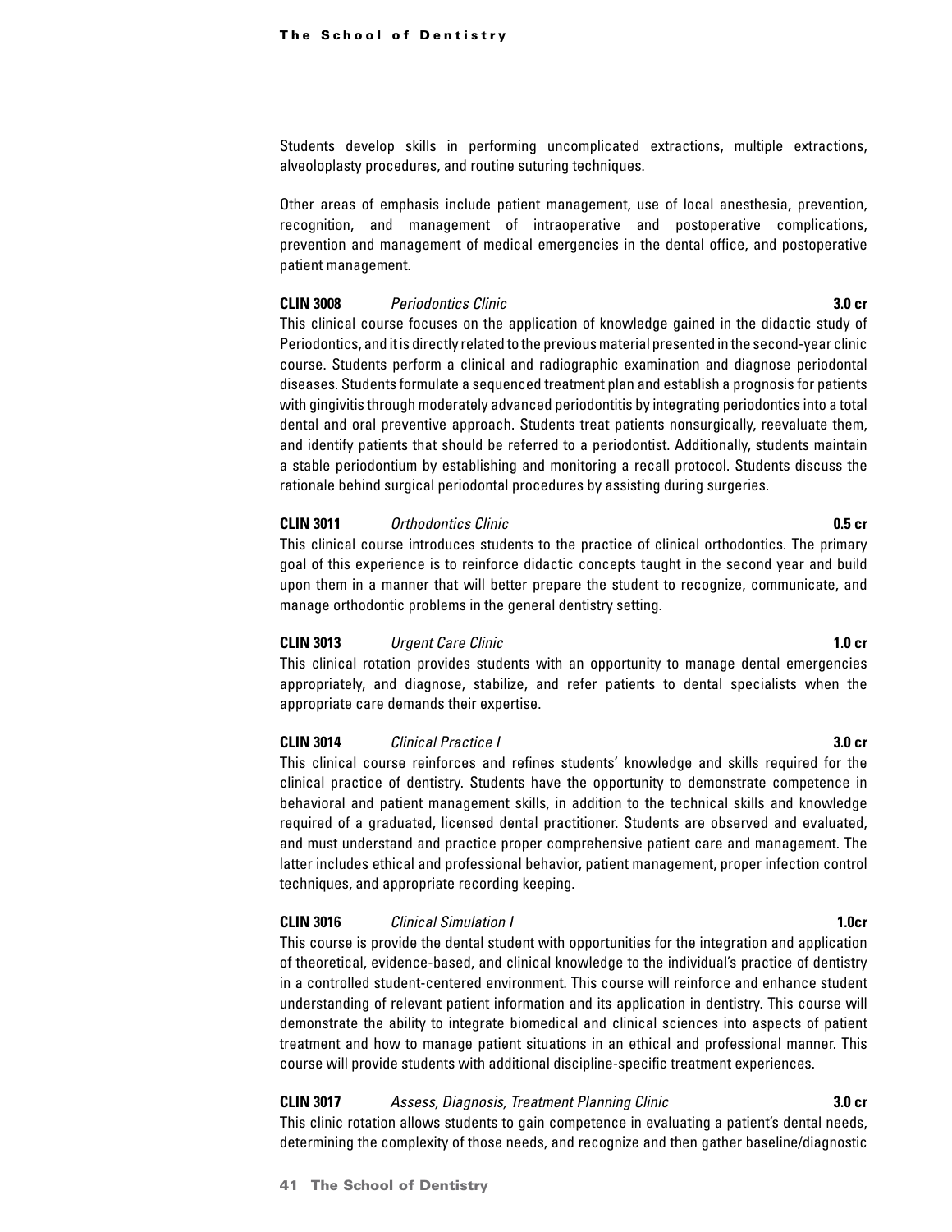Students develop skills in performing uncomplicated extractions, multiple extractions, alveoloplasty procedures, and routine suturing techniques.

Other areas of emphasis include patient management, use of local anesthesia, prevention, recognition, and management of intraoperative and postoperative complications, prevention and management of medical emergencies in the dental office, and postoperative patient management.

**CLIN 3008** *Periodontics Clinic* **3.0 cr**

This clinical course focuses on the application of knowledge gained in the didactic study of Periodontics, and it is directly related to the previous material presented in the second-year clinic course. Students perform a clinical and radiographic examination and diagnose periodontal diseases. Students formulate a sequenced treatment plan and establish a prognosis for patients with gingivitis through moderately advanced periodontitis by integrating periodontics into a total dental and oral preventive approach. Students treat patients nonsurgically, reevaluate them, and identify patients that should be referred to a periodontist. Additionally, students maintain a stable periodontium by establishing and monitoring a recall protocol. Students discuss the rationale behind surgical periodontal procedures by assisting during surgeries.

**CLIN 3011** *Orthodontics Clinic* **0.5 cr**

This clinical course introduces students to the practice of clinical orthodontics. The primary goal of this experience is to reinforce didactic concepts taught in the second year and build upon them in a manner that will better prepare the student to recognize, communicate, and manage orthodontic problems in the general dentistry setting.

**CLIN 3013** *Urgent Care Clinic* **1.0 cr**

This clinical rotation provides students with an opportunity to manage dental emergencies appropriately, and diagnose, stabilize, and refer patients to dental specialists when the appropriate care demands their expertise.

**CLIN 3014** *Clinical Practice I* **3.0 cr**

This clinical course reinforces and refines students' knowledge and skills required for the clinical practice of dentistry. Students have the opportunity to demonstrate competence in behavioral and patient management skills, in addition to the technical skills and knowledge required of a graduated, licensed dental practitioner. Students are observed and evaluated, and must understand and practice proper comprehensive patient care and management. The latter includes ethical and professional behavior, patient management, proper infection control techniques, and appropriate recording keeping.

**CLIN 3016** *Clinical Simulation I* **1.0cr**

This course is provide the dental student with opportunities for the integration and application of theoretical, evidence-based, and clinical knowledge to the individual's practice of dentistry in a controlled student-centered environment. This course will reinforce and enhance student understanding of relevant patient information and its application in dentistry. This course will demonstrate the ability to integrate biomedical and clinical sciences into aspects of patient treatment and how to manage patient situations in an ethical and professional manner. This course will provide students with additional discipline-specific treatment experiences.

**CLIN 3017** *Assess, Diagnosis, Treatment Planning Clinic* **3.0 cr**

This clinic rotation allows students to gain competence in evaluating a patient's dental needs, determining the complexity of those needs, and recognize and then gather baseline/diagnostic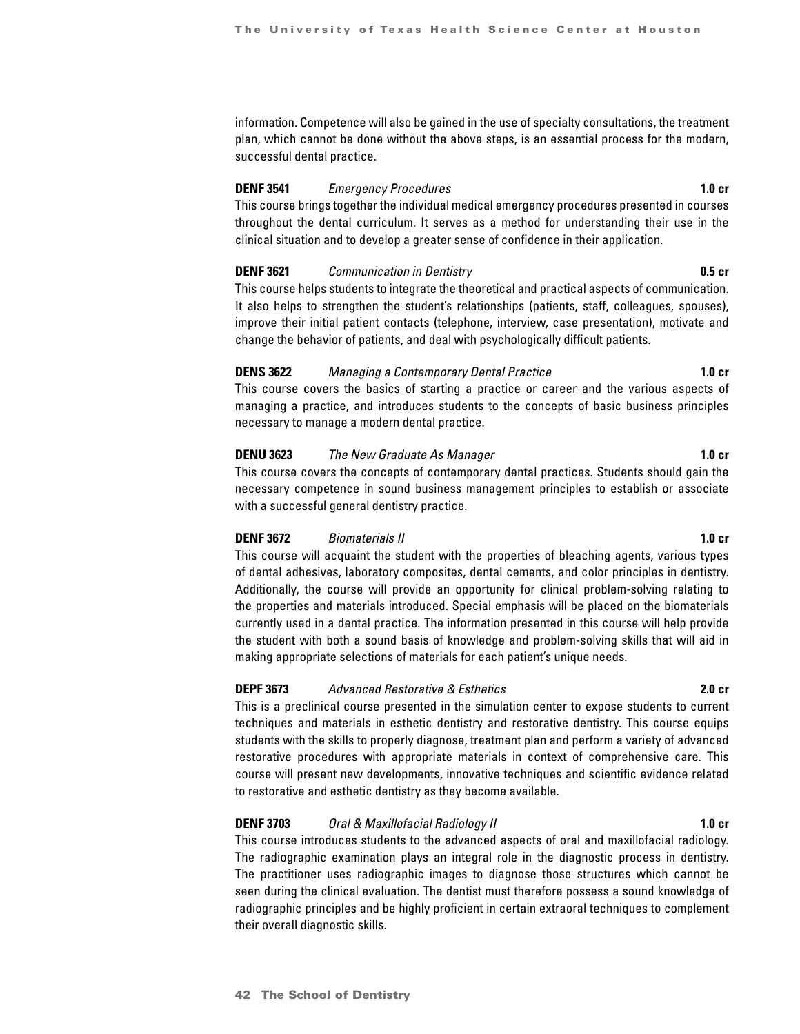information. Competence will also be gained in the use of specialty consultations, the treatment plan, which cannot be done without the above steps, is an essential process for the modern, successful dental practice.

**DENF 3541** *Emergency Procedures* **1.0 cr**

This course brings together the individual medical emergency procedures presented in courses throughout the dental curriculum. It serves as a method for understanding their use in the clinical situation and to develop a greater sense of confidence in their application.

**DENF 3621** *Communication in Dentistry* **0.5 cr**

This course helps students to integrate the theoretical and practical aspects of communication. It also helps to strengthen the student's relationships (patients, staff, colleagues, spouses), improve their initial patient contacts (telephone, interview, case presentation), motivate and change the behavior of patients, and deal with psychologically difficult patients.

**DENS 3622** *Managing a Contemporary Dental Practice* **1.0 cr**

This course covers the basics of starting a practice or career and the various aspects of managing a practice, and introduces students to the concepts of basic business principles necessary to manage a modern dental practice.

**DENU 3623** *The New Graduate As Manager* **1.0 cr**

This course covers the concepts of contemporary dental practices. Students should gain the necessary competence in sound business management principles to establish or associate with a successful general dentistry practice.

**DENF 3672** *Biomaterials II* **1.0 cr**

This course will acquaint the student with the properties of bleaching agents, various types of dental adhesives, laboratory composites, dental cements, and color principles in dentistry. Additionally, the course will provide an opportunity for clinical problem-solving relating to the properties and materials introduced. Special emphasis will be placed on the biomaterials currently used in a dental practice. The information presented in this course will help provide the student with both a sound basis of knowledge and problem-solving skills that will aid in making appropriate selections of materials for each patient's unique needs.

**DEPF 3673** *Advanced Restorative & Esthetics* **2.0 cr**

This is a preclinical course presented in the simulation center to expose students to current techniques and materials in esthetic dentistry and restorative dentistry. This course equips students with the skills to properly diagnose, treatment plan and perform a variety of advanced restorative procedures with appropriate materials in context of comprehensive care. This course will present new developments, innovative techniques and scientific evidence related to restorative and esthetic dentistry as they become available.

**DENF 3703** *Oral & Maxillofacial Radiology II* **1.0 cr**

This course introduces students to the advanced aspects of oral and maxillofacial radiology. The radiographic examination plays an integral role in the diagnostic process in dentistry. The practitioner uses radiographic images to diagnose those structures which cannot be seen during the clinical evaluation. The dentist must therefore possess a sound knowledge of radiographic principles and be highly proficient in certain extraoral techniques to complement their overall diagnostic skills.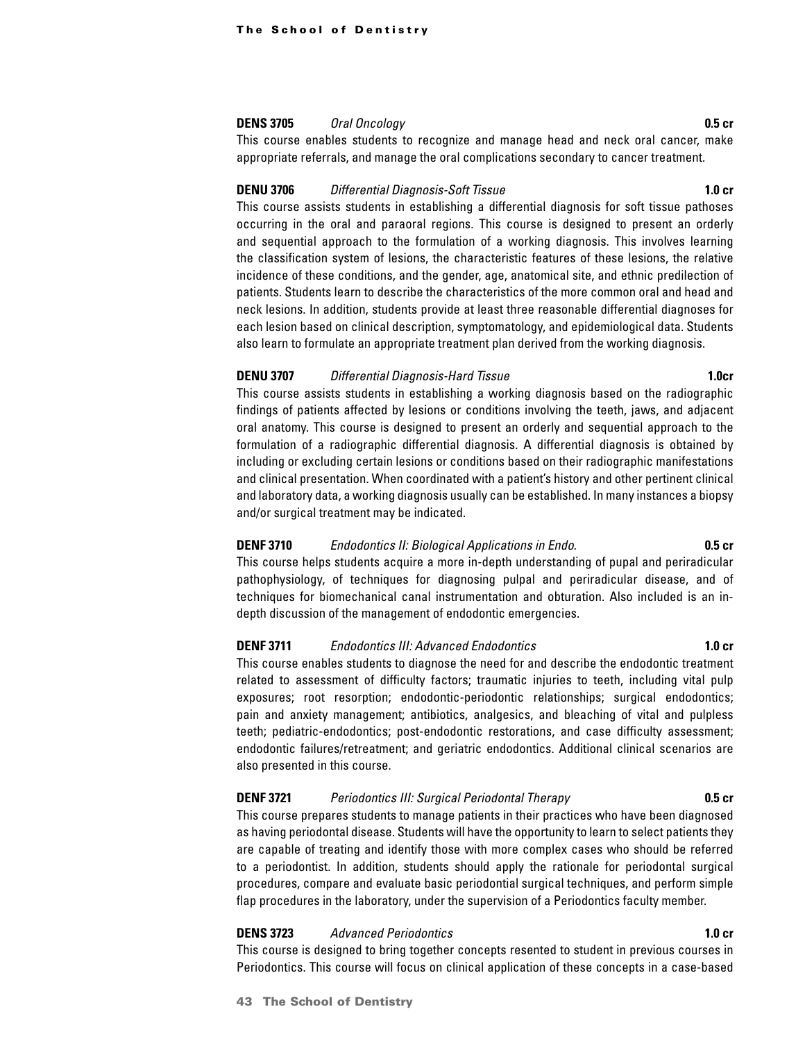**DENS 3705** *Oral Oncology* **0.5 cr**

This course enables students to recognize and manage head and neck oral cancer, make appropriate referrals, and manage the oral complications secondary to cancer treatment.

**DENU 3706** *Differential Diagnosis-Soft Tissue* **1.0 cr**

This course assists students in establishing a differential diagnosis for soft tissue pathoses occurring in the oral and paraoral regions. This course is designed to present an orderly and sequential approach to the formulation of a working diagnosis. This involves learning the classification system of lesions, the characteristic features of these lesions, the relative incidence of these conditions, and the gender, age, anatomical site, and ethnic predilection of patients. Students learn to describe the characteristics of the more common oral and head and neck lesions. In addition, students provide at least three reasonable differential diagnoses for each lesion based on clinical description, symptomatology, and epidemiological data. Students also learn to formulate an appropriate treatment plan derived from the working diagnosis.

**DENU 3707** *Differential Diagnosis-Hard Tissue* **1.0cr**

This course assists students in establishing a working diagnosis based on the radiographic findings of patients affected by lesions or conditions involving the teeth, jaws, and adjacent oral anatomy. This course is designed to present an orderly and sequential approach to the formulation of a radiographic differential diagnosis. A differential diagnosis is obtained by including or excluding certain lesions or conditions based on their radiographic manifestations and clinical presentation. When coordinated with a patient's history and other pertinent clinical and laboratory data, a working diagnosis usually can be established. In many instances a biopsy and/or surgical treatment may be indicated.

**DENF 3710** *Endodontics II: Biological Applications in Endo.* **0.5 cr**

This course helps students acquire a more in-depth understanding of pupal and periradicular pathophysiology, of techniques for diagnosing pulpal and periradicular disease, and of techniques for biomechanical canal instrumentation and obturation. Also included is an in-depth discussion of the management of endodontic emergencies.

**DENF 3711** *Endodontics III: Advanced Endodontics* **1.0 cr**

This course enables students to diagnose the need for and describe the endodontic treatment related to assessment of difficulty factors; traumatic injuries to teeth, including vital pulp exposures; root resorption; endodontic-periodontic relationships; surgical endodontics; pain and anxiety management; antibiotics, analgesics, and bleaching of vital and pulpless teeth; pediatric-endodontics; post-endodontic restorations, and case difficulty assessment; endodontic failures/retreatment; and geriatric endodontics. Additional clinical scenarios are also presented in this course.

**DENF 3721** *Periodontics III: Surgical Periodontal Therapy* **0.5 cr**

This course prepares students to manage patients in their practices who have been diagnosed as having periodontal disease. Students will have the opportunity to learn to select patients they are capable of treating and identify those with more complex cases who should be referred to a periodontist. In addition, students should apply the rationale for periodontal surgical procedures, compare and evaluate basic periodontial surgical techniques, and perform simple flap procedures in the laboratory, under the supervision of a Periodontics faculty member.

**DENS 3723** *Advanced Periodontics* **1.0 cr**

This course is designed to bring together concepts resented to student in previous courses in Periodontics. This course will focus on clinical application of these concepts in a case-based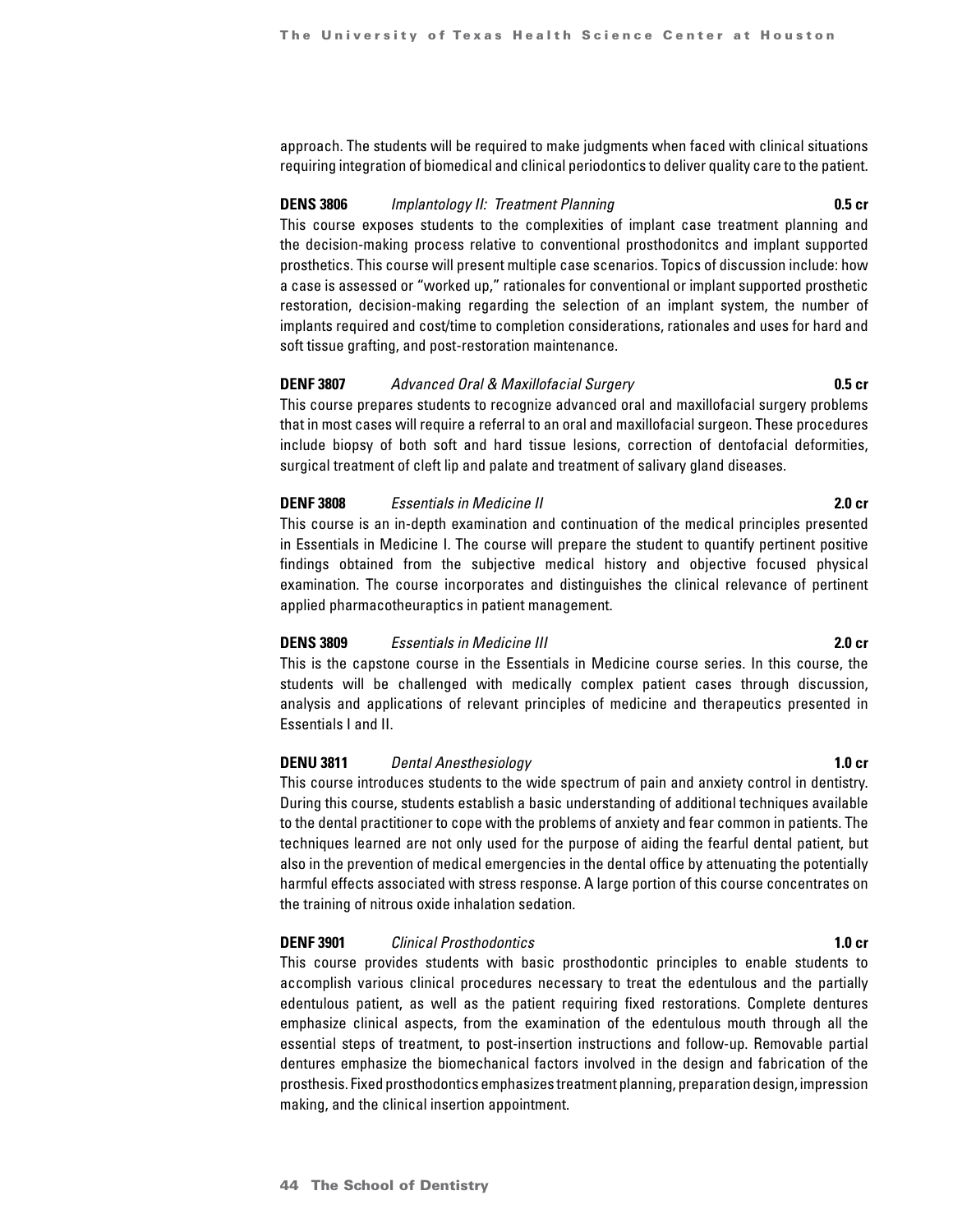approach. The students will be required to make judgments when faced with clinical situations requiring integration of biomedical and clinical periodontics to deliver quality care to the patient.

**DENS 3806** *Implantology II: Treatment Planning* **0.5 cr**

This course exposes students to the complexities of implant case treatment planning and the decision-making process relative to conventional prosthodonitcs and implant supported prosthetics. This course will present multiple case scenarios. Topics of discussion include: how a case is assessed or "worked up," rationales for conventional or implant supported prosthetic restoration, decision-making regarding the selection of an implant system, the number of implants required and cost/time to completion considerations, rationales and uses for hard and soft tissue grafting, and post-restoration maintenance.

**DENF 3807** *Advanced Oral & Maxillofacial Surgery* **0.5 cr**

This course prepares students to recognize advanced oral and maxillofacial surgery problems that in most cases will require a referral to an oral and maxillofacial surgeon. These procedures include biopsy of both soft and hard tissue lesions, correction of dentofacial deformities, surgical treatment of cleft lip and palate and treatment of salivary gland diseases.

**DENF 3808** *Essentials in Medicine II* **2.0 cr**

This course is an in-depth examination and continuation of the medical principles presented in Essentials in Medicine I. The course will prepare the student to quantify pertinent positive findings obtained from the subjective medical history and objective focused physical examination. The course incorporates and distinguishes the clinical relevance of pertinent applied pharmacotheuraptics in patient management.

**DENS 3809** *Essentials in Medicine III* **2.0 cr**

This is the capstone course in the Essentials in Medicine course series. In this course, the students will be challenged with medically complex patient cases through discussion, analysis and applications of relevant principles of medicine and therapeutics presented in Essentials I and II.

**DENU 3811** *Dental Anesthesiology* **1.0 cr**

This course introduces students to the wide spectrum of pain and anxiety control in dentistry. During this course, students establish a basic understanding of additional techniques available to the dental practitioner to cope with the problems of anxiety and fear common in patients. The techniques learned are not only used for the purpose of aiding the fearful dental patient, but also in the prevention of medical emergencies in the dental office by attenuating the potentially harmful effects associated with stress response. A large portion of this course concentrates on the training of nitrous oxide inhalation sedation.

**DENF 3901** *Clinical Prosthodontics* **1.0 cr**

This course provides students with basic prosthodontic principles to enable students to accomplish various clinical procedures necessary to treat the edentulous and the partially edentulous patient, as well as the patient requiring fixed restorations. Complete dentures emphasize clinical aspects, from the examination of the edentulous mouth through all the essential steps of treatment, to post-insertion instructions and follow-up. Removable partial dentures emphasize the biomechanical factors involved in the design and fabrication of the prosthesis. Fixed prosthodontics emphasizes treatment planning, preparation design, impression making, and the clinical insertion appointment.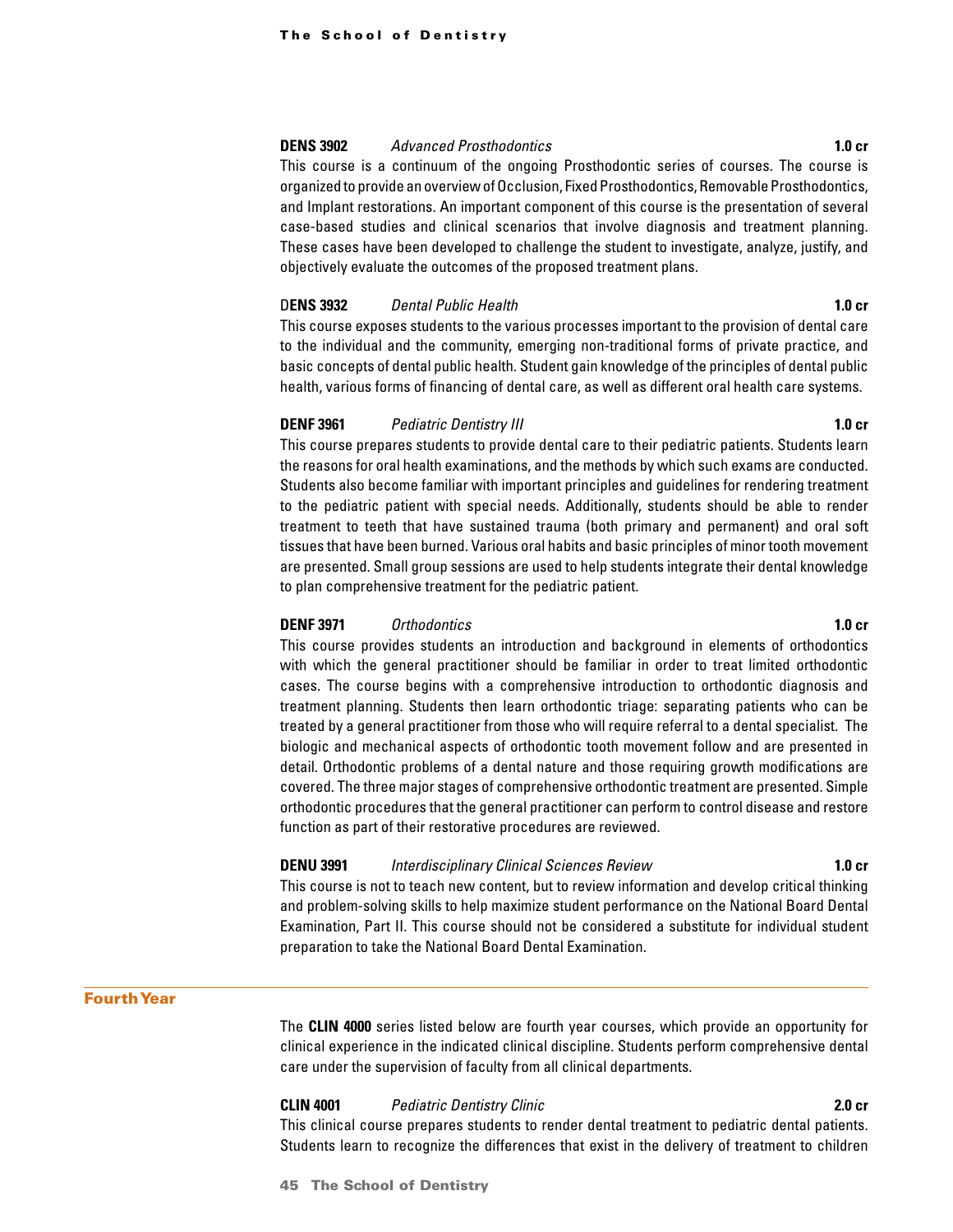**DENS 3902** *Advanced Prosthodontics* **1.0 cr**

This course is a continuum of the ongoing Prosthodontic series of courses. The course is organized to provide an overview of Occlusion, Fixed Prosthodontics, Removable Prosthodontics, and Implant restorations. An important component of this course is the presentation of several case-based studies and clinical scenarios that involve diagnosis and treatment planning. These cases have been developed to challenge the student to investigate, analyze, justify, and objectively evaluate the outcomes of the proposed treatment plans.

D**ENS 3932** *Dental Public Health* **1.0 cr**

This course exposes students to the various processes important to the provision of dental care to the individual and the community, emerging non-traditional forms of private practice, and basic concepts of dental public health. Student gain knowledge of the principles of dental public health, various forms of financing of dental care, as well as different oral health care systems.

**DENF 3961** *Pediatric Dentistry III* **1.0 cr**

This course prepares students to provide dental care to their pediatric patients. Students learn the reasons for oral health examinations, and the methods by which such exams are conducted. Students also become familiar with important principles and guidelines for rendering treatment to the pediatric patient with special needs. Additionally, students should be able to render treatment to teeth that have sustained trauma (both primary and permanent) and oral soft tissues that have been burned. Various oral habits and basic principles of minor tooth movement are presented. Small group sessions are used to help students integrate their dental knowledge to plan comprehensive treatment for the pediatric patient.

**DENF 3971** *Orthodontics* **1.0 cr**

This course provides students an introduction and background in elements of orthodontics with which the general practitioner should be familiar in order to treat limited orthodontic cases. The course begins with a comprehensive introduction to orthodontic diagnosis and treatment planning. Students then learn orthodontic triage: separating patients who can be treated by a general practitioner from those who will require referral to a dental specialist. The biologic and mechanical aspects of orthodontic tooth movement follow and are presented in detail. Orthodontic problems of a dental nature and those requiring growth modifications are covered. The three major stages of comprehensive orthodontic treatment are presented. Simple orthodontic procedures that the general practitioner can perform to control disease and restore function as part of their restorative procedures are reviewed.

**DENU 3991** *Interdisciplinary Clinical Sciences Review* **1.0 cr**

This course is not to teach new content, but to review information and develop critical thinking and problem-solving skills to help maximize student performance on the National Board Dental Examination, Part II. This course should not be considered a substitute for individual student preparation to take the National Board Dental Examination.

## Fourth Year

The **CLIN 4000** series listed below are fourth year courses, which provide an opportunity for clinical experience in the indicated clinical discipline. Students perform comprehensive dental care under the supervision of faculty from all clinical departments.

**CLIN 4001** *Pediatric Dentistry Clinic* **2.0 cr**

This clinical course prepares students to render dental treatment to pediatric dental patients. Students learn to recognize the differences that exist in the delivery of treatment to children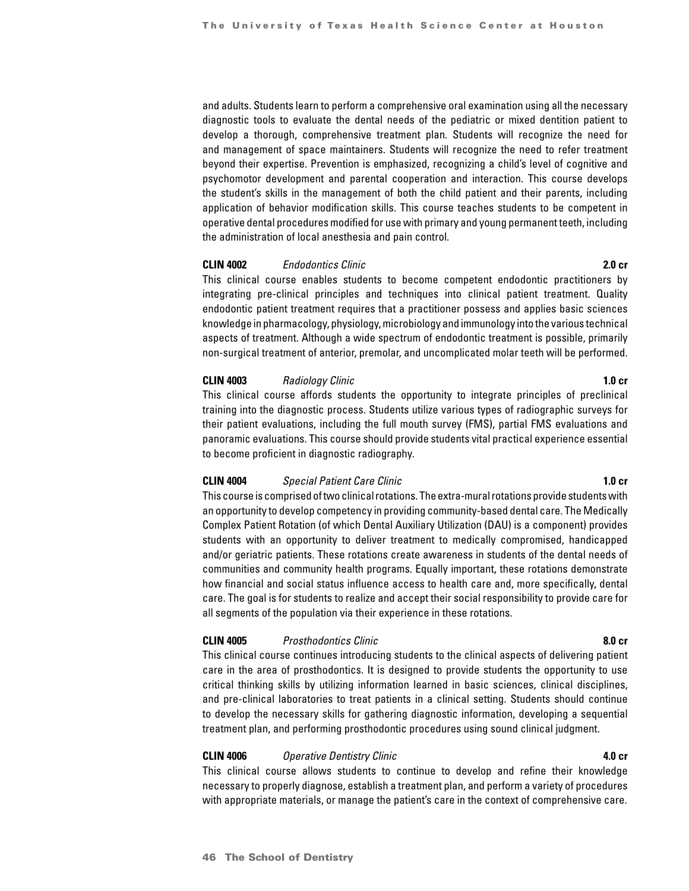and adults. Students learn to perform a comprehensive oral examination using all the necessary diagnostic tools to evaluate the dental needs of the pediatric or mixed dentition patient to develop a thorough, comprehensive treatment plan. Students will recognize the need for and management of space maintainers. Students will recognize the need to refer treatment beyond their expertise. Prevention is emphasized, recognizing a child's level of cognitive and psychomotor development and parental cooperation and interaction. This course develops the student's skills in the management of both the child patient and their parents, including application of behavior modification skills. This course teaches students to be competent in operative dental procedures modified for use with primary and young permanent teeth, including the administration of local anesthesia and pain control.

**CLIN 4002** *Endodontics Clinic* **2.0 cr**

This clinical course enables students to become competent endodontic practitioners by integrating pre-clinical principles and techniques into clinical patient treatment. Quality endodontic patient treatment requires that a practitioner possess and applies basic sciences knowledge in pharmacology, physiology, microbiology and immunology into the various technical aspects of treatment. Although a wide spectrum of endodontic treatment is possible, primarily non-surgical treatment of anterior, premolar, and uncomplicated molar teeth will be performed.

**CLIN 4003** *Radiology Clinic* **1.0 cr**

This clinical course affords students the opportunity to integrate principles of preclinical training into the diagnostic process. Students utilize various types of radiographic surveys for their patient evaluations, including the full mouth survey (FMS), partial FMS evaluations and panoramic evaluations. This course should provide students vital practical experience essential to become proficient in diagnostic radiography.

**CLIN 4004** *Special Patient Care Clinic* **1.0 cr**

This course is comprised of two clinical rotations. The extra-mural rotations provide students with an opportunity to develop competency in providing community-based dental care. The Medically Complex Patient Rotation (of which Dental Auxiliary Utilization (DAU) is a component) provides students with an opportunity to deliver treatment to medically compromised, handicapped and/or geriatric patients. These rotations create awareness in students of the dental needs of communities and community health programs. Equally important, these rotations demonstrate how financial and social status influence access to health care and, more specifically, dental care. The goal is for students to realize and accept their social responsibility to provide care for all segments of the population via their experience in these rotations.

**CLIN 4005** *Prosthodontics Clinic* **8.0 cr**

This clinical course continues introducing students to the clinical aspects of delivering patient care in the area of prosthodontics. It is designed to provide students the opportunity to use critical thinking skills by utilizing information learned in basic sciences, clinical disciplines, and pre-clinical laboratories to treat patients in a clinical setting. Students should continue to develop the necessary skills for gathering diagnostic information, developing a sequential treatment plan, and performing prosthodontic procedures using sound clinical judgment.

**CLIN 4006** *Operative Dentistry Clinic* **4.0 cr**

This clinical course allows students to continue to develop and refine their knowledge necessary to properly diagnose, establish a treatment plan, and perform a variety of procedures with appropriate materials, or manage the patient's care in the context of comprehensive care.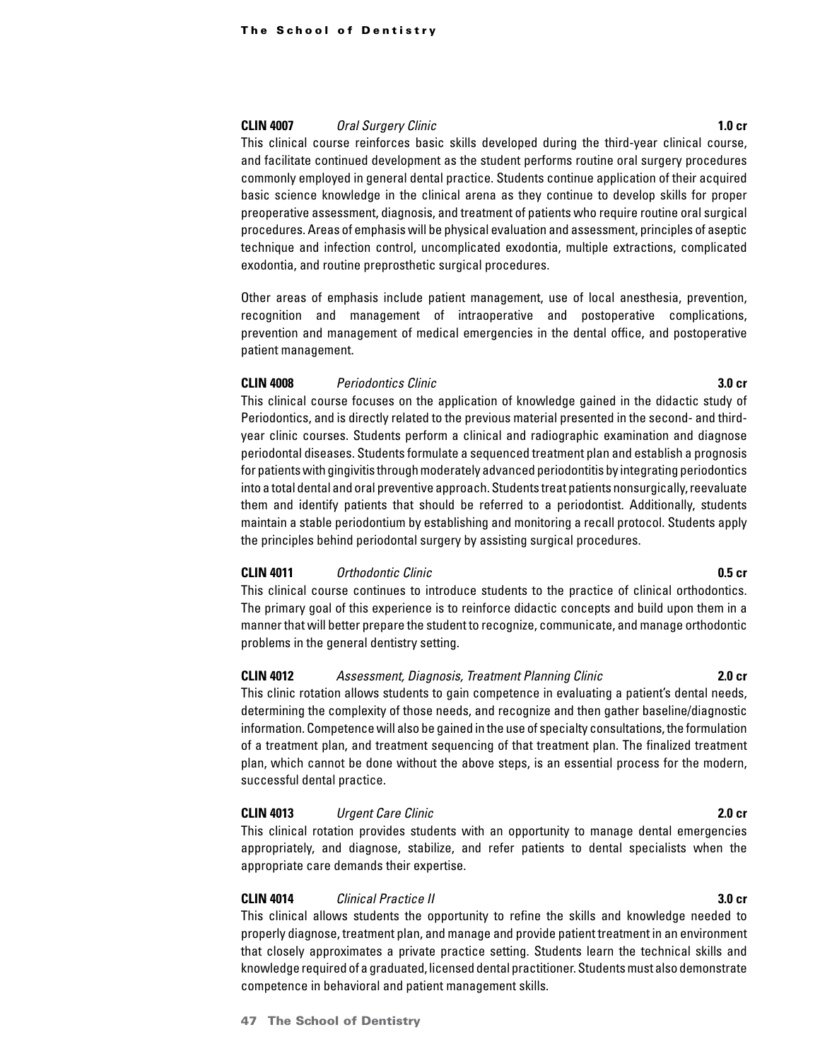**CLIN 4007** *Oral Surgery Clinic* **1.0 cr**

This clinical course reinforces basic skills developed during the third-year clinical course, and facilitate continued development as the student performs routine oral surgery procedures commonly employed in general dental practice. Students continue application of their acquired basic science knowledge in the clinical arena as they continue to develop skills for proper preoperative assessment, diagnosis, and treatment of patients who require routine oral surgical procedures. Areas of emphasis will be physical evaluation and assessment, principles of aseptic technique and infection control, uncomplicated exodontia, multiple extractions, complicated exodontia, and routine preprosthetic surgical procedures.

Other areas of emphasis include patient management, use of local anesthesia, prevention, recognition and management of intraoperative and postoperative complications, prevention and management of medical emergencies in the dental office, and postoperative patient management.

**CLIN 4008** *Periodontics Clinic* **3.0 cr**

This clinical course focuses on the application of knowledge gained in the didactic study of Periodontics, and is directly related to the previous material presented in the second- and third-year clinic courses. Students perform a clinical and radiographic examination and diagnose periodontal diseases. Students formulate a sequenced treatment plan and establish a prognosis for patients with gingivitis through moderately advanced periodontitis by integrating periodontics into a total dental and oral preventive approach. Students treat patients nonsurgically, reevaluate them and identify patients that should be referred to a periodontist. Additionally, students maintain a stable periodontium by establishing and monitoring a recall protocol. Students apply the principles behind periodontal surgery by assisting surgical procedures.

**CLIN 4011** *Orthodontic Clinic* **0.5 cr**

This clinical course continues to introduce students to the practice of clinical orthodontics. The primary goal of this experience is to reinforce didactic concepts and build upon them in a manner that will better prepare the student to recognize, communicate, and manage orthodontic problems in the general dentistry setting.

**CLIN 4012** *Assessment, Diagnosis, Treatment Planning Clinic* **2.0 cr**

This clinic rotation allows students to gain competence in evaluating a patient's dental needs, determining the complexity of those needs, and recognize and then gather baseline/diagnostic information. Competence will also be gained in the use of specialty consultations, the formulation of a treatment plan, and treatment sequencing of that treatment plan. The finalized treatment plan, which cannot be done without the above steps, is an essential process for the modern, successful dental practice.

**CLIN 4013** *Urgent Care Clinic* **2.0 cr**

This clinical rotation provides students with an opportunity to manage dental emergencies appropriately, and diagnose, stabilize, and refer patients to dental specialists when the appropriate care demands their expertise.

**CLIN 4014** *Clinical Practice II* **3.0 cr**

This clinical allows students the opportunity to refine the skills and knowledge needed to properly diagnose, treatment plan, and manage and provide patient treatment in an environment that closely approximates a private practice setting. Students learn the technical skills and knowledge required of a graduated, licensed dental practitioner. Students must also demonstrate competence in behavioral and patient management skills.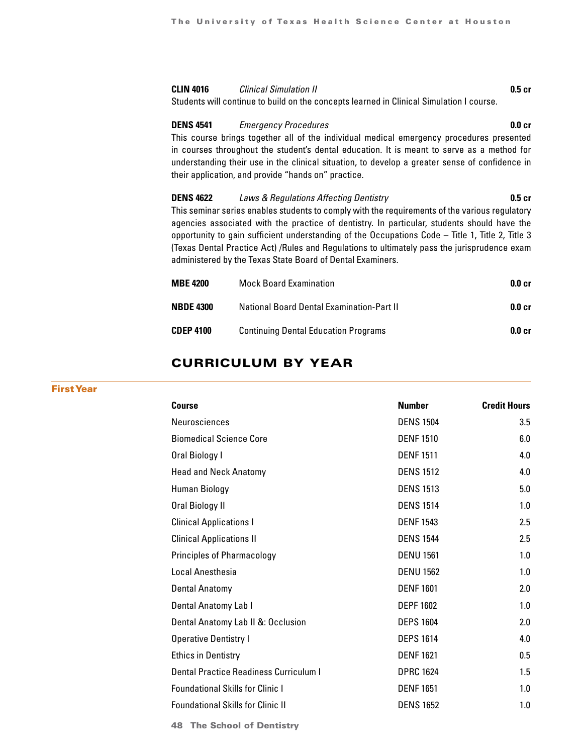**CLIN 4016** *Clinical Simulation II* **0.5 cr**
Students will continue to build on the concepts learned in Clinical Simulation I course.

**DENS 4541** *Emergency Procedures* **0.0 cr**
This course brings together all of the individual medical emergency procedures presented in courses throughout the student's dental education. It is meant to serve as a method for understanding their use in the clinical situation, to develop a greater sense of confidence in their application, and provide "hands on" practice.

**DENS 4622** *Laws & Regulations Affecting Dentistry* **0.5 cr**
This seminar series enables students to comply with the requirements of the various regulatory agencies associated with the practice of dentistry. In particular, students should have the opportunity to gain sufficient understanding of the Occupations Code – Title 1, Title 2, Title 3 (Texas Dental Practice Act) /Rules and Regulations to ultimately pass the jurisprudence exam administered by the Texas State Board of Dental Examiners.

**MBE 4200** Mock Board Examination **0.0 cr**

**NBDE 4300** National Board Dental Examination-Part II **0.0 cr**

**CDEP 4100** Continuing Dental Education Programs **0.0 cr**

## CURRICULUM BY YEAR

### First Year

| Course | Number | Credit Hours |
|---|---|---|
| Neurosciences | DENS 1504 | 3.5 |
| Biomedical Science Core | DENF 1510 | 6.0 |
| Oral Biology I | DENF 1511 | 4.0 |
| Head and Neck Anatomy | DENS 1512 | 4.0 |
| Human Biology | DENS 1513 | 5.0 |
| Oral Biology II | DENS 1514 | 1.0 |
| Clinical Applications I | DENF 1543 | 2.5 |
| Clinical Applications II | DENS 1544 | 2.5 |
| Principles of Pharmacology | DENU 1561 | 1.0 |
| Local Anesthesia | DENU 1562 | 1.0 |
| Dental Anatomy | DENF 1601 | 2.0 |
| Dental Anatomy Lab I | DEPF 1602 | 1.0 |
| Dental Anatomy Lab II &: Occlusion | DEPS 1604 | 2.0 |
| Operative Dentistry I | DEPS 1614 | 4.0 |
| Ethics in Dentistry | DENF 1621 | 0.5 |
| Dental Practice Readiness Curriculum I | DPRC 1624 | 1.5 |
| Foundational Skills for Clinic I | DENF 1651 | 1.0 |
| Foundational Skills for Clinic II | DENS 1652 | 1.0 |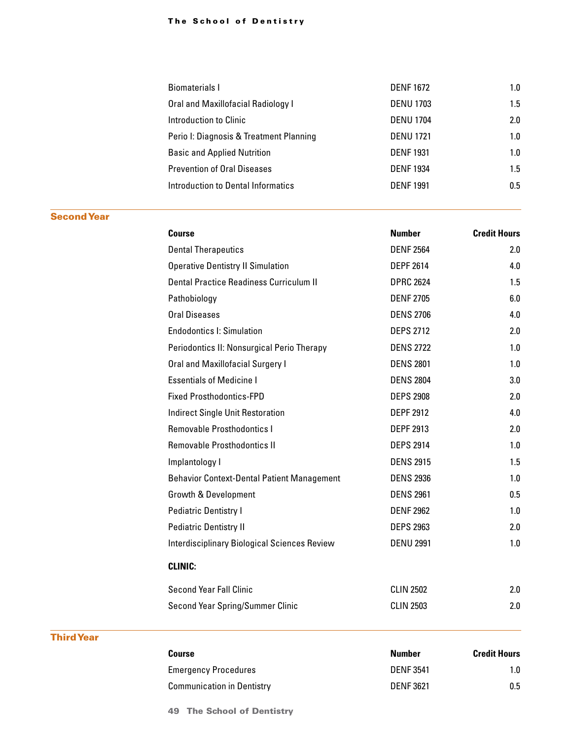| | | |
|---|---|---|
| Biomaterials I | DENF 1672 | 1.0 |
| Oral and Maxillofacial Radiology I | DENU 1703 | 1.5 |
| Introduction to Clinic | DENU 1704 | 2.0 |
| Perio I: Diagnosis & Treatment Planning | DENU 1721 | 1.0 |
| Basic and Applied Nutrition | DENF 1931 | 1.0 |
| Prevention of Oral Diseases | DENF 1934 | 1.5 |
| Introduction to Dental Informatics | DENF 1991 | 0.5 |

## Second Year

| Course | Number | Credit Hours |
|---|---|---|
| Dental Therapeutics | DENF 2564 | 2.0 |
| Operative Dentistry II Simulation | DEPF 2614 | 4.0 |
| Dental Practice Readiness Curriculum II | DPRC 2624 | 1.5 |
| Pathobiology | DENF 2705 | 6.0 |
| Oral Diseases | DENS 2706 | 4.0 |
| Endodontics I: Simulation | DEPS 2712 | 2.0 |
| Periodontics II: Nonsurgical Perio Therapy | DENS 2722 | 1.0 |
| Oral and Maxillofacial Surgery I | DENS 2801 | 1.0 |
| Essentials of Medicine I | DENS 2804 | 3.0 |
| Fixed Prosthodontics-FPD | DEPS 2908 | 2.0 |
| Indirect Single Unit Restoration | DEPF 2912 | 4.0 |
| Removable Prosthodontics I | DEPF 2913 | 2.0 |
| Removable Prosthodontics II | DEPS 2914 | 1.0 |
| Implantology I | DENS 2915 | 1.5 |
| Behavior Context-Dental Patient Management | DENS 2936 | 1.0 |
| Growth & Development | DENS 2961 | 0.5 |
| Pediatric Dentistry I | DENF 2962 | 1.0 |
| Pediatric Dentistry II | DEPS 2963 | 2.0 |
| Interdisciplinary Biological Sciences Review | DENU 2991 | 1.0 |
| **CLINIC:** | | |
| Second Year Fall Clinic | CLIN 2502 | 2.0 |
| Second Year Spring/Summer Clinic | CLIN 2503 | 2.0 |

## Third Year

| Course | Number | Credit Hours |
|---|---|---|
| Emergency Procedures | DENF 3541 | 1.0 |
| Communication in Dentistry | DENF 3621 | 0.5 |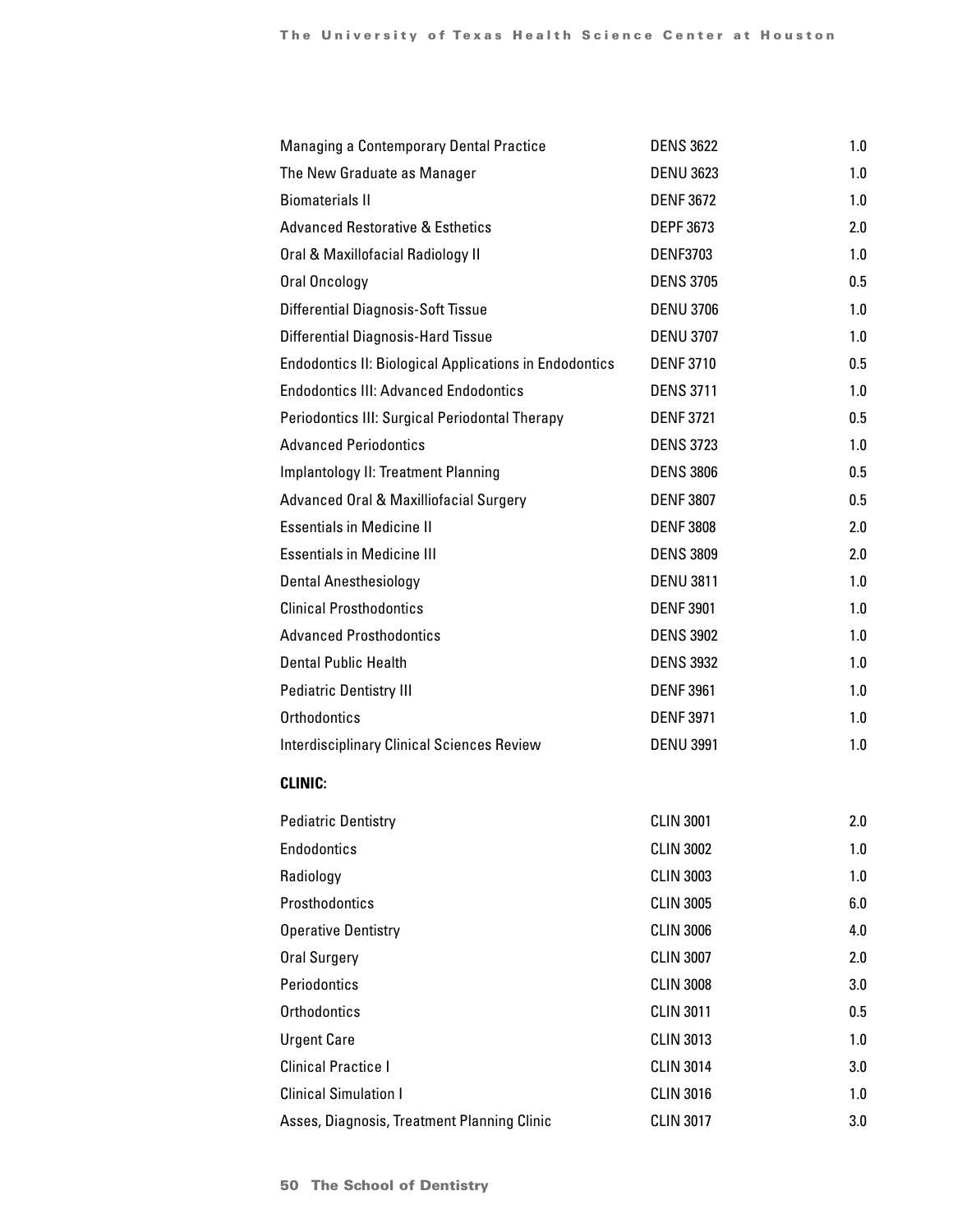| | | |
|---|---|---|
| Managing a Contemporary Dental Practice | DENS 3622 | 1.0 |
| The New Graduate as Manager | DENU 3623 | 1.0 |
| Biomaterials II | DENF 3672 | 1.0 |
| Advanced Restorative & Esthetics | DEPF 3673 | 2.0 |
| Oral & Maxillofacial Radiology II | DENF3703 | 1.0 |
| Oral Oncology | DENS 3705 | 0.5 |
| Differential Diagnosis-Soft Tissue | DENU 3706 | 1.0 |
| Differential Diagnosis-Hard Tissue | DENU 3707 | 1.0 |
| Endodontics II: Biological Applications in Endodontics | DENF 3710 | 0.5 |
| Endodontics III: Advanced Endodontics | DENS 3711 | 1.0 |
| Periodontics III: Surgical Periodontal Therapy | DENF 3721 | 0.5 |
| Advanced Periodontics | DENS 3723 | 1.0 |
| Implantology II: Treatment Planning | DENS 3806 | 0.5 |
| Advanced Oral & Maxilliofacial Surgery | DENF 3807 | 0.5 |
| Essentials in Medicine II | DENF 3808 | 2.0 |
| Essentials in Medicine III | DENS 3809 | 2.0 |
| Dental Anesthesiology | DENU 3811 | 1.0 |
| Clinical Prosthodontics | DENF 3901 | 1.0 |
| Advanced Prosthodontics | DENS 3902 | 1.0 |
| Dental Public Health | DENS 3932 | 1.0 |
| Pediatric Dentistry III | DENF 3961 | 1.0 |
| Orthodontics | DENF 3971 | 1.0 |
| Interdisciplinary Clinical Sciences Review | DENU 3991 | 1.0 |

**CLINIC:**

| | | |
|---|---|---|
| Pediatric Dentistry | CLIN 3001 | 2.0 |
| Endodontics | CLIN 3002 | 1.0 |
| Radiology | CLIN 3003 | 1.0 |
| Prosthodontics | CLIN 3005 | 6.0 |
| Operative Dentistry | CLIN 3006 | 4.0 |
| Oral Surgery | CLIN 3007 | 2.0 |
| Periodontics | CLIN 3008 | 3.0 |
| Orthodontics | CLIN 3011 | 0.5 |
| Urgent Care | CLIN 3013 | 1.0 |
| Clinical Practice I | CLIN 3014 | 3.0 |
| Clinical Simulation I | CLIN 3016 | 1.0 |
| Asses, Diagnosis, Treatment Planning Clinic | CLIN 3017 | 3.0 |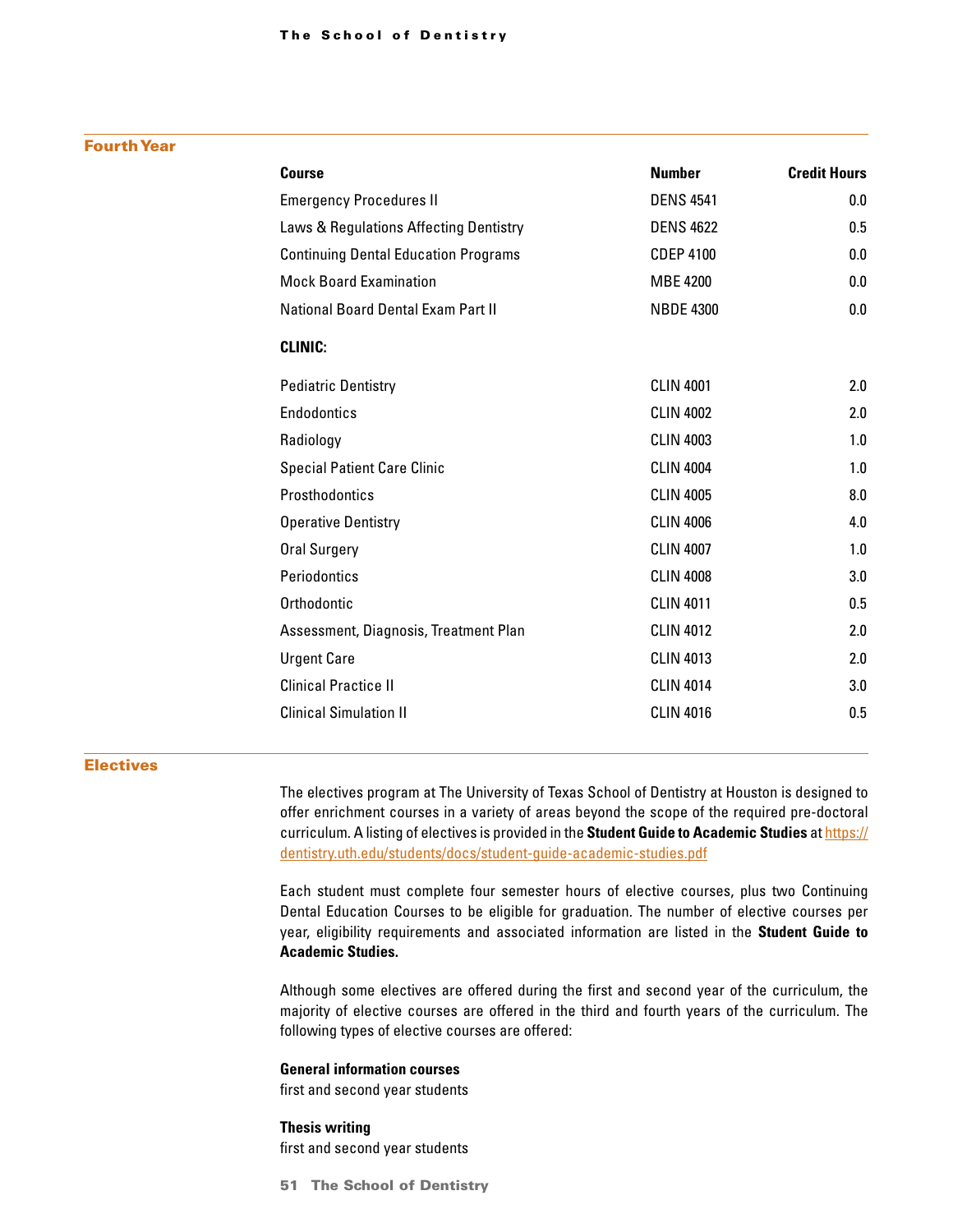## Fourth Year

| Course | Number | Credit Hours |
|---|---|---|
| Emergency Procedures II | DENS 4541 | 0.0 |
| Laws & Regulations Affecting Dentistry | DENS 4622 | 0.5 |
| Continuing Dental Education Programs | CDEP 4100 | 0.0 |
| Mock Board Examination | MBE 4200 | 0.0 |
| National Board Dental Exam Part II | NBDE 4300 | 0.0 |
| **CLINIC:** | | |
| Pediatric Dentistry | CLIN 4001 | 2.0 |
| Endodontics | CLIN 4002 | 2.0 |
| Radiology | CLIN 4003 | 1.0 |
| Special Patient Care Clinic | CLIN 4004 | 1.0 |
| Prosthodontics | CLIN 4005 | 8.0 |
| Operative Dentistry | CLIN 4006 | 4.0 |
| Oral Surgery | CLIN 4007 | 1.0 |
| Periodontics | CLIN 4008 | 3.0 |
| Orthodontic | CLIN 4011 | 0.5 |
| Assessment, Diagnosis, Treatment Plan | CLIN 4012 | 2.0 |
| Urgent Care | CLIN 4013 | 2.0 |
| Clinical Practice II | CLIN 4014 | 3.0 |
| Clinical Simulation II | CLIN 4016 | 0.5 |

## Electives

The electives program at The University of Texas School of Dentistry at Houston is designed to offer enrichment courses in a variety of areas beyond the scope of the required pre-doctoral curriculum. A listing of electives is provided in the **Student Guide to Academic Studies** at https://dentistry.uth.edu/students/docs/student-guide-academic-studies.pdf

Each student must complete four semester hours of elective courses, plus two Continuing Dental Education Courses to be eligible for graduation. The number of elective courses per year, eligibility requirements and associated information are listed in the **Student Guide to Academic Studies.**

Although some electives are offered during the first and second year of the curriculum, the majority of elective courses are offered in the third and fourth years of the curriculum. The following types of elective courses are offered:

**General information courses**
first and second year students

**Thesis writing**
first and second year students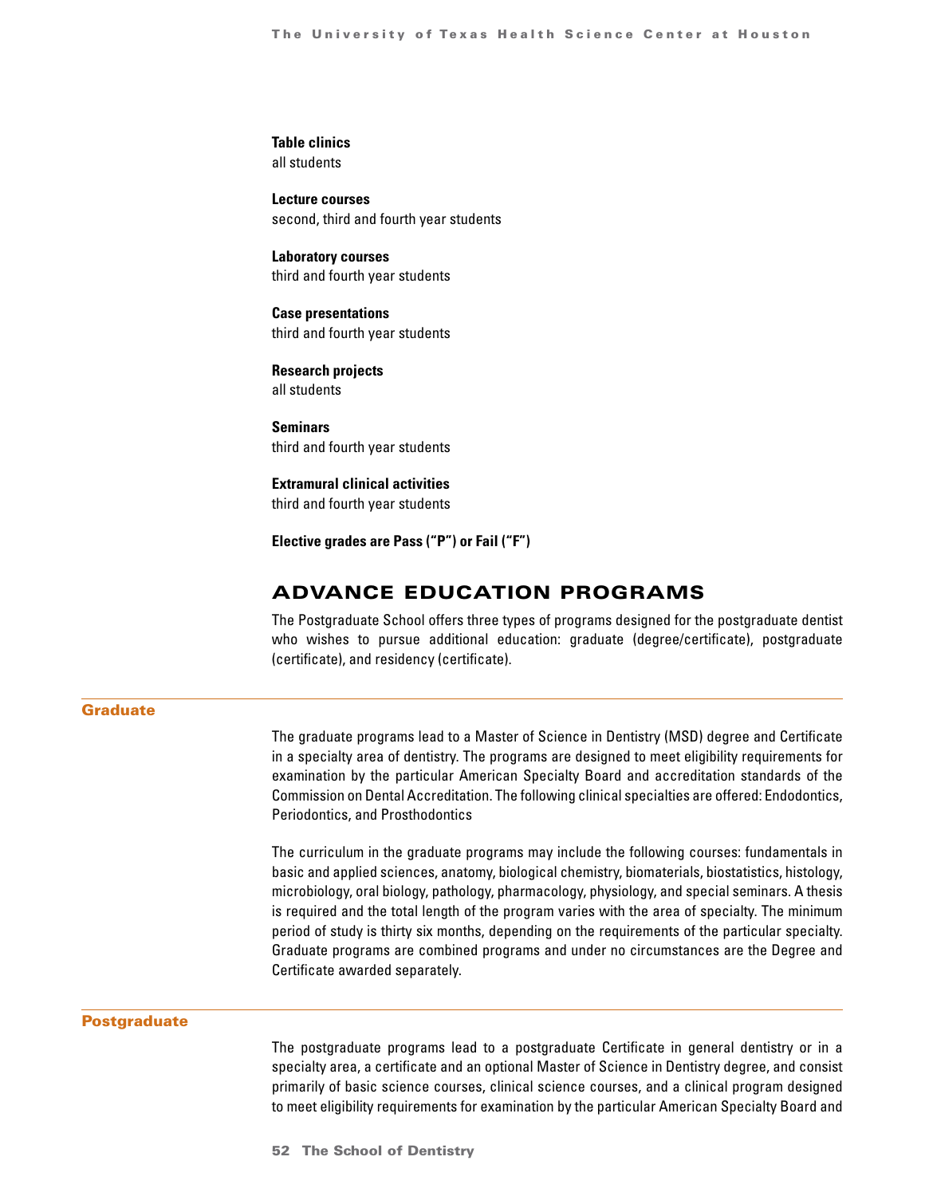**Table clinics**
all students

**Lecture courses**
second, third and fourth year students

**Laboratory courses**
third and fourth year students

**Case presentations**
third and fourth year students

**Research projects**
all students

**Seminars**
third and fourth year students

**Extramural clinical activities**
third and fourth year students

**Elective grades are Pass ("P") or Fail ("F")**

## ADVANCE EDUCATION PROGRAMS

The Postgraduate School offers three types of programs designed for the postgraduate dentist who wishes to pursue additional education: graduate (degree/certificate), postgraduate (certificate), and residency (certificate).

### Graduate

The graduate programs lead to a Master of Science in Dentistry (MSD) degree and Certificate in a specialty area of dentistry. The programs are designed to meet eligibility requirements for examination by the particular American Specialty Board and accreditation standards of the Commission on Dental Accreditation. The following clinical specialties are offered: Endodontics, Periodontics, and Prosthodontics

The curriculum in the graduate programs may include the following courses: fundamentals in basic and applied sciences, anatomy, biological chemistry, biomaterials, biostatistics, histology, microbiology, oral biology, pathology, pharmacology, physiology, and special seminars. A thesis is required and the total length of the program varies with the area of specialty. The minimum period of study is thirty six months, depending on the requirements of the particular specialty. Graduate programs are combined programs and under no circumstances are the Degree and Certificate awarded separately.

### Postgraduate

The postgraduate programs lead to a postgraduate Certificate in general dentistry or in a specialty area, a certificate and an optional Master of Science in Dentistry degree, and consist primarily of basic science courses, clinical science courses, and a clinical program designed to meet eligibility requirements for examination by the particular American Specialty Board and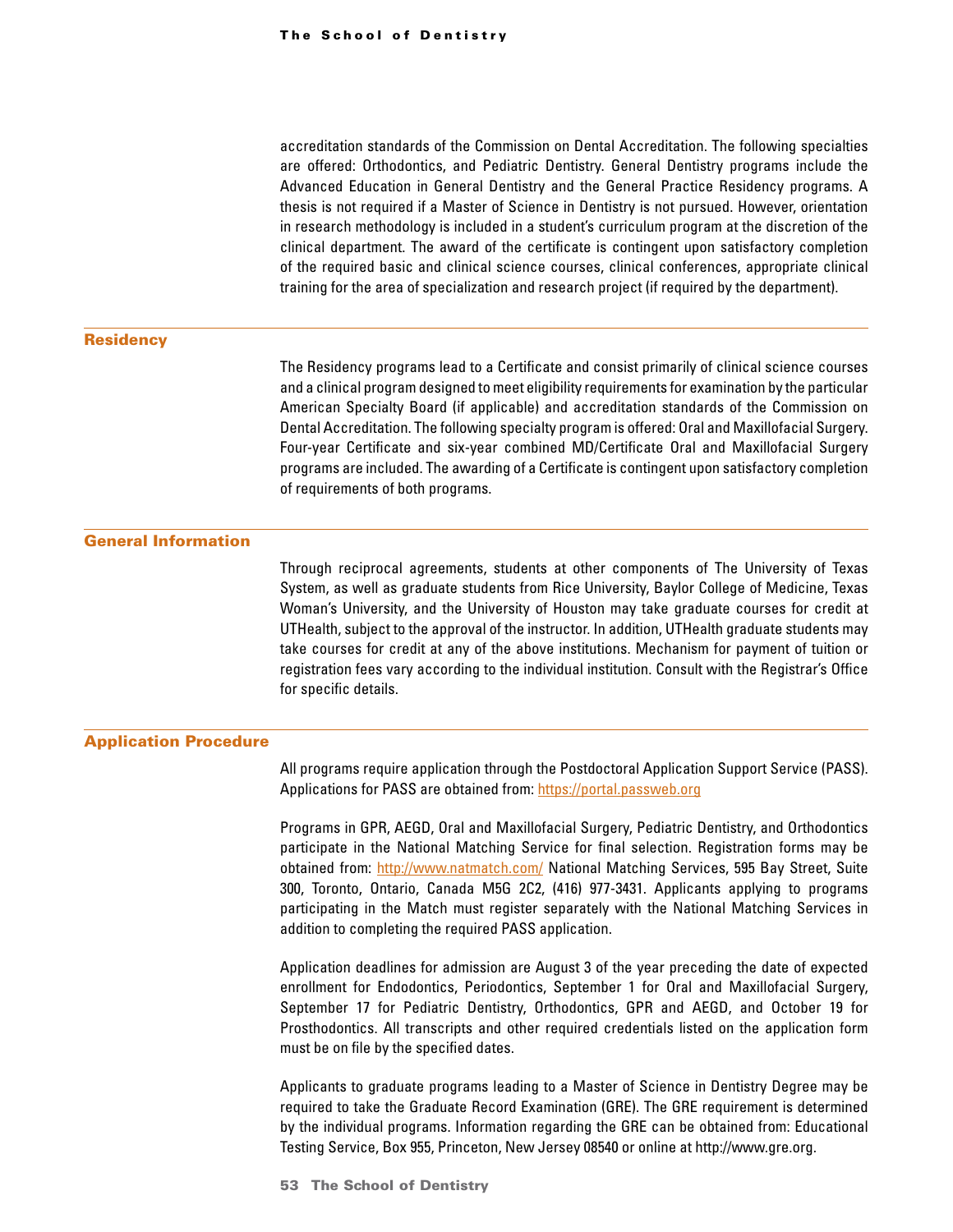accreditation standards of the Commission on Dental Accreditation. The following specialties are offered: Orthodontics, and Pediatric Dentistry. General Dentistry programs include the Advanced Education in General Dentistry and the General Practice Residency programs. A thesis is not required if a Master of Science in Dentistry is not pursued. However, orientation in research methodology is included in a student's curriculum program at the discretion of the clinical department. The award of the certificate is contingent upon satisfactory completion of the required basic and clinical science courses, clinical conferences, appropriate clinical training for the area of specialization and research project (if required by the department).

## Residency

The Residency programs lead to a Certificate and consist primarily of clinical science courses and a clinical program designed to meet eligibility requirements for examination by the particular American Specialty Board (if applicable) and accreditation standards of the Commission on Dental Accreditation. The following specialty program is offered: Oral and Maxillofacial Surgery. Four-year Certificate and six-year combined MD/Certificate Oral and Maxillofacial Surgery programs are included. The awarding of a Certificate is contingent upon satisfactory completion of requirements of both programs.

## General Information

Through reciprocal agreements, students at other components of The University of Texas System, as well as graduate students from Rice University, Baylor College of Medicine, Texas Woman's University, and the University of Houston may take graduate courses for credit at UTHealth, subject to the approval of the instructor. In addition, UTHealth graduate students may take courses for credit at any of the above institutions. Mechanism for payment of tuition or registration fees vary according to the individual institution. Consult with the Registrar's Office for specific details.

## Application Procedure

All programs require application through the Postdoctoral Application Support Service (PASS). Applications for PASS are obtained from: https://portal.passweb.org

Programs in GPR, AEGD, Oral and Maxillofacial Surgery, Pediatric Dentistry, and Orthodontics participate in the National Matching Service for final selection. Registration forms may be obtained from: http://www.natmatch.com/ National Matching Services, 595 Bay Street, Suite 300, Toronto, Ontario, Canada M5G 2C2, (416) 977-3431. Applicants applying to programs participating in the Match must register separately with the National Matching Services in addition to completing the required PASS application.

Application deadlines for admission are August 3 of the year preceding the date of expected enrollment for Endodontics, Periodontics, September 1 for Oral and Maxillofacial Surgery, September 17 for Pediatric Dentistry, Orthodontics, GPR and AEGD, and October 19 for Prosthodontics. All transcripts and other required credentials listed on the application form must be on file by the specified dates.

Applicants to graduate programs leading to a Master of Science in Dentistry Degree may be required to take the Graduate Record Examination (GRE). The GRE requirement is determined by the individual programs. Information regarding the GRE can be obtained from: Educational Testing Service, Box 955, Princeton, New Jersey 08540 or online at http://www.gre.org.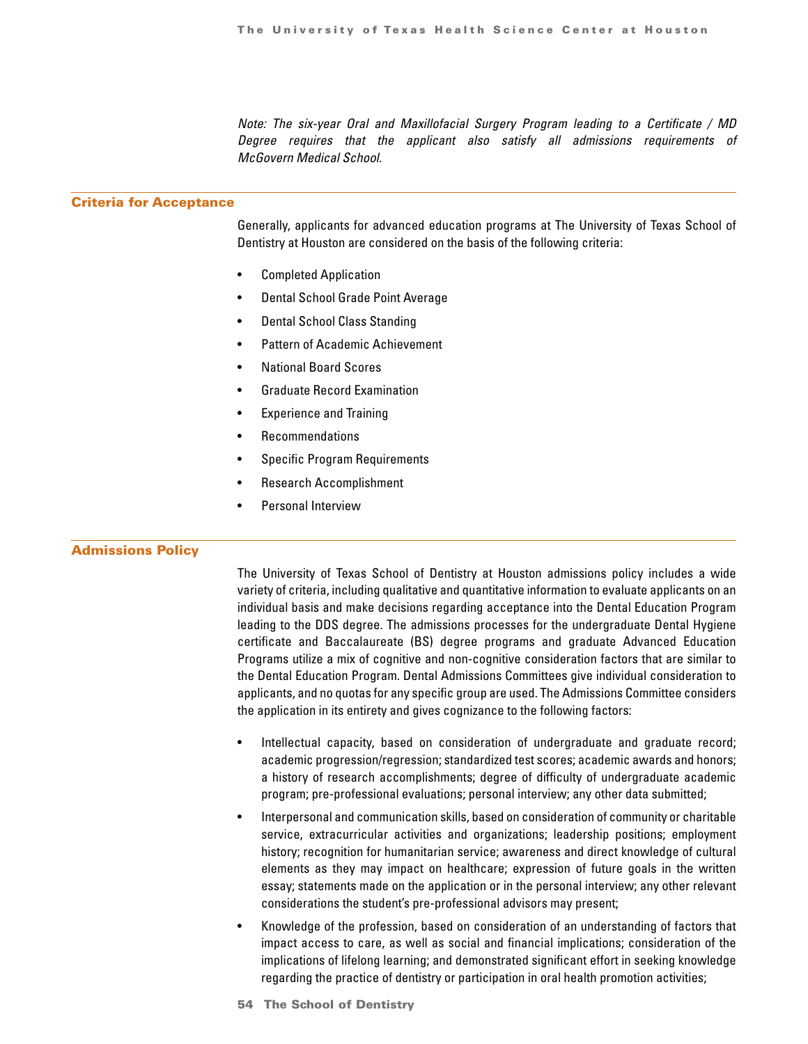*Note: The six-year Oral and Maxillofacial Surgery Program leading to a Certificate / MD Degree requires that the applicant also satisfy all admissions requirements of McGovern Medical School.*

## Criteria for Acceptance

Generally, applicants for advanced education programs at The University of Texas School of Dentistry at Houston are considered on the basis of the following criteria:

- Completed Application
- Dental School Grade Point Average
- Dental School Class Standing
- Pattern of Academic Achievement
- National Board Scores
- Graduate Record Examination
- Experience and Training
- Recommendations
- Specific Program Requirements
- Research Accomplishment
- Personal Interview

## Admissions Policy

The University of Texas School of Dentistry at Houston admissions policy includes a wide variety of criteria, including qualitative and quantitative information to evaluate applicants on an individual basis and make decisions regarding acceptance into the Dental Education Program leading to the DDS degree. The admissions processes for the undergraduate Dental Hygiene certificate and Baccalaureate (BS) degree programs and graduate Advanced Education Programs utilize a mix of cognitive and non-cognitive consideration factors that are similar to the Dental Education Program. Dental Admissions Committees give individual consideration to applicants, and no quotas for any specific group are used. The Admissions Committee considers the application in its entirety and gives cognizance to the following factors:

- Intellectual capacity, based on consideration of undergraduate and graduate record; academic progression/regression; standardized test scores; academic awards and honors; a history of research accomplishments; degree of difficulty of undergraduate academic program; pre-professional evaluations; personal interview; any other data submitted;
- Interpersonal and communication skills, based on consideration of community or charitable service, extracurricular activities and organizations; leadership positions; employment history; recognition for humanitarian service; awareness and direct knowledge of cultural elements as they may impact on healthcare; expression of future goals in the written essay; statements made on the application or in the personal interview; any other relevant considerations the student's pre-professional advisors may present;
- Knowledge of the profession, based on consideration of an understanding of factors that impact access to care, as well as social and financial implications; consideration of the implications of lifelong learning; and demonstrated significant effort in seeking knowledge regarding the practice of dentistry or participation in oral health promotion activities;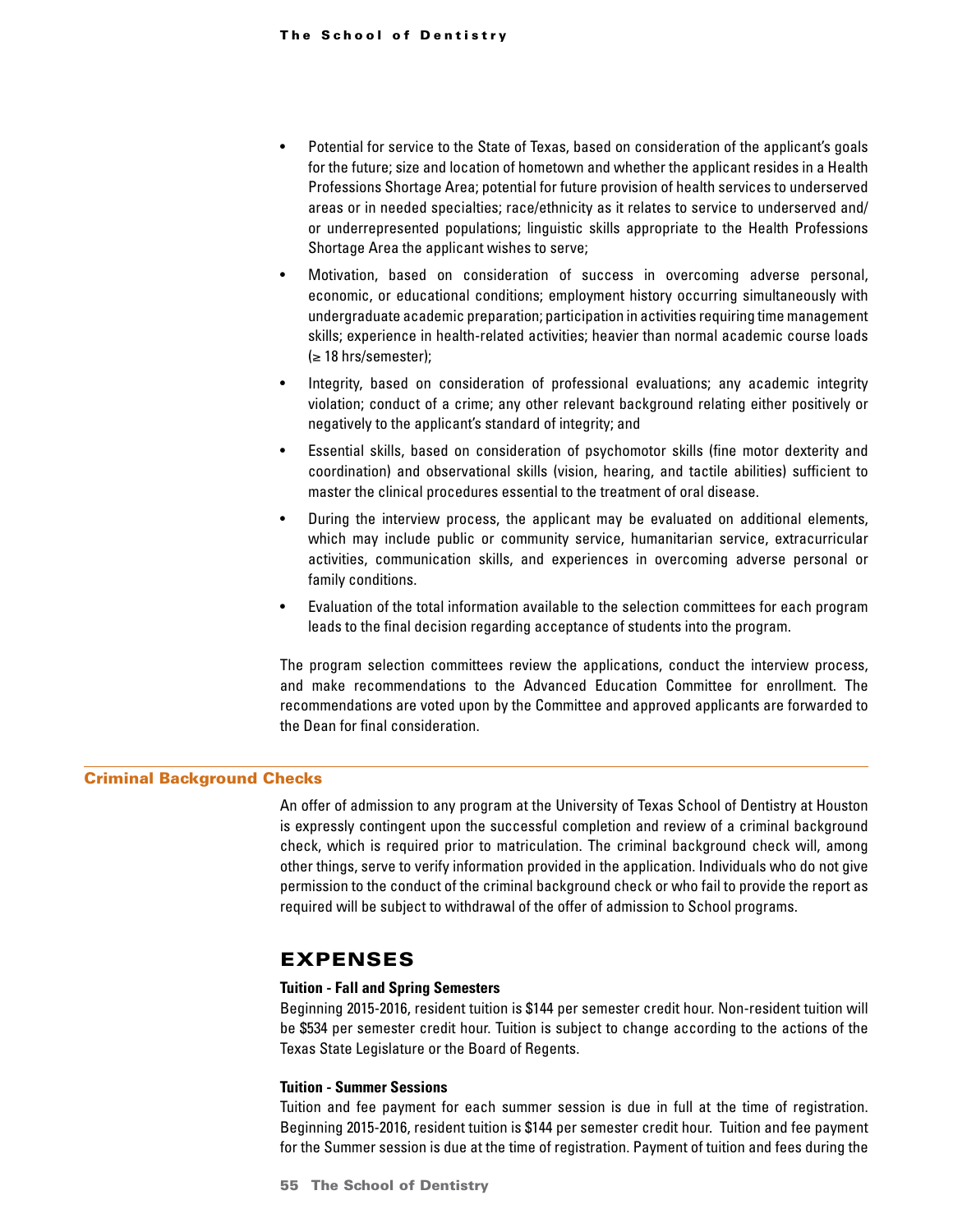- Potential for service to the State of Texas, based on consideration of the applicant's goals for the future; size and location of hometown and whether the applicant resides in a Health Professions Shortage Area; potential for future provision of health services to underserved areas or in needed specialties; race/ethnicity as it relates to service to underserved and/or underrepresented populations; linguistic skills appropriate to the Health Professions Shortage Area the applicant wishes to serve;
- Motivation, based on consideration of success in overcoming adverse personal, economic, or educational conditions; employment history occurring simultaneously with undergraduate academic preparation; participation in activities requiring time management skills; experience in health-related activities; heavier than normal academic course loads (≥ 18 hrs/semester);
- Integrity, based on consideration of professional evaluations; any academic integrity violation; conduct of a crime; any other relevant background relating either positively or negatively to the applicant's standard of integrity; and
- Essential skills, based on consideration of psychomotor skills (fine motor dexterity and coordination) and observational skills (vision, hearing, and tactile abilities) sufficient to master the clinical procedures essential to the treatment of oral disease.
- During the interview process, the applicant may be evaluated on additional elements, which may include public or community service, humanitarian service, extracurricular activities, communication skills, and experiences in overcoming adverse personal or family conditions.
- Evaluation of the total information available to the selection committees for each program leads to the final decision regarding acceptance of students into the program.

The program selection committees review the applications, conduct the interview process, and make recommendations to the Advanced Education Committee for enrollment. The recommendations are voted upon by the Committee and approved applicants are forwarded to the Dean for final consideration.

## Criminal Background Checks

An offer of admission to any program at the University of Texas School of Dentistry at Houston is expressly contingent upon the successful completion and review of a criminal background check, which is required prior to matriculation. The criminal background check will, among other things, serve to verify information provided in the application. Individuals who do not give permission to the conduct of the criminal background check or who fail to provide the report as required will be subject to withdrawal of the offer of admission to School programs.

## EXPENSES

**Tuition - Fall and Spring Semesters**

Beginning 2015-2016, resident tuition is $144 per semester credit hour. Non-resident tuition will be $534 per semester credit hour. Tuition is subject to change according to the actions of the Texas State Legislature or the Board of Regents.

**Tuition - Summer Sessions**

Tuition and fee payment for each summer session is due in full at the time of registration. Beginning 2015-2016, resident tuition is $144 per semester credit hour. Tuition and fee payment for the Summer session is due at the time of registration. Payment of tuition and fees during the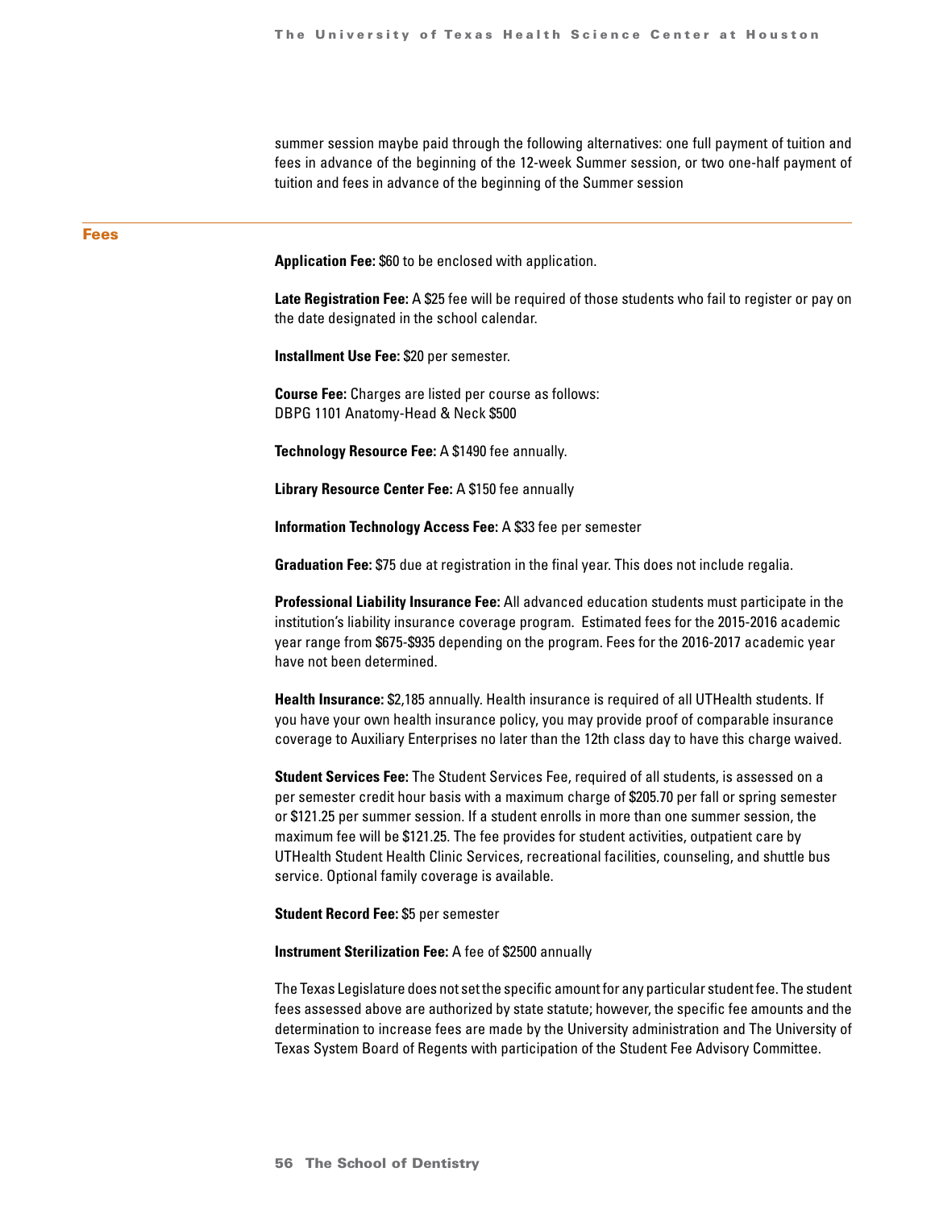summer session maybe paid through the following alternatives: one full payment of tuition and fees in advance of the beginning of the 12-week Summer session, or two one-half payment of tuition and fees in advance of the beginning of the Summer session

## Fees

**Application Fee:** $60 to be enclosed with application.

**Late Registration Fee:** A $25 fee will be required of those students who fail to register or pay on the date designated in the school calendar.

**Installment Use Fee:** $20 per semester.

**Course Fee:** Charges are listed per course as follows:
DBPG 1101 Anatomy-Head & Neck $500

**Technology Resource Fee:** A $1490 fee annually.

**Library Resource Center Fee:** A $150 fee annually

**Information Technology Access Fee:** A $33 fee per semester

**Graduation Fee:** $75 due at registration in the final year. This does not include regalia.

**Professional Liability Insurance Fee:** All advanced education students must participate in the institution's liability insurance coverage program. Estimated fees for the 2015-2016 academic year range from $675-$935 depending on the program. Fees for the 2016-2017 academic year have not been determined.

**Health Insurance:** $2,185 annually. Health insurance is required of all UTHealth students. If you have your own health insurance policy, you may provide proof of comparable insurance coverage to Auxiliary Enterprises no later than the 12th class day to have this charge waived.

**Student Services Fee:** The Student Services Fee, required of all students, is assessed on a per semester credit hour basis with a maximum charge of $205.70 per fall or spring semester or $121.25 per summer session. If a student enrolls in more than one summer session, the maximum fee will be $121.25. The fee provides for student activities, outpatient care by UTHealth Student Health Clinic Services, recreational facilities, counseling, and shuttle bus service. Optional family coverage is available.

**Student Record Fee:** $5 per semester

**Instrument Sterilization Fee:** A fee of $2500 annually

The Texas Legislature does not set the specific amount for any particular student fee. The student fees assessed above are authorized by state statute; however, the specific fee amounts and the determination to increase fees are made by the University administration and The University of Texas System Board of Regents with participation of the Student Fee Advisory Committee.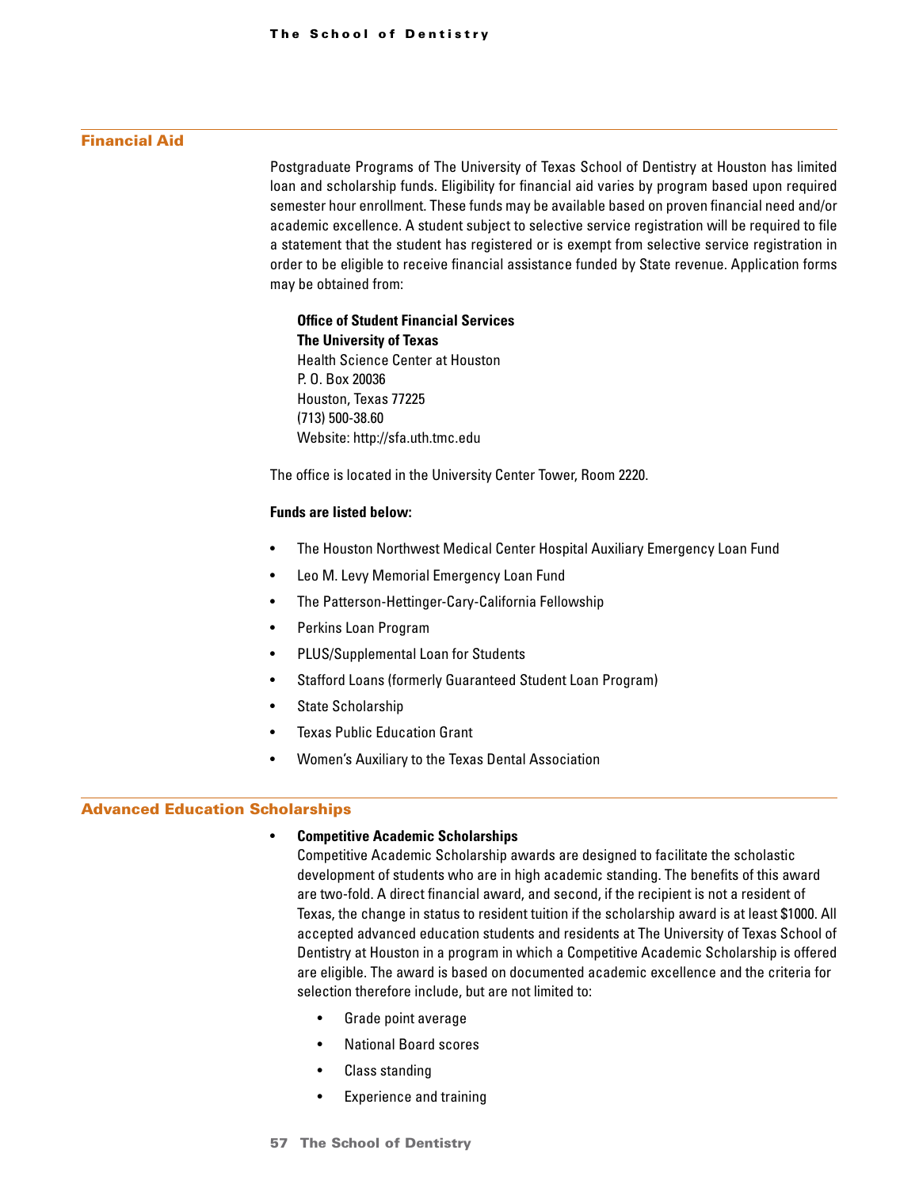## Financial Aid

Postgraduate Programs of The University of Texas School of Dentistry at Houston has limited loan and scholarship funds. Eligibility for financial aid varies by program based upon required semester hour enrollment. These funds may be available based on proven financial need and/or academic excellence. A student subject to selective service registration will be required to file a statement that the student has registered or is exempt from selective service registration in order to be eligible to receive financial assistance funded by State revenue. Application forms may be obtained from:

**Office of Student Financial Services**
**The University of Texas**
Health Science Center at Houston
P. O. Box 20036
Houston, Texas 77225
(713) 500-38.60
Website: http://sfa.uth.tmc.edu

The office is located in the University Center Tower, Room 2220.

**Funds are listed below:**

- The Houston Northwest Medical Center Hospital Auxiliary Emergency Loan Fund
- Leo M. Levy Memorial Emergency Loan Fund
- The Patterson-Hettinger-Cary-California Fellowship
- Perkins Loan Program
- PLUS/Supplemental Loan for Students
- Stafford Loans (formerly Guaranteed Student Loan Program)
- State Scholarship
- Texas Public Education Grant
- Women's Auxiliary to the Texas Dental Association

## Advanced Education Scholarships

- **Competitive Academic Scholarships**
  Competitive Academic Scholarship awards are designed to facilitate the scholastic development of students who are in high academic standing. The benefits of this award are two-fold. A direct financial award, and second, if the recipient is not a resident of Texas, the change in status to resident tuition if the scholarship award is at least $1000. All accepted advanced education students and residents at The University of Texas School of Dentistry at Houston in a program in which a Competitive Academic Scholarship is offered are eligible. The award is based on documented academic excellence and the criteria for selection therefore include, but are not limited to:
    - Grade point average
    - National Board scores
    - Class standing
    - Experience and training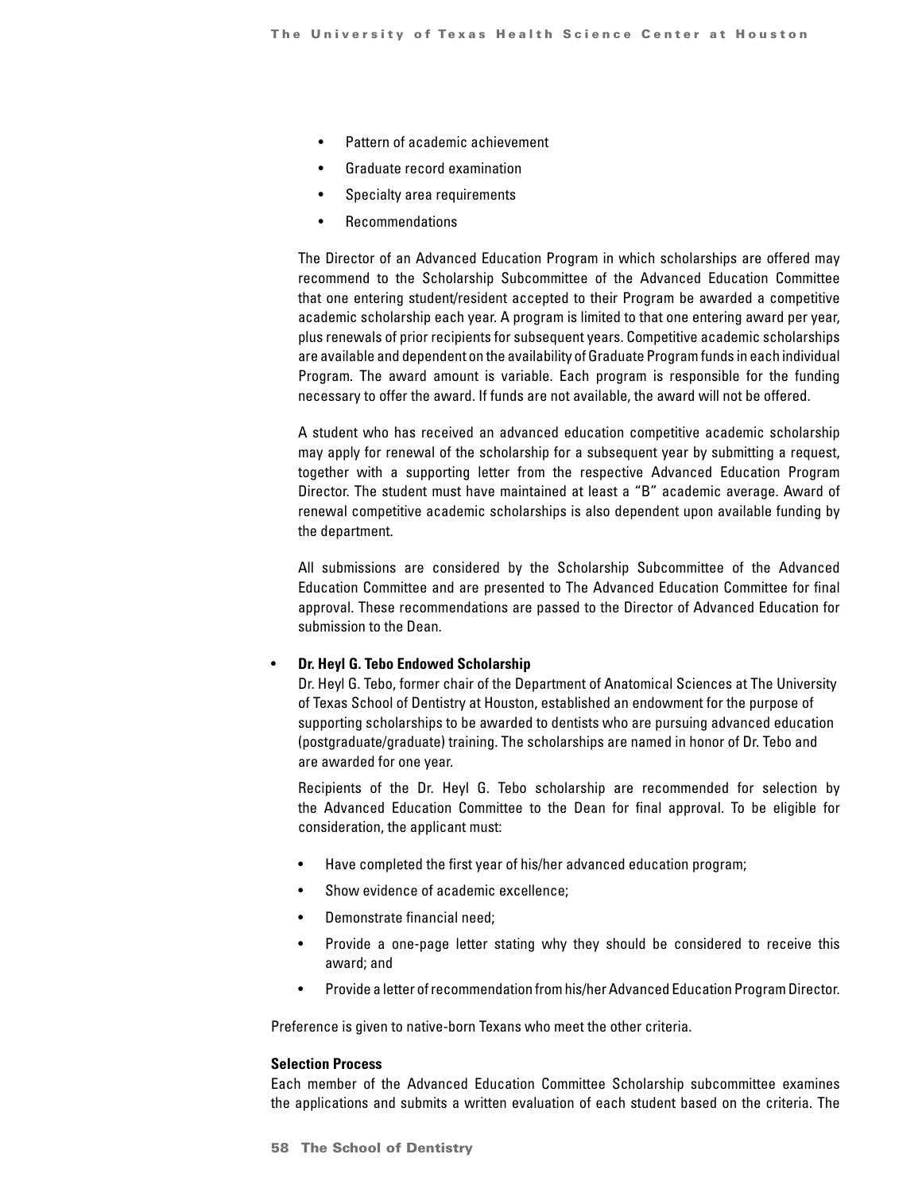- Pattern of academic achievement
- Graduate record examination
- Specialty area requirements
- Recommendations

The Director of an Advanced Education Program in which scholarships are offered may recommend to the Scholarship Subcommittee of the Advanced Education Committee that one entering student/resident accepted to their Program be awarded a competitive academic scholarship each year. A program is limited to that one entering award per year, plus renewals of prior recipients for subsequent years. Competitive academic scholarships are available and dependent on the availability of Graduate Program funds in each individual Program. The award amount is variable. Each program is responsible for the funding necessary to offer the award. If funds are not available, the award will not be offered.

A student who has received an advanced education competitive academic scholarship may apply for renewal of the scholarship for a subsequent year by submitting a request, together with a supporting letter from the respective Advanced Education Program Director. The student must have maintained at least a "B" academic average. Award of renewal competitive academic scholarships is also dependent upon available funding by the department.

All submissions are considered by the Scholarship Subcommittee of the Advanced Education Committee and are presented to The Advanced Education Committee for final approval. These recommendations are passed to the Director of Advanced Education for submission to the Dean.

- **Dr. Heyl G. Tebo Endowed Scholarship**

  Dr. Heyl G. Tebo, former chair of the Department of Anatomical Sciences at The University of Texas School of Dentistry at Houston, established an endowment for the purpose of supporting scholarships to be awarded to dentists who are pursuing advanced education (postgraduate/graduate) training. The scholarships are named in honor of Dr. Tebo and are awarded for one year.

  Recipients of the Dr. Heyl G. Tebo scholarship are recommended for selection by the Advanced Education Committee to the Dean for final approval. To be eligible for consideration, the applicant must:

  - Have completed the first year of his/her advanced education program;
  - Show evidence of academic excellence;
  - Demonstrate financial need;
  - Provide a one-page letter stating why they should be considered to receive this award; and
  - Provide a letter of recommendation from his/her Advanced Education Program Director.

Preference is given to native-born Texans who meet the other criteria.

**Selection Process**

Each member of the Advanced Education Committee Scholarship subcommittee examines the applications and submits a written evaluation of each student based on the criteria. The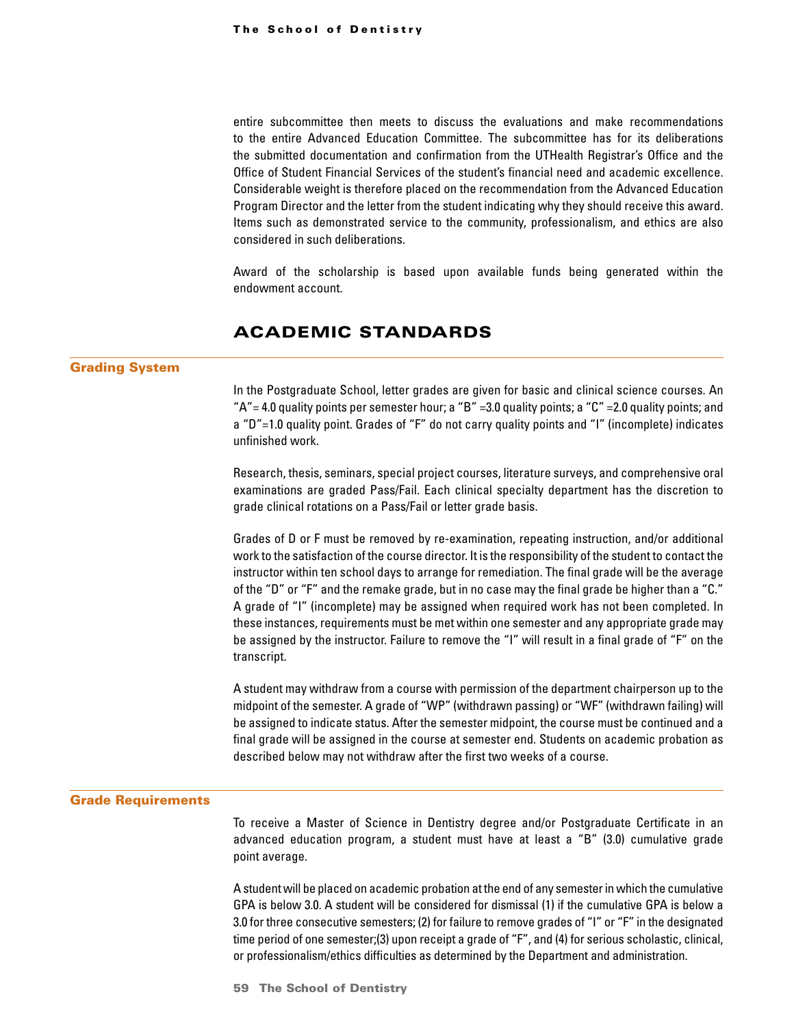entire subcommittee then meets to discuss the evaluations and make recommendations to the entire Advanced Education Committee. The subcommittee has for its deliberations the submitted documentation and confirmation from the UTHealth Registrar's Office and the Office of Student Financial Services of the student's financial need and academic excellence. Considerable weight is therefore placed on the recommendation from the Advanced Education Program Director and the letter from the student indicating why they should receive this award. Items such as demonstrated service to the community, professionalism, and ethics are also considered in such deliberations.

Award of the scholarship is based upon available funds being generated within the endowment account.

# ACADEMIC STANDARDS

## Grading System

In the Postgraduate School, letter grades are given for basic and clinical science courses. An "A"= 4.0 quality points per semester hour; a "B" =3.0 quality points; a "C" =2.0 quality points; and a "D"=1.0 quality point. Grades of "F" do not carry quality points and "I" (incomplete) indicates unfinished work.

Research, thesis, seminars, special project courses, literature surveys, and comprehensive oral examinations are graded Pass/Fail. Each clinical specialty department has the discretion to grade clinical rotations on a Pass/Fail or letter grade basis.

Grades of D or F must be removed by re-examination, repeating instruction, and/or additional work to the satisfaction of the course director. It is the responsibility of the student to contact the instructor within ten school days to arrange for remediation. The final grade will be the average of the "D" or "F" and the remake grade, but in no case may the final grade be higher than a "C." A grade of "I" (incomplete) may be assigned when required work has not been completed. In these instances, requirements must be met within one semester and any appropriate grade may be assigned by the instructor. Failure to remove the "I" will result in a final grade of "F" on the transcript.

A student may withdraw from a course with permission of the department chairperson up to the midpoint of the semester. A grade of "WP" (withdrawn passing) or "WF" (withdrawn failing) will be assigned to indicate status. After the semester midpoint, the course must be continued and a final grade will be assigned in the course at semester end. Students on academic probation as described below may not withdraw after the first two weeks of a course.

## Grade Requirements

To receive a Master of Science in Dentistry degree and/or Postgraduate Certificate in an advanced education program, a student must have at least a "B" (3.0) cumulative grade point average.

A student will be placed on academic probation at the end of any semester in which the cumulative GPA is below 3.0. A student will be considered for dismissal (1) if the cumulative GPA is below a 3.0 for three consecutive semesters; (2) for failure to remove grades of "I" or "F" in the designated time period of one semester;(3) upon receipt a grade of "F", and (4) for serious scholastic, clinical, or professionalism/ethics difficulties as determined by the Department and administration.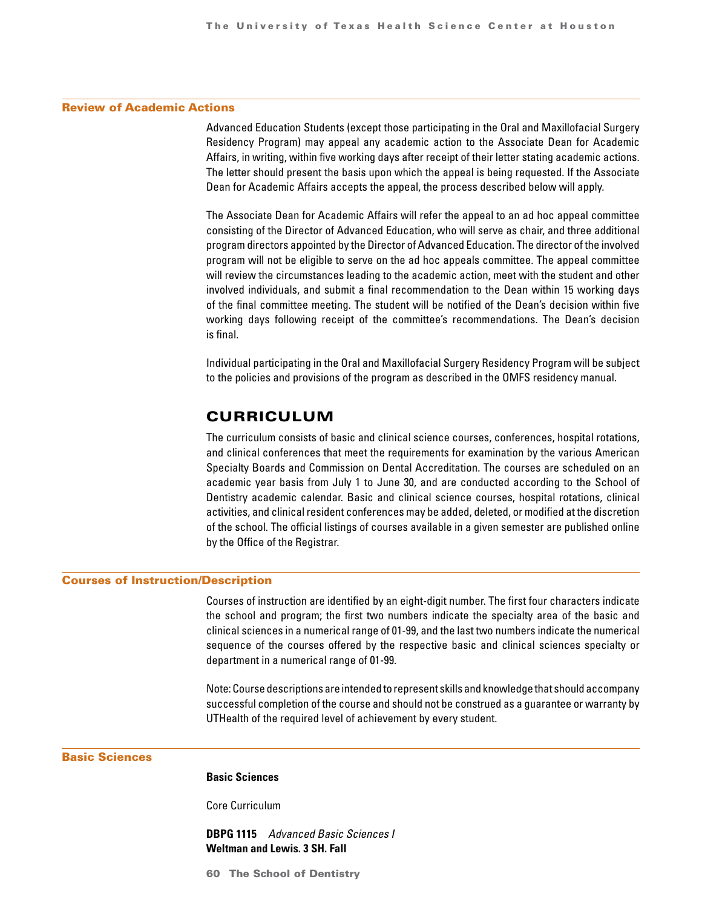## Review of Academic Actions

Advanced Education Students (except those participating in the Oral and Maxillofacial Surgery Residency Program) may appeal any academic action to the Associate Dean for Academic Affairs, in writing, within five working days after receipt of their letter stating academic actions. The letter should present the basis upon which the appeal is being requested. If the Associate Dean for Academic Affairs accepts the appeal, the process described below will apply.

The Associate Dean for Academic Affairs will refer the appeal to an ad hoc appeal committee consisting of the Director of Advanced Education, who will serve as chair, and three additional program directors appointed by the Director of Advanced Education. The director of the involved program will not be eligible to serve on the ad hoc appeals committee. The appeal committee will review the circumstances leading to the academic action, meet with the student and other involved individuals, and submit a final recommendation to the Dean within 15 working days of the final committee meeting. The student will be notified of the Dean's decision within five working days following receipt of the committee's recommendations. The Dean's decision is final.

Individual participating in the Oral and Maxillofacial Surgery Residency Program will be subject to the policies and provisions of the program as described in the OMFS residency manual.

# CURRICULUM

The curriculum consists of basic and clinical science courses, conferences, hospital rotations, and clinical conferences that meet the requirements for examination by the various American Specialty Boards and Commission on Dental Accreditation. The courses are scheduled on an academic year basis from July 1 to June 30, and are conducted according to the School of Dentistry academic calendar. Basic and clinical science courses, hospital rotations, clinical activities, and clinical resident conferences may be added, deleted, or modified at the discretion of the school. The official listings of courses available in a given semester are published online by the Office of the Registrar.

## Courses of Instruction/Description

Courses of instruction are identified by an eight-digit number. The first four characters indicate the school and program; the first two numbers indicate the specialty area of the basic and clinical sciences in a numerical range of 01-99, and the last two numbers indicate the numerical sequence of the courses offered by the respective basic and clinical sciences specialty or department in a numerical range of 01-99.

Note: Course descriptions are intended to represent skills and knowledge that should accompany successful completion of the course and should not be construed as a guarantee or warranty by UTHealth of the required level of achievement by every student.

## Basic Sciences

**Basic Sciences**

Core Curriculum

**DBPG 1115** *Advanced Basic Sciences I*
**Weltman and Lewis. 3 SH. Fall**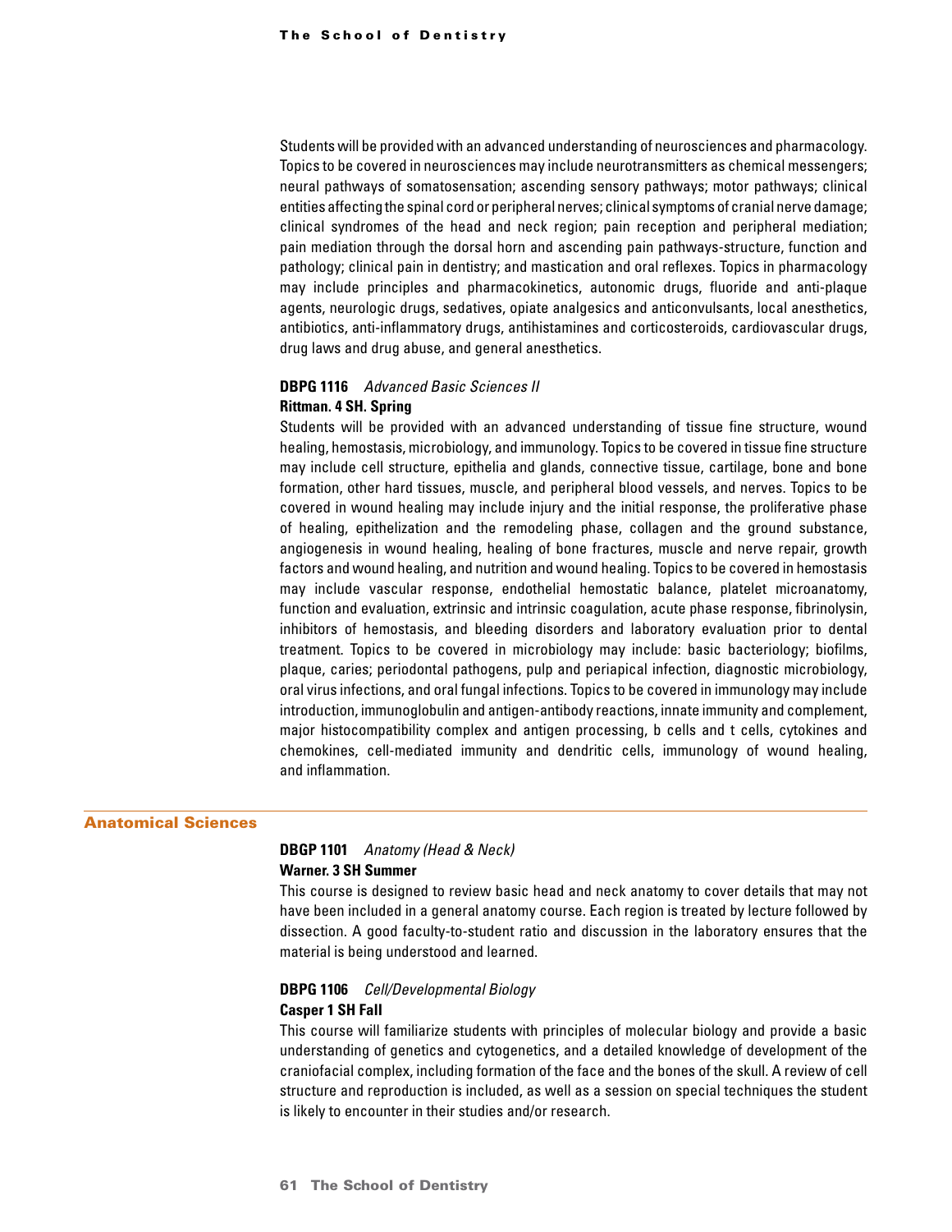Students will be provided with an advanced understanding of neurosciences and pharmacology. Topics to be covered in neurosciences may include neurotransmitters as chemical messengers; neural pathways of somatosensation; ascending sensory pathways; motor pathways; clinical entities affecting the spinal cord or peripheral nerves; clinical symptoms of cranial nerve damage; clinical syndromes of the head and neck region; pain reception and peripheral mediation; pain mediation through the dorsal horn and ascending pain pathways-structure, function and pathology; clinical pain in dentistry; and mastication and oral reflexes. Topics in pharmacology may include principles and pharmacokinetics, autonomic drugs, fluoride and anti-plaque agents, neurologic drugs, sedatives, opiate analgesics and anticonvulsants, local anesthetics, antibiotics, anti-inflammatory drugs, antihistamines and corticosteroids, cardiovascular drugs, drug laws and drug abuse, and general anesthetics.

**DBPG 1116** *Advanced Basic Sciences II*

**Rittman. 4 SH. Spring**

Students will be provided with an advanced understanding of tissue fine structure, wound healing, hemostasis, microbiology, and immunology. Topics to be covered in tissue fine structure may include cell structure, epithelia and glands, connective tissue, cartilage, bone and bone formation, other hard tissues, muscle, and peripheral blood vessels, and nerves. Topics to be covered in wound healing may include injury and the initial response, the proliferative phase of healing, epithelization and the remodeling phase, collagen and the ground substance, angiogenesis in wound healing, healing of bone fractures, muscle and nerve repair, growth factors and wound healing, and nutrition and wound healing. Topics to be covered in hemostasis may include vascular response, endothelial hemostatic balance, platelet microanatomy, function and evaluation, extrinsic and intrinsic coagulation, acute phase response, fibrinolysin, inhibitors of hemostasis, and bleeding disorders and laboratory evaluation prior to dental treatment. Topics to be covered in microbiology may include: basic bacteriology; biofilms, plaque, caries; periodontal pathogens, pulp and periapical infection, diagnostic microbiology, oral virus infections, and oral fungal infections. Topics to be covered in immunology may include introduction, immunoglobulin and antigen-antibody reactions, innate immunity and complement, major histocompatibility complex and antigen processing, b cells and t cells, cytokines and chemokines, cell-mediated immunity and dendritic cells, immunology of wound healing, and inflammation.

## Anatomical Sciences

**DBGP 1101** *Anatomy (Head & Neck)*

**Warner. 3 SH Summer**

This course is designed to review basic head and neck anatomy to cover details that may not have been included in a general anatomy course. Each region is treated by lecture followed by dissection. A good faculty-to-student ratio and discussion in the laboratory ensures that the material is being understood and learned.

**DBPG 1106** *Cell/Developmental Biology*

**Casper 1 SH Fall**

This course will familiarize students with principles of molecular biology and provide a basic understanding of genetics and cytogenetics, and a detailed knowledge of development of the craniofacial complex, including formation of the face and the bones of the skull. A review of cell structure and reproduction is included, as well as a session on special techniques the student is likely to encounter in their studies and/or research.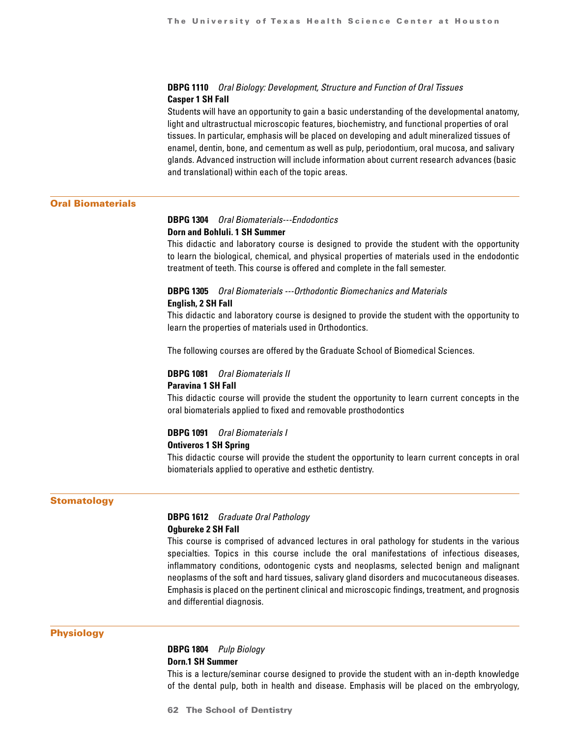**DBPG 1110** *Oral Biology: Development, Structure and Function of Oral Tissues*
**Casper 1 SH Fall**
Students will have an opportunity to gain a basic understanding of the developmental anatomy, light and ultrastructural microscopic features, biochemistry, and functional properties of oral tissues. In particular, emphasis will be placed on developing and adult mineralized tissues of enamel, dentin, bone, and cementum as well as pulp, periodontium, oral mucosa, and salivary glands. Advanced instruction will include information about current research advances (basic and translational) within each of the topic areas.

## Oral Biomaterials

**DBPG 1304** *Oral Biomaterials---Endodontics*
**Dorn and Bohluli. 1 SH Summer**
This didactic and laboratory course is designed to provide the student with the opportunity to learn the biological, chemical, and physical properties of materials used in the endodontic treatment of teeth. This course is offered and complete in the fall semester.

**DBPG 1305** *Oral Biomaterials ---Orthodontic Biomechanics and Materials*
**English, 2 SH Fall**
This didactic and laboratory course is designed to provide the student with the opportunity to learn the properties of materials used in Orthodontics.

The following courses are offered by the Graduate School of Biomedical Sciences.

**DBPG 1081** *Oral Biomaterials II*
**Paravina 1 SH Fall**
This didactic course will provide the student the opportunity to learn current concepts in the oral biomaterials applied to fixed and removable prosthodontics

**DBPG 1091** *Oral Biomaterials I*
**Ontiveros 1 SH Spring**
This didactic course will provide the student the opportunity to learn current concepts in oral biomaterials applied to operative and esthetic dentistry.

## Stomatology

**DBPG 1612** *Graduate Oral Pathology*
**Ogbureke 2 SH Fall**
This course is comprised of advanced lectures in oral pathology for students in the various specialties. Topics in this course include the oral manifestations of infectious diseases, inflammatory conditions, odontogenic cysts and neoplasms, selected benign and malignant neoplasms of the soft and hard tissues, salivary gland disorders and mucocutaneous diseases. Emphasis is placed on the pertinent clinical and microscopic findings, treatment, and prognosis and differential diagnosis.

## Physiology

**DBPG 1804** *Pulp Biology*
**Dorn.1 SH Summer**
This is a lecture/seminar course designed to provide the student with an in-depth knowledge of the dental pulp, both in health and disease. Emphasis will be placed on the embryology,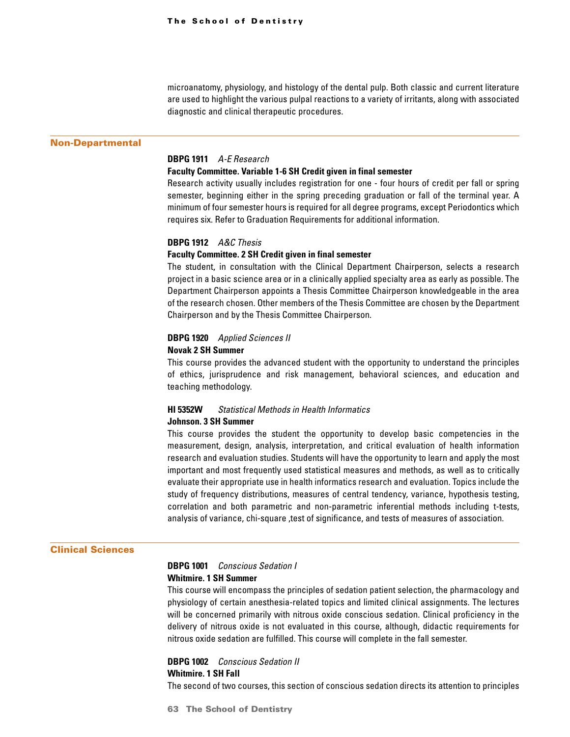microanatomy, physiology, and histology of the dental pulp. Both classic and current literature are used to highlight the various pulpal reactions to a variety of irritants, along with associated diagnostic and clinical therapeutic procedures.

## Non-Departmental

**DBPG 1911** *A-E Research*

**Faculty Committee. Variable 1-6 SH Credit given in final semester**

Research activity usually includes registration for one - four hours of credit per fall or spring semester, beginning either in the spring preceding graduation or fall of the terminal year. A minimum of four semester hours is required for all degree programs, except Periodontics which requires six. Refer to Graduation Requirements for additional information.

**DBPG 1912** *A&C Thesis*

**Faculty Committee. 2 SH Credit given in final semester**

The student, in consultation with the Clinical Department Chairperson, selects a research project in a basic science area or in a clinically applied specialty area as early as possible. The Department Chairperson appoints a Thesis Committee Chairperson knowledgeable in the area of the research chosen. Other members of the Thesis Committee are chosen by the Department Chairperson and by the Thesis Committee Chairperson.

**DBPG 1920** *Applied Sciences II*

**Novak 2 SH Summer**

This course provides the advanced student with the opportunity to understand the principles of ethics, jurisprudence and risk management, behavioral sciences, and education and teaching methodology.

**HI 5352W** *Statistical Methods in Health Informatics*

**Johnson. 3 SH Summer**

This course provides the student the opportunity to develop basic competencies in the measurement, design, analysis, interpretation, and critical evaluation of health information research and evaluation studies. Students will have the opportunity to learn and apply the most important and most frequently used statistical measures and methods, as well as to critically evaluate their appropriate use in health informatics research and evaluation. Topics include the study of frequency distributions, measures of central tendency, variance, hypothesis testing, correlation and both parametric and non-parametric inferential methods including t-tests, analysis of variance, chi-square ,test of significance, and tests of measures of association.

## Clinical Sciences

**DBPG 1001** *Conscious Sedation I*

**Whitmire. 1 SH Summer**

This course will encompass the principles of sedation patient selection, the pharmacology and physiology of certain anesthesia-related topics and limited clinical assignments. The lectures will be concerned primarily with nitrous oxide conscious sedation. Clinical proficiency in the delivery of nitrous oxide is not evaluated in this course, although, didactic requirements for nitrous oxide sedation are fulfilled. This course will complete in the fall semester.

**DBPG 1002** *Conscious Sedation II*

**Whitmire. 1 SH Fall**

The second of two courses, this section of conscious sedation directs its attention to principles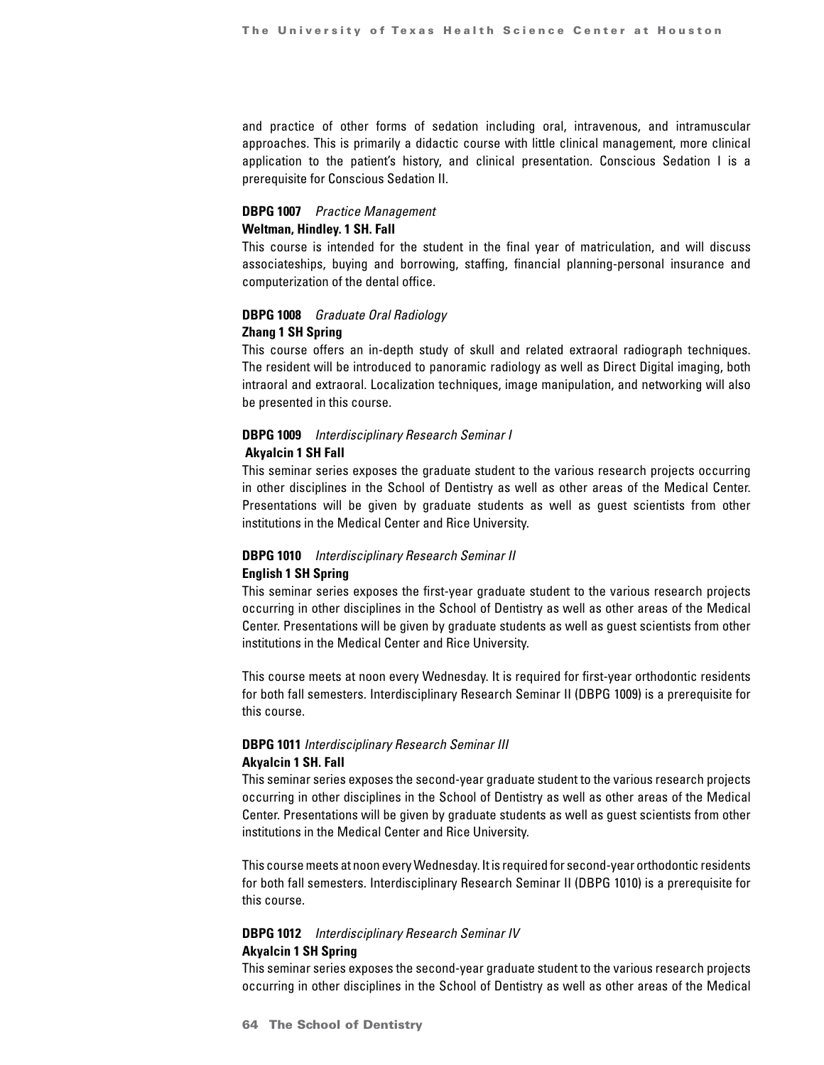and practice of other forms of sedation including oral, intravenous, and intramuscular approaches. This is primarily a didactic course with little clinical management, more clinical application to the patient's history, and clinical presentation. Conscious Sedation I is a prerequisite for Conscious Sedation II.

**DBPG 1007** *Practice Management*
**Weltman, Hindley. 1 SH. Fall**
This course is intended for the student in the final year of matriculation, and will discuss associateships, buying and borrowing, staffing, financial planning-personal insurance and computerization of the dental office.

**DBPG 1008** *Graduate Oral Radiology*
**Zhang 1 SH Spring**
This course offers an in-depth study of skull and related extraoral radiograph techniques. The resident will be introduced to panoramic radiology as well as Direct Digital imaging, both intraoral and extraoral. Localization techniques, image manipulation, and networking will also be presented in this course.

**DBPG 1009** *Interdisciplinary Research Seminar I*
**Akyalcin 1 SH Fall**
This seminar series exposes the graduate student to the various research projects occurring in other disciplines in the School of Dentistry as well as other areas of the Medical Center. Presentations will be given by graduate students as well as guest scientists from other institutions in the Medical Center and Rice University.

**DBPG 1010** *Interdisciplinary Research Seminar II*
**English 1 SH Spring**
This seminar series exposes the first-year graduate student to the various research projects occurring in other disciplines in the School of Dentistry as well as other areas of the Medical Center. Presentations will be given by graduate students as well as guest scientists from other institutions in the Medical Center and Rice University.

This course meets at noon every Wednesday. It is required for first-year orthodontic residents for both fall semesters. Interdisciplinary Research Seminar II (DBPG 1009) is a prerequisite for this course.

**DBPG 1011** *Interdisciplinary Research Seminar III*
**Akyalcin 1 SH. Fall**
This seminar series exposes the second-year graduate student to the various research projects occurring in other disciplines in the School of Dentistry as well as other areas of the Medical Center. Presentations will be given by graduate students as well as guest scientists from other institutions in the Medical Center and Rice University.

This course meets at noon every Wednesday. It is required for second-year orthodontic residents for both fall semesters. Interdisciplinary Research Seminar II (DBPG 1010) is a prerequisite for this course.

**DBPG 1012** *Interdisciplinary Research Seminar IV*
**Akyalcin 1 SH Spring**
This seminar series exposes the second-year graduate student to the various research projects occurring in other disciplines in the School of Dentistry as well as other areas of the Medical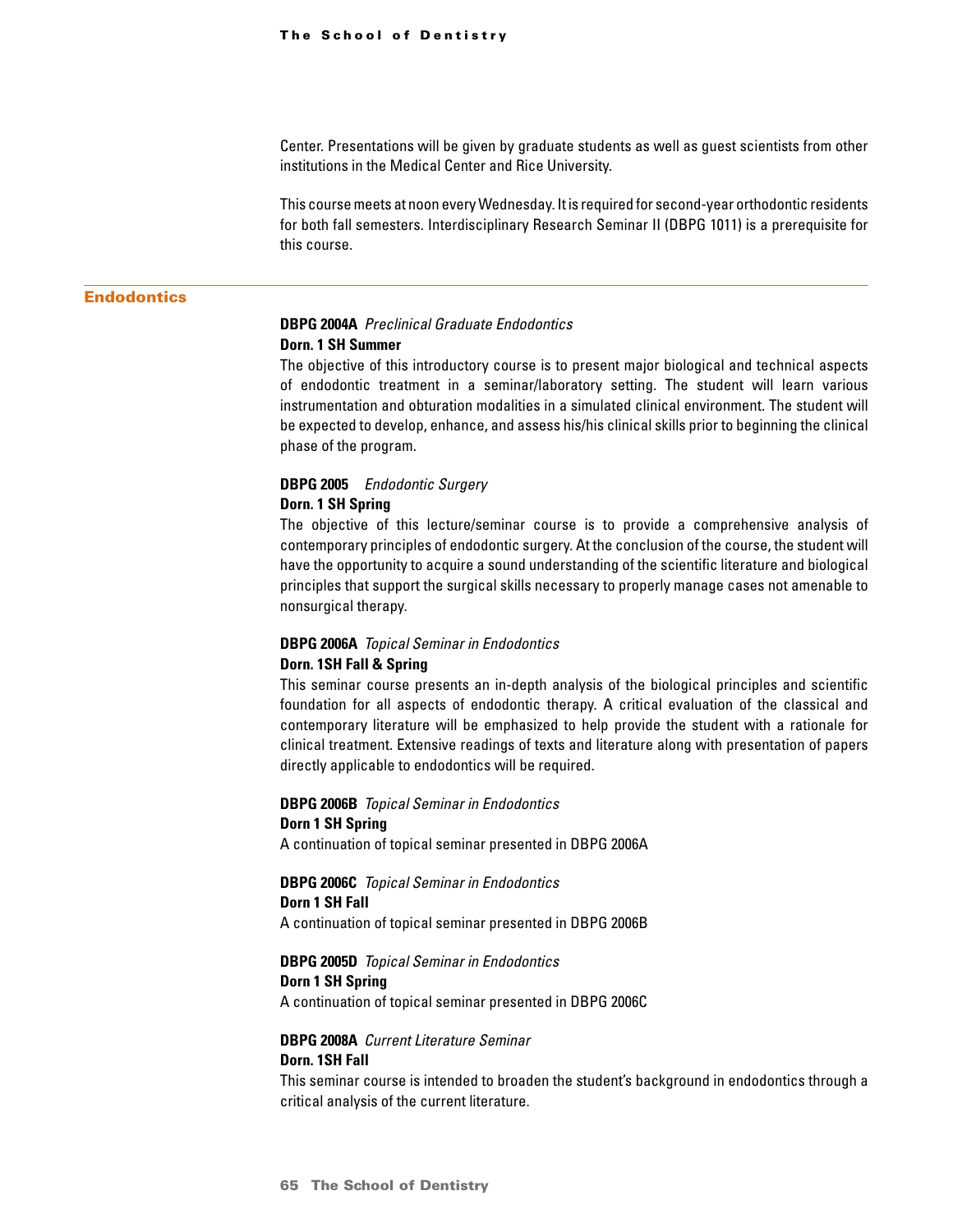Center. Presentations will be given by graduate students as well as guest scientists from other institutions in the Medical Center and Rice University.

This course meets at noon every Wednesday. It is required for second-year orthodontic residents for both fall semesters. Interdisciplinary Research Seminar II (DBPG 1011) is a prerequisite for this course.

## Endodontics

**DBPG 2004A** *Preclinical Graduate Endodontics*
**Dorn. 1 SH Summer**
The objective of this introductory course is to present major biological and technical aspects of endodontic treatment in a seminar/laboratory setting. The student will learn various instrumentation and obturation modalities in a simulated clinical environment. The student will be expected to develop, enhance, and assess his/his clinical skills prior to beginning the clinical phase of the program.

**DBPG 2005** *Endodontic Surgery*
**Dorn. 1 SH Spring**
The objective of this lecture/seminar course is to provide a comprehensive analysis of contemporary principles of endodontic surgery. At the conclusion of the course, the student will have the opportunity to acquire a sound understanding of the scientific literature and biological principles that support the surgical skills necessary to properly manage cases not amenable to nonsurgical therapy.

**DBPG 2006A** *Topical Seminar in Endodontics*
**Dorn. 1SH Fall & Spring**
This seminar course presents an in-depth analysis of the biological principles and scientific foundation for all aspects of endodontic therapy. A critical evaluation of the classical and contemporary literature will be emphasized to help provide the student with a rationale for clinical treatment. Extensive readings of texts and literature along with presentation of papers directly applicable to endodontics will be required.

**DBPG 2006B** *Topical Seminar in Endodontics*
**Dorn 1 SH Spring**
A continuation of topical seminar presented in DBPG 2006A

**DBPG 2006C** *Topical Seminar in Endodontics*
**Dorn 1 SH Fall**
A continuation of topical seminar presented in DBPG 2006B

**DBPG 2005D** *Topical Seminar in Endodontics*
**Dorn 1 SH Spring**
A continuation of topical seminar presented in DBPG 2006C

**DBPG 2008A** *Current Literature Seminar*
**Dorn. 1SH Fall**
This seminar course is intended to broaden the student's background in endodontics through a critical analysis of the current literature.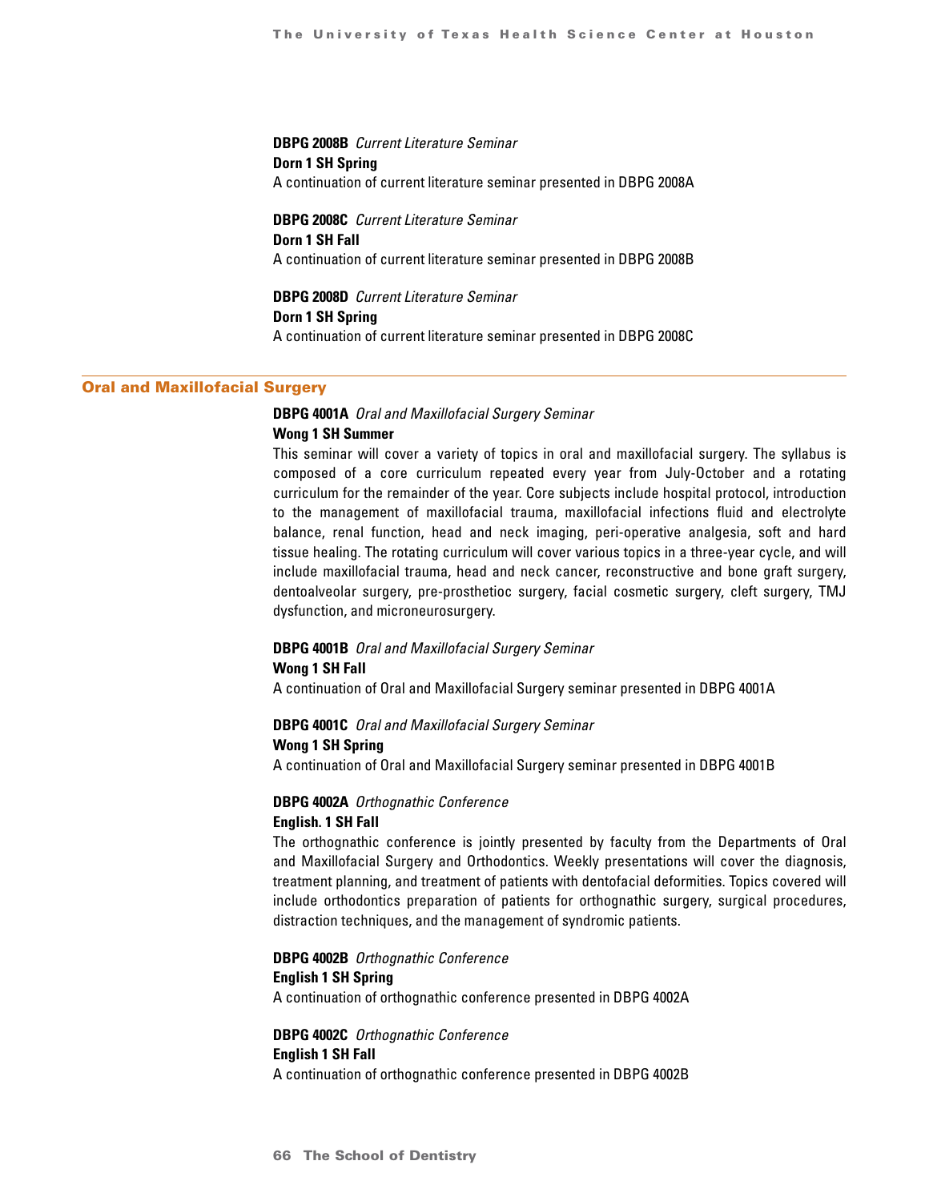**DBPG 2008B** *Current Literature Seminar*
**Dorn 1 SH Spring**
A continuation of current literature seminar presented in DBPG 2008A

**DBPG 2008C** *Current Literature Seminar*
**Dorn 1 SH Fall**
A continuation of current literature seminar presented in DBPG 2008B

**DBPG 2008D** *Current Literature Seminar*
**Dorn 1 SH Spring**
A continuation of current literature seminar presented in DBPG 2008C

## Oral and Maxillofacial Surgery

**DBPG 4001A** *Oral and Maxillofacial Surgery Seminar*
**Wong 1 SH Summer**
This seminar will cover a variety of topics in oral and maxillofacial surgery. The syllabus is composed of a core curriculum repeated every year from July-October and a rotating curriculum for the remainder of the year. Core subjects include hospital protocol, introduction to the management of maxillofacial trauma, maxillofacial infections fluid and electrolyte balance, renal function, head and neck imaging, peri-operative analgesia, soft and hard tissue healing. The rotating curriculum will cover various topics in a three-year cycle, and will include maxillofacial trauma, head and neck cancer, reconstructive and bone graft surgery, dentoalveolar surgery, pre-prosthetioc surgery, facial cosmetic surgery, cleft surgery, TMJ dysfunction, and microneurosurgery.

**DBPG 4001B** *Oral and Maxillofacial Surgery Seminar*
**Wong 1 SH Fall**
A continuation of Oral and Maxillofacial Surgery seminar presented in DBPG 4001A

**DBPG 4001C** *Oral and Maxillofacial Surgery Seminar*
**Wong 1 SH Spring**
A continuation of Oral and Maxillofacial Surgery seminar presented in DBPG 4001B

**DBPG 4002A** *Orthognathic Conference*
**English. 1 SH Fall**
The orthognathic conference is jointly presented by faculty from the Departments of Oral and Maxillofacial Surgery and Orthodontics. Weekly presentations will cover the diagnosis, treatment planning, and treatment of patients with dentofacial deformities. Topics covered will include orthodontics preparation of patients for orthognathic surgery, surgical procedures, distraction techniques, and the management of syndromic patients.

**DBPG 4002B** *Orthognathic Conference*
**English 1 SH Spring**
A continuation of orthognathic conference presented in DBPG 4002A

**DBPG 4002C** *Orthognathic Conference*
**English 1 SH Fall**
A continuation of orthognathic conference presented in DBPG 4002B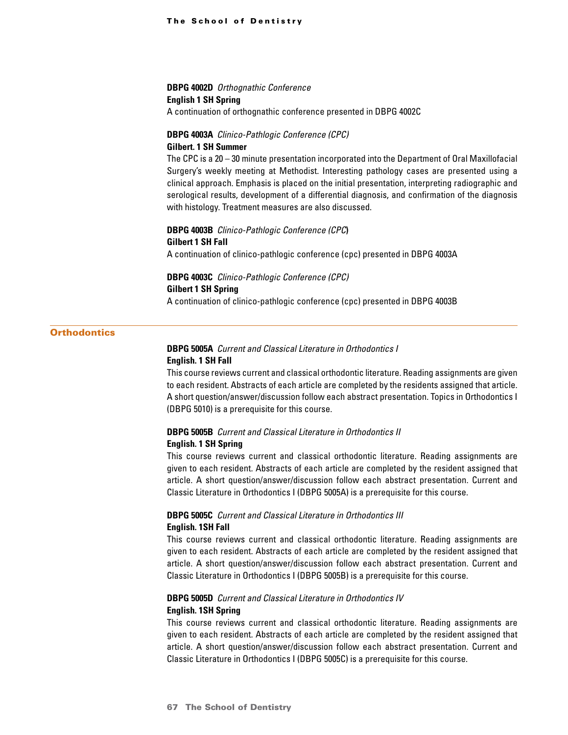**DBPG 4002D** *Orthognathic Conference*
**English 1 SH Spring**
A continuation of orthognathic conference presented in DBPG 4002C

**DBPG 4003A** *Clinico-Pathlogic Conference (CPC)*
**Gilbert. 1 SH Summer**
The CPC is a 20 – 30 minute presentation incorporated into the Department of Oral Maxillofacial Surgery's weekly meeting at Methodist. Interesting pathology cases are presented using a clinical approach. Emphasis is placed on the initial presentation, interpreting radiographic and serological results, development of a differential diagnosis, and confirmation of the diagnosis with histology. Treatment measures are also discussed.

**DBPG 4003B** *Clinico-Pathlogic Conference (CPC)*
**Gilbert 1 SH Fall**
A continuation of clinico-pathlogic conference (cpc) presented in DBPG 4003A

**DBPG 4003C** *Clinico-Pathlogic Conference (CPC)*
**Gilbert 1 SH Spring**
A continuation of clinico-pathlogic conference (cpc) presented in DBPG 4003B

## Orthodontics

**DBPG 5005A** *Current and Classical Literature in Orthodontics I*
**English. 1 SH Fall**
This course reviews current and classical orthodontic literature. Reading assignments are given to each resident. Abstracts of each article are completed by the residents assigned that article. A short question/answer/discussion follow each abstract presentation. Topics in Orthodontics I (DBPG 5010) is a prerequisite for this course.

**DBPG 5005B** *Current and Classical Literature in Orthodontics II*
**English. 1 SH Spring**
This course reviews current and classical orthodontic literature. Reading assignments are given to each resident. Abstracts of each article are completed by the resident assigned that article. A short question/answer/discussion follow each abstract presentation. Current and Classic Literature in Orthodontics I (DBPG 5005A) is a prerequisite for this course.

**DBPG 5005C** *Current and Classical Literature in Orthodontics III*
**English. 1SH Fall**
This course reviews current and classical orthodontic literature. Reading assignments are given to each resident. Abstracts of each article are completed by the resident assigned that article. A short question/answer/discussion follow each abstract presentation. Current and Classic Literature in Orthodontics I (DBPG 5005B) is a prerequisite for this course.

**DBPG 5005D** *Current and Classical Literature in Orthodontics IV*
**English. 1SH Spring**
This course reviews current and classical orthodontic literature. Reading assignments are given to each resident. Abstracts of each article are completed by the resident assigned that article. A short question/answer/discussion follow each abstract presentation. Current and Classic Literature in Orthodontics I (DBPG 5005C) is a prerequisite for this course.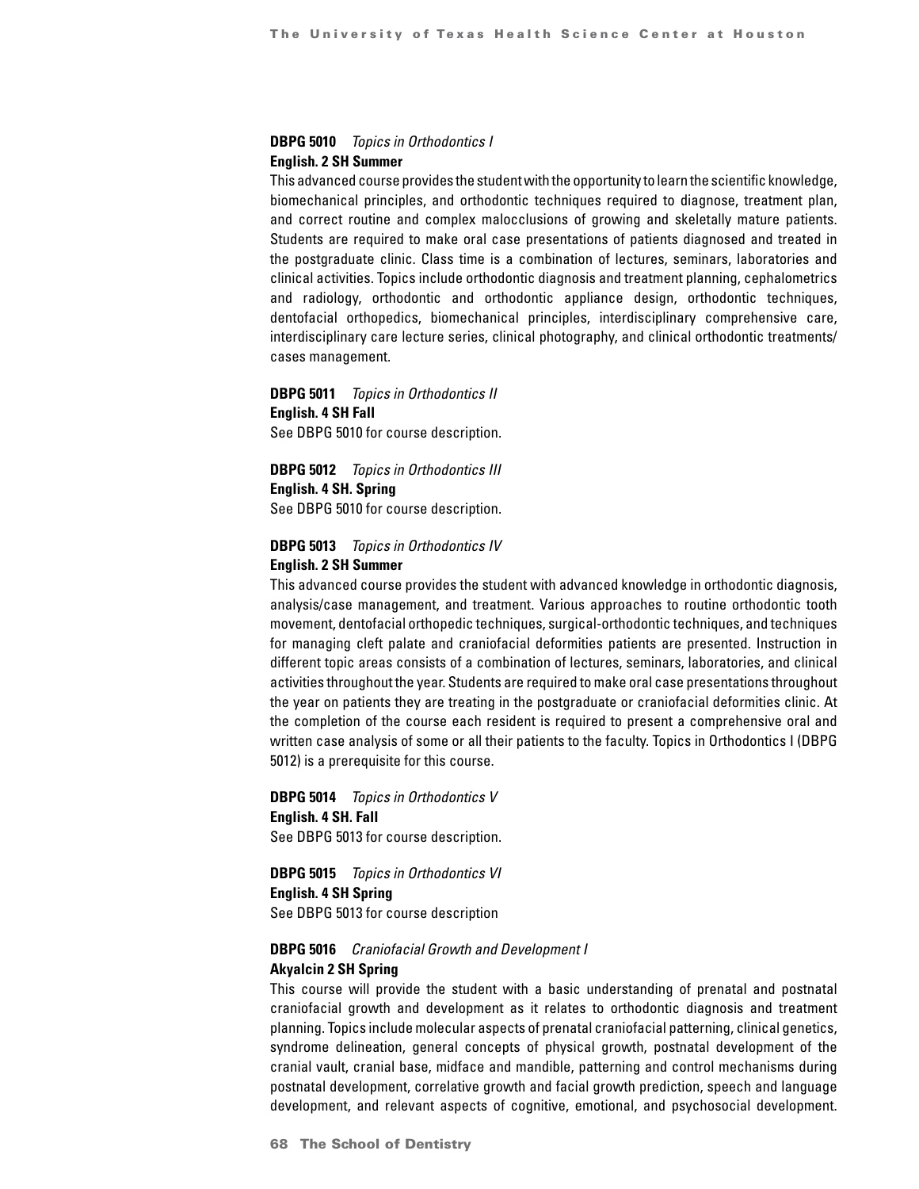**DBPG 5010** *Topics in Orthodontics I*
**English. 2 SH Summer**
This advanced course provides the student with the opportunity to learn the scientific knowledge, biomechanical principles, and orthodontic techniques required to diagnose, treatment plan, and correct routine and complex malocclusions of growing and skeletally mature patients. Students are required to make oral case presentations of patients diagnosed and treated in the postgraduate clinic. Class time is a combination of lectures, seminars, laboratories and clinical activities. Topics include orthodontic diagnosis and treatment planning, cephalometrics and radiology, orthodontic and orthodontic appliance design, orthodontic techniques, dentofacial orthopedics, biomechanical principles, interdisciplinary comprehensive care, interdisciplinary care lecture series, clinical photography, and clinical orthodontic treatments/ cases management.

**DBPG 5011** *Topics in Orthodontics II*
**English. 4 SH Fall**
See DBPG 5010 for course description.

**DBPG 5012** *Topics in Orthodontics III*
**English. 4 SH. Spring**
See DBPG 5010 for course description.

**DBPG 5013** *Topics in Orthodontics IV*
**English. 2 SH Summer**
This advanced course provides the student with advanced knowledge in orthodontic diagnosis, analysis/case management, and treatment. Various approaches to routine orthodontic tooth movement, dentofacial orthopedic techniques, surgical-orthodontic techniques, and techniques for managing cleft palate and craniofacial deformities patients are presented. Instruction in different topic areas consists of a combination of lectures, seminars, laboratories, and clinical activities throughout the year. Students are required to make oral case presentations throughout the year on patients they are treating in the postgraduate or craniofacial deformities clinic. At the completion of the course each resident is required to present a comprehensive oral and written case analysis of some or all their patients to the faculty. Topics in Orthodontics I (DBPG 5012) is a prerequisite for this course.

**DBPG 5014** *Topics in Orthodontics V*
**English. 4 SH. Fall**
See DBPG 5013 for course description.

**DBPG 5015** *Topics in Orthodontics VI*
**English. 4 SH Spring**
See DBPG 5013 for course description

**DBPG 5016** *Craniofacial Growth and Development I*
**Akyalcin 2 SH Spring**
This course will provide the student with a basic understanding of prenatal and postnatal craniofacial growth and development as it relates to orthodontic diagnosis and treatment planning. Topics include molecular aspects of prenatal craniofacial patterning, clinical genetics, syndrome delineation, general concepts of physical growth, postnatal development of the cranial vault, cranial base, midface and mandible, patterning and control mechanisms during postnatal development, correlative growth and facial growth prediction, speech and language development, and relevant aspects of cognitive, emotional, and psychosocial development.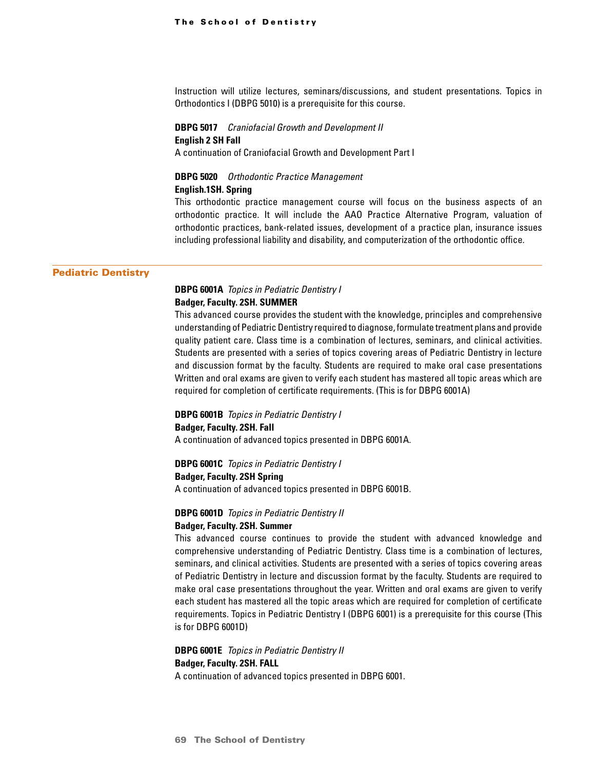Instruction will utilize lectures, seminars/discussions, and student presentations. Topics in Orthodontics I (DBPG 5010) is a prerequisite for this course.

**DBPG 5017** *Craniofacial Growth and Development II*
**English 2 SH Fall**
A continuation of Craniofacial Growth and Development Part I

**DBPG 5020** *Orthodontic Practice Management*
**English.1SH. Spring**
This orthodontic practice management course will focus on the business aspects of an orthodontic practice. It will include the AAO Practice Alternative Program, valuation of orthodontic practices, bank-related issues, development of a practice plan, insurance issues including professional liability and disability, and computerization of the orthodontic office.

## Pediatric Dentistry

**DBPG 6001A** *Topics in Pediatric Dentistry I*
**Badger, Faculty. 2SH. SUMMER**
This advanced course provides the student with the knowledge, principles and comprehensive understanding of Pediatric Dentistry required to diagnose, formulate treatment plans and provide quality patient care. Class time is a combination of lectures, seminars, and clinical activities. Students are presented with a series of topics covering areas of Pediatric Dentistry in lecture and discussion format by the faculty. Students are required to make oral case presentations Written and oral exams are given to verify each student has mastered all topic areas which are required for completion of certificate requirements. (This is for DBPG 6001A)

**DBPG 6001B** *Topics in Pediatric Dentistry I*
**Badger, Faculty. 2SH. Fall**
A continuation of advanced topics presented in DBPG 6001A.

**DBPG 6001C** *Topics in Pediatric Dentistry I*
**Badger, Faculty. 2SH Spring**
A continuation of advanced topics presented in DBPG 6001B.

**DBPG 6001D** *Topics in Pediatric Dentistry II*
**Badger, Faculty. 2SH. Summer**
This advanced course continues to provide the student with advanced knowledge and comprehensive understanding of Pediatric Dentistry. Class time is a combination of lectures, seminars, and clinical activities. Students are presented with a series of topics covering areas of Pediatric Dentistry in lecture and discussion format by the faculty. Students are required to make oral case presentations throughout the year. Written and oral exams are given to verify each student has mastered all the topic areas which are required for completion of certificate requirements. Topics in Pediatric Dentistry I (DBPG 6001) is a prerequisite for this course (This is for DBPG 6001D)

**DBPG 6001E** *Topics in Pediatric Dentistry II*
**Badger, Faculty. 2SH. FALL**
A continuation of advanced topics presented in DBPG 6001.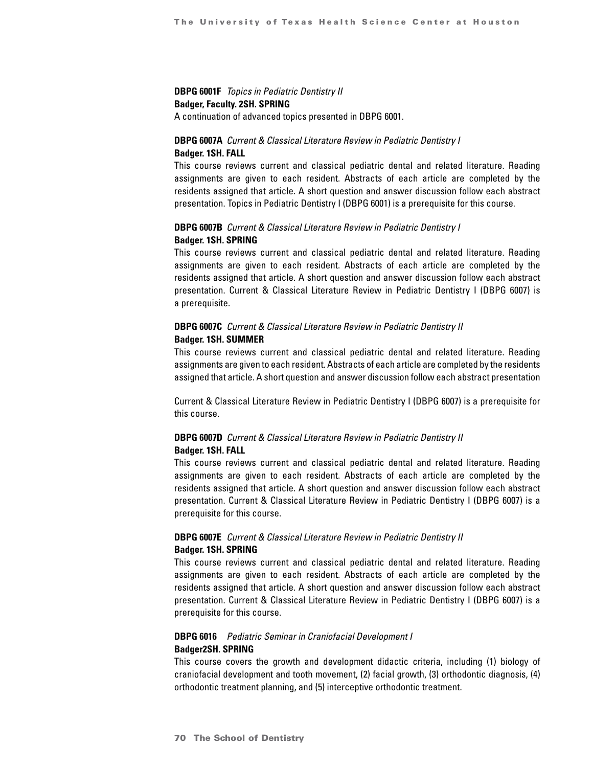**DBPG 6001F** *Topics in Pediatric Dentistry II*
**Badger, Faculty. 2SH. SPRING**
A continuation of advanced topics presented in DBPG 6001.

**DBPG 6007A** *Current & Classical Literature Review in Pediatric Dentistry I*
**Badger. 1SH. FALL**
This course reviews current and classical pediatric dental and related literature. Reading assignments are given to each resident. Abstracts of each article are completed by the residents assigned that article. A short question and answer discussion follow each abstract presentation. Topics in Pediatric Dentistry I (DBPG 6001) is a prerequisite for this course.

**DBPG 6007B** *Current & Classical Literature Review in Pediatric Dentistry I*
**Badger. 1SH. SPRING**
This course reviews current and classical pediatric dental and related literature. Reading assignments are given to each resident. Abstracts of each article are completed by the residents assigned that article. A short question and answer discussion follow each abstract presentation. Current & Classical Literature Review in Pediatric Dentistry I (DBPG 6007) is a prerequisite.

**DBPG 6007C** *Current & Classical Literature Review in Pediatric Dentistry II*
**Badger. 1SH. SUMMER**
This course reviews current and classical pediatric dental and related literature. Reading assignments are given to each resident. Abstracts of each article are completed by the residents assigned that article. A short question and answer discussion follow each abstract presentation

Current & Classical Literature Review in Pediatric Dentistry I (DBPG 6007) is a prerequisite for this course.

**DBPG 6007D** *Current & Classical Literature Review in Pediatric Dentistry II*
**Badger. 1SH. FALL**
This course reviews current and classical pediatric dental and related literature. Reading assignments are given to each resident. Abstracts of each article are completed by the residents assigned that article. A short question and answer discussion follow each abstract presentation. Current & Classical Literature Review in Pediatric Dentistry I (DBPG 6007) is a prerequisite for this course.

**DBPG 6007E** *Current & Classical Literature Review in Pediatric Dentistry II*
**Badger. 1SH. SPRING**
This course reviews current and classical pediatric dental and related literature. Reading assignments are given to each resident. Abstracts of each article are completed by the residents assigned that article. A short question and answer discussion follow each abstract presentation. Current & Classical Literature Review in Pediatric Dentistry I (DBPG 6007) is a prerequisite for this course.

**DBPG 6016** *Pediatric Seminar in Craniofacial Development I*
**Badger2SH. SPRING**
This course covers the growth and development didactic criteria, including (1) biology of craniofacial development and tooth movement, (2) facial growth, (3) orthodontic diagnosis, (4) orthodontic treatment planning, and (5) interceptive orthodontic treatment.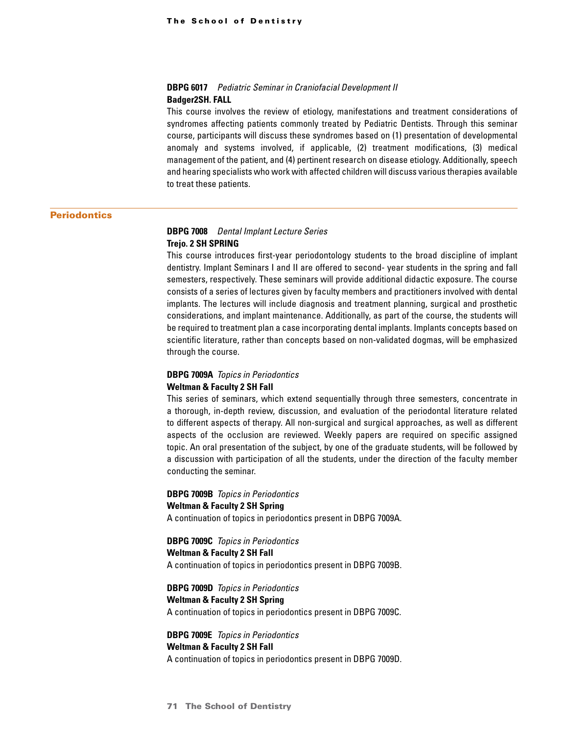**DBPG 6017** *Pediatric Seminar in Craniofacial Development II*
**Badger2SH. FALL**

This course involves the review of etiology, manifestations and treatment considerations of syndromes affecting patients commonly treated by Pediatric Dentists. Through this seminar course, participants will discuss these syndromes based on (1) presentation of developmental anomaly and systems involved, if applicable, (2) treatment modifications, (3) medical management of the patient, and (4) pertinent research on disease etiology. Additionally, speech and hearing specialists who work with affected children will discuss various therapies available to treat these patients.

## Periodontics

**DBPG 7008** *Dental Implant Lecture Series*
**Trejo. 2 SH SPRING**

This course introduces first-year periodontology students to the broad discipline of implant dentistry. Implant Seminars I and II are offered to second- year students in the spring and fall semesters, respectively. These seminars will provide additional didactic exposure. The course consists of a series of lectures given by faculty members and practitioners involved with dental implants. The lectures will include diagnosis and treatment planning, surgical and prosthetic considerations, and implant maintenance. Additionally, as part of the course, the students will be required to treatment plan a case incorporating dental implants. Implants concepts based on scientific literature, rather than concepts based on non-validated dogmas, will be emphasized through the course.

**DBPG 7009A** *Topics in Periodontics*
**Weltman & Faculty 2 SH Fall**

This series of seminars, which extend sequentially through three semesters, concentrate in a thorough, in-depth review, discussion, and evaluation of the periodontal literature related to different aspects of therapy. All non-surgical and surgical approaches, as well as different aspects of the occlusion are reviewed. Weekly papers are required on specific assigned topic. An oral presentation of the subject, by one of the graduate students, will be followed by a discussion with participation of all the students, under the direction of the faculty member conducting the seminar.

**DBPG 7009B** *Topics in Periodontics*
**Weltman & Faculty 2 SH Spring**

A continuation of topics in periodontics present in DBPG 7009A.

**DBPG 7009C** *Topics in Periodontics*
**Weltman & Faculty 2 SH Fall**

A continuation of topics in periodontics present in DBPG 7009B.

**DBPG 7009D** *Topics in Periodontics*
**Weltman & Faculty 2 SH Spring**

A continuation of topics in periodontics present in DBPG 7009C.

**DBPG 7009E** *Topics in Periodontics*
**Weltman & Faculty 2 SH Fall**

A continuation of topics in periodontics present in DBPG 7009D.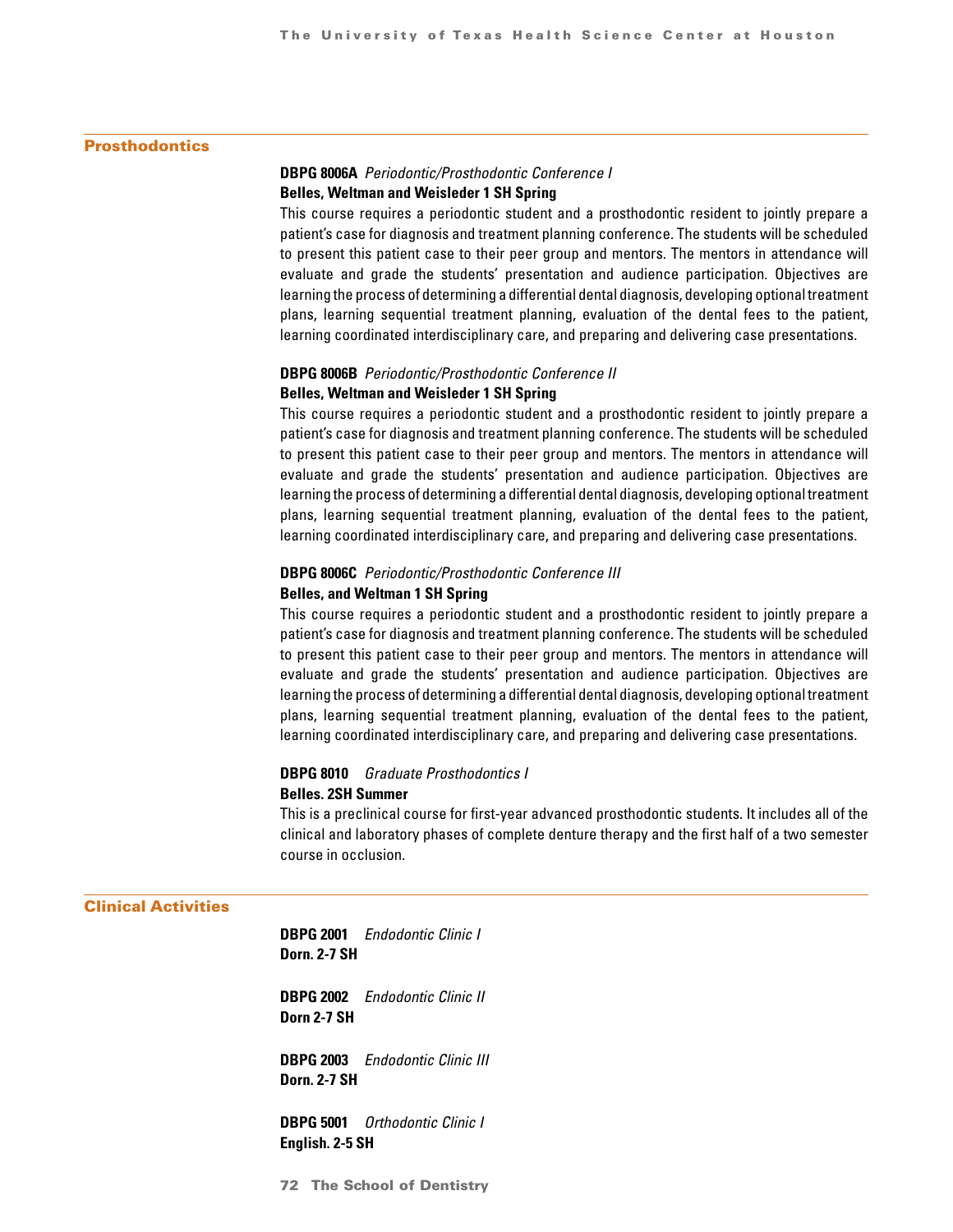## Prosthodontics

**DBPG 8006A** *Periodontic/Prosthodontic Conference I*
**Belles, Weltman and Weisleder 1 SH Spring**
This course requires a periodontic student and a prosthodontic resident to jointly prepare a patient's case for diagnosis and treatment planning conference. The students will be scheduled to present this patient case to their peer group and mentors. The mentors in attendance will evaluate and grade the students' presentation and audience participation. Objectives are learning the process of determining a differential dental diagnosis, developing optional treatment plans, learning sequential treatment planning, evaluation of the dental fees to the patient, learning coordinated interdisciplinary care, and preparing and delivering case presentations.

**DBPG 8006B** *Periodontic/Prosthodontic Conference II*
**Belles, Weltman and Weisleder 1 SH Spring**
This course requires a periodontic student and a prosthodontic resident to jointly prepare a patient's case for diagnosis and treatment planning conference. The students will be scheduled to present this patient case to their peer group and mentors. The mentors in attendance will evaluate and grade the students' presentation and audience participation. Objectives are learning the process of determining a differential dental diagnosis, developing optional treatment plans, learning sequential treatment planning, evaluation of the dental fees to the patient, learning coordinated interdisciplinary care, and preparing and delivering case presentations.

**DBPG 8006C** *Periodontic/Prosthodontic Conference III*
**Belles, and Weltman 1 SH Spring**
This course requires a periodontic student and a prosthodontic resident to jointly prepare a patient's case for diagnosis and treatment planning conference. The students will be scheduled to present this patient case to their peer group and mentors. The mentors in attendance will evaluate and grade the students' presentation and audience participation. Objectives are learning the process of determining a differential dental diagnosis, developing optional treatment plans, learning sequential treatment planning, evaluation of the dental fees to the patient, learning coordinated interdisciplinary care, and preparing and delivering case presentations.

**DBPG 8010** *Graduate Prosthodontics I*
**Belles. 2SH Summer**
This is a preclinical course for first-year advanced prosthodontic students. It includes all of the clinical and laboratory phases of complete denture therapy and the first half of a two semester course in occlusion.

## Clinical Activities

**DBPG 2001** *Endodontic Clinic I*
**Dorn. 2-7 SH**

**DBPG 2002** *Endodontic Clinic II*
**Dorn 2-7 SH**

**DBPG 2003** *Endodontic Clinic III*
**Dorn. 2-7 SH**

**DBPG 5001** *Orthodontic Clinic I*
**English. 2-5 SH**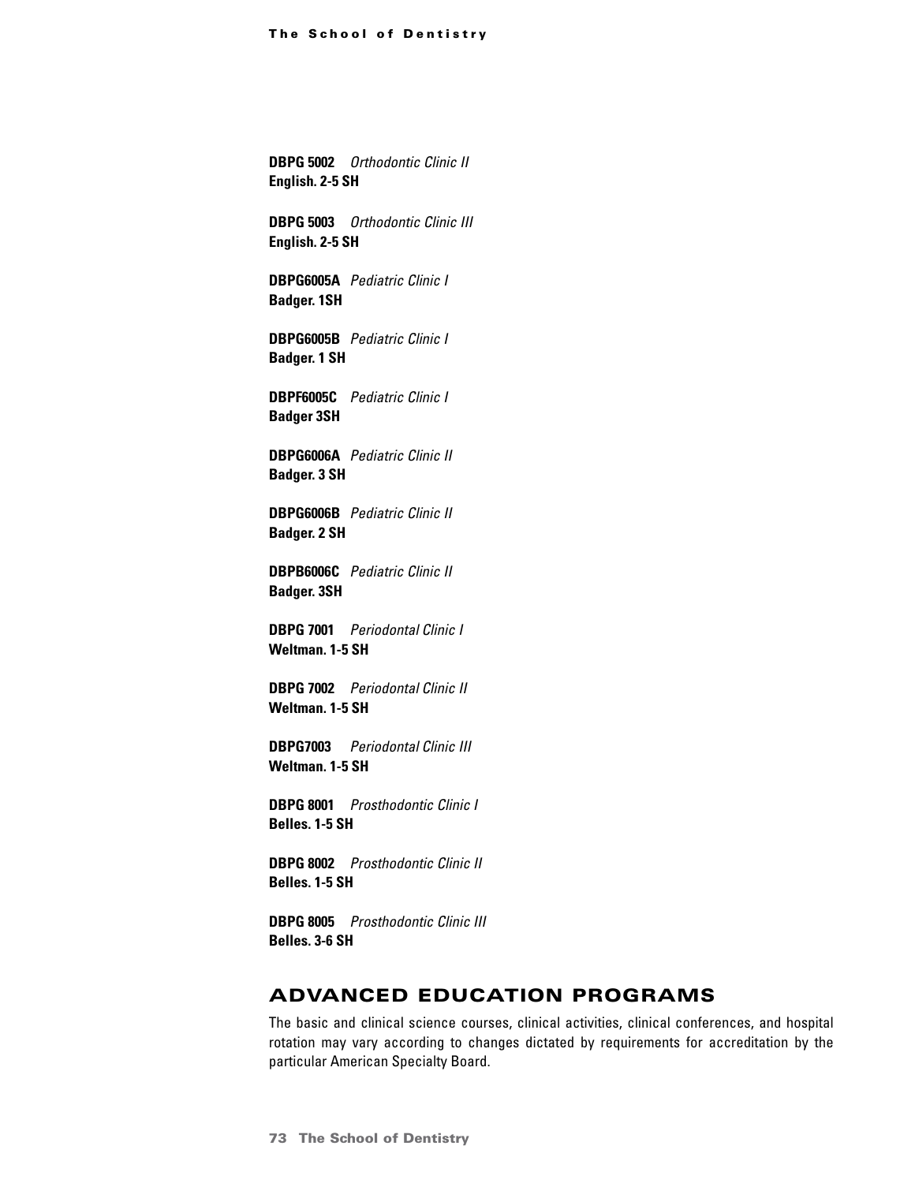**DBPG 5002** *Orthodontic Clinic II*
**English. 2-5 SH**

**DBPG 5003** *Orthodontic Clinic III*
**English. 2-5 SH**

**DBPG6005A** *Pediatric Clinic I*
**Badger. 1SH**

**DBPG6005B** *Pediatric Clinic I*
**Badger. 1 SH**

**DBPF6005C** *Pediatric Clinic I*
**Badger 3SH**

**DBPG6006A** *Pediatric Clinic II*
**Badger. 3 SH**

**DBPG6006B** *Pediatric Clinic II*
**Badger. 2 SH**

**DBPB6006C** *Pediatric Clinic II*
**Badger. 3SH**

**DBPG 7001** *Periodontal Clinic I*
**Weltman. 1-5 SH**

**DBPG 7002** *Periodontal Clinic II*
**Weltman. 1-5 SH**

**DBPG7003** *Periodontal Clinic III*
**Weltman. 1-5 SH**

**DBPG 8001** *Prosthodontic Clinic I*
**Belles. 1-5 SH**

**DBPG 8002** *Prosthodontic Clinic II*
**Belles. 1-5 SH**

**DBPG 8005** *Prosthodontic Clinic III*
**Belles. 3-6 SH**

## ADVANCED EDUCATION PROGRAMS

The basic and clinical science courses, clinical activities, clinical conferences, and hospital rotation may vary according to changes dictated by requirements for accreditation by the particular American Specialty Board.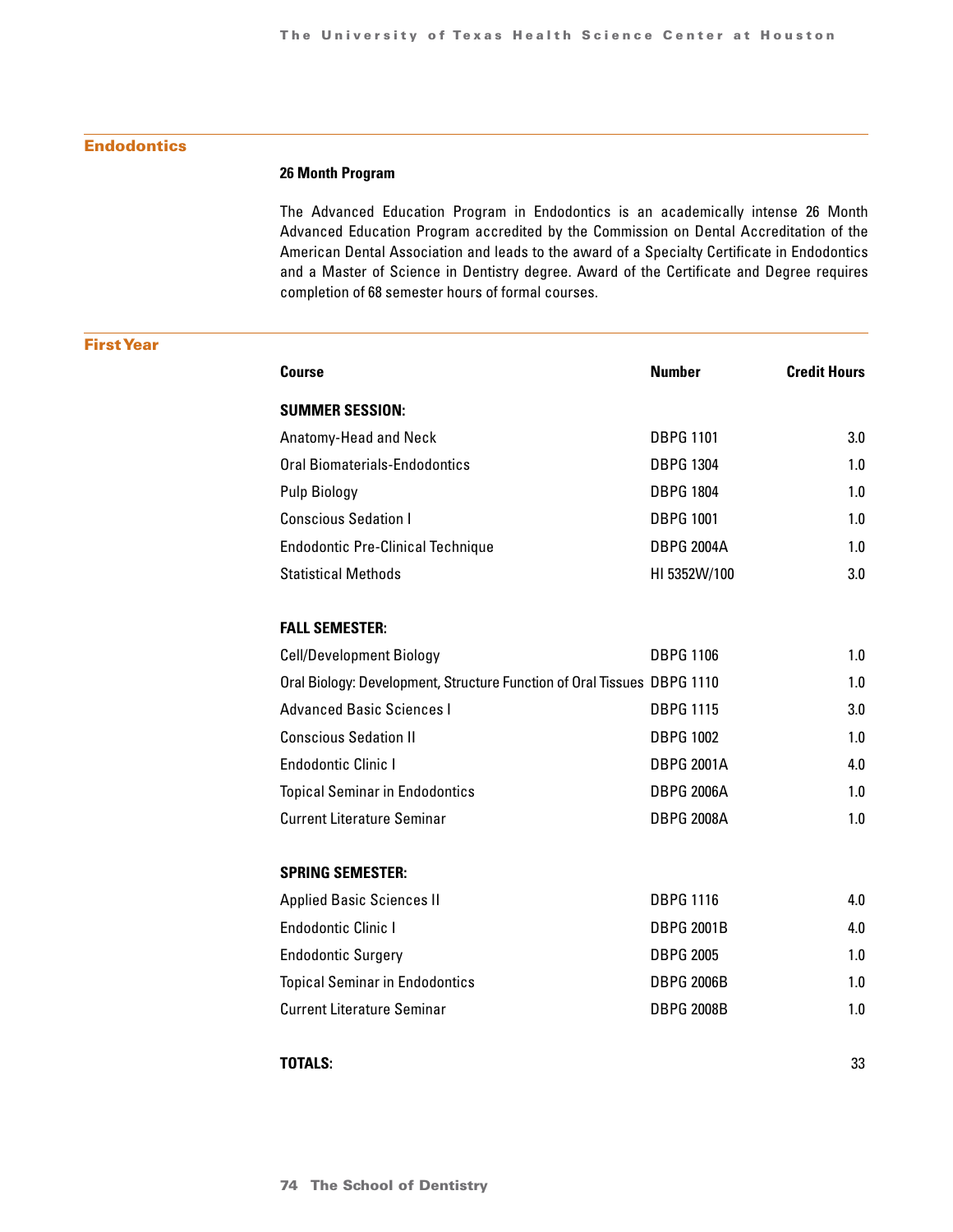## Endodontics

**26 Month Program**

The Advanced Education Program in Endodontics is an academically intense 26 Month Advanced Education Program accredited by the Commission on Dental Accreditation of the American Dental Association and leads to the award of a Specialty Certificate in Endodontics and a Master of Science in Dentistry degree. Award of the Certificate and Degree requires completion of 68 semester hours of formal courses.

## First Year

| Course | Number | Credit Hours |
|---|---|---|
| **SUMMER SESSION:** | | |
| Anatomy-Head and Neck | DBPG 1101 | 3.0 |
| Oral Biomaterials-Endodontics | DBPG 1304 | 1.0 |
| Pulp Biology | DBPG 1804 | 1.0 |
| Conscious Sedation I | DBPG 1001 | 1.0 |
| Endodontic Pre-Clinical Technique | DBPG 2004A | 1.0 |
| Statistical Methods | HI 5352W/100 | 3.0 |
| **FALL SEMESTER:** | | |
| Cell/Development Biology | DBPG 1106 | 1.0 |
| Oral Biology: Development, Structure Function of Oral Tissues | DBPG 1110 | 1.0 |
| Advanced Basic Sciences I | DBPG 1115 | 3.0 |
| Conscious Sedation II | DBPG 1002 | 1.0 |
| Endodontic Clinic I | DBPG 2001A | 4.0 |
| Topical Seminar in Endodontics | DBPG 2006A | 1.0 |
| Current Literature Seminar | DBPG 2008A | 1.0 |
| **SPRING SEMESTER:** | | |
| Applied Basic Sciences II | DBPG 1116 | 4.0 |
| Endodontic Clinic I | DBPG 2001B | 4.0 |
| Endodontic Surgery | DBPG 2005 | 1.0 |
| Topical Seminar in Endodontics | DBPG 2006B | 1.0 |
| Current Literature Seminar | DBPG 2008B | 1.0 |
| **TOTALS:** | | 33 |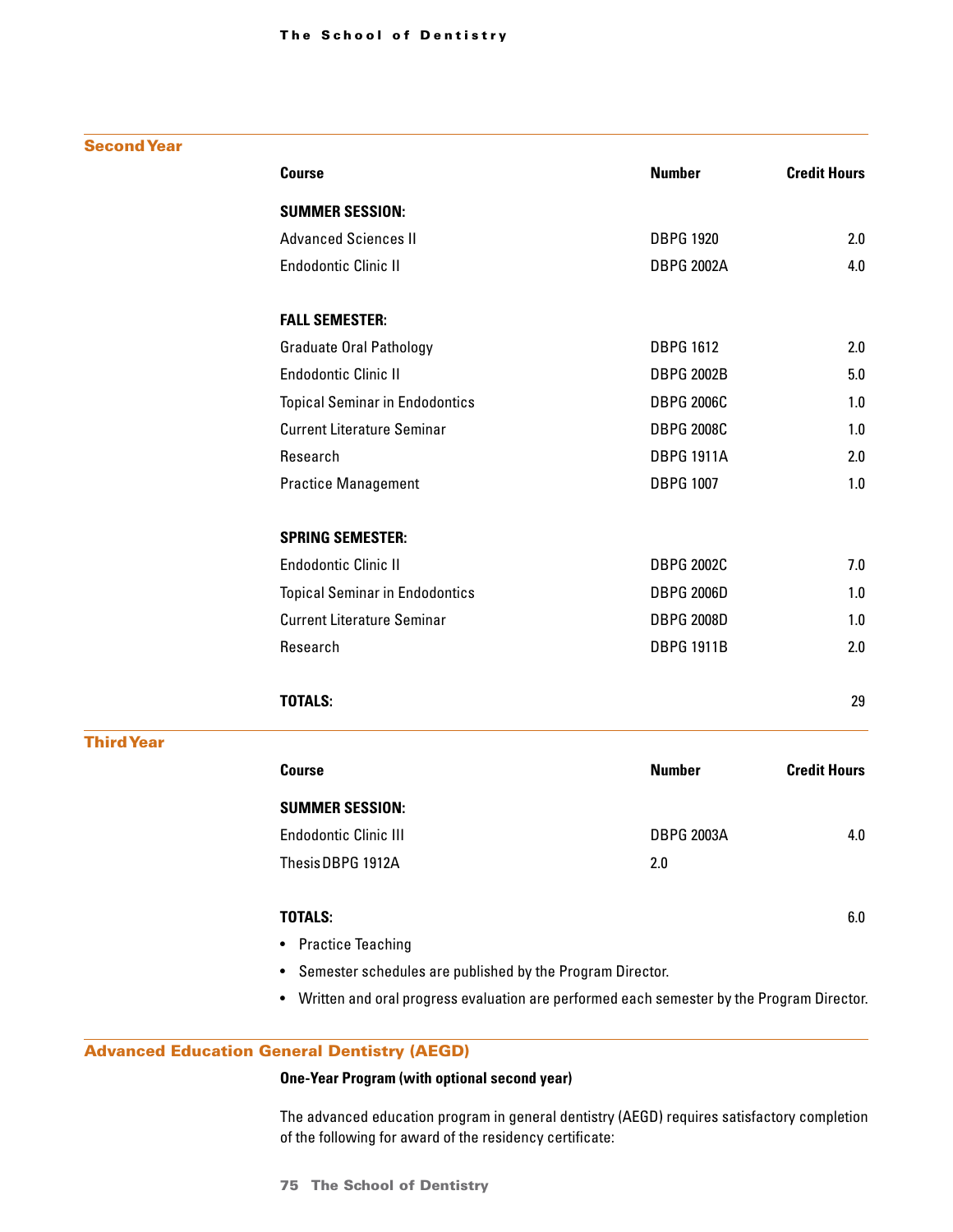## Second Year

| Course | Number | Credit Hours |
|---|---|---|
| **SUMMER SESSION:** | | |
| Advanced Sciences II | DBPG 1920 | 2.0 |
| Endodontic Clinic II | DBPG 2002A | 4.0 |
| **FALL SEMESTER:** | | |
| Graduate Oral Pathology | DBPG 1612 | 2.0 |
| Endodontic Clinic II | DBPG 2002B | 5.0 |
| Topical Seminar in Endodontics | DBPG 2006C | 1.0 |
| Current Literature Seminar | DBPG 2008C | 1.0 |
| Research | DBPG 1911A | 2.0 |
| Practice Management | DBPG 1007 | 1.0 |
| **SPRING SEMESTER:** | | |
| Endodontic Clinic II | DBPG 2002C | 7.0 |
| Topical Seminar in Endodontics | DBPG 2006D | 1.0 |
| Current Literature Seminar | DBPG 2008D | 1.0 |
| Research | DBPG 1911B | 2.0 |
| **TOTALS:** | | 29 |

## Third Year

| Course | Number | Credit Hours |
|---|---|---|
| **SUMMER SESSION:** | | |
| Endodontic Clinic III | DBPG 2003A | 4.0 |
| Thesis DBPG 1912A | 2.0 | |
| **TOTALS:** | | 6.0 |

- Practice Teaching
- Semester schedules are published by the Program Director.
- Written and oral progress evaluation are performed each semester by the Program Director.

## Advanced Education General Dentistry (AEGD)

**One-Year Program (with optional second year)**

The advanced education program in general dentistry (AEGD) requires satisfactory completion of the following for award of the residency certificate: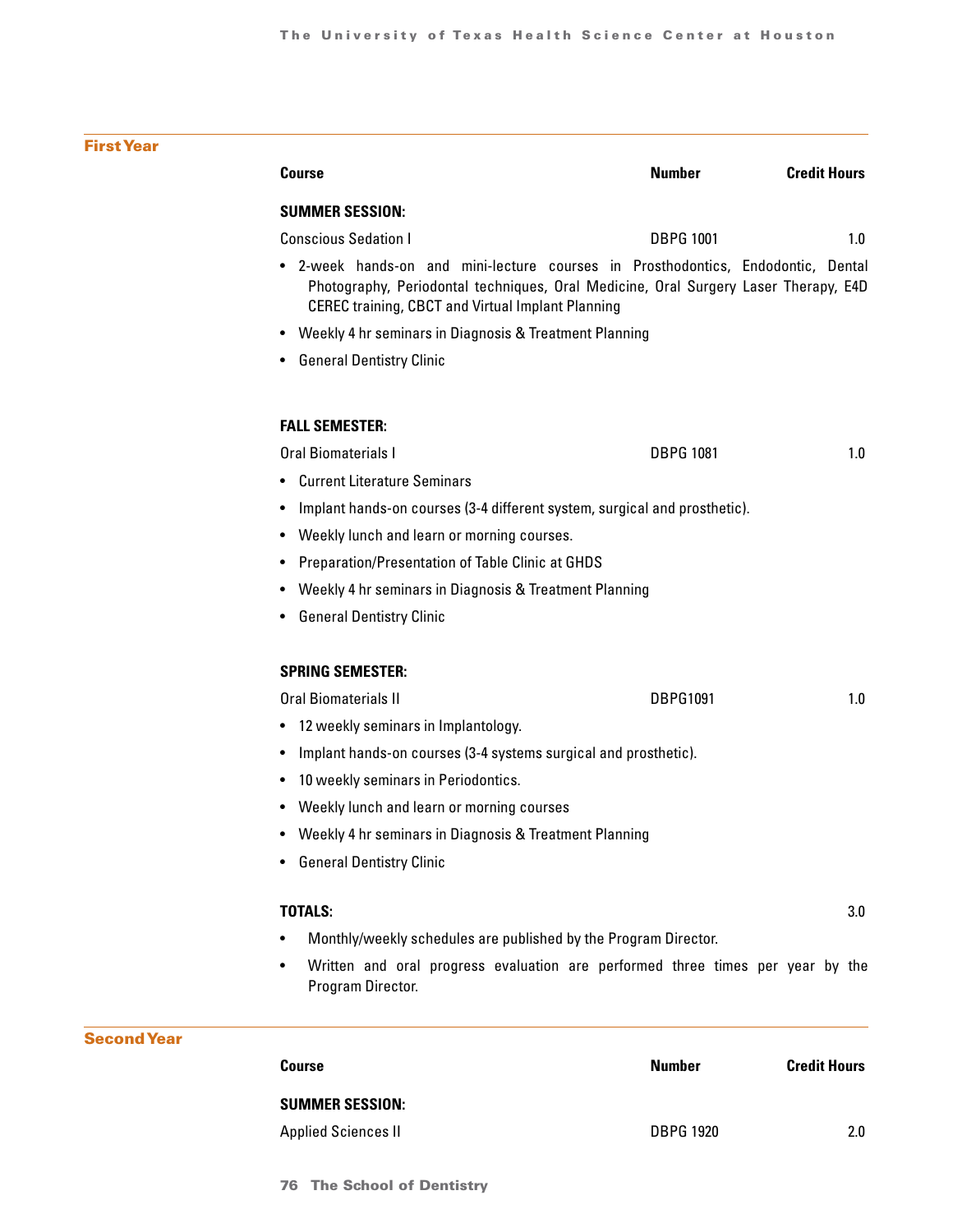## First Year

| Course | Number | Credit Hours |
|---|---|---|
| **SUMMER SESSION:** | | |
| Conscious Sedation I | DBPG 1001 | 1.0 |

- 2-week hands-on and mini-lecture courses in Prosthodontics, Endodontic, Dental Photography, Periodontal techniques, Oral Medicine, Oral Surgery Laser Therapy, E4D CEREC training, CBCT and Virtual Implant Planning
- Weekly 4 hr seminars in Diagnosis & Treatment Planning
- General Dentistry Clinic

| Course | Number | Credit Hours |
|---|---|---|
| **FALL SEMESTER:** | | |
| Oral Biomaterials I | DBPG 1081 | 1.0 |

- Current Literature Seminars
- Implant hands-on courses (3-4 different system, surgical and prosthetic).
- Weekly lunch and learn or morning courses.
- Preparation/Presentation of Table Clinic at GHDS
- Weekly 4 hr seminars in Diagnosis & Treatment Planning
- General Dentistry Clinic

| Course | Number | Credit Hours |
|---|---|---|
| **SPRING SEMESTER:** | | |
| Oral Biomaterials II | DBPG1091 | 1.0 |

- 12 weekly seminars in Implantology.
- Implant hands-on courses (3-4 systems surgical and prosthetic).
- 10 weekly seminars in Periodontics.
- Weekly lunch and learn or morning courses
- Weekly 4 hr seminars in Diagnosis & Treatment Planning
- General Dentistry Clinic

**TOTALS:** 3.0

- Monthly/weekly schedules are published by the Program Director.
- Written and oral progress evaluation are performed three times per year by the Program Director.

## Second Year

| Course | Number | Credit Hours |
|---|---|---|
| **SUMMER SESSION:** | | |
| Applied Sciences II | DBPG 1920 | 2.0 |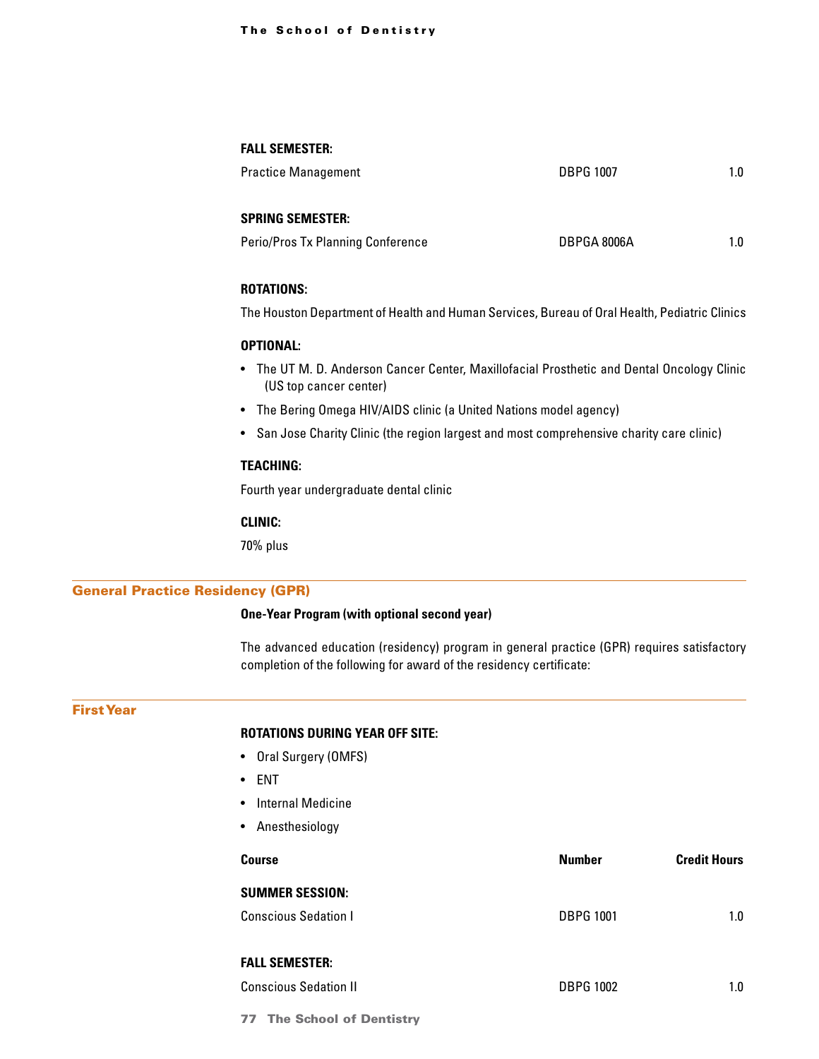**FALL SEMESTER:**

| | | |
|---|---|---|
| Practice Management | DBPG 1007 | 1.0 |

**SPRING SEMESTER:**

| | | |
|---|---|---|
| Perio/Pros Tx Planning Conference | DBPGA 8006A | 1.0 |

**ROTATIONS:**

The Houston Department of Health and Human Services, Bureau of Oral Health, Pediatric Clinics

**OPTIONAL:**

- The UT M. D. Anderson Cancer Center, Maxillofacial Prosthetic and Dental Oncology Clinic (US top cancer center)
- The Bering Omega HIV/AIDS clinic (a United Nations model agency)
- San Jose Charity Clinic (the region largest and most comprehensive charity care clinic)

**TEACHING:**

Fourth year undergraduate dental clinic

**CLINIC:**

70% plus

## General Practice Residency (GPR)

**One-Year Program (with optional second year)**

The advanced education (residency) program in general practice (GPR) requires satisfactory completion of the following for award of the residency certificate:

## First Year

**ROTATIONS DURING YEAR OFF SITE:**

- Oral Surgery (OMFS)
- ENT
- Internal Medicine
- Anesthesiology

| Course | Number | Credit Hours |
|---|---|---|
| **SUMMER SESSION:** | | |
| Conscious Sedation I | DBPG 1001 | 1.0 |
| **FALL SEMESTER:** | | |
| Conscious Sedation II | DBPG 1002 | 1.0 |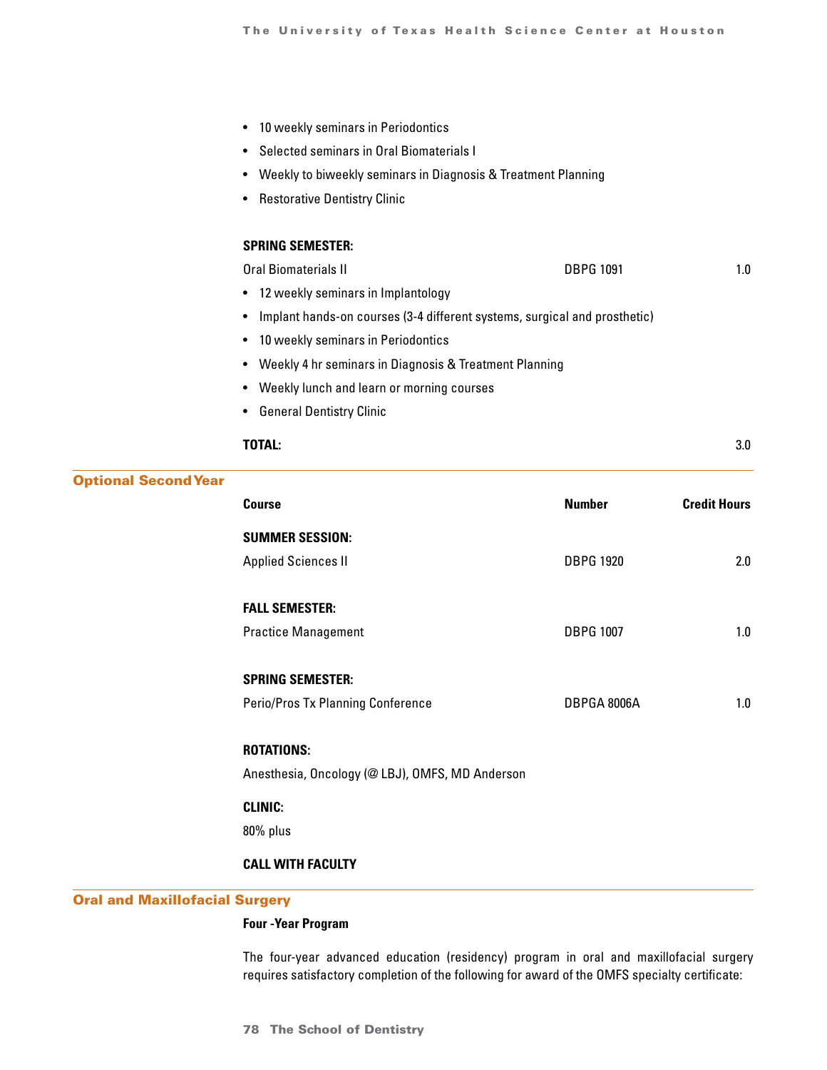- 10 weekly seminars in Periodontics
- Selected seminars in Oral Biomaterials I
- Weekly to biweekly seminars in Diagnosis & Treatment Planning
- Restorative Dentistry Clinic

| | | |
|---|---|---|
| **SPRING SEMESTER:** | | |
| Oral Biomaterials II | DBPG 1091 | 1.0 |

- 12 weekly seminars in Implantology
- Implant hands-on courses (3-4 different systems, surgical and prosthetic)
- 10 weekly seminars in Periodontics
- Weekly 4 hr seminars in Diagnosis & Treatment Planning
- Weekly lunch and learn or morning courses
- General Dentistry Clinic

| | | |
|---|---|---|
| **TOTAL:** | | 3.0 |

## Optional Second Year

| Course | Number | Credit Hours |
|---|---|---|
| **SUMMER SESSION:** | | |
| Applied Sciences II | DBPG 1920 | 2.0 |
| **FALL SEMESTER:** | | |
| Practice Management | DBPG 1007 | 1.0 |
| **SPRING SEMESTER:** | | |
| Perio/Pros Tx Planning Conference | DBPGA 8006A | 1.0 |

**ROTATIONS:**

Anesthesia, Oncology (@ LBJ), OMFS, MD Anderson

**CLINIC:**

80% plus

**CALL WITH FACULTY**

## Oral and Maxillofacial Surgery

**Four -Year Program**

The four-year advanced education (residency) program in oral and maxillofacial surgery requires satisfactory completion of the following for award of the OMFS specialty certificate: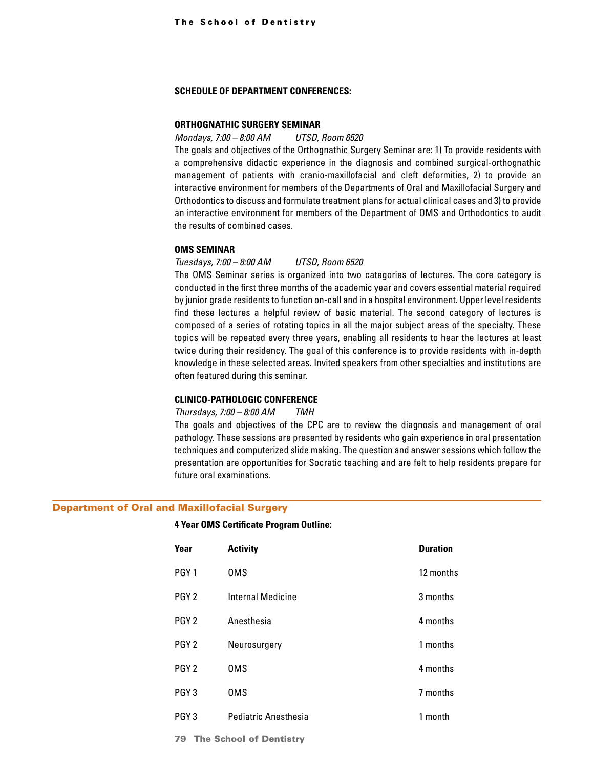### SCHEDULE OF DEPARTMENT CONFERENCES:

#### ORTHOGNATHIC SURGERY SEMINAR

*Mondays, 7:00 – 8:00 AM UTSD, Room 6520*

The goals and objectives of the Orthognathic Surgery Seminar are: 1) To provide residents with a comprehensive didactic experience in the diagnosis and combined surgical-orthognathic management of patients with cranio-maxillofacial and cleft deformities, 2) to provide an interactive environment for members of the Departments of Oral and Maxillofacial Surgery and Orthodontics to discuss and formulate treatment plans for actual clinical cases and 3) to provide an interactive environment for members of the Department of OMS and Orthodontics to audit the results of combined cases.

#### OMS SEMINAR

*Tuesdays, 7:00 – 8:00 AM UTSD, Room 6520*

The OMS Seminar series is organized into two categories of lectures. The core category is conducted in the first three months of the academic year and covers essential material required by junior grade residents to function on-call and in a hospital environment. Upper level residents find these lectures a helpful review of basic material. The second category of lectures is composed of a series of rotating topics in all the major subject areas of the specialty. These topics will be repeated every three years, enabling all residents to hear the lectures at least twice during their residency. The goal of this conference is to provide residents with in-depth knowledge in these selected areas. Invited speakers from other specialties and institutions are often featured during this seminar.

#### CLINICO-PATHOLOGIC CONFERENCE

*Thursdays, 7:00 – 8:00 AM TMH*

The goals and objectives of the CPC are to review the diagnosis and management of oral pathology. These sessions are presented by residents who gain experience in oral presentation techniques and computerized slide making. The question and answer sessions which follow the presentation are opportunities for Socratic teaching and are felt to help residents prepare for future oral examinations.

## Department of Oral and Maxillofacial Surgery

**4 Year OMS Certificate Program Outline:**

| Year | Activity | Duration |
|---|---|---|
| PGY 1 | OMS | 12 months |
| PGY 2 | Internal Medicine | 3 months |
| PGY 2 | Anesthesia | 4 months |
| PGY 2 | Neurosurgery | 1 months |
| PGY 2 | OMS | 4 months |
| PGY 3 | OMS | 7 months |
| PGY 3 | Pediatric Anesthesia | 1 month |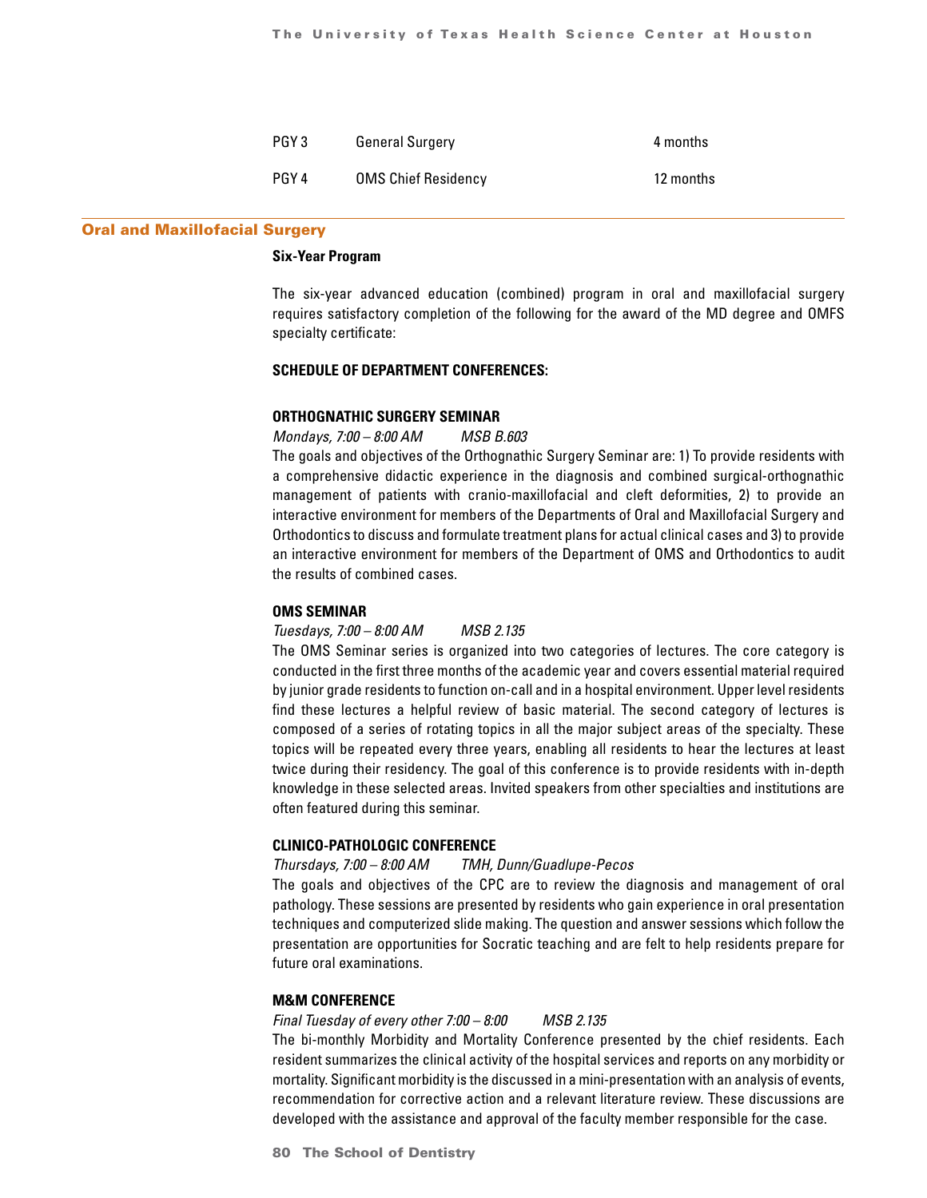| | | |
|---|---|---|
| PGY 3 | General Surgery | 4 months |
| PGY 4 | OMS Chief Residency | 12 months |

## Oral and Maxillofacial Surgery

**Six-Year Program**

The six-year advanced education (combined) program in oral and maxillofacial surgery requires satisfactory completion of the following for the award of the MD degree and OMFS specialty certificate:

**SCHEDULE OF DEPARTMENT CONFERENCES:**

**ORTHOGNATHIC SURGERY SEMINAR**

*Mondays, 7:00 – 8:00 AM* *MSB B.603*

The goals and objectives of the Orthognathic Surgery Seminar are: 1) To provide residents with a comprehensive didactic experience in the diagnosis and combined surgical-orthognathic management of patients with cranio-maxillofacial and cleft deformities, 2) to provide an interactive environment for members of the Departments of Oral and Maxillofacial Surgery and Orthodontics to discuss and formulate treatment plans for actual clinical cases and 3) to provide an interactive environment for members of the Department of OMS and Orthodontics to audit the results of combined cases.

**OMS SEMINAR**

*Tuesdays, 7:00 – 8:00 AM* *MSB 2.135*

The OMS Seminar series is organized into two categories of lectures. The core category is conducted in the first three months of the academic year and covers essential material required by junior grade residents to function on-call and in a hospital environment. Upper level residents find these lectures a helpful review of basic material. The second category of lectures is composed of a series of rotating topics in all the major subject areas of the specialty. These topics will be repeated every three years, enabling all residents to hear the lectures at least twice during their residency. The goal of this conference is to provide residents with in-depth knowledge in these selected areas. Invited speakers from other specialties and institutions are often featured during this seminar.

**CLINICO-PATHOLOGIC CONFERENCE**

*Thursdays, 7:00 – 8:00 AM* *TMH, Dunn/Guadlupe-Pecos*

The goals and objectives of the CPC are to review the diagnosis and management of oral pathology. These sessions are presented by residents who gain experience in oral presentation techniques and computerized slide making. The question and answer sessions which follow the presentation are opportunities for Socratic teaching and are felt to help residents prepare for future oral examinations.

**M&M CONFERENCE**

*Final Tuesday of every other 7:00 – 8:00* *MSB 2.135*

The bi-monthly Morbidity and Mortality Conference presented by the chief residents. Each resident summarizes the clinical activity of the hospital services and reports on any morbidity or mortality. Significant morbidity is the discussed in a mini-presentation with an analysis of events, recommendation for corrective action and a relevant literature review. These discussions are developed with the assistance and approval of the faculty member responsible for the case.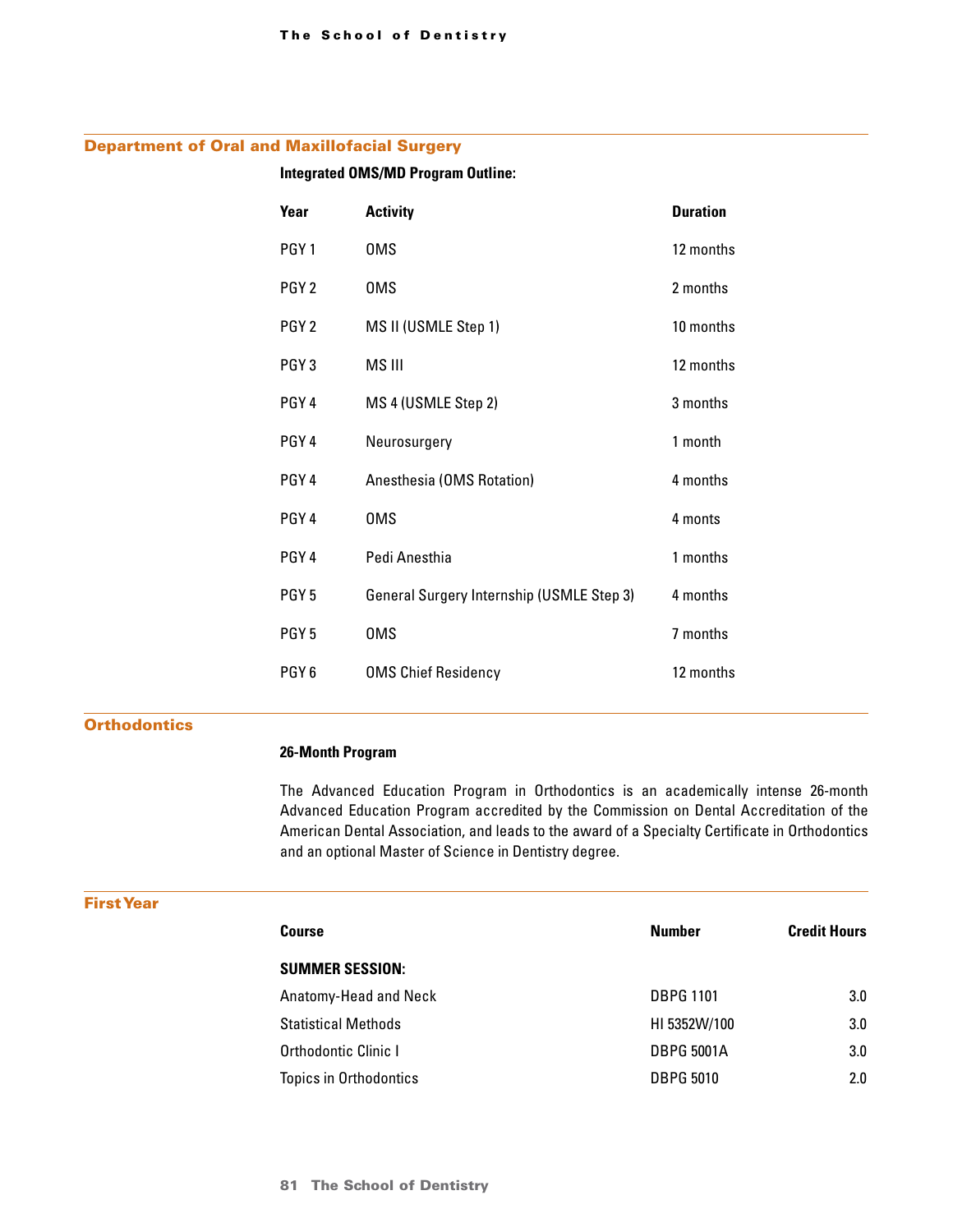## Department of Oral and Maxillofacial Surgery

**Integrated OMS/MD Program Outline:**

| Year | Activity | Duration |
|---|---|---|
| PGY 1 | OMS | 12 months |
| PGY 2 | OMS | 2 months |
| PGY 2 | MS II (USMLE Step 1) | 10 months |
| PGY 3 | MS III | 12 months |
| PGY 4 | MS 4 (USMLE Step 2) | 3 months |
| PGY 4 | Neurosurgery | 1 month |
| PGY 4 | Anesthesia (OMS Rotation) | 4 months |
| PGY 4 | OMS | 4 monts |
| PGY 4 | Pedi Anesthia | 1 months |
| PGY 5 | General Surgery Internship (USMLE Step 3) | 4 months |
| PGY 5 | OMS | 7 months |
| PGY 6 | OMS Chief Residency | 12 months |

## Orthodontics

**26-Month Program**

The Advanced Education Program in Orthodontics is an academically intense 26-month Advanced Education Program accredited by the Commission on Dental Accreditation of the American Dental Association, and leads to the award of a Specialty Certificate in Orthodontics and an optional Master of Science in Dentistry degree.

## First Year

| Course | Number | Credit Hours |
|---|---|---|
| **SUMMER SESSION:** | | |
| Anatomy-Head and Neck | DBPG 1101 | 3.0 |
| Statistical Methods | HI 5352W/100 | 3.0 |
| Orthodontic Clinic I | DBPG 5001A | 3.0 |
| Topics in Orthodontics | DBPG 5010 | 2.0 |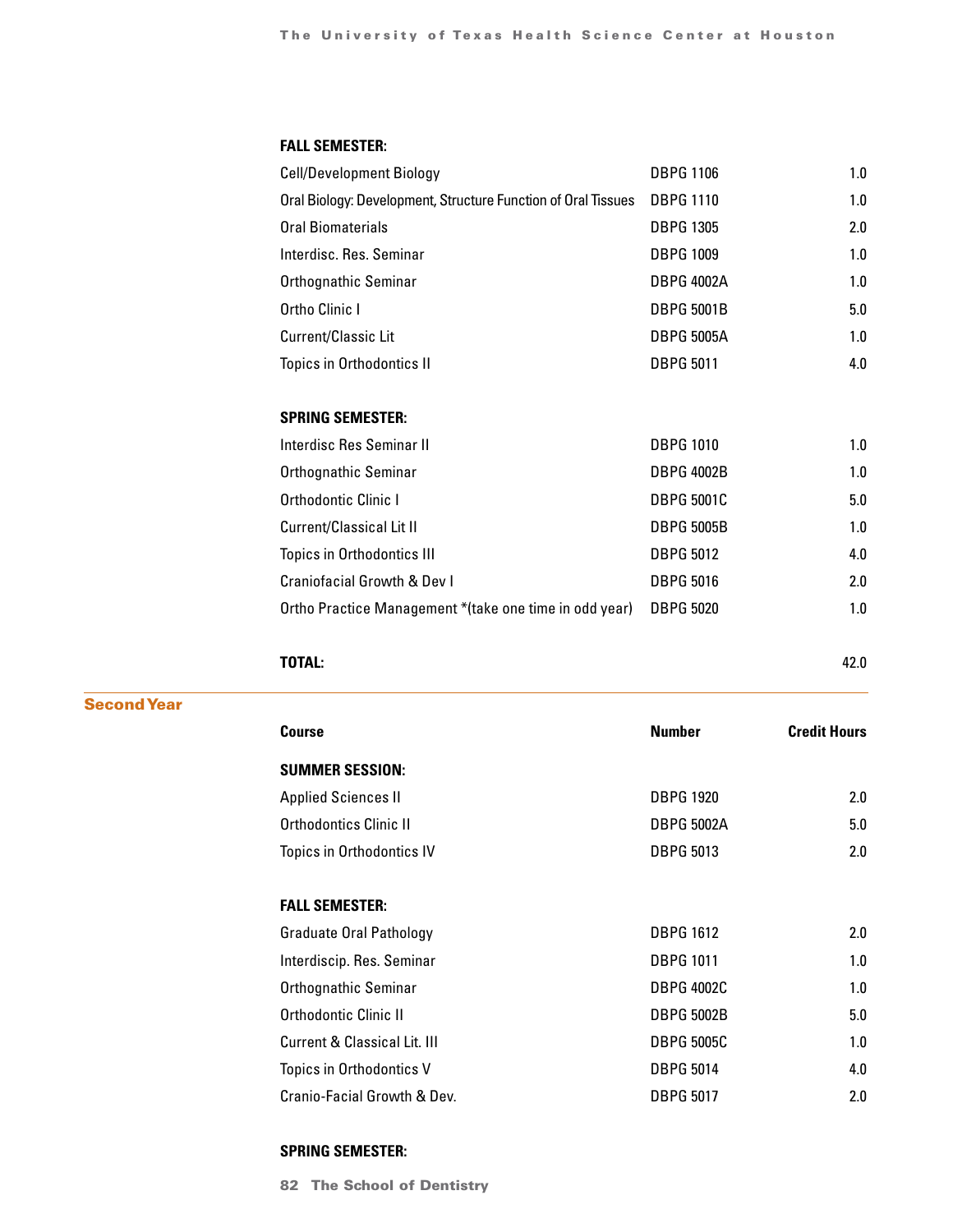| | | |
|---|---|---|
| **FALL SEMESTER:** | | |
| Cell/Development Biology | DBPG 1106 | 1.0 |
| Oral Biology: Development, Structure Function of Oral Tissues | DBPG 1110 | 1.0 |
| Oral Biomaterials | DBPG 1305 | 2.0 |
| Interdisc. Res. Seminar | DBPG 1009 | 1.0 |
| Orthognathic Seminar | DBPG 4002A | 1.0 |
| Ortho Clinic I | DBPG 5001B | 5.0 |
| Current/Classic Lit | DBPG 5005A | 1.0 |
| Topics in Orthodontics II | DBPG 5011 | 4.0 |
| **SPRING SEMESTER:** | | |
| Interdisc Res Seminar II | DBPG 1010 | 1.0 |
| Orthognathic Seminar | DBPG 4002B | 1.0 |
| Orthodontic Clinic I | DBPG 5001C | 5.0 |
| Current/Classical Lit II | DBPG 5005B | 1.0 |
| Topics in Orthodontics III | DBPG 5012 | 4.0 |
| Craniofacial Growth & Dev I | DBPG 5016 | 2.0 |
| Ortho Practice Management *(take one time in odd year) | DBPG 5020 | 1.0 |
| **TOTAL:** | | 42.0 |

## Second Year

| Course | Number | Credit Hours |
|---|---|---|
| **SUMMER SESSION:** | | |
| Applied Sciences II | DBPG 1920 | 2.0 |
| Orthodontics Clinic II | DBPG 5002A | 5.0 |
| Topics in Orthodontics IV | DBPG 5013 | 2.0 |
| **FALL SEMESTER:** | | |
| Graduate Oral Pathology | DBPG 1612 | 2.0 |
| Interdiscip. Res. Seminar | DBPG 1011 | 1.0 |
| Orthognathic Seminar | DBPG 4002C | 1.0 |
| Orthodontic Clinic II | DBPG 5002B | 5.0 |
| Current & Classical Lit. III | DBPG 5005C | 1.0 |
| Topics in Orthodontics V | DBPG 5014 | 4.0 |
| Cranio-Facial Growth & Dev. | DBPG 5017 | 2.0 |
| **SPRING SEMESTER:** | | |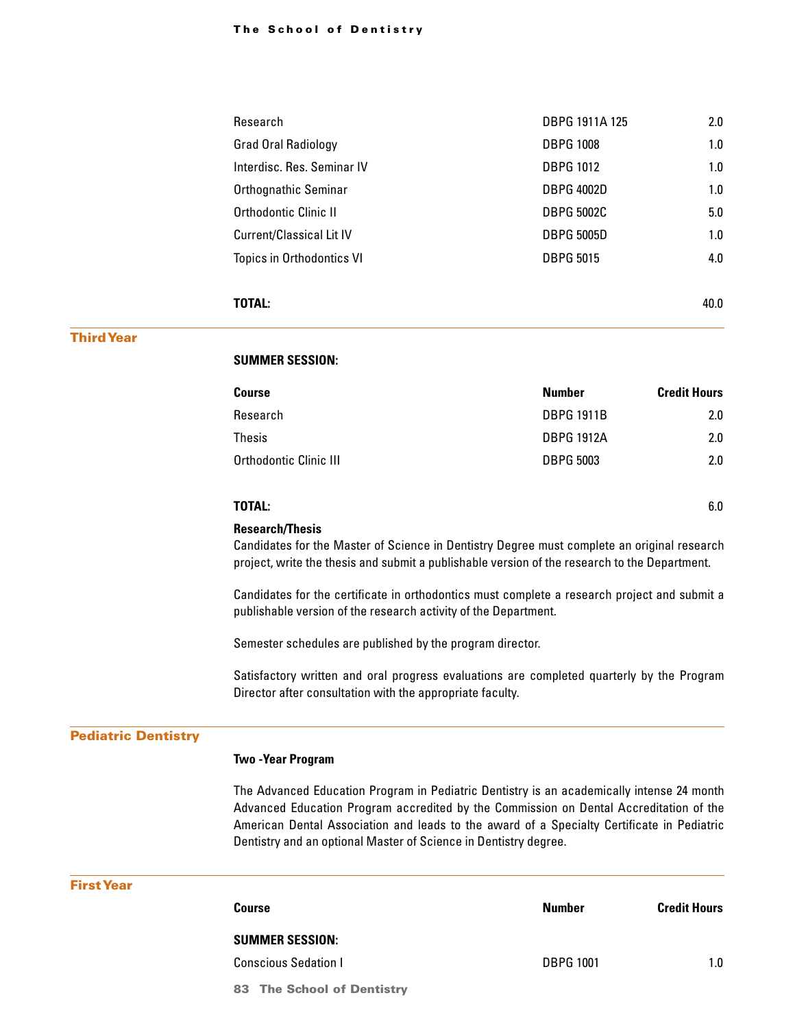| Course | Number | Credit Hours |
|---|---|---|
| Research | DBPG 1911A 125 | 2.0 |
| Grad Oral Radiology | DBPG 1008 | 1.0 |
| Interdisc. Res. Seminar IV | DBPG 1012 | 1.0 |
| Orthognathic Seminar | DBPG 4002D | 1.0 |
| Orthodontic Clinic II | DBPG 5002C | 5.0 |
| Current/Classical Lit IV | DBPG 5005D | 1.0 |
| Topics in Orthodontics VI | DBPG 5015 | 4.0 |
| **TOTAL:** | | 40.0 |

## Third Year

**SUMMER SESSION:**

| Course | Number | Credit Hours |
|---|---|---|
| Research | DBPG 1911B | 2.0 |
| Thesis | DBPG 1912A | 2.0 |
| Orthodontic Clinic III | DBPG 5003 | 2.0 |
| **TOTAL:** | | 6.0 |

**Research/Thesis**

Candidates for the Master of Science in Dentistry Degree must complete an original research project, write the thesis and submit a publishable version of the research to the Department.

Candidates for the certificate in orthodontics must complete a research project and submit a publishable version of the research activity of the Department.

Semester schedules are published by the program director.

Satisfactory written and oral progress evaluations are completed quarterly by the Program Director after consultation with the appropriate faculty.

## Pediatric Dentistry

**Two -Year Program**

The Advanced Education Program in Pediatric Dentistry is an academically intense 24 month Advanced Education Program accredited by the Commission on Dental Accreditation of the American Dental Association and leads to the award of a Specialty Certificate in Pediatric Dentistry and an optional Master of Science in Dentistry degree.

## First Year

| Course | Number | Credit Hours |
|---|---|---|
| **SUMMER SESSION:** | | |
| Conscious Sedation I | DBPG 1001 | 1.0 |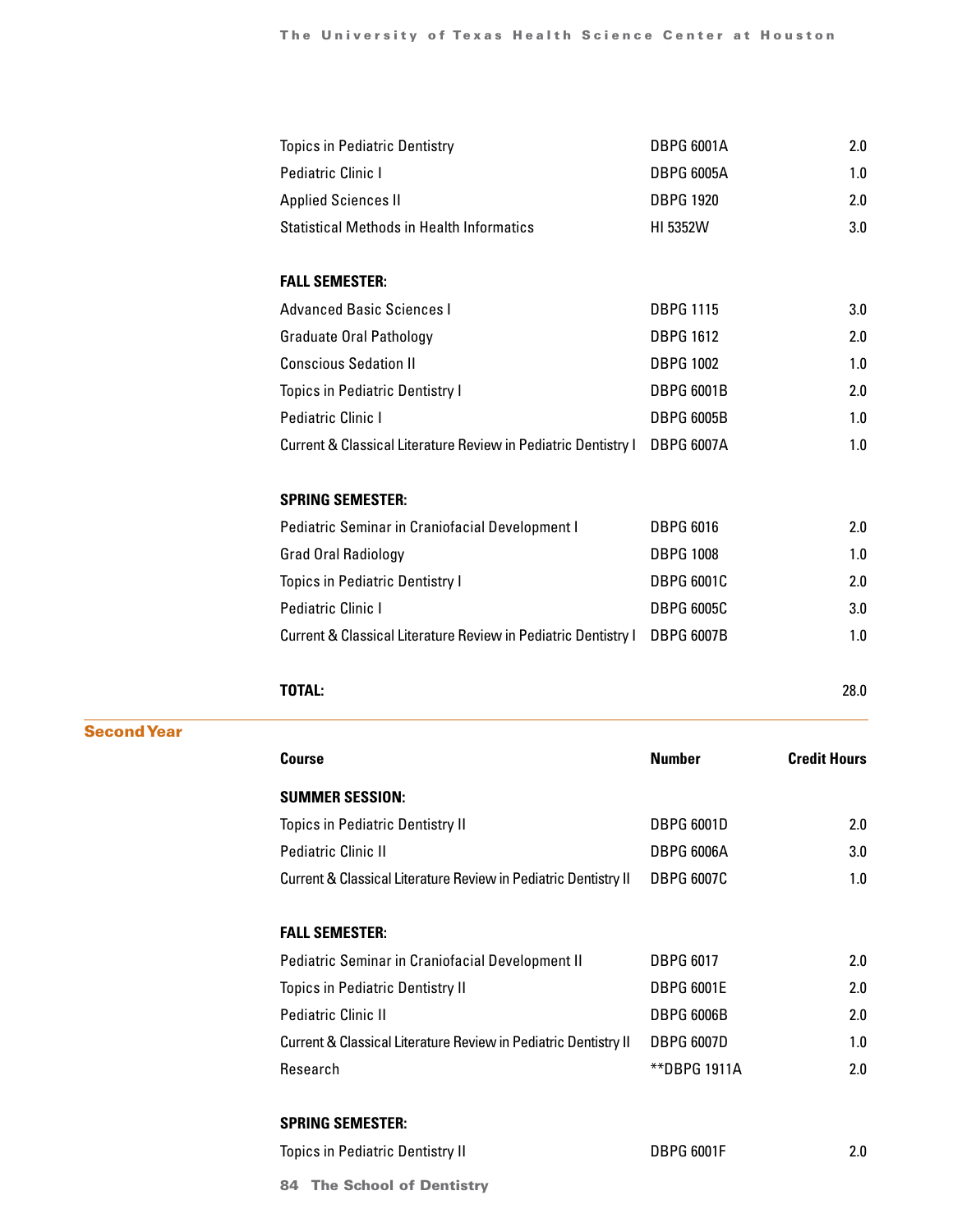| | | |
|---|---|---|
| Topics in Pediatric Dentistry | DBPG 6001A | 2.0 |
| Pediatric Clinic I | DBPG 6005A | 1.0 |
| Applied Sciences II | DBPG 1920 | 2.0 |
| Statistical Methods in Health Informatics | HI 5352W | 3.0 |
| **FALL SEMESTER:** | | |
| Advanced Basic Sciences I | DBPG 1115 | 3.0 |
| Graduate Oral Pathology | DBPG 1612 | 2.0 |
| Conscious Sedation II | DBPG 1002 | 1.0 |
| Topics in Pediatric Dentistry I | DBPG 6001B | 2.0 |
| Pediatric Clinic I | DBPG 6005B | 1.0 |
| Current & Classical Literature Review in Pediatric Dentistry I | DBPG 6007A | 1.0 |
| **SPRING SEMESTER:** | | |
| Pediatric Seminar in Craniofacial Development I | DBPG 6016 | 2.0 |
| Grad Oral Radiology | DBPG 1008 | 1.0 |
| Topics in Pediatric Dentistry I | DBPG 6001C | 2.0 |
| Pediatric Clinic I | DBPG 6005C | 3.0 |
| Current & Classical Literature Review in Pediatric Dentistry I | DBPG 6007B | 1.0 |
| **TOTAL:** | | 28.0 |

## Second Year

| Course | Number | Credit Hours |
|---|---|---|
| **SUMMER SESSION:** | | |
| Topics in Pediatric Dentistry II | DBPG 6001D | 2.0 |
| Pediatric Clinic II | DBPG 6006A | 3.0 |
| Current & Classical Literature Review in Pediatric Dentistry II | DBPG 6007C | 1.0 |
| **FALL SEMESTER:** | | |
| Pediatric Seminar in Craniofacial Development II | DBPG 6017 | 2.0 |
| Topics in Pediatric Dentistry II | DBPG 6001E | 2.0 |
| Pediatric Clinic II | DBPG 6006B | 2.0 |
| Current & Classical Literature Review in Pediatric Dentistry II | DBPG 6007D | 1.0 |
| Research | **DBPG 1911A | 2.0 |
| **SPRING SEMESTER:** | | |
| Topics in Pediatric Dentistry II | DBPG 6001F | 2.0 |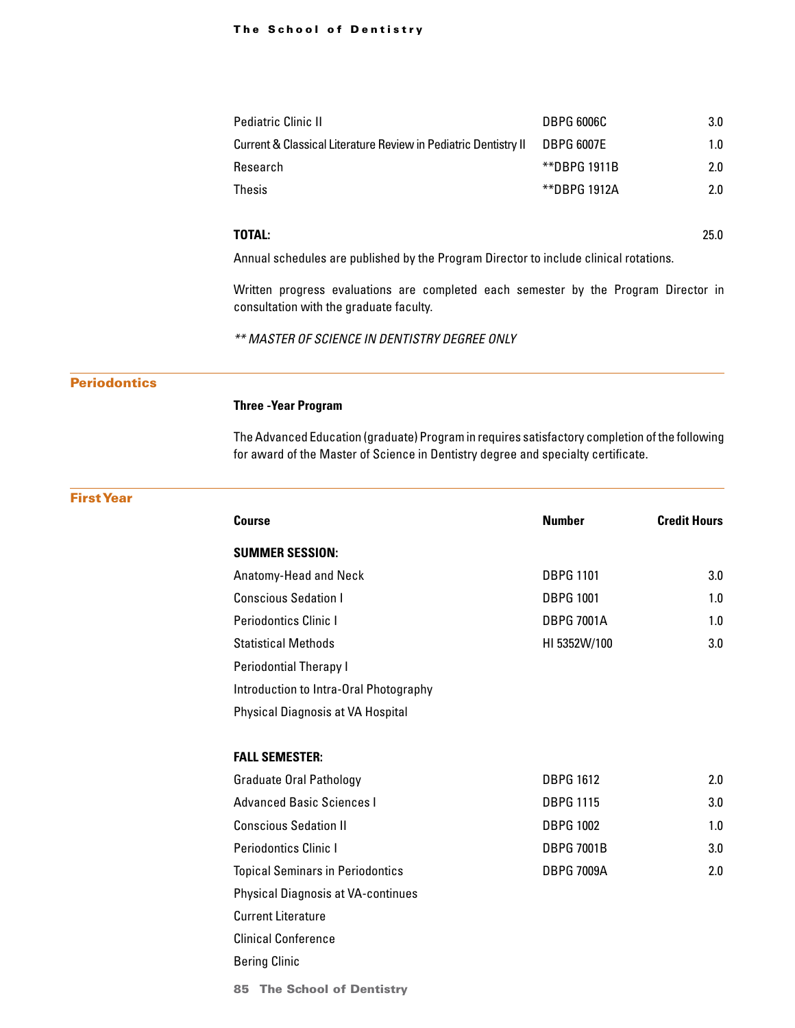| Course | Number | Credit Hours |
|---|---|---|
| Pediatric Clinic II | DBPG 6006C | 3.0 |
| Current & Classical Literature Review in Pediatric Dentistry II | DBPG 6007E | 1.0 |
| Research | **DBPG 1911B | 2.0 |
| Thesis | **DBPG 1912A | 2.0 |
| **TOTAL:** | | 25.0 |

Annual schedules are published by the Program Director to include clinical rotations.

Written progress evaluations are completed each semester by the Program Director in consultation with the graduate faculty.

*** MASTER OF SCIENCE IN DENTISTRY DEGREE ONLY*

## Periodontics

**Three -Year Program**

The Advanced Education (graduate) Program in requires satisfactory completion of the following for award of the Master of Science in Dentistry degree and specialty certificate.

### First Year

| Course | Number | Credit Hours |
|---|---|---|
| **SUMMER SESSION:** | | |
| Anatomy-Head and Neck | DBPG 1101 | 3.0 |
| Conscious Sedation I | DBPG 1001 | 1.0 |
| Periodontics Clinic I | DBPG 7001A | 1.0 |
| Statistical Methods | HI 5352W/100 | 3.0 |
| Periodontial Therapy I | | |
| Introduction to Intra-Oral Photography | | |
| Physical Diagnosis at VA Hospital | | |
| **FALL SEMESTER:** | | |
| Graduate Oral Pathology | DBPG 1612 | 2.0 |
| Advanced Basic Sciences I | DBPG 1115 | 3.0 |
| Conscious Sedation II | DBPG 1002 | 1.0 |
| Periodontics Clinic I | DBPG 7001B | 3.0 |
| Topical Seminars in Periodontics | DBPG 7009A | 2.0 |
| Physical Diagnosis at VA-continues | | |
| Current Literature | | |
| Clinical Conference | | |
| Bering Clinic | | |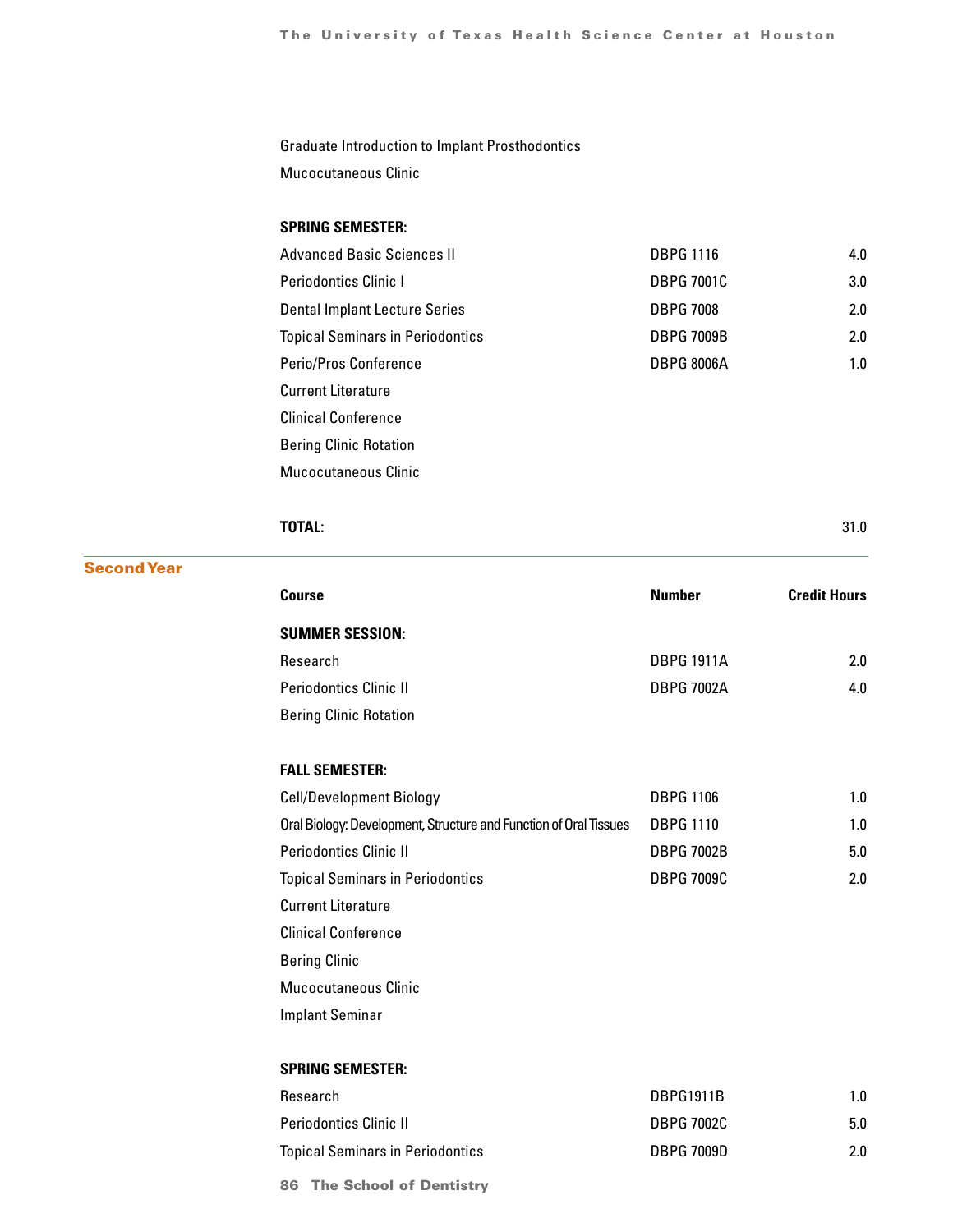| | | |
|---|---|---|
| Graduate Introduction to Implant Prosthodontics | | |
| Mucocutaneous Clinic | | |
| **SPRING SEMESTER:** | | |
| Advanced Basic Sciences II | DBPG 1116 | 4.0 |
| Periodontics Clinic I | DBPG 7001C | 3.0 |
| Dental Implant Lecture Series | DBPG 7008 | 2.0 |
| Topical Seminars in Periodontics | DBPG 7009B | 2.0 |
| Perio/Pros Conference | DBPG 8006A | 1.0 |
| Current Literature | | |
| Clinical Conference | | |
| Bering Clinic Rotation | | |
| Mucocutaneous Clinic | | |
| **TOTAL:** | | 31.0 |

## Second Year

| Course | Number | Credit Hours |
|---|---|---|
| **SUMMER SESSION:** | | |
| Research | DBPG 1911A | 2.0 |
| Periodontics Clinic II | DBPG 7002A | 4.0 |
| Bering Clinic Rotation | | |
| **FALL SEMESTER:** | | |
| Cell/Development Biology | DBPG 1106 | 1.0 |
| Oral Biology: Development, Structure and Function of Oral Tissues | DBPG 1110 | 1.0 |
| Periodontics Clinic II | DBPG 7002B | 5.0 |
| Topical Seminars in Periodontics | DBPG 7009C | 2.0 |
| Current Literature | | |
| Clinical Conference | | |
| Bering Clinic | | |
| Mucocutaneous Clinic | | |
| Implant Seminar | | |
| **SPRING SEMESTER:** | | |
| Research | DBPG1911B | 1.0 |
| Periodontics Clinic II | DBPG 7002C | 5.0 |
| Topical Seminars in Periodontics | DBPG 7009D | 2.0 |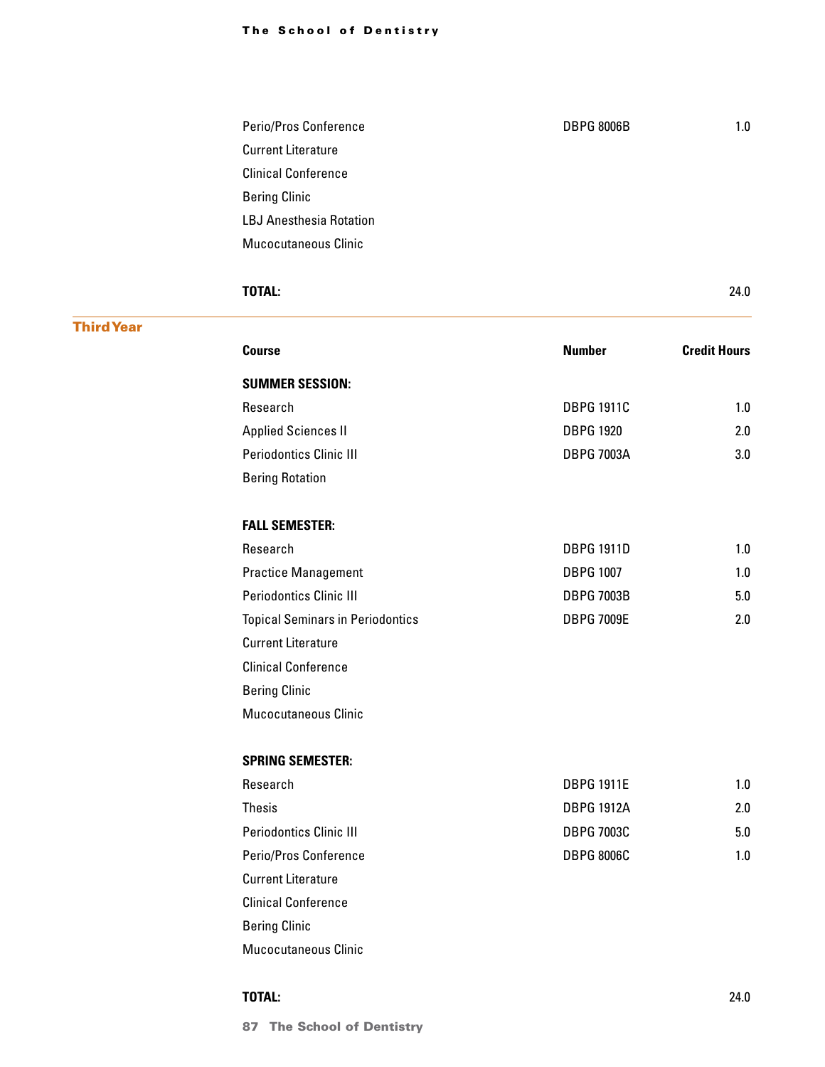| | | |
|---|---|---|
| Perio/Pros Conference | DBPG 8006B | 1.0 |
| Current Literature | | |
| Clinical Conference | | |
| Bering Clinic | | |
| LBJ Anesthesia Rotation | | |
| Mucocutaneous Clinic | | |
| **TOTAL:** | | 24.0 |

## Third Year

| **Course** | **Number** | **Credit Hours** |
|---|---|---|
| **SUMMER SESSION:** | | |
| Research | DBPG 1911C | 1.0 |
| Applied Sciences II | DBPG 1920 | 2.0 |
| Periodontics Clinic III | DBPG 7003A | 3.0 |
| Bering Rotation | | |
| **FALL SEMESTER:** | | |
| Research | DBPG 1911D | 1.0 |
| Practice Management | DBPG 1007 | 1.0 |
| Periodontics Clinic III | DBPG 7003B | 5.0 |
| Topical Seminars in Periodontics | DBPG 7009E | 2.0 |
| Current Literature | | |
| Clinical Conference | | |
| Bering Clinic | | |
| Mucocutaneous Clinic | | |
| **SPRING SEMESTER:** | | |
| Research | DBPG 1911E | 1.0 |
| Thesis | DBPG 1912A | 2.0 |
| Periodontics Clinic III | DBPG 7003C | 5.0 |
| Perio/Pros Conference | DBPG 8006C | 1.0 |
| Current Literature | | |
| Clinical Conference | | |
| Bering Clinic | | |
| Mucocutaneous Clinic | | |
| **TOTAL:** | | 24.0 |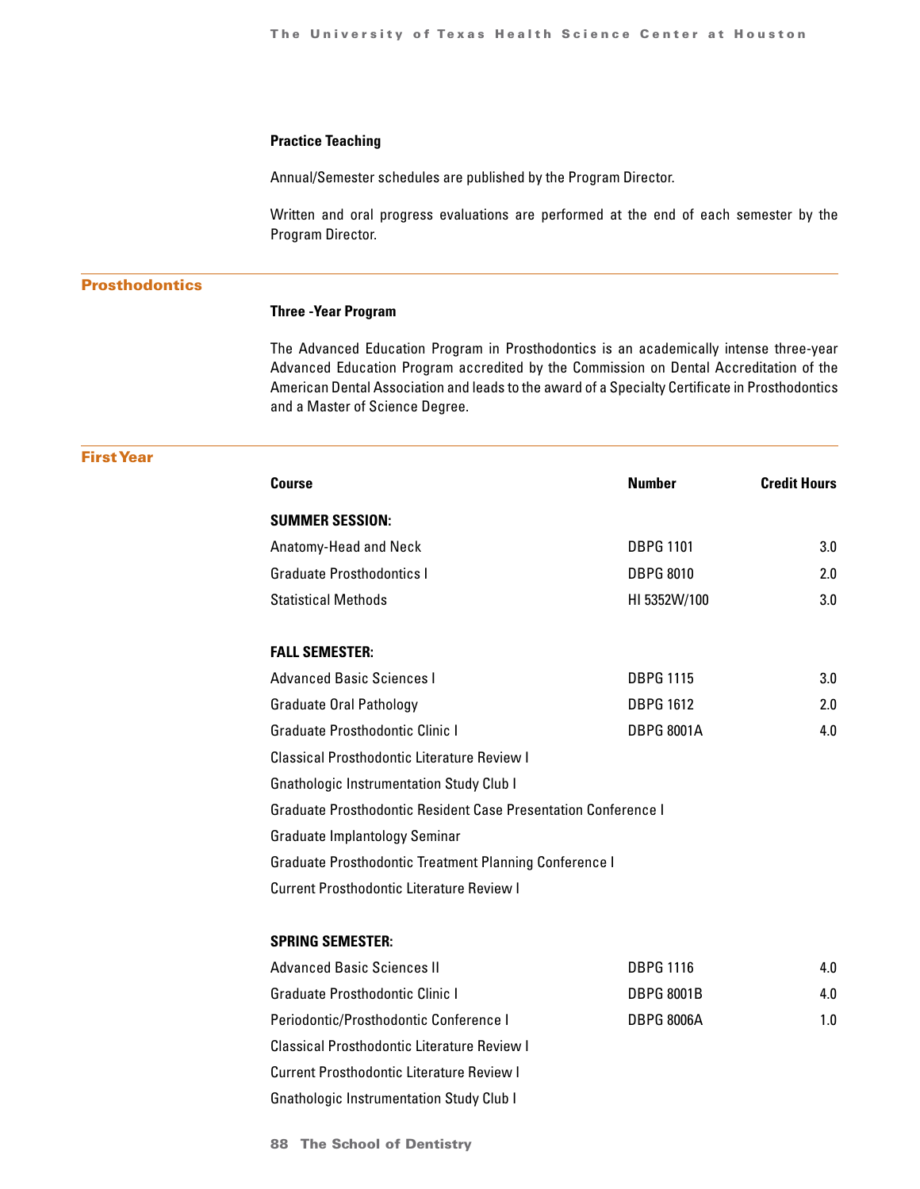**Practice Teaching**

Annual/Semester schedules are published by the Program Director.

Written and oral progress evaluations are performed at the end of each semester by the Program Director.

## Prosthodontics

**Three -Year Program**

The Advanced Education Program in Prosthodontics is an academically intense three-year Advanced Education Program accredited by the Commission on Dental Accreditation of the American Dental Association and leads to the award of a Specialty Certificate in Prosthodontics and a Master of Science Degree.

## First Year

| Course | Number | Credit Hours |
|---|---|---|
| **SUMMER SESSION:** | | |
| Anatomy-Head and Neck | DBPG 1101 | 3.0 |
| Graduate Prosthodontics I | DBPG 8010 | 2.0 |
| Statistical Methods | HI 5352W/100 | 3.0 |
| **FALL SEMESTER:** | | |
| Advanced Basic Sciences I | DBPG 1115 | 3.0 |
| Graduate Oral Pathology | DBPG 1612 | 2.0 |
| Graduate Prosthodontic Clinic I | DBPG 8001A | 4.0 |
| Classical Prosthodontic Literature Review I | | |
| Gnathologic Instrumentation Study Club I | | |
| Graduate Prosthodontic Resident Case Presentation Conference I | | |
| Graduate Implantology Seminar | | |
| Graduate Prosthodontic Treatment Planning Conference I | | |
| Current Prosthodontic Literature Review I | | |
| **SPRING SEMESTER:** | | |
| Advanced Basic Sciences II | DBPG 1116 | 4.0 |
| Graduate Prosthodontic Clinic I | DBPG 8001B | 4.0 |
| Periodontic/Prosthodontic Conference I | DBPG 8006A | 1.0 |
| Classical Prosthodontic Literature Review I | | |
| Current Prosthodontic Literature Review I | | |
| Gnathologic Instrumentation Study Club I | | |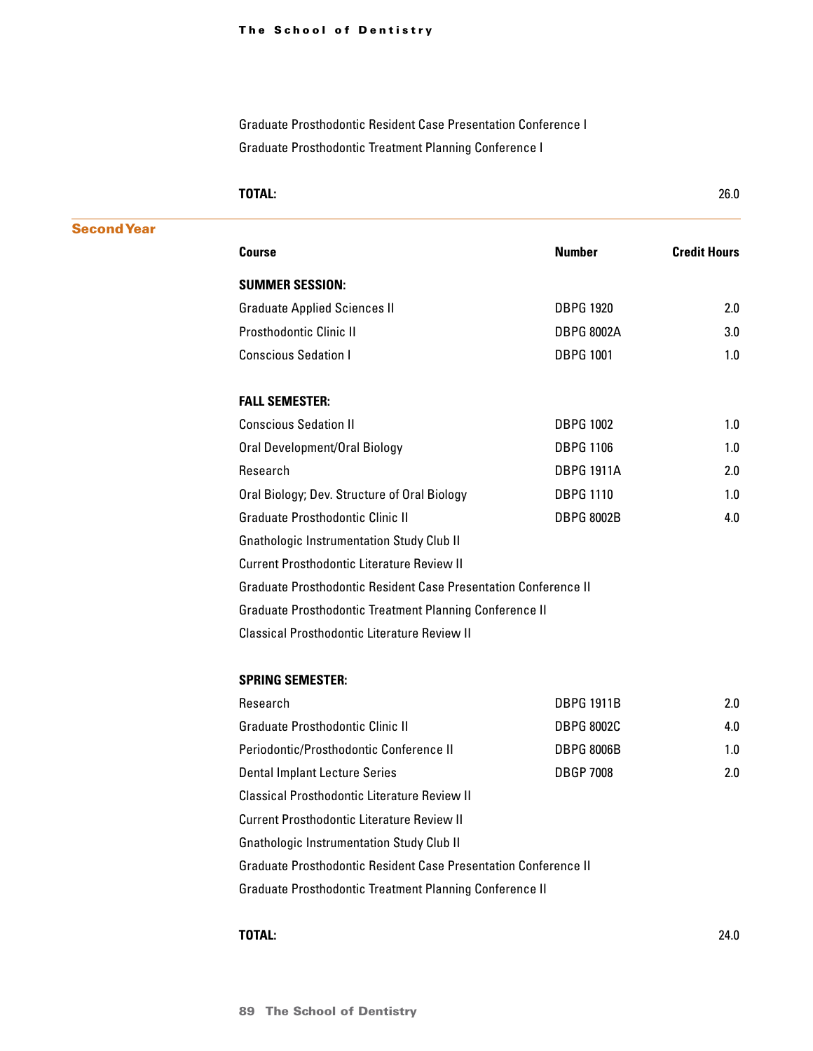| Course | Number | Credit Hours |
|---|---|---|
| Graduate Prosthodontic Resident Case Presentation Conference I | | |
| Graduate Prosthodontic Treatment Planning Conference I | | |
| **TOTAL:** | | 26.0 |

## Second Year

| Course | Number | Credit Hours |
|---|---|---|
| **SUMMER SESSION:** | | |
| Graduate Applied Sciences II | DBPG 1920 | 2.0 |
| Prosthodontic Clinic II | DBPG 8002A | 3.0 |
| Conscious Sedation I | DBPG 1001 | 1.0 |
| **FALL SEMESTER:** | | |
| Conscious Sedation II | DBPG 1002 | 1.0 |
| Oral Development/Oral Biology | DBPG 1106 | 1.0 |
| Research | DBPG 1911A | 2.0 |
| Oral Biology; Dev. Structure of Oral Biology | DBPG 1110 | 1.0 |
| Graduate Prosthodontic Clinic II | DBPG 8002B | 4.0 |
| Gnathologic Instrumentation Study Club II | | |
| Current Prosthodontic Literature Review II | | |
| Graduate Prosthodontic Resident Case Presentation Conference II | | |
| Graduate Prosthodontic Treatment Planning Conference II | | |
| Classical Prosthodontic Literature Review II | | |
| **SPRING SEMESTER:** | | |
| Research | DBPG 1911B | 2.0 |
| Graduate Prosthodontic Clinic II | DBPG 8002C | 4.0 |
| Periodontic/Prosthodontic Conference II | DBPG 8006B | 1.0 |
| Dental Implant Lecture Series | DBGP 7008 | 2.0 |
| Classical Prosthodontic Literature Review II | | |
| Current Prosthodontic Literature Review II | | |
| Gnathologic Instrumentation Study Club II | | |
| Graduate Prosthodontic Resident Case Presentation Conference II | | |
| Graduate Prosthodontic Treatment Planning Conference II | | |
| **TOTAL:** | | 24.0 |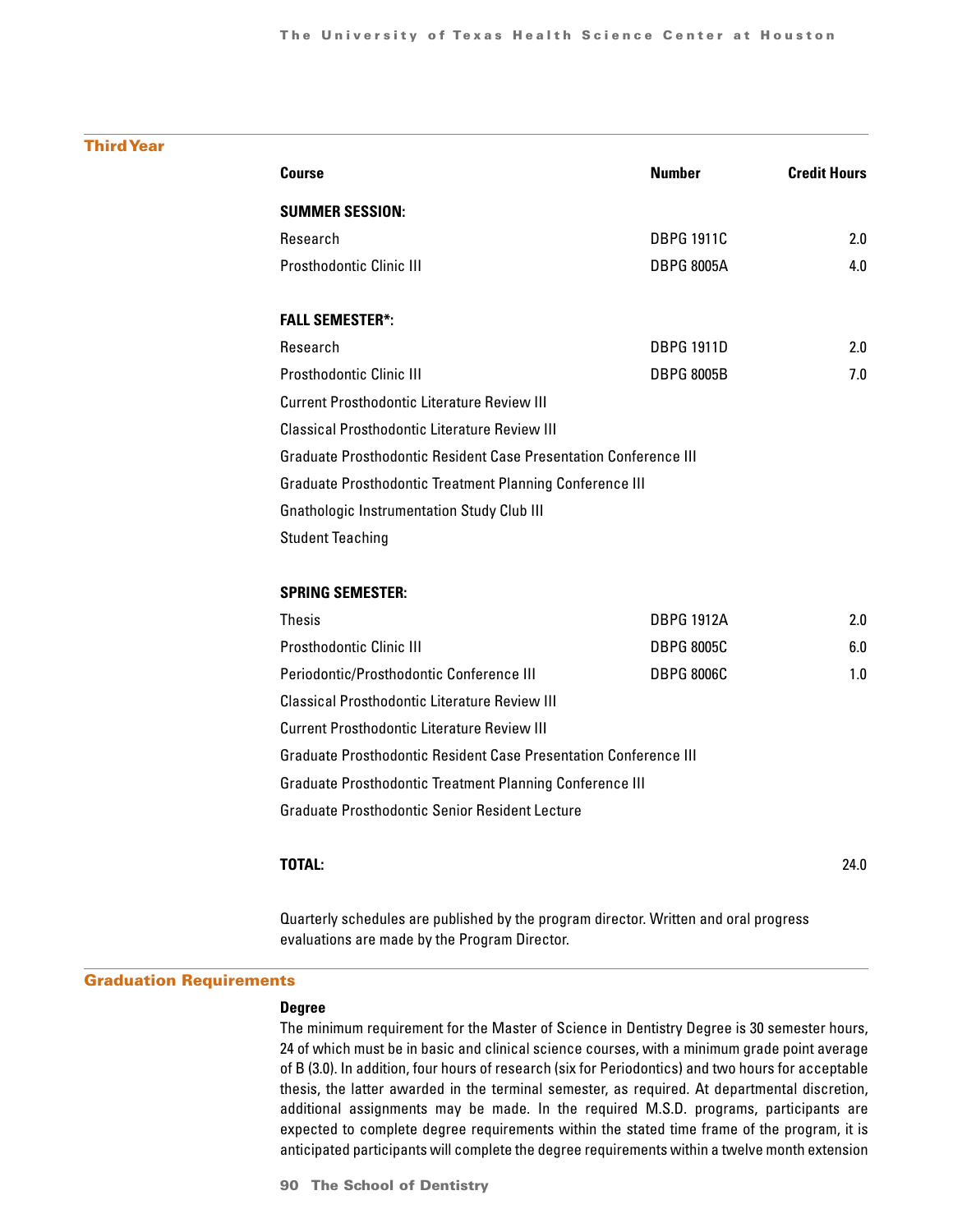## Third Year

| Course | Number | Credit Hours |
|---|---|---|
| **SUMMER SESSION:** | | |
| Research | DBPG 1911C | 2.0 |
| Prosthodontic Clinic III | DBPG 8005A | 4.0 |
| **FALL SEMESTER*:** | | |
| Research | DBPG 1911D | 2.0 |
| Prosthodontic Clinic III | DBPG 8005B | 7.0 |
| Current Prosthodontic Literature Review III | | |
| Classical Prosthodontic Literature Review III | | |
| Graduate Prosthodontic Resident Case Presentation Conference III | | |
| Graduate Prosthodontic Treatment Planning Conference III | | |
| Gnathologic Instrumentation Study Club III | | |
| Student Teaching | | |
| **SPRING SEMESTER:** | | |
| Thesis | DBPG 1912A | 2.0 |
| Prosthodontic Clinic III | DBPG 8005C | 6.0 |
| Periodontic/Prosthodontic Conference III | DBPG 8006C | 1.0 |
| Classical Prosthodontic Literature Review III | | |
| Current Prosthodontic Literature Review III | | |
| Graduate Prosthodontic Resident Case Presentation Conference III | | |
| Graduate Prosthodontic Treatment Planning Conference III | | |
| Graduate Prosthodontic Senior Resident Lecture | | |
| **TOTAL:** | | 24.0 |

Quarterly schedules are published by the program director. Written and oral progress evaluations are made by the Program Director.

## Graduation Requirements

**Degree**

The minimum requirement for the Master of Science in Dentistry Degree is 30 semester hours, 24 of which must be in basic and clinical science courses, with a minimum grade point average of B (3.0). In addition, four hours of research (six for Periodontics) and two hours for acceptable thesis, the latter awarded in the terminal semester, as required. At departmental discretion, additional assignments may be made. In the required M.S.D. programs, participants are expected to complete degree requirements within the stated time frame of the program, it is anticipated participants will complete the degree requirements within a twelve month extension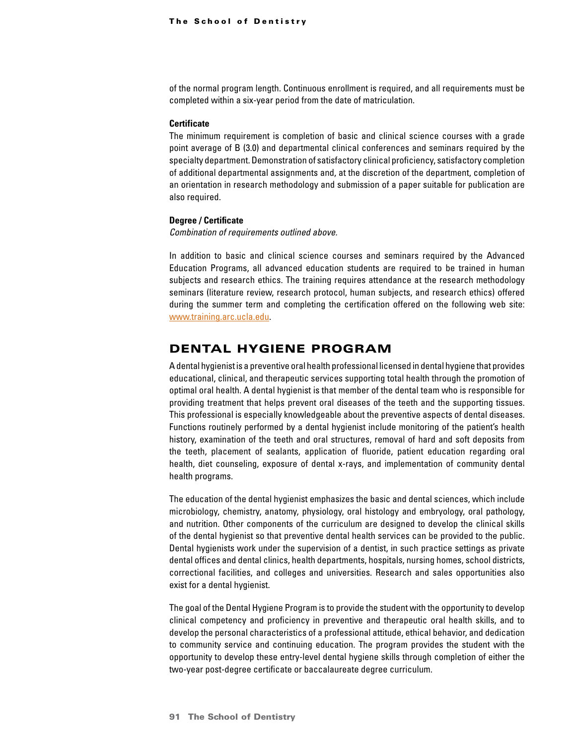of the normal program length. Continuous enrollment is required, and all requirements must be completed within a six-year period from the date of matriculation.

**Certificate**

The minimum requirement is completion of basic and clinical science courses with a grade point average of B (3.0) and departmental clinical conferences and seminars required by the specialty department. Demonstration of satisfactory clinical proficiency, satisfactory completion of additional departmental assignments and, at the discretion of the department, completion of an orientation in research methodology and submission of a paper suitable for publication are also required.

**Degree / Certificate**

*Combination of requirements outlined above.*

In addition to basic and clinical science courses and seminars required by the Advanced Education Programs, all advanced education students are required to be trained in human subjects and research ethics. The training requires attendance at the research methodology seminars (literature review, research protocol, human subjects, and research ethics) offered during the summer term and completing the certification offered on the following web site: www.training.arc.ucla.edu.

## DENTAL HYGIENE PROGRAM

A dental hygienist is a preventive oral health professional licensed in dental hygiene that provides educational, clinical, and therapeutic services supporting total health through the promotion of optimal oral health. A dental hygienist is that member of the dental team who is responsible for providing treatment that helps prevent oral diseases of the teeth and the supporting tissues. This professional is especially knowledgeable about the preventive aspects of dental diseases. Functions routinely performed by a dental hygienist include monitoring of the patient's health history, examination of the teeth and oral structures, removal of hard and soft deposits from the teeth, placement of sealants, application of fluoride, patient education regarding oral health, diet counseling, exposure of dental x-rays, and implementation of community dental health programs.

The education of the dental hygienist emphasizes the basic and dental sciences, which include microbiology, chemistry, anatomy, physiology, oral histology and embryology, oral pathology, and nutrition. Other components of the curriculum are designed to develop the clinical skills of the dental hygienist so that preventive dental health services can be provided to the public. Dental hygienists work under the supervision of a dentist, in such practice settings as private dental offices and dental clinics, health departments, hospitals, nursing homes, school districts, correctional facilities, and colleges and universities. Research and sales opportunities also exist for a dental hygienist.

The goal of the Dental Hygiene Program is to provide the student with the opportunity to develop clinical competency and proficiency in preventive and therapeutic oral health skills, and to develop the personal characteristics of a professional attitude, ethical behavior, and dedication to community service and continuing education. The program provides the student with the opportunity to develop these entry-level dental hygiene skills through completion of either the two-year post-degree certificate or baccalaureate degree curriculum.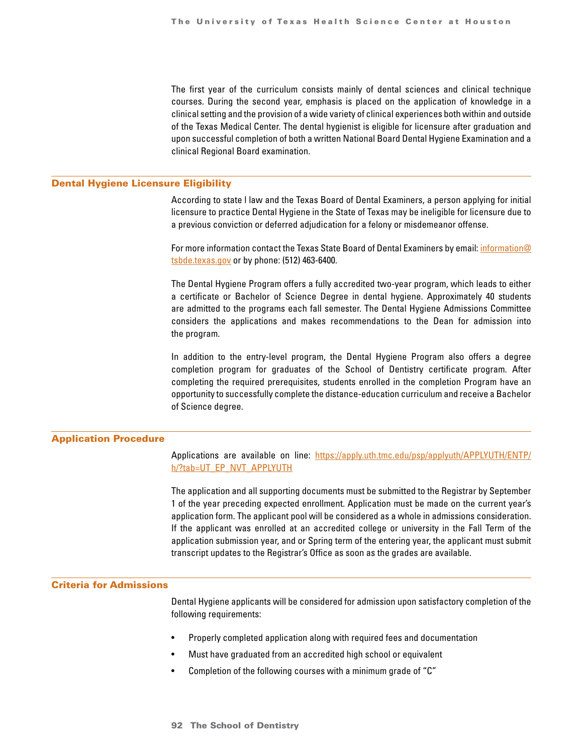The first year of the curriculum consists mainly of dental sciences and clinical technique courses. During the second year, emphasis is placed on the application of knowledge in a clinical setting and the provision of a wide variety of clinical experiences both within and outside of the Texas Medical Center. The dental hygienist is eligible for licensure after graduation and upon successful completion of both a written National Board Dental Hygiene Examination and a clinical Regional Board examination.

## Dental Hygiene Licensure Eligibility

According to state l law and the Texas Board of Dental Examiners, a person applying for initial licensure to practice Dental Hygiene in the State of Texas may be ineligible for licensure due to a previous conviction or deferred adjudication for a felony or misdemeanor offense.

For more information contact the Texas State Board of Dental Examiners by email: information@tsbde.texas.gov or by phone: (512) 463-6400.

The Dental Hygiene Program offers a fully accredited two-year program, which leads to either a certificate or Bachelor of Science Degree in dental hygiene. Approximately 40 students are admitted to the programs each fall semester. The Dental Hygiene Admissions Committee considers the applications and makes recommendations to the Dean for admission into the program.

In addition to the entry-level program, the Dental Hygiene Program also offers a degree completion program for graduates of the School of Dentistry certificate program. After completing the required prerequisites, students enrolled in the completion Program have an opportunity to successfully complete the distance-education curriculum and receive a Bachelor of Science degree.

## Application Procedure

Applications are available on line: https://apply.uth.tmc.edu/psp/applyuth/APPLYUTH/ENTP/h/?tab=UT_EP_NVT_APPLYUTH

The application and all supporting documents must be submitted to the Registrar by September 1 of the year preceding expected enrollment. Application must be made on the current year's application form. The applicant pool will be considered as a whole in admissions consideration. If the applicant was enrolled at an accredited college or university in the Fall Term of the application submission year, and or Spring term of the entering year, the applicant must submit transcript updates to the Registrar's Office as soon as the grades are available.

## Criteria for Admissions

Dental Hygiene applicants will be considered for admission upon satisfactory completion of the following requirements:

- Properly completed application along with required fees and documentation
- Must have graduated from an accredited high school or equivalent
- Completion of the following courses with a minimum grade of "C"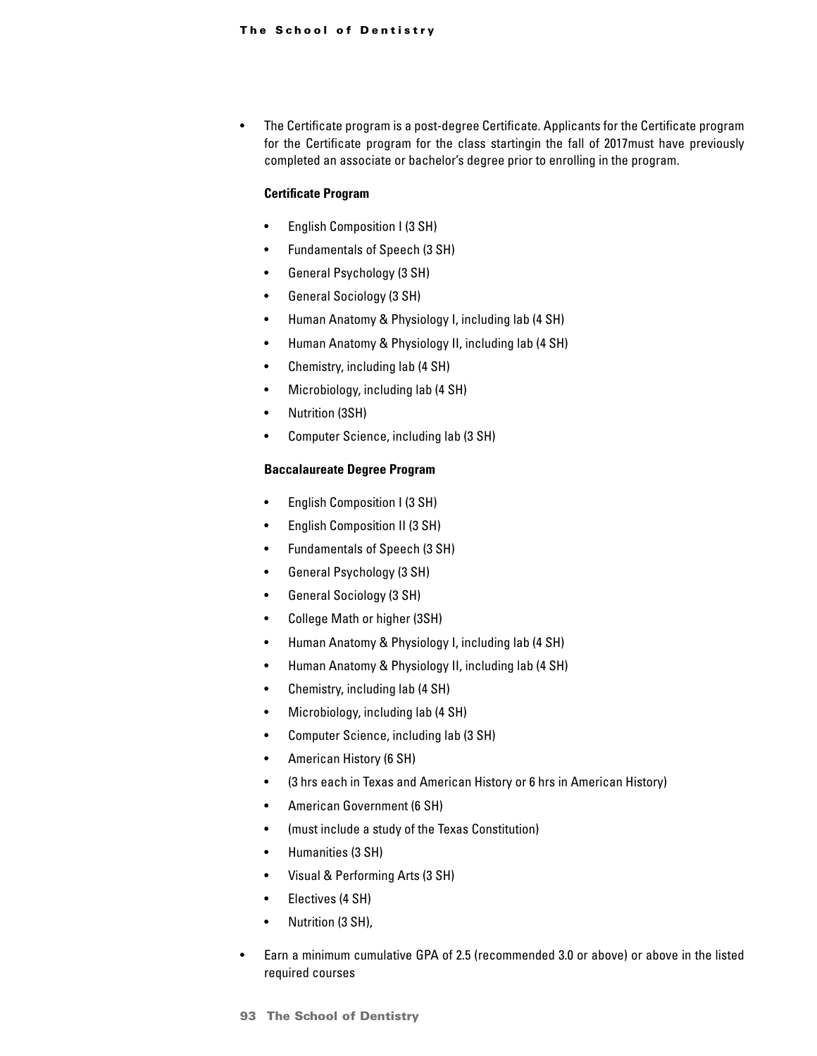- The Certificate program is a post-degree Certificate. Applicants for the Certificate program for the Certificate program for the class startingin the fall of 2017must have previously completed an associate or bachelor's degree prior to enrolling in the program.

  **Certificate Program**

  - English Composition I (3 SH)
  - Fundamentals of Speech (3 SH)
  - General Psychology (3 SH)
  - General Sociology (3 SH)
  - Human Anatomy & Physiology I, including lab (4 SH)
  - Human Anatomy & Physiology II, including lab (4 SH)
  - Chemistry, including lab (4 SH)
  - Microbiology, including lab (4 SH)
  - Nutrition (3SH)
  - Computer Science, including lab (3 SH)

  **Baccalaureate Degree Program**

  - English Composition I (3 SH)
  - English Composition II (3 SH)
  - Fundamentals of Speech (3 SH)
  - General Psychology (3 SH)
  - General Sociology (3 SH)
  - College Math or higher (3SH)
  - Human Anatomy & Physiology I, including lab (4 SH)
  - Human Anatomy & Physiology II, including lab (4 SH)
  - Chemistry, including lab (4 SH)
  - Microbiology, including lab (4 SH)
  - Computer Science, including lab (3 SH)
  - American History (6 SH)
  - (3 hrs each in Texas and American History or 6 hrs in American History)
  - American Government (6 SH)
  - (must include a study of the Texas Constitution)
  - Humanities (3 SH)
  - Visual & Performing Arts (3 SH)
  - Electives (4 SH)
  - Nutrition (3 SH),

- Earn a minimum cumulative GPA of 2.5 (recommended 3.0 or above) or above in the listed required courses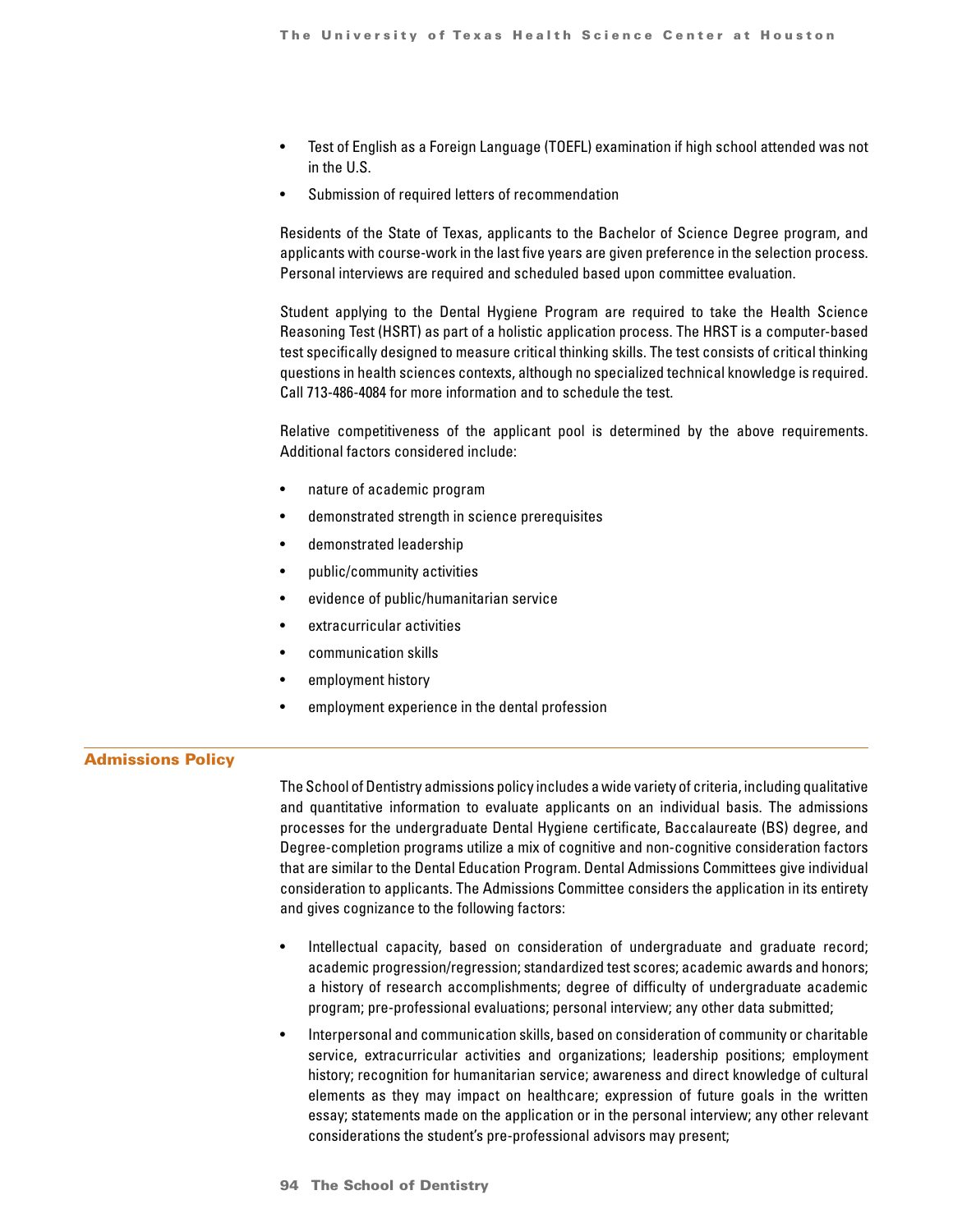- Test of English as a Foreign Language (TOEFL) examination if high school attended was not in the U.S.
- Submission of required letters of recommendation

Residents of the State of Texas, applicants to the Bachelor of Science Degree program, and applicants with course-work in the last five years are given preference in the selection process. Personal interviews are required and scheduled based upon committee evaluation.

Student applying to the Dental Hygiene Program are required to take the Health Science Reasoning Test (HSRT) as part of a holistic application process. The HRST is a computer-based test specifically designed to measure critical thinking skills. The test consists of critical thinking questions in health sciences contexts, although no specialized technical knowledge is required. Call 713-486-4084 for more information and to schedule the test.

Relative competitiveness of the applicant pool is determined by the above requirements. Additional factors considered include:

- nature of academic program
- demonstrated strength in science prerequisites
- demonstrated leadership
- public/community activities
- evidence of public/humanitarian service
- extracurricular activities
- communication skills
- employment history
- employment experience in the dental profession

## Admissions Policy

The School of Dentistry admissions policy includes a wide variety of criteria, including qualitative and quantitative information to evaluate applicants on an individual basis. The admissions processes for the undergraduate Dental Hygiene certificate, Baccalaureate (BS) degree, and Degree-completion programs utilize a mix of cognitive and non-cognitive consideration factors that are similar to the Dental Education Program. Dental Admissions Committees give individual consideration to applicants. The Admissions Committee considers the application in its entirety and gives cognizance to the following factors:

- Intellectual capacity, based on consideration of undergraduate and graduate record; academic progression/regression; standardized test scores; academic awards and honors; a history of research accomplishments; degree of difficulty of undergraduate academic program; pre-professional evaluations; personal interview; any other data submitted;
- Interpersonal and communication skills, based on consideration of community or charitable service, extracurricular activities and organizations; leadership positions; employment history; recognition for humanitarian service; awareness and direct knowledge of cultural elements as they may impact on healthcare; expression of future goals in the written essay; statements made on the application or in the personal interview; any other relevant considerations the student's pre-professional advisors may present;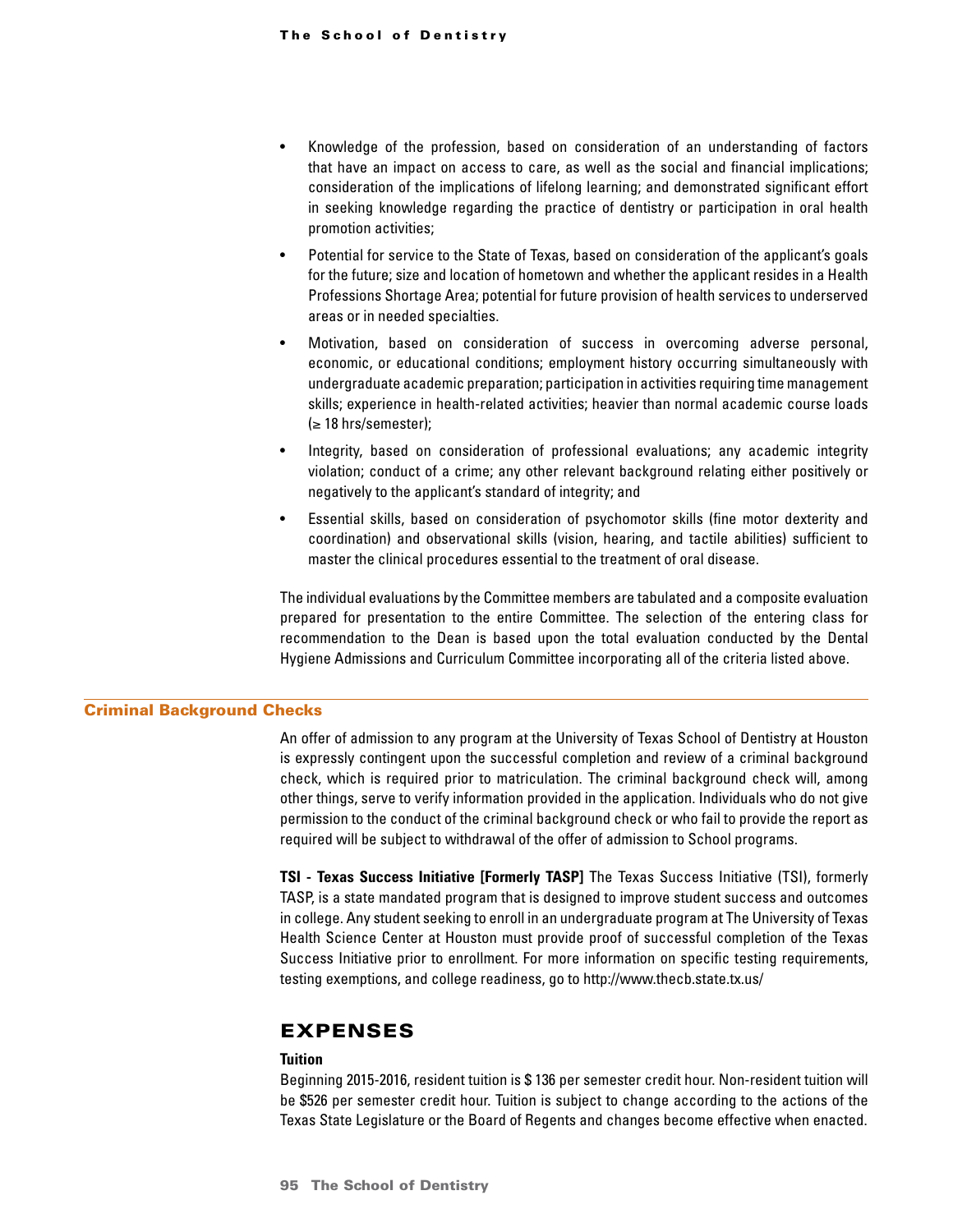- Knowledge of the profession, based on consideration of an understanding of factors that have an impact on access to care, as well as the social and financial implications; consideration of the implications of lifelong learning; and demonstrated significant effort in seeking knowledge regarding the practice of dentistry or participation in oral health promotion activities;
- Potential for service to the State of Texas, based on consideration of the applicant's goals for the future; size and location of hometown and whether the applicant resides in a Health Professions Shortage Area; potential for future provision of health services to underserved areas or in needed specialties.
- Motivation, based on consideration of success in overcoming adverse personal, economic, or educational conditions; employment history occurring simultaneously with undergraduate academic preparation; participation in activities requiring time management skills; experience in health-related activities; heavier than normal academic course loads (≥ 18 hrs/semester);
- Integrity, based on consideration of professional evaluations; any academic integrity violation; conduct of a crime; any other relevant background relating either positively or negatively to the applicant's standard of integrity; and
- Essential skills, based on consideration of psychomotor skills (fine motor dexterity and coordination) and observational skills (vision, hearing, and tactile abilities) sufficient to master the clinical procedures essential to the treatment of oral disease.

The individual evaluations by the Committee members are tabulated and a composite evaluation prepared for presentation to the entire Committee. The selection of the entering class for recommendation to the Dean is based upon the total evaluation conducted by the Dental Hygiene Admissions and Curriculum Committee incorporating all of the criteria listed above.

## Criminal Background Checks

An offer of admission to any program at the University of Texas School of Dentistry at Houston is expressly contingent upon the successful completion and review of a criminal background check, which is required prior to matriculation. The criminal background check will, among other things, serve to verify information provided in the application. Individuals who do not give permission to the conduct of the criminal background check or who fail to provide the report as required will be subject to withdrawal of the offer of admission to School programs.

**TSI - Texas Success Initiative [Formerly TASP]** The Texas Success Initiative (TSI), formerly TASP, is a state mandated program that is designed to improve student success and outcomes in college. Any student seeking to enroll in an undergraduate program at The University of Texas Health Science Center at Houston must provide proof of successful completion of the Texas Success Initiative prior to enrollment. For more information on specific testing requirements, testing exemptions, and college readiness, go to http://www.thecb.state.tx.us/

# EXPENSES

### Tuition

Beginning 2015-2016, resident tuition is $ 136 per semester credit hour. Non-resident tuition will be $526 per semester credit hour. Tuition is subject to change according to the actions of the Texas State Legislature or the Board of Regents and changes become effective when enacted.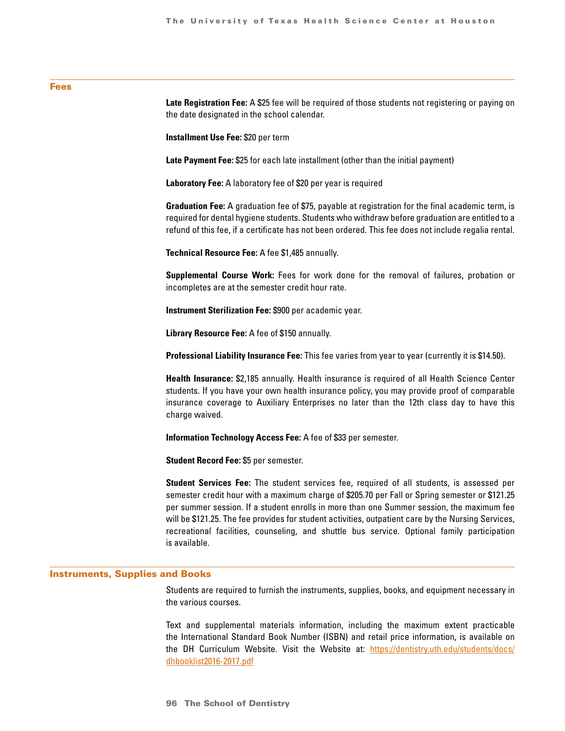## Fees

**Late Registration Fee:** A $25 fee will be required of those students not registering or paying on the date designated in the school calendar.

**Installment Use Fee:** $20 per term

**Late Payment Fee:** $25 for each late installment (other than the initial payment)

**Laboratory Fee:** A laboratory fee of $20 per year is required

**Graduation Fee:** A graduation fee of $75, payable at registration for the final academic term, is required for dental hygiene students. Students who withdraw before graduation are entitled to a refund of this fee, if a certificate has not been ordered. This fee does not include regalia rental.

**Technical Resource Fee:** A fee $1,485 annually.

**Supplemental Course Work:** Fees for work done for the removal of failures, probation or incompletes are at the semester credit hour rate.

**Instrument Sterilization Fee:** $900 per academic year.

**Library Resource Fee:** A fee of $150 annually.

**Professional Liability Insurance Fee:** This fee varies from year to year (currently it is $14.50).

**Health Insurance:** $2,185 annually. Health insurance is required of all Health Science Center students. If you have your own health insurance policy, you may provide proof of comparable insurance coverage to Auxiliary Enterprises no later than the 12th class day to have this charge waived.

**Information Technology Access Fee:** A fee of $33 per semester.

**Student Record Fee:** $5 per semester.

**Student Services Fee:** The student services fee, required of all students, is assessed per semester credit hour with a maximum charge of $205.70 per Fall or Spring semester or $121.25 per summer session. If a student enrolls in more than one Summer session, the maximum fee will be $121.25. The fee provides for student activities, outpatient care by the Nursing Services, recreational facilities, counseling, and shuttle bus service. Optional family participation is available.

## Instruments, Supplies and Books

Students are required to furnish the instruments, supplies, books, and equipment necessary in the various courses.

Text and supplemental materials information, including the maximum extent practicable the International Standard Book Number (ISBN) and retail price information, is available on the DH Curriculum Website. Visit the Website at: https://dentistry.uth.edu/students/docs/dhbooklist2016-2017.pdf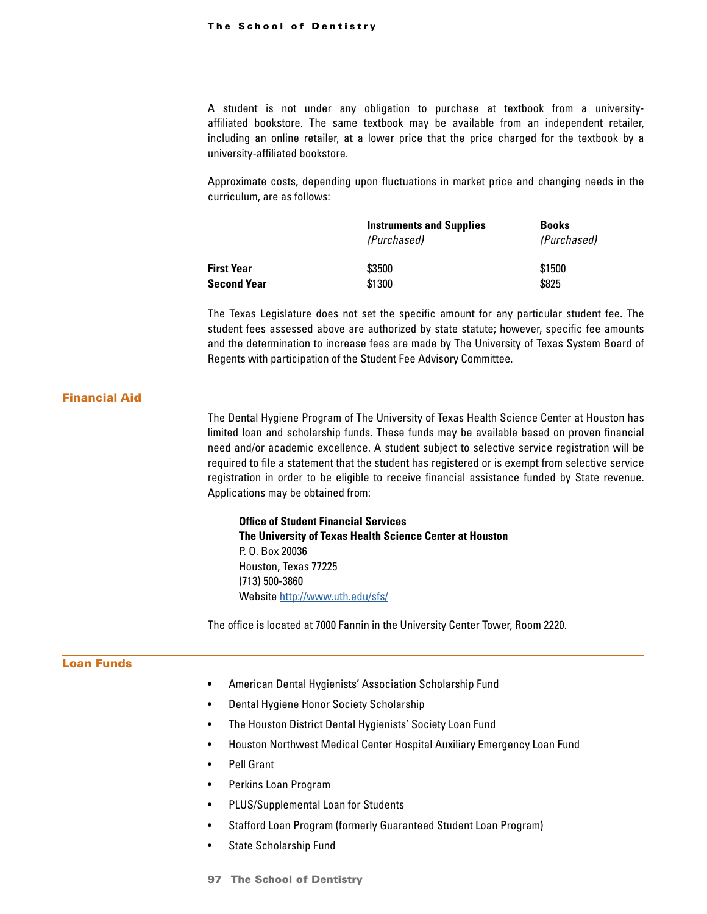A student is not under any obligation to purchase at textbook from a university-affiliated bookstore. The same textbook may be available from an independent retailer, including an online retailer, at a lower price that the price charged for the textbook by a university-affiliated bookstore.

Approximate costs, depending upon fluctuations in market price and changing needs in the curriculum, are as follows:

| | **Instruments and Supplies** *(Purchased)* | **Books** *(Purchased)* |
|---|---|---|
| **First Year** | $3500 | $1500 |
| **Second Year** | $1300 | $825 |

The Texas Legislature does not set the specific amount for any particular student fee. The student fees assessed above are authorized by state statute; however, specific fee amounts and the determination to increase fees are made by The University of Texas System Board of Regents with participation of the Student Fee Advisory Committee.

## Financial Aid

The Dental Hygiene Program of The University of Texas Health Science Center at Houston has limited loan and scholarship funds. These funds may be available based on proven financial need and/or academic excellence. A student subject to selective service registration will be required to file a statement that the student has registered or is exempt from selective service registration in order to be eligible to receive financial assistance funded by State revenue. Applications may be obtained from:

**Office of Student Financial Services**
**The University of Texas Health Science Center at Houston**
P. O. Box 20036
Houston, Texas 77225
(713) 500-3860
Website http://www.uth.edu/sfs/

The office is located at 7000 Fannin in the University Center Tower, Room 2220.

## Loan Funds

- American Dental Hygienists' Association Scholarship Fund
- Dental Hygiene Honor Society Scholarship
- The Houston District Dental Hygienists' Society Loan Fund
- Houston Northwest Medical Center Hospital Auxiliary Emergency Loan Fund
- Pell Grant
- Perkins Loan Program
- PLUS/Supplemental Loan for Students
- Stafford Loan Program (formerly Guaranteed Student Loan Program)
- State Scholarship Fund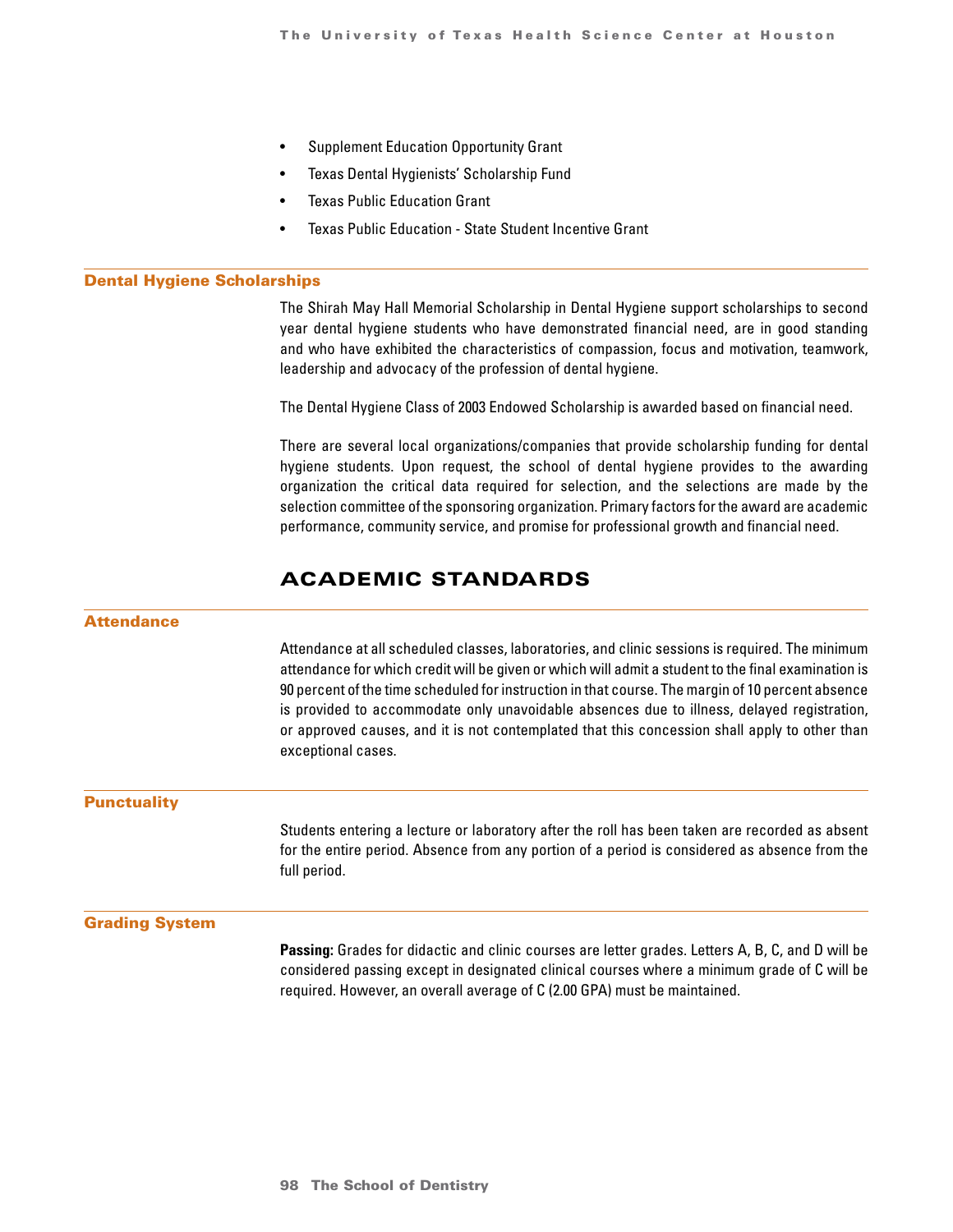- Supplement Education Opportunity Grant
- Texas Dental Hygienists' Scholarship Fund
- Texas Public Education Grant
- Texas Public Education - State Student Incentive Grant

### Dental Hygiene Scholarships

The Shirah May Hall Memorial Scholarship in Dental Hygiene support scholarships to second year dental hygiene students who have demonstrated financial need, are in good standing and who have exhibited the characteristics of compassion, focus and motivation, teamwork, leadership and advocacy of the profession of dental hygiene.

The Dental Hygiene Class of 2003 Endowed Scholarship is awarded based on financial need.

There are several local organizations/companies that provide scholarship funding for dental hygiene students. Upon request, the school of dental hygiene provides to the awarding organization the critical data required for selection, and the selections are made by the selection committee of the sponsoring organization. Primary factors for the award are academic performance, community service, and promise for professional growth and financial need.

## ACADEMIC STANDARDS

### Attendance

Attendance at all scheduled classes, laboratories, and clinic sessions is required. The minimum attendance for which credit will be given or which will admit a student to the final examination is 90 percent of the time scheduled for instruction in that course. The margin of 10 percent absence is provided to accommodate only unavoidable absences due to illness, delayed registration, or approved causes, and it is not contemplated that this concession shall apply to other than exceptional cases.

### Punctuality

Students entering a lecture or laboratory after the roll has been taken are recorded as absent for the entire period. Absence from any portion of a period is considered as absence from the full period.

### Grading System

**Passing:** Grades for didactic and clinic courses are letter grades. Letters A, B, C, and D will be considered passing except in designated clinical courses where a minimum grade of C will be required. However, an overall average of C (2.00 GPA) must be maintained.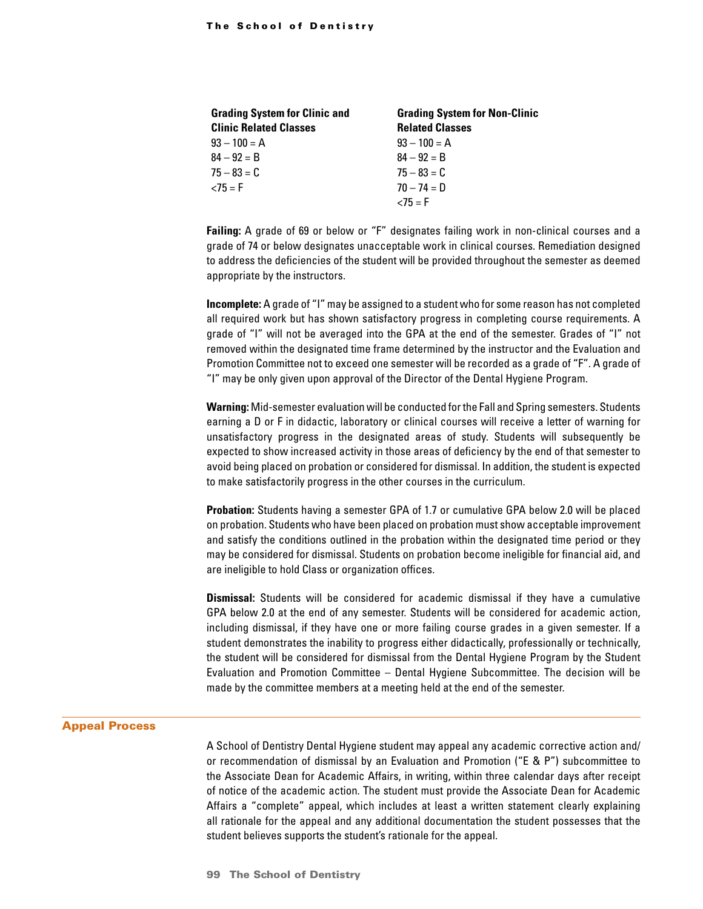| Grading System for Clinic and Clinic Related Classes | Grading System for Non-Clinic Related Classes |
|---|---|
| 93 – 100 = A | 93 – 100 = A |
| 84 – 92 = B | 84 – 92 = B |
| 75 – 83 = C | 75 – 83 = C |
| <75 = F | 70 – 74 = D |
| | <75 = F |

**Failing:** A grade of 69 or below or "F" designates failing work in non-clinical courses and a grade of 74 or below designates unacceptable work in clinical courses. Remediation designed to address the deficiencies of the student will be provided throughout the semester as deemed appropriate by the instructors.

**Incomplete:** A grade of "I" may be assigned to a student who for some reason has not completed all required work but has shown satisfactory progress in completing course requirements. A grade of "I" will not be averaged into the GPA at the end of the semester. Grades of "I" not removed within the designated time frame determined by the instructor and the Evaluation and Promotion Committee not to exceed one semester will be recorded as a grade of "F". A grade of "I" may be only given upon approval of the Director of the Dental Hygiene Program.

**Warning:** Mid-semester evaluation will be conducted for the Fall and Spring semesters. Students earning a D or F in didactic, laboratory or clinical courses will receive a letter of warning for unsatisfactory progress in the designated areas of study. Students will subsequently be expected to show increased activity in those areas of deficiency by the end of that semester to avoid being placed on probation or considered for dismissal. In addition, the student is expected to make satisfactorily progress in the other courses in the curriculum.

**Probation:** Students having a semester GPA of 1.7 or cumulative GPA below 2.0 will be placed on probation. Students who have been placed on probation must show acceptable improvement and satisfy the conditions outlined in the probation within the designated time period or they may be considered for dismissal. Students on probation become ineligible for financial aid, and are ineligible to hold Class or organization offices.

**Dismissal:** Students will be considered for academic dismissal if they have a cumulative GPA below 2.0 at the end of any semester. Students will be considered for academic action, including dismissal, if they have one or more failing course grades in a given semester. If a student demonstrates the inability to progress either didactically, professionally or technically, the student will be considered for dismissal from the Dental Hygiene Program by the Student Evaluation and Promotion Committee – Dental Hygiene Subcommittee. The decision will be made by the committee members at a meeting held at the end of the semester.

## Appeal Process

A School of Dentistry Dental Hygiene student may appeal any academic corrective action and/or recommendation of dismissal by an Evaluation and Promotion ("E & P") subcommittee to the Associate Dean for Academic Affairs, in writing, within three calendar days after receipt of notice of the academic action. The student must provide the Associate Dean for Academic Affairs a "complete" appeal, which includes at least a written statement clearly explaining all rationale for the appeal and any additional documentation the student possesses that the student believes supports the student's rationale for the appeal.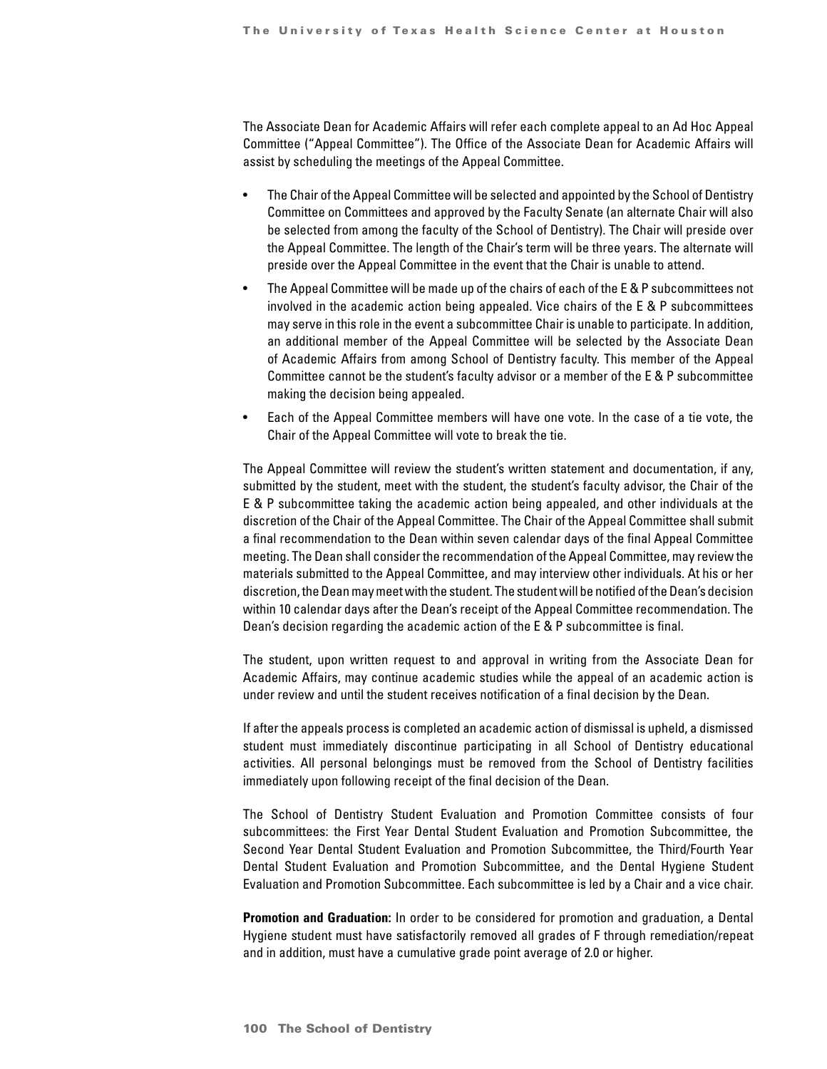The Associate Dean for Academic Affairs will refer each complete appeal to an Ad Hoc Appeal Committee ("Appeal Committee"). The Office of the Associate Dean for Academic Affairs will assist by scheduling the meetings of the Appeal Committee.

- The Chair of the Appeal Committee will be selected and appointed by the School of Dentistry Committee on Committees and approved by the Faculty Senate (an alternate Chair will also be selected from among the faculty of the School of Dentistry). The Chair will preside over the Appeal Committee. The length of the Chair's term will be three years. The alternate will preside over the Appeal Committee in the event that the Chair is unable to attend.
- The Appeal Committee will be made up of the chairs of each of the E & P subcommittees not involved in the academic action being appealed. Vice chairs of the E & P subcommittees may serve in this role in the event a subcommittee Chair is unable to participate. In addition, an additional member of the Appeal Committee will be selected by the Associate Dean of Academic Affairs from among School of Dentistry faculty. This member of the Appeal Committee cannot be the student's faculty advisor or a member of the E & P subcommittee making the decision being appealed.
- Each of the Appeal Committee members will have one vote. In the case of a tie vote, the Chair of the Appeal Committee will vote to break the tie.

The Appeal Committee will review the student's written statement and documentation, if any, submitted by the student, meet with the student, the student's faculty advisor, the Chair of the E & P subcommittee taking the academic action being appealed, and other individuals at the discretion of the Chair of the Appeal Committee. The Chair of the Appeal Committee shall submit a final recommendation to the Dean within seven calendar days of the final Appeal Committee meeting. The Dean shall consider the recommendation of the Appeal Committee, may review the materials submitted to the Appeal Committee, and may interview other individuals. At his or her discretion, the Dean may meet with the student. The student will be notified of the Dean's decision within 10 calendar days after the Dean's receipt of the Appeal Committee recommendation. The Dean's decision regarding the academic action of the E & P subcommittee is final.

The student, upon written request to and approval in writing from the Associate Dean for Academic Affairs, may continue academic studies while the appeal of an academic action is under review and until the student receives notification of a final decision by the Dean.

If after the appeals process is completed an academic action of dismissal is upheld, a dismissed student must immediately discontinue participating in all School of Dentistry educational activities. All personal belongings must be removed from the School of Dentistry facilities immediately upon following receipt of the final decision of the Dean.

The School of Dentistry Student Evaluation and Promotion Committee consists of four subcommittees: the First Year Dental Student Evaluation and Promotion Subcommittee, the Second Year Dental Student Evaluation and Promotion Subcommittee, the Third/Fourth Year Dental Student Evaluation and Promotion Subcommittee, and the Dental Hygiene Student Evaluation and Promotion Subcommittee. Each subcommittee is led by a Chair and a vice chair.

**Promotion and Graduation:** In order to be considered for promotion and graduation, a Dental Hygiene student must have satisfactorily removed all grades of F through remediation/repeat and in addition, must have a cumulative grade point average of 2.0 or higher.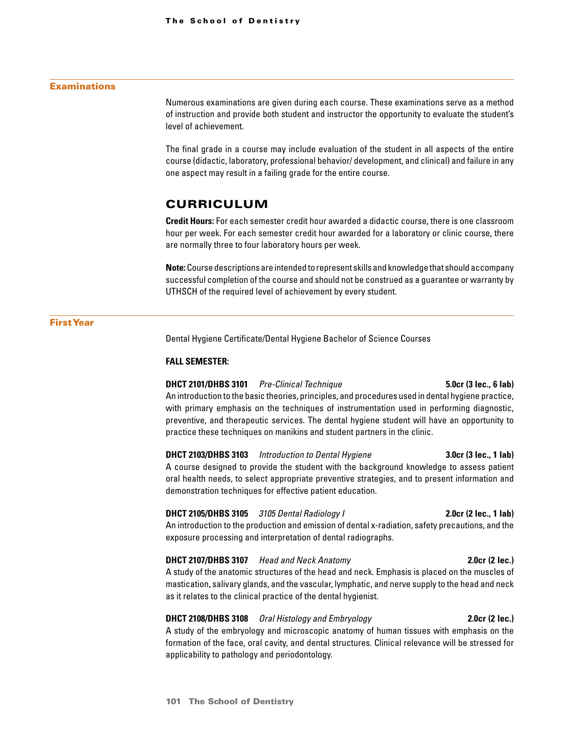## Examinations

Numerous examinations are given during each course. These examinations serve as a method of instruction and provide both student and instructor the opportunity to evaluate the student's level of achievement.

The final grade in a course may include evaluation of the student in all aspects of the entire course (didactic, laboratory, professional behavior/ development, and clinical) and failure in any one aspect may result in a failing grade for the entire course.

# CURRICULUM

**Credit Hours:** For each semester credit hour awarded a didactic course, there is one classroom hour per week. For each semester credit hour awarded for a laboratory or clinic course, there are normally three to four laboratory hours per week.

**Note:** Course descriptions are intended to represent skills and knowledge that should accompany successful completion of the course and should not be construed as a guarantee or warranty by UTHSCH of the required level of achievement by every student.

## First Year

Dental Hygiene Certificate/Dental Hygiene Bachelor of Science Courses

**FALL SEMESTER:**

**DHCT 2101/DHBS 3101** *Pre-Clinical Technique* **5.0cr (3 lec., 6 lab)**
An introduction to the basic theories, principles, and procedures used in dental hygiene practice, with primary emphasis on the techniques of instrumentation used in performing diagnostic, preventive, and therapeutic services. The dental hygiene student will have an opportunity to practice these techniques on manikins and student partners in the clinic.

**DHCT 2103/DHBS 3103** *Introduction to Dental Hygiene* **3.0cr (3 lec., 1 lab)**
A course designed to provide the student with the background knowledge to assess patient oral health needs, to select appropriate preventive strategies, and to present information and demonstration techniques for effective patient education.

**DHCT 2105/DHBS 3105** *3105 Dental Radiology I* **2.0cr (2 lec., 1 lab)**
An introduction to the production and emission of dental x-radiation, safety precautions, and the exposure processing and interpretation of dental radiographs.

**DHCT 2107/DHBS 3107** *Head and Neck Anatomy* **2.0cr (2 lec.)**
A study of the anatomic structures of the head and neck. Emphasis is placed on the muscles of mastication, salivary glands, and the vascular, lymphatic, and nerve supply to the head and neck as it relates to the clinical practice of the dental hygienist.

**DHCT 2108/DHBS 3108** *Oral Histology and Embryology* **2.0cr (2 lec.)**
A study of the embryology and microscopic anatomy of human tissues with emphasis on the formation of the face, oral cavity, and dental structures. Clinical relevance will be stressed for applicability to pathology and periodontology.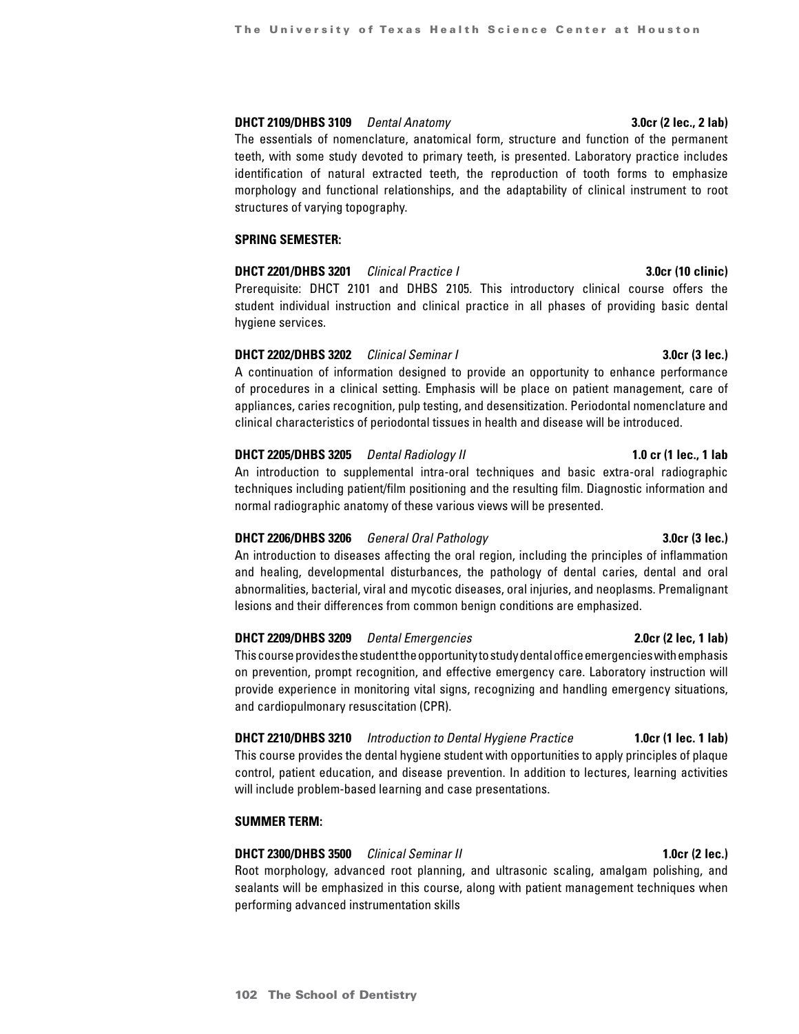**DHCT 2109/DHBS 3109** *Dental Anatomy* **3.0cr (2 lec., 2 lab)**
The essentials of nomenclature, anatomical form, structure and function of the permanent teeth, with some study devoted to primary teeth, is presented. Laboratory practice includes identification of natural extracted teeth, the reproduction of tooth forms to emphasize morphology and functional relationships, and the adaptability of clinical instrument to root structures of varying topography.

**SPRING SEMESTER:**

**DHCT 2201/DHBS 3201** *Clinical Practice I* **3.0cr (10 clinic)**
Prerequisite: DHCT 2101 and DHBS 2105. This introductory clinical course offers the student individual instruction and clinical practice in all phases of providing basic dental hygiene services.

**DHCT 2202/DHBS 3202** *Clinical Seminar I* **3.0cr (3 lec.)**
A continuation of information designed to provide an opportunity to enhance performance of procedures in a clinical setting. Emphasis will be place on patient management, care of appliances, caries recognition, pulp testing, and desensitization. Periodontal nomenclature and clinical characteristics of periodontal tissues in health and disease will be introduced.

**DHCT 2205/DHBS 3205** *Dental Radiology II* **1.0 cr (1 lec., 1 lab**
An introduction to supplemental intra-oral techniques and basic extra-oral radiographic techniques including patient/film positioning and the resulting film. Diagnostic information and normal radiographic anatomy of these various views will be presented.

**DHCT 2206/DHBS 3206** *General Oral Pathology* **3.0cr (3 lec.)**
An introduction to diseases affecting the oral region, including the principles of inflammation and healing, developmental disturbances, the pathology of dental caries, dental and oral abnormalities, bacterial, viral and mycotic diseases, oral injuries, and neoplasms. Premalignant lesions and their differences from common benign conditions are emphasized.

**DHCT 2209/DHBS 3209** *Dental Emergencies* **2.0cr (2 lec, 1 lab)**
This course provides the student the opportunity to study dental office emergencies with emphasis on prevention, prompt recognition, and effective emergency care. Laboratory instruction will provide experience in monitoring vital signs, recognizing and handling emergency situations, and cardiopulmonary resuscitation (CPR).

**DHCT 2210/DHBS 3210** *Introduction to Dental Hygiene Practice* **1.0cr (1 lec. 1 lab)**
This course provides the dental hygiene student with opportunities to apply principles of plaque control, patient education, and disease prevention. In addition to lectures, learning activities will include problem-based learning and case presentations.

**SUMMER TERM:**

**DHCT 2300/DHBS 3500** *Clinical Seminar II* **1.0cr (2 lec.)**
Root morphology, advanced root planning, and ultrasonic scaling, amalgam polishing, and sealants will be emphasized in this course, along with patient management techniques when performing advanced instrumentation skills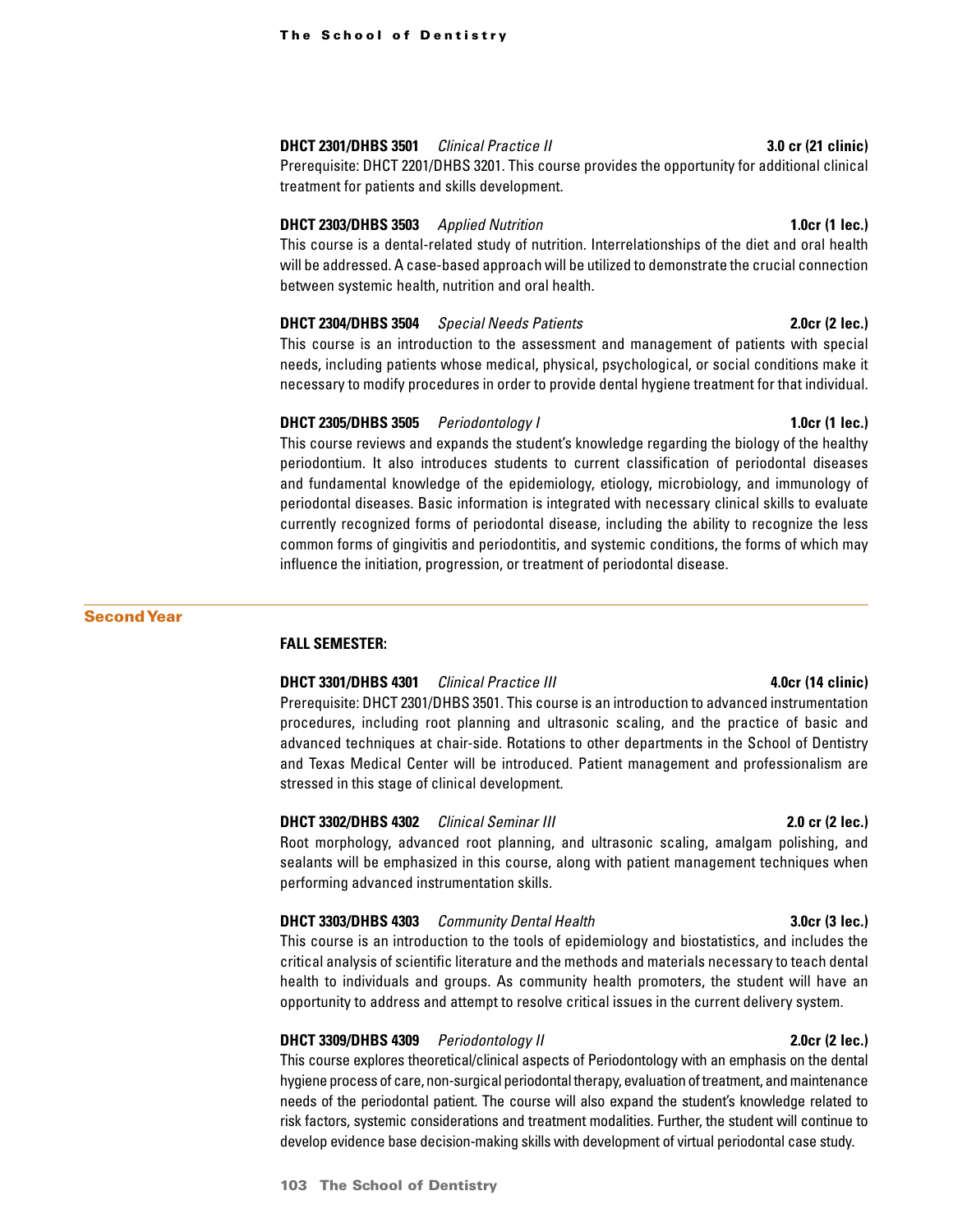**DHCT 2301/DHBS 3501** *Clinical Practice II* **3.0 cr (21 clinic)**

Prerequisite: DHCT 2201/DHBS 3201. This course provides the opportunity for additional clinical treatment for patients and skills development.

**DHCT 2303/DHBS 3503** *Applied Nutrition* **1.0cr (1 lec.)**

This course is a dental-related study of nutrition. Interrelationships of the diet and oral health will be addressed. A case-based approach will be utilized to demonstrate the crucial connection between systemic health, nutrition and oral health.

**DHCT 2304/DHBS 3504** *Special Needs Patients* **2.0cr (2 lec.)**

This course is an introduction to the assessment and management of patients with special needs, including patients whose medical, physical, psychological, or social conditions make it necessary to modify procedures in order to provide dental hygiene treatment for that individual.

**DHCT 2305/DHBS 3505** *Periodontology I* **1.0cr (1 lec.)**

This course reviews and expands the student's knowledge regarding the biology of the healthy periodontium. It also introduces students to current classification of periodontal diseases and fundamental knowledge of the epidemiology, etiology, microbiology, and immunology of periodontal diseases. Basic information is integrated with necessary clinical skills to evaluate currently recognized forms of periodontal disease, including the ability to recognize the less common forms of gingivitis and periodontitis, and systemic conditions, the forms of which may influence the initiation, progression, or treatment of periodontal disease.

## Second Year

### FALL SEMESTER:

**DHCT 3301/DHBS 4301** *Clinical Practice III* **4.0cr (14 clinic)**

Prerequisite: DHCT 2301/DHBS 3501. This course is an introduction to advanced instrumentation procedures, including root planning and ultrasonic scaling, and the practice of basic and advanced techniques at chair-side. Rotations to other departments in the School of Dentistry and Texas Medical Center will be introduced. Patient management and professionalism are stressed in this stage of clinical development.

**DHCT 3302/DHBS 4302** *Clinical Seminar III* **2.0 cr (2 lec.)**

Root morphology, advanced root planning, and ultrasonic scaling, amalgam polishing, and sealants will be emphasized in this course, along with patient management techniques when performing advanced instrumentation skills.

**DHCT 3303/DHBS 4303** *Community Dental Health* **3.0cr (3 lec.)**

This course is an introduction to the tools of epidemiology and biostatistics, and includes the critical analysis of scientific literature and the methods and materials necessary to teach dental health to individuals and groups. As community health promoters, the student will have an opportunity to address and attempt to resolve critical issues in the current delivery system.

**DHCT 3309/DHBS 4309** *Periodontology II* **2.0cr (2 lec.)**

This course explores theoretical/clinical aspects of Periodontology with an emphasis on the dental hygiene process of care, non-surgical periodontal therapy, evaluation of treatment, and maintenance needs of the periodontal patient. The course will also expand the student's knowledge related to risk factors, systemic considerations and treatment modalities. Further, the student will continue to develop evidence base decision-making skills with development of virtual periodontal case study.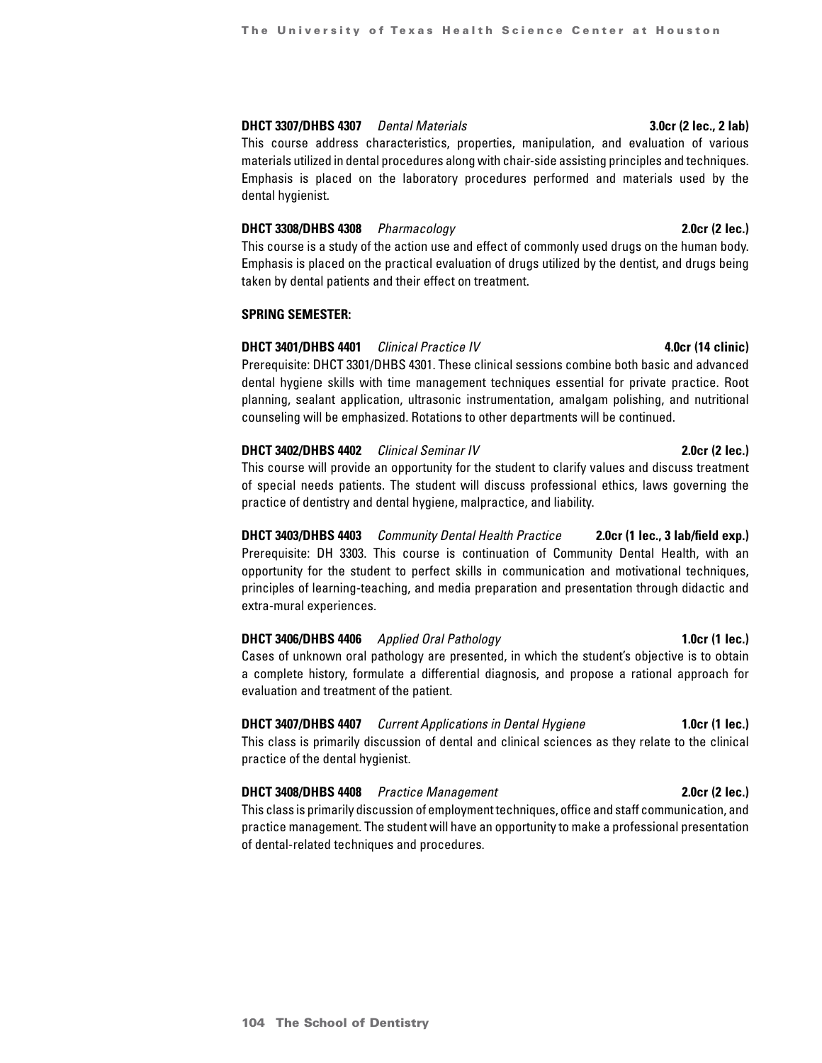**DHCT 3307/DHBS 4307** *Dental Materials* **3.0cr (2 lec., 2 lab)**
This course address characteristics, properties, manipulation, and evaluation of various materials utilized in dental procedures along with chair-side assisting principles and techniques. Emphasis is placed on the laboratory procedures performed and materials used by the dental hygienist.

**DHCT 3308/DHBS 4308** *Pharmacology* **2.0cr (2 lec.)**
This course is a study of the action use and effect of commonly used drugs on the human body. Emphasis is placed on the practical evaluation of drugs utilized by the dentist, and drugs being taken by dental patients and their effect on treatment.

**SPRING SEMESTER:**

**DHCT 3401/DHBS 4401** *Clinical Practice IV* **4.0cr (14 clinic)**
Prerequisite: DHCT 3301/DHBS 4301. These clinical sessions combine both basic and advanced dental hygiene skills with time management techniques essential for private practice. Root planning, sealant application, ultrasonic instrumentation, amalgam polishing, and nutritional counseling will be emphasized. Rotations to other departments will be continued.

**DHCT 3402/DHBS 4402** *Clinical Seminar IV* **2.0cr (2 lec.)**
This course will provide an opportunity for the student to clarify values and discuss treatment of special needs patients. The student will discuss professional ethics, laws governing the practice of dentistry and dental hygiene, malpractice, and liability.

**DHCT 3403/DHBS 4403** *Community Dental Health Practice* **2.0cr (1 lec., 3 lab/field exp.)**
Prerequisite: DH 3303. This course is continuation of Community Dental Health, with an opportunity for the student to perfect skills in communication and motivational techniques, principles of learning-teaching, and media preparation and presentation through didactic and extra-mural experiences.

**DHCT 3406/DHBS 4406** *Applied Oral Pathology* **1.0cr (1 lec.)**
Cases of unknown oral pathology are presented, in which the student's objective is to obtain a complete history, formulate a differential diagnosis, and propose a rational approach for evaluation and treatment of the patient.

**DHCT 3407/DHBS 4407** *Current Applications in Dental Hygiene* **1.0cr (1 lec.)**
This class is primarily discussion of dental and clinical sciences as they relate to the clinical practice of the dental hygienist.

**DHCT 3408/DHBS 4408** *Practice Management* **2.0cr (2 lec.)**
This class is primarily discussion of employment techniques, office and staff communication, and practice management. The student will have an opportunity to make a professional presentation of dental-related techniques and procedures.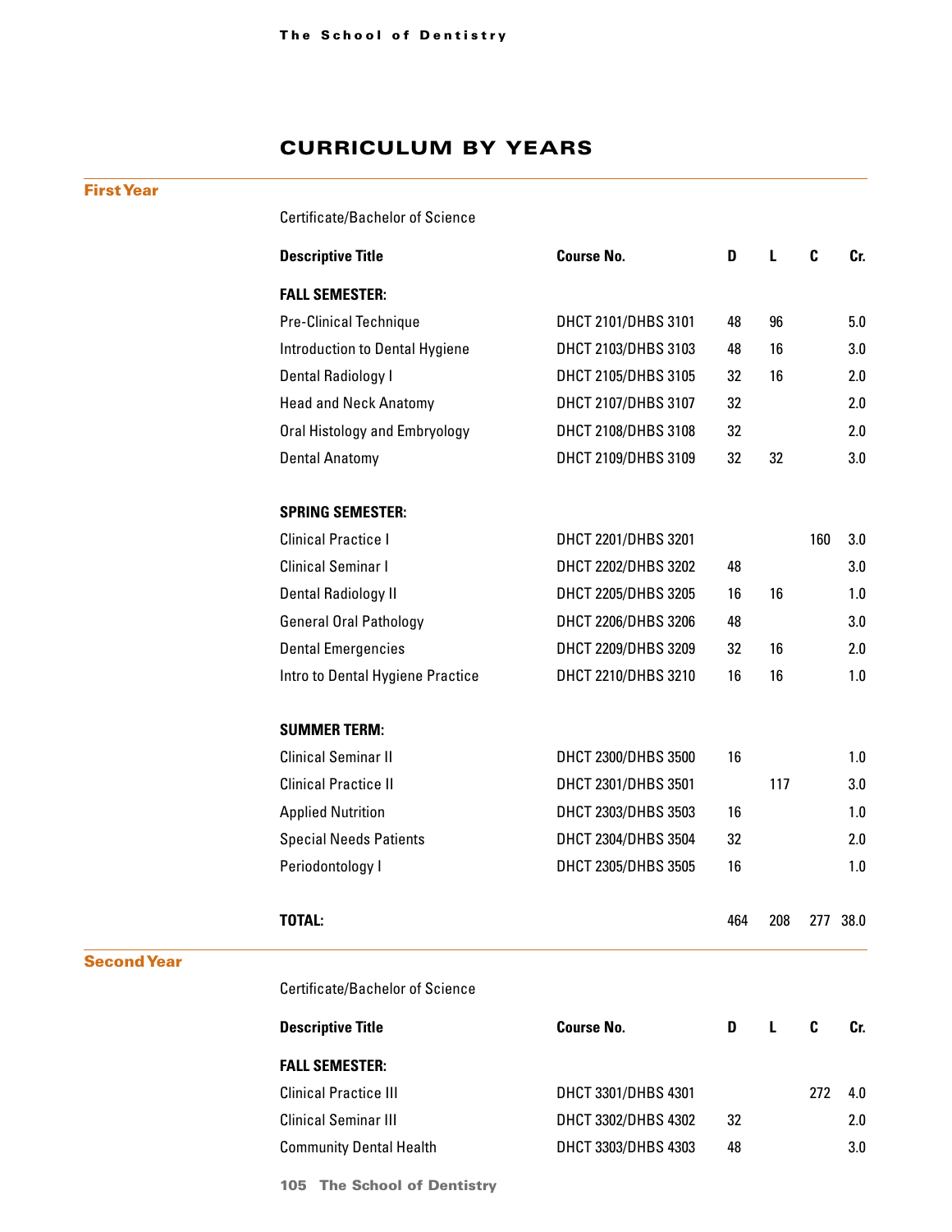## CURRICULUM BY YEARS

### First Year

Certificate/Bachelor of Science

| Descriptive Title | Course No. | D | L | C | Cr. |
|---|---|---|---|---|---|
| **FALL SEMESTER:** | | | | | |
| Pre-Clinical Technique | DHCT 2101/DHBS 3101 | 48 | 96 | | 5.0 |
| Introduction to Dental Hygiene | DHCT 2103/DHBS 3103 | 48 | 16 | | 3.0 |
| Dental Radiology I | DHCT 2105/DHBS 3105 | 32 | 16 | | 2.0 |
| Head and Neck Anatomy | DHCT 2107/DHBS 3107 | 32 | | | 2.0 |
| Oral Histology and Embryology | DHCT 2108/DHBS 3108 | 32 | | | 2.0 |
| Dental Anatomy | DHCT 2109/DHBS 3109 | 32 | 32 | | 3.0 |
| **SPRING SEMESTER:** | | | | | |
| Clinical Practice I | DHCT 2201/DHBS 3201 | | | 160 | 3.0 |
| Clinical Seminar I | DHCT 2202/DHBS 3202 | 48 | | | 3.0 |
| Dental Radiology II | DHCT 2205/DHBS 3205 | 16 | 16 | | 1.0 |
| General Oral Pathology | DHCT 2206/DHBS 3206 | 48 | | | 3.0 |
| Dental Emergencies | DHCT 2209/DHBS 3209 | 32 | 16 | | 2.0 |
| Intro to Dental Hygiene Practice | DHCT 2210/DHBS 3210 | 16 | 16 | | 1.0 |
| **SUMMER TERM:** | | | | | |
| Clinical Seminar II | DHCT 2300/DHBS 3500 | 16 | | | 1.0 |
| Clinical Practice II | DHCT 2301/DHBS 3501 | | 117 | | 3.0 |
| Applied Nutrition | DHCT 2303/DHBS 3503 | 16 | | | 1.0 |
| Special Needs Patients | DHCT 2304/DHBS 3504 | 32 | | | 2.0 |
| Periodontology I | DHCT 2305/DHBS 3505 | 16 | | | 1.0 |
| **TOTAL:** | | 464 | 208 | 277 | 38.0 |

### Second Year

Certificate/Bachelor of Science

| Descriptive Title | Course No. | D | L | C | Cr. |
|---|---|---|---|---|---|
| **FALL SEMESTER:** | | | | | |
| Clinical Practice III | DHCT 3301/DHBS 4301 | | | 272 | 4.0 |
| Clinical Seminar III | DHCT 3302/DHBS 4302 | 32 | | | 2.0 |
| Community Dental Health | DHCT 3303/DHBS 4303 | 48 | | | 3.0 |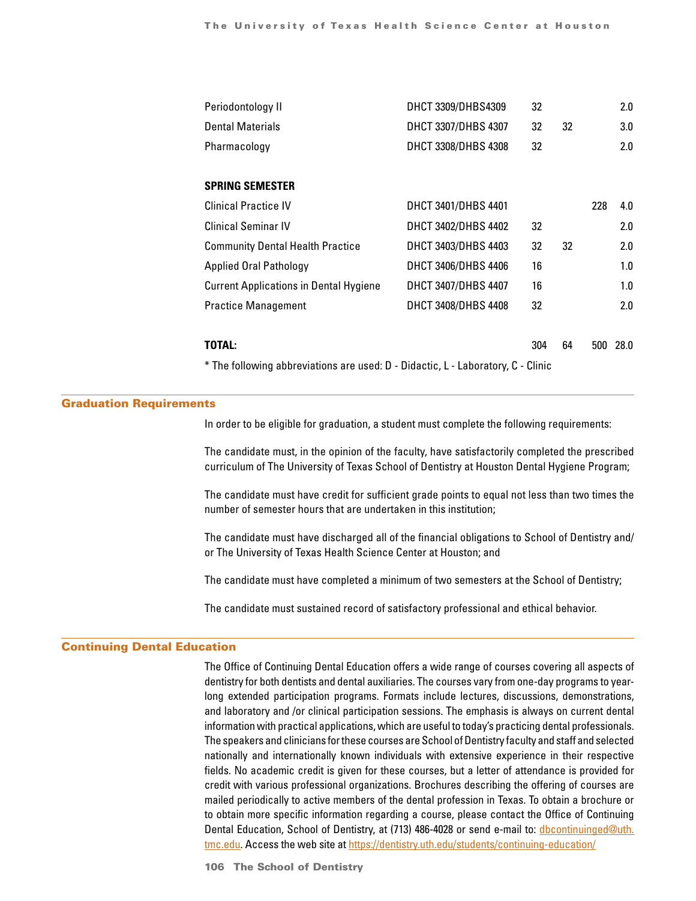| | | D | L | C | Credit |
|---|---|---|---|---|---|
| Periodontology II | DHCT 3309/DHBS4309 | 32 | | | 2.0 |
| Dental Materials | DHCT 3307/DHBS 4307 | 32 | 32 | | 3.0 |
| Pharmacology | DHCT 3308/DHBS 4308 | 32 | | | 2.0 |
| **SPRING SEMESTER** | | | | | |
| Clinical Practice IV | DHCT 3401/DHBS 4401 | | | 228 | 4.0 |
| Clinical Seminar IV | DHCT 3402/DHBS 4402 | 32 | | | 2.0 |
| Community Dental Health Practice | DHCT 3403/DHBS 4403 | 32 | 32 | | 2.0 |
| Applied Oral Pathology | DHCT 3406/DHBS 4406 | 16 | | | 1.0 |
| Current Applications in Dental Hygiene | DHCT 3407/DHBS 4407 | 16 | | | 1.0 |
| Practice Management | DHCT 3408/DHBS 4408 | 32 | | | 2.0 |
| **TOTAL:** | | 304 | 64 | 500 | 28.0 |

\* The following abbreviations are used: D - Didactic, L - Laboratory, C - Clinic

## Graduation Requirements

In order to be eligible for graduation, a student must complete the following requirements:

The candidate must, in the opinion of the faculty, have satisfactorily completed the prescribed curriculum of The University of Texas School of Dentistry at Houston Dental Hygiene Program;

The candidate must have credit for sufficient grade points to equal not less than two times the number of semester hours that are undertaken in this institution;

The candidate must have discharged all of the financial obligations to School of Dentistry and/or The University of Texas Health Science Center at Houston; and

The candidate must have completed a minimum of two semesters at the School of Dentistry;

The candidate must sustained record of satisfactory professional and ethical behavior.

## Continuing Dental Education

The Office of Continuing Dental Education offers a wide range of courses covering all aspects of dentistry for both dentists and dental auxiliaries. The courses vary from one-day programs to year-long extended participation programs. Formats include lectures, discussions, demonstrations, and laboratory and /or clinical participation sessions. The emphasis is always on current dental information with practical applications, which are useful to today's practicing dental professionals. The speakers and clinicians for these courses are School of Dentistry faculty and staff and selected nationally and internationally known individuals with extensive experience in their respective fields. No academic credit is given for these courses, but a letter of attendance is provided for credit with various professional organizations. Brochures describing the offering of courses are mailed periodically to active members of the dental profession in Texas. To obtain a brochure or to obtain more specific information regarding a course, please contact the Office of Continuing Dental Education, School of Dentistry, at (713) 486-4028 or send e-mail to: dbcontinuinged@uth.tmc.edu. Access the web site at https://dentistry.uth.edu/students/continuing-education/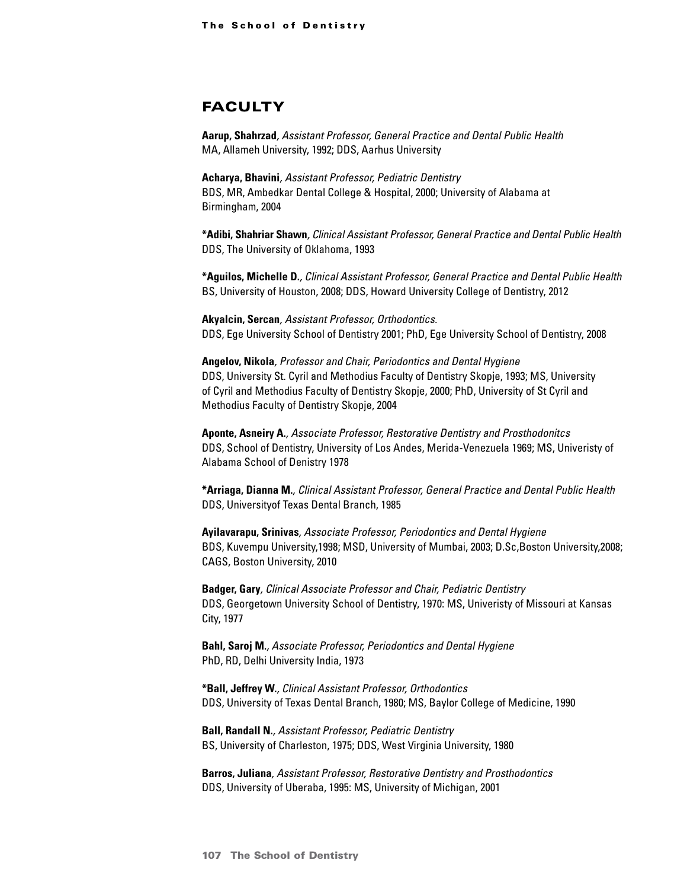## FACULTY

**Aarup, Shahrzad***, Assistant Professor, General Practice and Dental Public Health*
MA, Allameh University, 1992; DDS, Aarhus University

**Acharya, Bhavini***, Assistant Professor, Pediatric Dentistry*
BDS, MR, Ambedkar Dental College & Hospital, 2000; University of Alabama at Birmingham, 2004

**\*Adibi, Shahriar Shawn***, Clinical Assistant Professor, General Practice and Dental Public Health*
DDS, The University of Oklahoma, 1993

**\*Aguilos, Michelle D.***, Clinical Assistant Professor, General Practice and Dental Public Health*
BS, University of Houston, 2008; DDS, Howard University College of Dentistry, 2012

**Akyalcin, Sercan***, Assistant Professor, Orthodontics.*
DDS, Ege University School of Dentistry 2001; PhD, Ege University School of Dentistry, 2008

**Angelov, Nikola***, Professor and Chair, Periodontics and Dental Hygiene*
DDS, University St. Cyril and Methodius Faculty of Dentistry Skopje, 1993; MS, University of Cyril and Methodius Faculty of Dentistry Skopje, 2000; PhD, University of St Cyril and Methodius Faculty of Dentistry Skopje, 2004

**Aponte, Asneiry A.***, Associate Professor, Restorative Dentistry and Prosthodonitcs*
DDS, School of Dentistry, University of Los Andes, Merida-Venezuela 1969; MS, Univeristy of Alabama School of Denistry 1978

**\*Arriaga, Dianna M.***, Clinical Assistant Professor, General Practice and Dental Public Health*
DDS, Universityof Texas Dental Branch, 1985

**Ayilavarapu, Srinivas***, Associate Professor, Periodontics and Dental Hygiene*
BDS, Kuvempu University,1998; MSD, University of Mumbai, 2003; D.Sc,Boston University,2008; CAGS, Boston University, 2010

**Badger, Gary***, Clinical Associate Professor and Chair, Pediatric Dentistry*
DDS, Georgetown University School of Dentistry, 1970: MS, Univeristy of Missouri at Kansas City, 1977

**Bahl, Saroj M.***, Associate Professor, Periodontics and Dental Hygiene*
PhD, RD, Delhi University India, 1973

**\*Ball, Jeffrey W.***, Clinical Assistant Professor, Orthodontics*
DDS, University of Texas Dental Branch, 1980; MS, Baylor College of Medicine, 1990

**Ball, Randall N.***, Assistant Professor, Pediatric Dentistry*
BS, University of Charleston, 1975; DDS, West Virginia University, 1980

**Barros, Juliana***, Assistant Professor, Restorative Dentistry and Prosthodontics*
DDS, University of Uberaba, 1995: MS, University of Michigan, 2001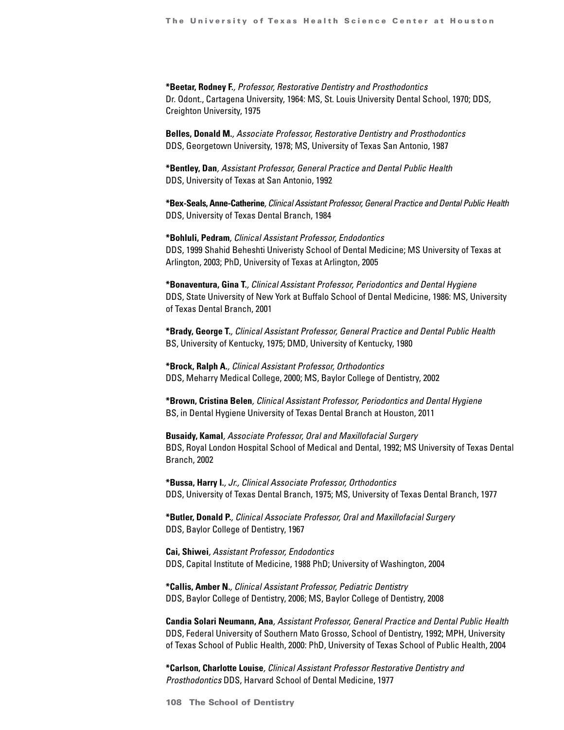**\*Beetar, Rodney F.**, *Professor, Restorative Dentistry and Prosthodontics*
Dr. Odont., Cartagena University, 1964: MS, St. Louis University Dental School, 1970; DDS, Creighton University, 1975

**Belles, Donald M.**, *Associate Professor, Restorative Dentistry and Prosthodontics*
DDS, Georgetown University, 1978; MS, University of Texas San Antonio, 1987

**\*Bentley, Dan**, *Assistant Professor, General Practice and Dental Public Health*
DDS, University of Texas at San Antonio, 1992

**\*Bex-Seals, Anne-Catherine**, *Clinical Assistant Professor, General Practice and Dental Public Health*
DDS, University of Texas Dental Branch, 1984

**\*Bohluli, Pedram**, *Clinical Assistant Professor, Endodontics*
DDS, 1999 Shahid Beheshti Univeristy School of Dental Medicine; MS University of Texas at Arlington, 2003; PhD, University of Texas at Arlington, 2005

**\*Bonaventura, Gina T.**, *Clinical Assistant Professor, Periodontics and Dental Hygiene*
DDS, State University of New York at Buffalo School of Dental Medicine, 1986: MS, University of Texas Dental Branch, 2001

**\*Brady, George T.**, *Clinical Assistant Professor, General Practice and Dental Public Health*
BS, University of Kentucky, 1975; DMD, University of Kentucky, 1980

**\*Brock, Ralph A.**, *Clinical Assistant Professor, Orthodontics*
DDS, Meharry Medical College, 2000; MS, Baylor College of Dentistry, 2002

**\*Brown, Cristina Belen**, *Clinical Assistant Professor, Periodontics and Dental Hygiene*
BS, in Dental Hygiene University of Texas Dental Branch at Houston, 2011

**Busaidy, Kamal**, *Associate Professor, Oral and Maxillofacial Surgery*
BDS, Royal London Hospital School of Medical and Dental, 1992; MS University of Texas Dental Branch, 2002

**\*Bussa, Harry I.**, *Jr., Clinical Associate Professor, Orthodontics*
DDS, University of Texas Dental Branch, 1975; MS, University of Texas Dental Branch, 1977

**\*Butler, Donald P.**, *Clinical Associate Professor, Oral and Maxillofacial Surgery*
DDS, Baylor College of Dentistry, 1967

**Cai, Shiwei**, *Assistant Professor, Endodontics*
DDS, Capital Institute of Medicine, 1988 PhD; University of Washington, 2004

**\*Callis, Amber N.**, *Clinical Assistant Professor, Pediatric Dentistry*
DDS, Baylor College of Dentistry, 2006; MS, Baylor College of Dentistry, 2008

**Candia Solari Neumann, Ana**, *Assistant Professor, General Practice and Dental Public Health*
DDS, Federal University of Southern Mato Grosso, School of Dentistry, 1992; MPH, University of Texas School of Public Health, 2000: PhD, University of Texas School of Public Health, 2004

**\*Carlson, Charlotte Louise**, *Clinical Assistant Professor Restorative Dentistry and Prosthodontics* DDS, Harvard School of Dental Medicine, 1977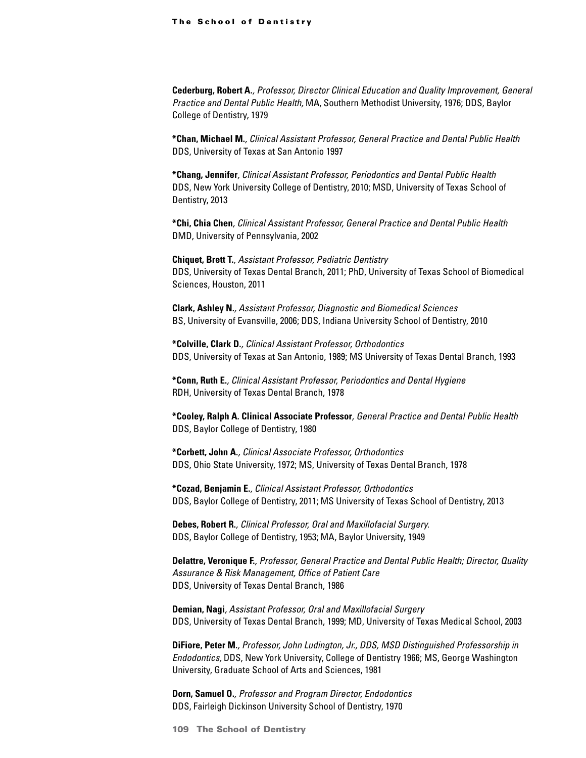**Cederburg, Robert A.**, *Professor, Director Clinical Education and Quality Improvement, General Practice and Dental Public Health,* MA, Southern Methodist University, 1976; DDS, Baylor College of Dentistry, 1979

***Chan, Michael M.**, *Clinical Assistant Professor, General Practice and Dental Public Health*
DDS, University of Texas at San Antonio 1997

***Chang, Jennifer**, *Clinical Assistant Professor, Periodontics and Dental Public Health*
DDS, New York University College of Dentistry, 2010; MSD, University of Texas School of Dentistry, 2013

***Chi, Chia Chen**, *Clinical Assistant Professor, General Practice and Dental Public Health*
DMD, University of Pennsylvania, 2002

**Chiquet, Brett T.**, *Assistant Professor, Pediatric Dentistry*
DDS, University of Texas Dental Branch, 2011; PhD, University of Texas School of Biomedical Sciences, Houston, 2011

**Clark, Ashley N.**, *Assistant Professor, Diagnostic and Biomedical Sciences*
BS, University of Evansville, 2006; DDS, Indiana University School of Dentistry, 2010

***Colville, Clark D.**, *Clinical Assistant Professor, Orthodontics*
DDS, University of Texas at San Antonio, 1989; MS University of Texas Dental Branch, 1993

***Conn, Ruth E.**, *Clinical Assistant Professor, Periodontics and Dental Hygiene*
RDH, University of Texas Dental Branch, 1978

***Cooley, Ralph A. Clinical Associate Professor**, *General Practice and Dental Public Health*
DDS, Baylor College of Dentistry, 1980

***Corbett, John A.**, *Clinical Associate Professor, Orthodontics*
DDS, Ohio State University, 1972; MS, University of Texas Dental Branch, 1978

***Cozad, Benjamin E.**, *Clinical Assistant Professor, Orthodontics*
DDS, Baylor College of Dentistry, 2011; MS University of Texas School of Dentistry, 2013

**Debes, Robert R.**, *Clinical Professor, Oral and Maxillofacial Surgery.*
DDS, Baylor College of Dentistry, 1953; MA, Baylor University, 1949

**Delattre, Veronique F.**, *Professor, General Practice and Dental Public Health; Director, Quality Assurance & Risk Management, Office of Patient Care*
DDS, University of Texas Dental Branch, 1986

**Demian, Nagi**, *Assistant Professor, Oral and Maxillofacial Surgery*
DDS, University of Texas Dental Branch, 1999; MD, University of Texas Medical School, 2003

**DiFiore, Peter M.**, *Professor, John Ludington, Jr., DDS, MSD Distinguished Professorship in Endodontics,* DDS, New York University, College of Dentistry 1966; MS, George Washington University, Graduate School of Arts and Sciences, 1981

**Dorn, Samuel O.**, *Professor and Program Director, Endodontics*
DDS, Fairleigh Dickinson University School of Dentistry, 1970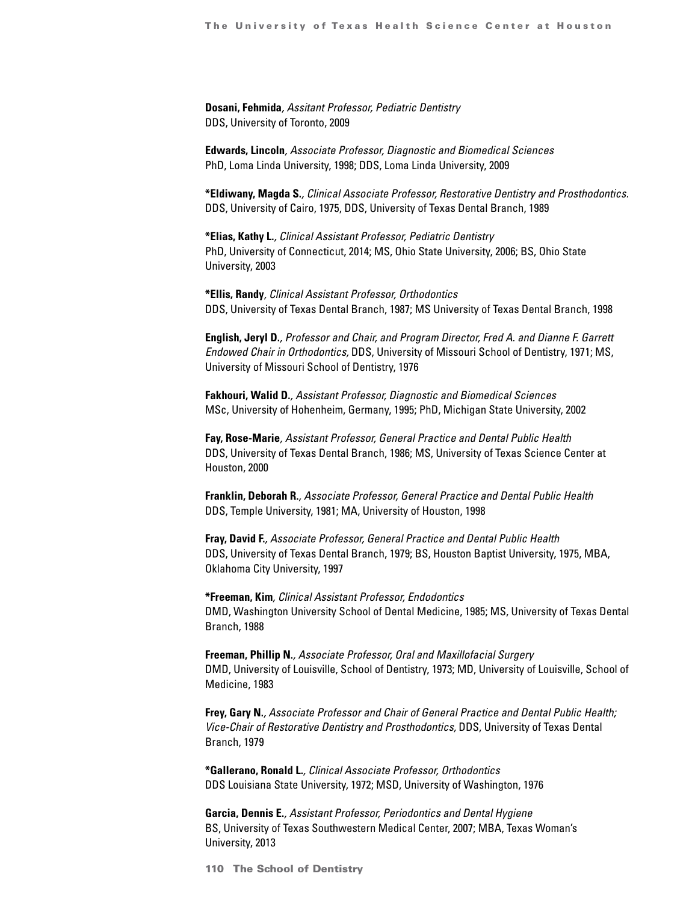**Dosani, Fehmida***, Assitant Professor, Pediatric Dentistry*
DDS, University of Toronto, 2009

**Edwards, Lincoln***, Associate Professor, Diagnostic and Biomedical Sciences*
PhD, Loma Linda University, 1998; DDS, Loma Linda University, 2009

**\*Eldiwany, Magda S.***, Clinical Associate Professor, Restorative Dentistry and Prosthodontics.*
DDS, University of Cairo, 1975, DDS, University of Texas Dental Branch, 1989

**\*Elias, Kathy L.***, Clinical Assistant Professor, Pediatric Dentistry*
PhD, University of Connecticut, 2014; MS, Ohio State University, 2006; BS, Ohio State University, 2003

**\*Ellis, Randy***, Clinical Assistant Professor, Orthodontics*
DDS, University of Texas Dental Branch, 1987; MS University of Texas Dental Branch, 1998

**English, Jeryl D.***, Professor and Chair, and Program Director, Fred A. and Dianne F. Garrett Endowed Chair in Orthodontics,* DDS, University of Missouri School of Dentistry, 1971; MS, University of Missouri School of Dentistry, 1976

**Fakhouri, Walid D.***, Assistant Professor, Diagnostic and Biomedical Sciences*
MSc, University of Hohenheim, Germany, 1995; PhD, Michigan State University, 2002

**Fay, Rose-Marie***, Assistant Professor, General Practice and Dental Public Health*
DDS, University of Texas Dental Branch, 1986; MS, University of Texas Science Center at Houston, 2000

**Franklin, Deborah R.***, Associate Professor, General Practice and Dental Public Health*
DDS, Temple University, 1981; MA, University of Houston, 1998

**Fray, David F.***, Associate Professor, General Practice and Dental Public Health*
DDS, University of Texas Dental Branch, 1979; BS, Houston Baptist University, 1975, MBA, Oklahoma City University, 1997

**\*Freeman, Kim***, Clinical Assistant Professor, Endodontics*
DMD, Washington University School of Dental Medicine, 1985; MS, University of Texas Dental Branch, 1988

**Freeman, Phillip N.***, Associate Professor, Oral and Maxillofacial Surgery*
DMD, University of Louisville, School of Dentistry, 1973; MD, University of Louisville, School of Medicine, 1983

**Frey, Gary N.***, Associate Professor and Chair of General Practice and Dental Public Health; Vice-Chair of Restorative Dentistry and Prosthodontics,* DDS, University of Texas Dental Branch, 1979

**\*Gallerano, Ronald L.***, Clinical Associate Professor, Orthodontics*
DDS Louisiana State University, 1972; MSD, University of Washington, 1976

**Garcia, Dennis E.***, Assistant Professor, Periodontics and Dental Hygiene*
BS, University of Texas Southwestern Medical Center, 2007; MBA, Texas Woman's University, 2013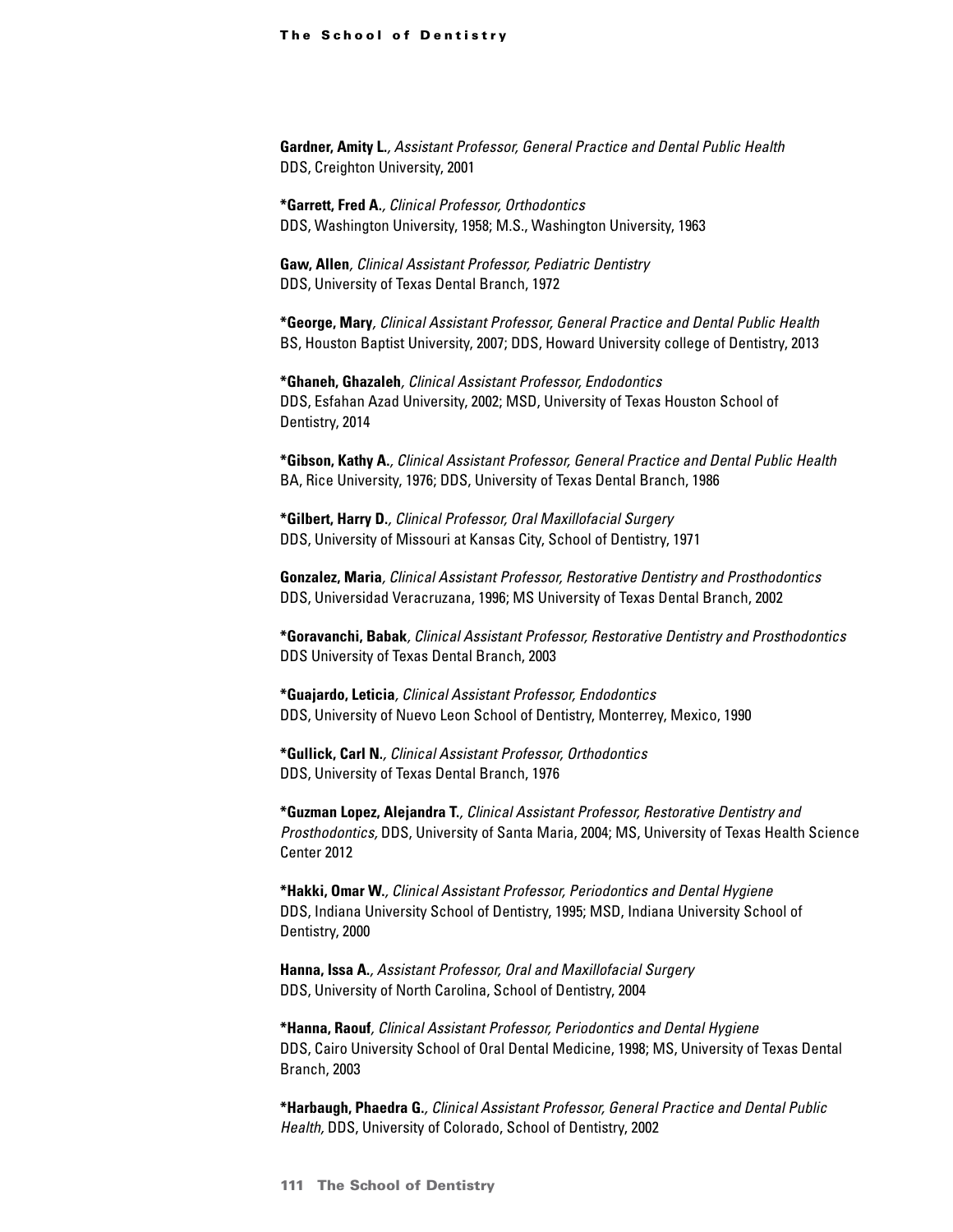**Gardner, Amity L.***, Assistant Professor, General Practice and Dental Public Health*
DDS, Creighton University, 2001

***Garrett, Fred A.***, Clinical Professor, Orthodontics*
DDS, Washington University, 1958; M.S., Washington University, 1963

**Gaw, Allen***, Clinical Assistant Professor, Pediatric Dentistry*
DDS, University of Texas Dental Branch, 1972

***George, Mary***, Clinical Assistant Professor, General Practice and Dental Public Health*
BS, Houston Baptist University, 2007; DDS, Howard University college of Dentistry, 2013

***Ghaneh, Ghazaleh***, Clinical Assistant Professor, Endodontics*
DDS, Esfahan Azad University, 2002; MSD, University of Texas Houston School of Dentistry, 2014

***Gibson, Kathy A.***, Clinical Assistant Professor, General Practice and Dental Public Health*
BA, Rice University, 1976; DDS, University of Texas Dental Branch, 1986

***Gilbert, Harry D.***, Clinical Professor, Oral Maxillofacial Surgery*
DDS, University of Missouri at Kansas City, School of Dentistry, 1971

**Gonzalez, Maria***, Clinical Assistant Professor, Restorative Dentistry and Prosthodontics*
DDS, Universidad Veracruzana, 1996; MS University of Texas Dental Branch, 2002

***Goravanchi, Babak***, Clinical Assistant Professor, Restorative Dentistry and Prosthodontics*
DDS University of Texas Dental Branch, 2003

***Guajardo, Leticia***, Clinical Assistant Professor, Endodontics*
DDS, University of Nuevo Leon School of Dentistry, Monterrey, Mexico, 1990

***Gullick, Carl N.***, Clinical Assistant Professor, Orthodontics*
DDS, University of Texas Dental Branch, 1976

***Guzman Lopez, Alejandra T.***, Clinical Assistant Professor, Restorative Dentistry and Prosthodontics,* DDS, University of Santa Maria, 2004; MS, University of Texas Health Science Center 2012

***Hakki, Omar W.***, Clinical Assistant Professor, Periodontics and Dental Hygiene*
DDS, Indiana University School of Dentistry, 1995; MSD, Indiana University School of Dentistry, 2000

**Hanna, Issa A.***, Assistant Professor, Oral and Maxillofacial Surgery*
DDS, University of North Carolina, School of Dentistry, 2004

***Hanna, Raouf***, Clinical Assistant Professor, Periodontics and Dental Hygiene*
DDS, Cairo University School of Oral Dental Medicine, 1998; MS, University of Texas Dental Branch, 2003

***Harbaugh, Phaedra G.***, Clinical Assistant Professor, General Practice and Dental Public Health,* DDS, University of Colorado, School of Dentistry, 2002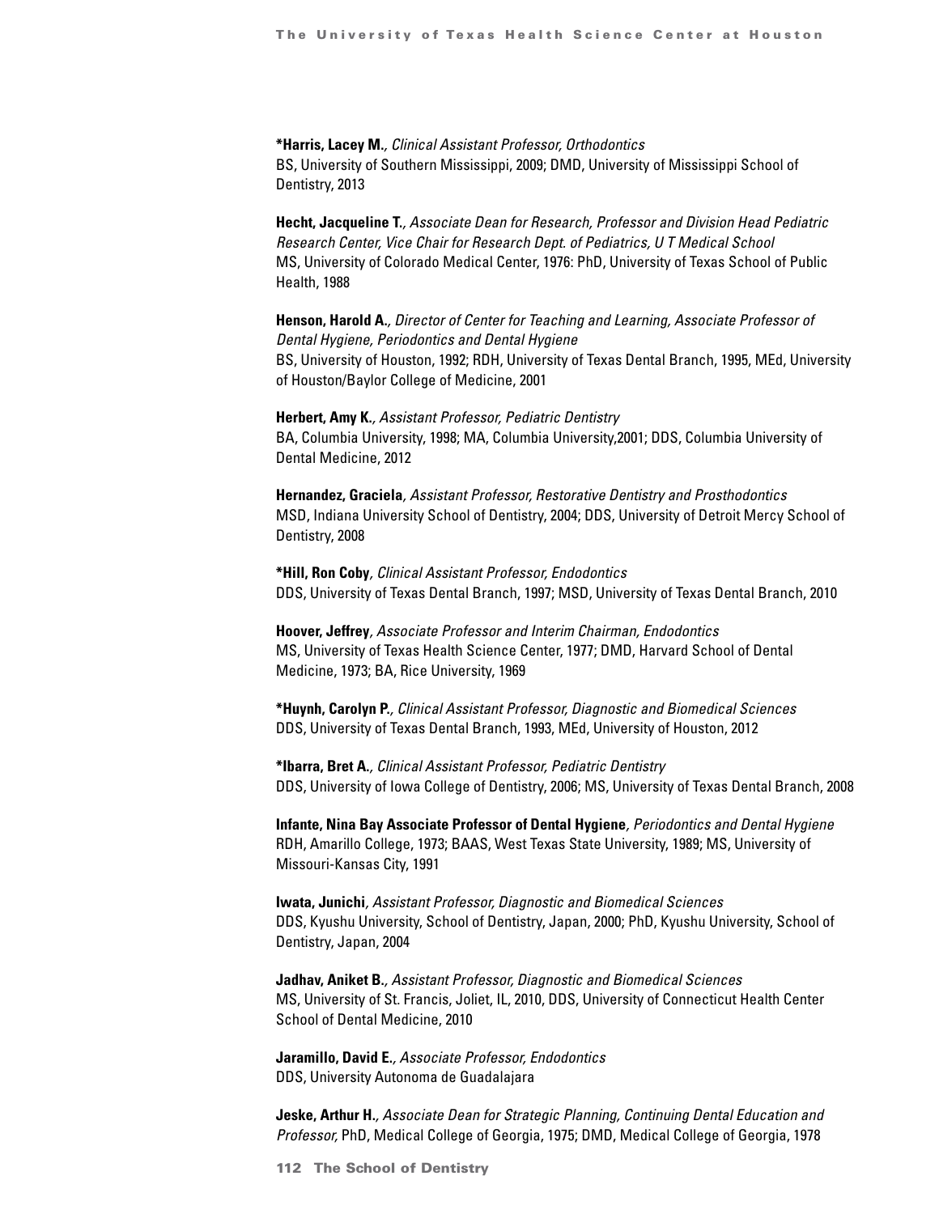**\*Harris, Lacey M.**, *Clinical Assistant Professor, Orthodontics*
BS, University of Southern Mississippi, 2009; DMD, University of Mississippi School of Dentistry, 2013

**Hecht, Jacqueline T.**, *Associate Dean for Research, Professor and Division Head Pediatric Research Center, Vice Chair for Research Dept. of Pediatrics, U T Medical School*
MS, University of Colorado Medical Center, 1976: PhD, University of Texas School of Public Health, 1988

**Henson, Harold A.**, *Director of Center for Teaching and Learning, Associate Professor of Dental Hygiene, Periodontics and Dental Hygiene*
BS, University of Houston, 1992; RDH, University of Texas Dental Branch, 1995, MEd, University of Houston/Baylor College of Medicine, 2001

**Herbert, Amy K.**, *Assistant Professor, Pediatric Dentistry*
BA, Columbia University, 1998; MA, Columbia University,2001; DDS, Columbia University of Dental Medicine, 2012

**Hernandez, Graciela**, *Assistant Professor, Restorative Dentistry and Prosthodontics*
MSD, Indiana University School of Dentistry, 2004; DDS, University of Detroit Mercy School of Dentistry, 2008

**\*Hill, Ron Coby**, *Clinical Assistant Professor, Endodontics*
DDS, University of Texas Dental Branch, 1997; MSD, University of Texas Dental Branch, 2010

**Hoover, Jeffrey**, *Associate Professor and Interim Chairman, Endodontics*
MS, University of Texas Health Science Center, 1977; DMD, Harvard School of Dental Medicine, 1973; BA, Rice University, 1969

**\*Huynh, Carolyn P.**, *Clinical Assistant Professor, Diagnostic and Biomedical Sciences*
DDS, University of Texas Dental Branch, 1993, MEd, University of Houston, 2012

**\*Ibarra, Bret A.**, *Clinical Assistant Professor, Pediatric Dentistry*
DDS, University of Iowa College of Dentistry, 2006; MS, University of Texas Dental Branch, 2008

**Infante, Nina Bay Associate Professor of Dental Hygiene**, *Periodontics and Dental Hygiene*
RDH, Amarillo College, 1973; BAAS, West Texas State University, 1989; MS, University of Missouri-Kansas City, 1991

**Iwata, Junichi**, *Assistant Professor, Diagnostic and Biomedical Sciences*
DDS, Kyushu University, School of Dentistry, Japan, 2000; PhD, Kyushu University, School of Dentistry, Japan, 2004

**Jadhav, Aniket B.**, *Assistant Professor, Diagnostic and Biomedical Sciences*
MS, University of St. Francis, Joliet, IL, 2010, DDS, University of Connecticut Health Center School of Dental Medicine, 2010

**Jaramillo, David E.**, *Associate Professor, Endodontics*
DDS, University Autonoma de Guadalajara

**Jeske, Arthur H.**, *Associate Dean for Strategic Planning, Continuing Dental Education and Professor,* PhD, Medical College of Georgia, 1975; DMD, Medical College of Georgia, 1978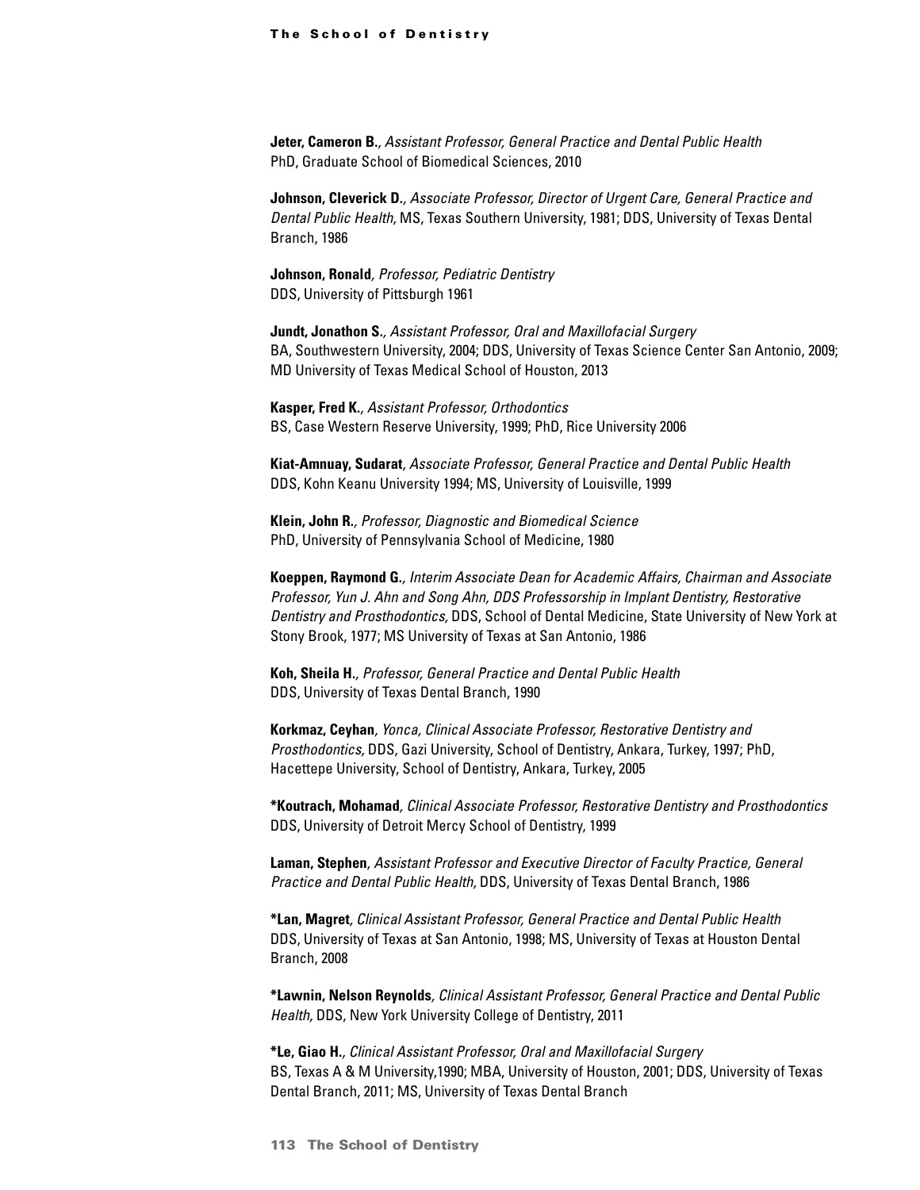**Jeter, Cameron B.**, *Assistant Professor, General Practice and Dental Public Health*
PhD, Graduate School of Biomedical Sciences, 2010

**Johnson, Cleverick D.**, *Associate Professor, Director of Urgent Care, General Practice and Dental Public Health,* MS, Texas Southern University, 1981; DDS, University of Texas Dental Branch, 1986

**Johnson, Ronald**, *Professor, Pediatric Dentistry*
DDS, University of Pittsburgh 1961

**Jundt, Jonathon S.**, *Assistant Professor, Oral and Maxillofacial Surgery*
BA, Southwestern University, 2004; DDS, University of Texas Science Center San Antonio, 2009; MD University of Texas Medical School of Houston, 2013

**Kasper, Fred K.**, *Assistant Professor, Orthodontics*
BS, Case Western Reserve University, 1999; PhD, Rice University 2006

**Kiat-Amnuay, Sudarat**, *Associate Professor, General Practice and Dental Public Health*
DDS, Kohn Keanu University 1994; MS, University of Louisville, 1999

**Klein, John R.**, *Professor, Diagnostic and Biomedical Science*
PhD, University of Pennsylvania School of Medicine, 1980

**Koeppen, Raymond G.**, *Interim Associate Dean for Academic Affairs, Chairman and Associate Professor, Yun J. Ahn and Song Ahn, DDS Professorship in Implant Dentistry, Restorative Dentistry and Prosthodontics,* DDS, School of Dental Medicine, State University of New York at Stony Brook, 1977; MS University of Texas at San Antonio, 1986

**Koh, Sheila H.**, *Professor, General Practice and Dental Public Health*
DDS, University of Texas Dental Branch, 1990

**Korkmaz, Ceyhan**, *Yonca, Clinical Associate Professor, Restorative Dentistry and Prosthodontics,* DDS, Gazi University, School of Dentistry, Ankara, Turkey, 1997; PhD, Hacettepe University, School of Dentistry, Ankara, Turkey, 2005

**\*Koutrach, Mohamad**, *Clinical Associate Professor, Restorative Dentistry and Prosthodontics*
DDS, University of Detroit Mercy School of Dentistry, 1999

**Laman, Stephen**, *Assistant Professor and Executive Director of Faculty Practice, General Practice and Dental Public Health,* DDS, University of Texas Dental Branch, 1986

**\*Lan, Magret**, *Clinical Assistant Professor, General Practice and Dental Public Health*
DDS, University of Texas at San Antonio, 1998; MS, University of Texas at Houston Dental Branch, 2008

**\*Lawnin, Nelson Reynolds**, *Clinical Assistant Professor, General Practice and Dental Public Health,* DDS, New York University College of Dentistry, 2011

**\*Le, Giao H.**, *Clinical Assistant Professor, Oral and Maxillofacial Surgery*
BS, Texas A & M University,1990; MBA, University of Houston, 2001; DDS, University of Texas Dental Branch, 2011; MS, University of Texas Dental Branch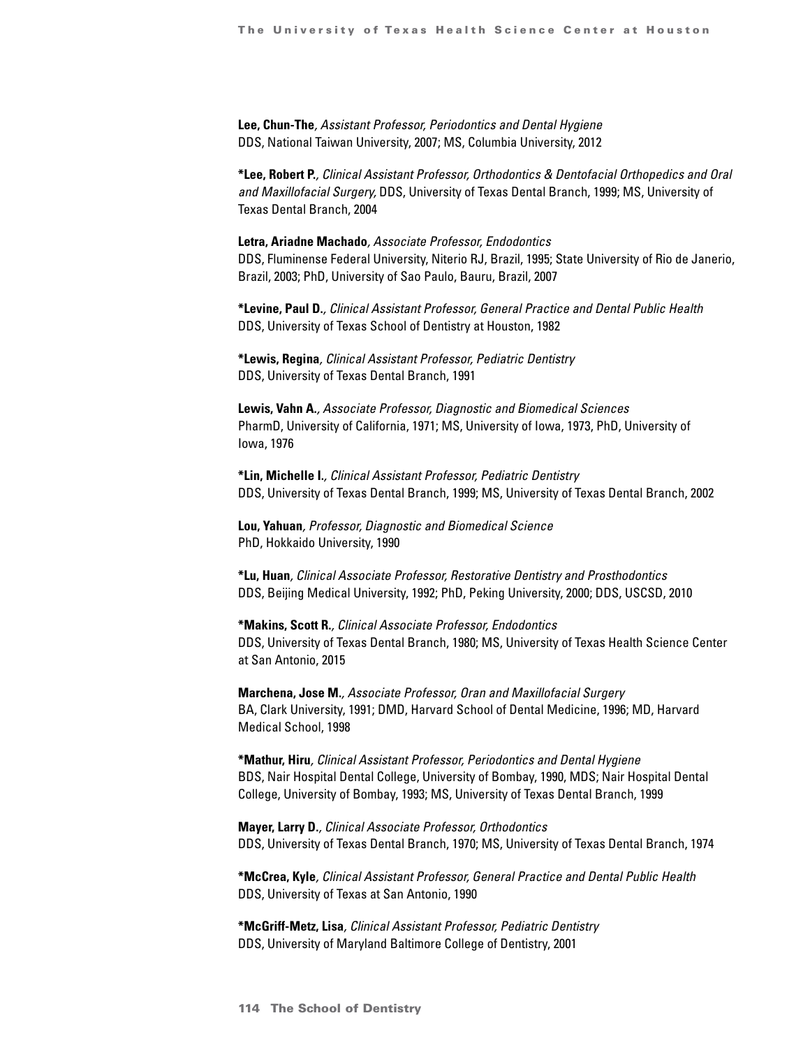**Lee, Chun-The***, Assistant Professor, Periodontics and Dental Hygiene*
DDS, National Taiwan University, 2007; MS, Columbia University, 2012

***Lee, Robert P.***, Clinical Assistant Professor, Orthodontics & Dentofacial Orthopedics and Oral and Maxillofacial Surgery,* DDS, University of Texas Dental Branch, 1999; MS, University of Texas Dental Branch, 2004

**Letra, Ariadne Machado***, Associate Professor, Endodontics*
DDS, Fluminense Federal University, Niterio RJ, Brazil, 1995; State University of Rio de Janerio, Brazil, 2003; PhD, University of Sao Paulo, Bauru, Brazil, 2007

***Levine, Paul D.***, Clinical Assistant Professor, General Practice and Dental Public Health*
DDS, University of Texas School of Dentistry at Houston, 1982

***Lewis, Regina***, Clinical Assistant Professor, Pediatric Dentistry*
DDS, University of Texas Dental Branch, 1991

**Lewis, Vahn A.***, Associate Professor, Diagnostic and Biomedical Sciences*
PharmD, University of California, 1971; MS, University of Iowa, 1973, PhD, University of Iowa, 1976

***Lin, Michelle I.***, Clinical Assistant Professor, Pediatric Dentistry*
DDS, University of Texas Dental Branch, 1999; MS, University of Texas Dental Branch, 2002

**Lou, Yahuan***, Professor, Diagnostic and Biomedical Science*
PhD, Hokkaido University, 1990

***Lu, Huan***, Clinical Associate Professor, Restorative Dentistry and Prosthodontics*
DDS, Beijing Medical University, 1992; PhD, Peking University, 2000; DDS, USCSD, 2010

***Makins, Scott R.***, Clinical Associate Professor, Endodontics*
DDS, University of Texas Dental Branch, 1980; MS, University of Texas Health Science Center at San Antonio, 2015

**Marchena, Jose M.***, Associate Professor, Oran and Maxillofacial Surgery*
BA, Clark University, 1991; DMD, Harvard School of Dental Medicine, 1996; MD, Harvard Medical School, 1998

***Mathur, Hiru***, Clinical Assistant Professor, Periodontics and Dental Hygiene*
BDS, Nair Hospital Dental College, University of Bombay, 1990, MDS; Nair Hospital Dental College, University of Bombay, 1993; MS, University of Texas Dental Branch, 1999

**Mayer, Larry D.***, Clinical Associate Professor, Orthodontics*
DDS, University of Texas Dental Branch, 1970; MS, University of Texas Dental Branch, 1974

***McCrea, Kyle***, Clinical Assistant Professor, General Practice and Dental Public Health*
DDS, University of Texas at San Antonio, 1990

***McGriff-Metz, Lisa***, Clinical Assistant Professor, Pediatric Dentistry*
DDS, University of Maryland Baltimore College of Dentistry, 2001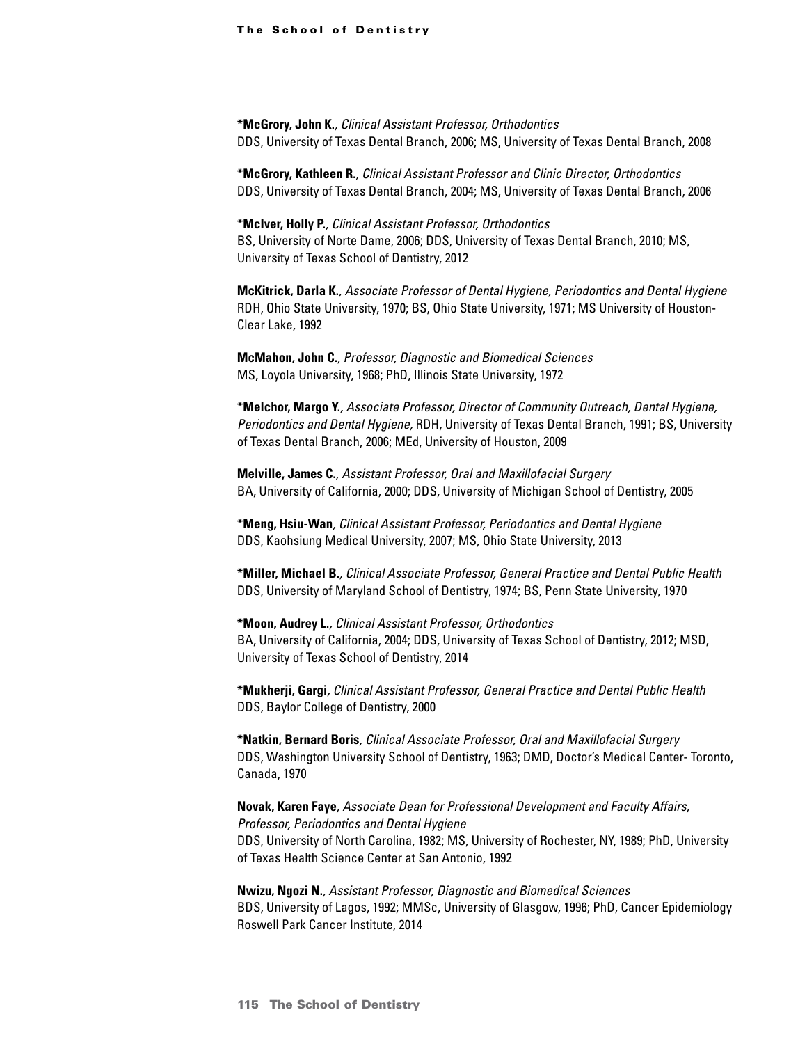**\*McGrory, John K.**, *Clinical Assistant Professor, Orthodontics*
DDS, University of Texas Dental Branch, 2006; MS, University of Texas Dental Branch, 2008

**\*McGrory, Kathleen R.**, *Clinical Assistant Professor and Clinic Director, Orthodontics*
DDS, University of Texas Dental Branch, 2004; MS, University of Texas Dental Branch, 2006

**\*McIver, Holly P.**, *Clinical Assistant Professor, Orthodontics*
BS, University of Norte Dame, 2006; DDS, University of Texas Dental Branch, 2010; MS, University of Texas School of Dentistry, 2012

**McKitrick, Darla K.**, *Associate Professor of Dental Hygiene, Periodontics and Dental Hygiene*
RDH, Ohio State University, 1970; BS, Ohio State University, 1971; MS University of Houston-Clear Lake, 1992

**McMahon, John C.**, *Professor, Diagnostic and Biomedical Sciences*
MS, Loyola University, 1968; PhD, Illinois State University, 1972

**\*Melchor, Margo Y.**, *Associate Professor, Director of Community Outreach, Dental Hygiene, Periodontics and Dental Hygiene,* RDH, University of Texas Dental Branch, 1991; BS, University of Texas Dental Branch, 2006; MEd, University of Houston, 2009

**Melville, James C.**, *Assistant Professor, Oral and Maxillofacial Surgery*
BA, University of California, 2000; DDS, University of Michigan School of Dentistry, 2005

**\*Meng, Hsiu-Wan**, *Clinical Assistant Professor, Periodontics and Dental Hygiene*
DDS, Kaohsiung Medical University, 2007; MS, Ohio State University, 2013

**\*Miller, Michael B.**, *Clinical Associate Professor, General Practice and Dental Public Health*
DDS, University of Maryland School of Dentistry, 1974; BS, Penn State University, 1970

**\*Moon, Audrey L.**, *Clinical Assistant Professor, Orthodontics*
BA, University of California, 2004; DDS, University of Texas School of Dentistry, 2012; MSD, University of Texas School of Dentistry, 2014

**\*Mukherji, Gargi**, *Clinical Assistant Professor, General Practice and Dental Public Health*
DDS, Baylor College of Dentistry, 2000

**\*Natkin, Bernard Boris**, *Clinical Associate Professor, Oral and Maxillofacial Surgery*
DDS, Washington University School of Dentistry, 1963; DMD, Doctor's Medical Center- Toronto, Canada, 1970

**Novak, Karen Faye**, *Associate Dean for Professional Development and Faculty Affairs, Professor, Periodontics and Dental Hygiene*
DDS, University of North Carolina, 1982; MS, University of Rochester, NY, 1989; PhD, University of Texas Health Science Center at San Antonio, 1992

**Nwizu, Ngozi N.**, *Assistant Professor, Diagnostic and Biomedical Sciences*
BDS, University of Lagos, 1992; MMSc, University of Glasgow, 1996; PhD, Cancer Epidemiology Roswell Park Cancer Institute, 2014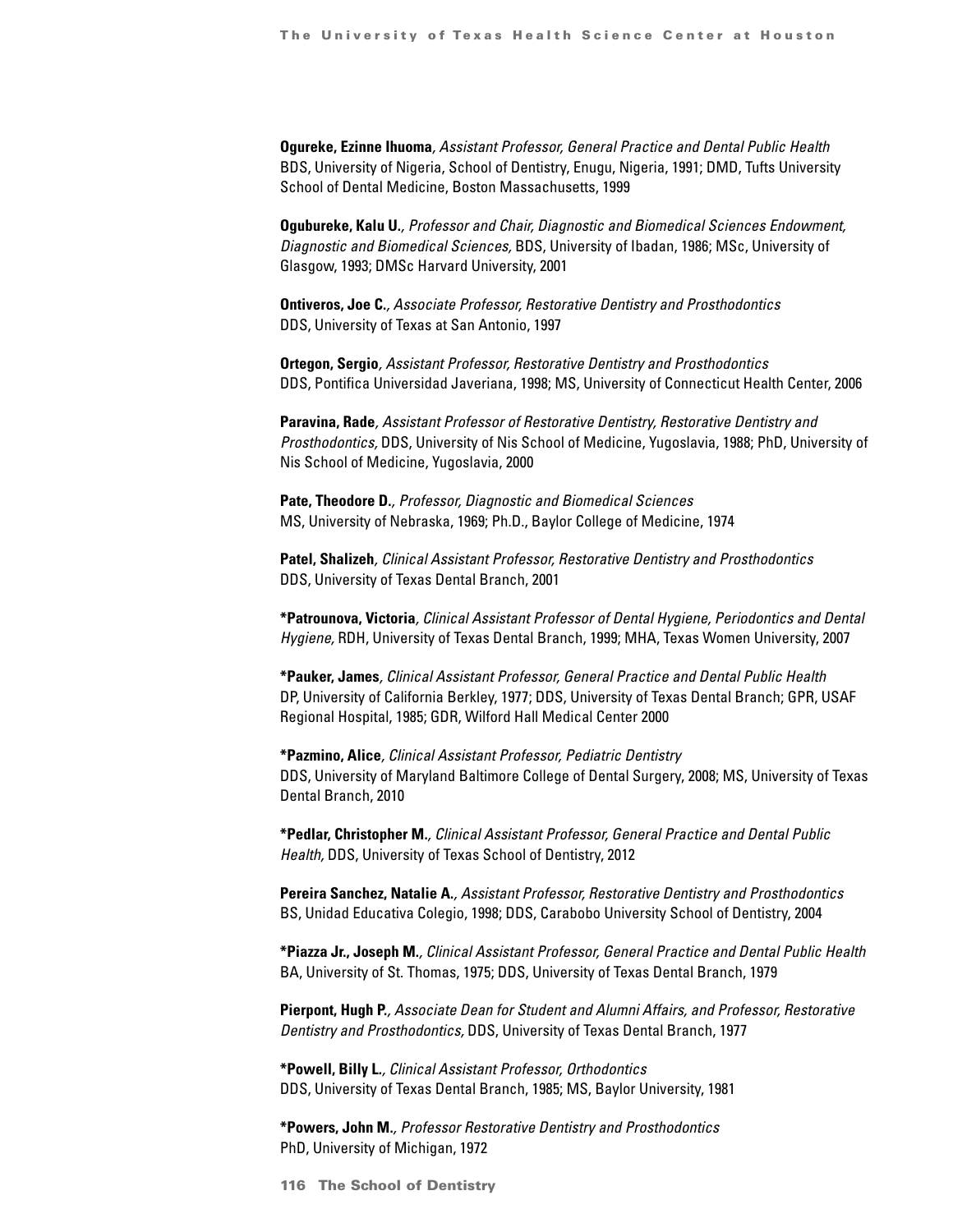**Ogureke, Ezinne Ihuoma***, Assistant Professor, General Practice and Dental Public Health*
BDS, University of Nigeria, School of Dentistry, Enugu, Nigeria, 1991; DMD, Tufts University School of Dental Medicine, Boston Massachusetts, 1999

**Ogubureke, Kalu U.***, Professor and Chair, Diagnostic and Biomedical Sciences Endowment, Diagnostic and Biomedical Sciences,* BDS, University of Ibadan, 1986; MSc, University of Glasgow, 1993; DMSc Harvard University, 2001

**Ontiveros, Joe C.***, Associate Professor, Restorative Dentistry and Prosthodontics*
DDS, University of Texas at San Antonio, 1997

**Ortegon, Sergio***, Assistant Professor, Restorative Dentistry and Prosthodontics*
DDS, Pontifica Universidad Javeriana, 1998; MS, University of Connecticut Health Center, 2006

**Paravina, Rade***, Assistant Professor of Restorative Dentistry, Restorative Dentistry and Prosthodontics,* DDS, University of Nis School of Medicine, Yugoslavia, 1988; PhD, University of Nis School of Medicine, Yugoslavia, 2000

**Pate, Theodore D.***, Professor, Diagnostic and Biomedical Sciences*
MS, University of Nebraska, 1969; Ph.D., Baylor College of Medicine, 1974

**Patel, Shalizeh***, Clinical Assistant Professor, Restorative Dentistry and Prosthodontics*
DDS, University of Texas Dental Branch, 2001

**\*Patrounova, Victoria***, Clinical Assistant Professor of Dental Hygiene, Periodontics and Dental Hygiene,* RDH, University of Texas Dental Branch, 1999; MHA, Texas Women University, 2007

**\*Pauker, James***, Clinical Assistant Professor, General Practice and Dental Public Health*
DP, University of California Berkley, 1977; DDS, University of Texas Dental Branch; GPR, USAF Regional Hospital, 1985; GDR, Wilford Hall Medical Center 2000

**\*Pazmino, Alice***, Clinical Assistant Professor, Pediatric Dentistry*
DDS, University of Maryland Baltimore College of Dental Surgery, 2008; MS, University of Texas Dental Branch, 2010

**\*Pedlar, Christopher M.***, Clinical Assistant Professor, General Practice and Dental Public Health,* DDS, University of Texas School of Dentistry, 2012

**Pereira Sanchez, Natalie A.***, Assistant Professor, Restorative Dentistry and Prosthodontics*
BS, Unidad Educativa Colegio, 1998; DDS, Carabobo University School of Dentistry, 2004

**\*Piazza Jr., Joseph M.***, Clinical Assistant Professor, General Practice and Dental Public Health*
BA, University of St. Thomas, 1975; DDS, University of Texas Dental Branch, 1979

**Pierpont, Hugh P.***, Associate Dean for Student and Alumni Affairs, and Professor, Restorative Dentistry and Prosthodontics,* DDS, University of Texas Dental Branch, 1977

**\*Powell, Billy L.***, Clinical Assistant Professor, Orthodontics*
DDS, University of Texas Dental Branch, 1985; MS, Baylor University, 1981

**\*Powers, John M.***, Professor Restorative Dentistry and Prosthodontics*
PhD, University of Michigan, 1972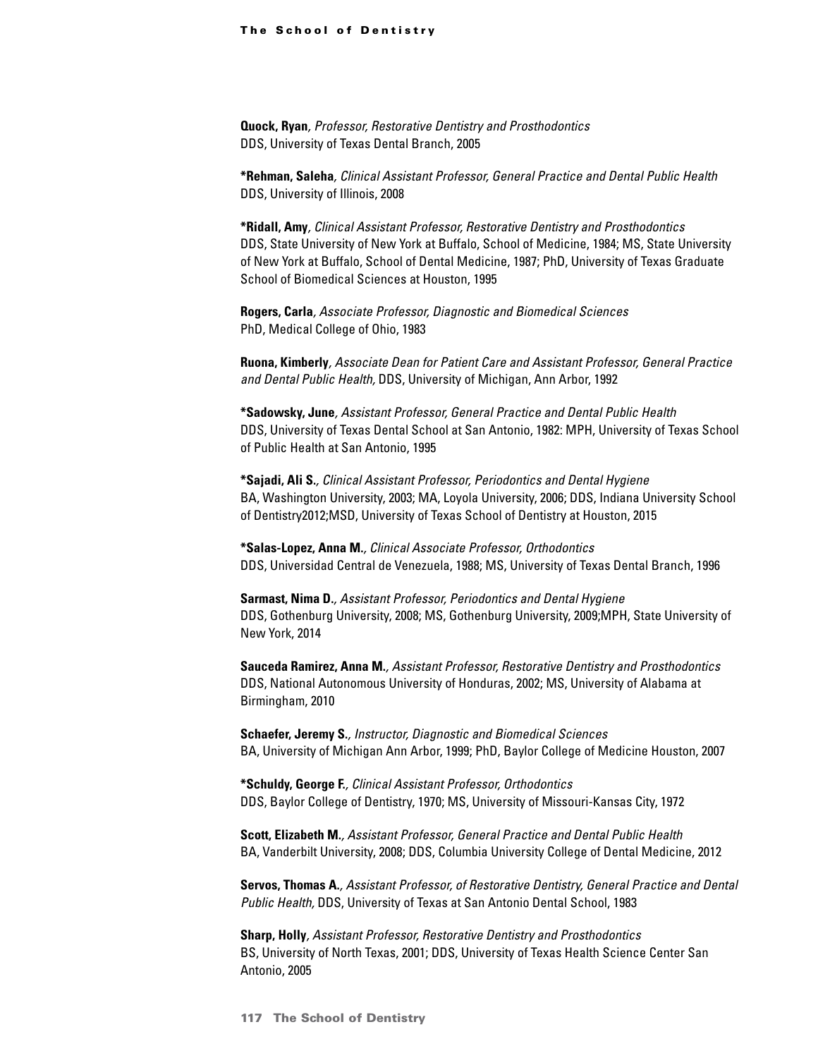**Quock, Ryan**, *Professor, Restorative Dentistry and Prosthodontics*
DDS, University of Texas Dental Branch, 2005

***Rehman, Saleha**, *Clinical Assistant Professor, General Practice and Dental Public Health*
DDS, University of Illinois, 2008

***Ridall, Amy**, *Clinical Assistant Professor, Restorative Dentistry and Prosthodontics*
DDS, State University of New York at Buffalo, School of Medicine, 1984; MS, State University of New York at Buffalo, School of Dental Medicine, 1987; PhD, University of Texas Graduate School of Biomedical Sciences at Houston, 1995

**Rogers, Carla**, *Associate Professor, Diagnostic and Biomedical Sciences*
PhD, Medical College of Ohio, 1983

**Ruona, Kimberly**, *Associate Dean for Patient Care and Assistant Professor, General Practice and Dental Public Health,* DDS, University of Michigan, Ann Arbor, 1992

***Sadowsky, June**, *Assistant Professor, General Practice and Dental Public Health*
DDS, University of Texas Dental School at San Antonio, 1982: MPH, University of Texas School of Public Health at San Antonio, 1995

***Sajadi, Ali S.**, *Clinical Assistant Professor, Periodontics and Dental Hygiene*
BA, Washington University, 2003; MA, Loyola University, 2006; DDS, Indiana University School of Dentistry2012;MSD, University of Texas School of Dentistry at Houston, 2015

***Salas-Lopez, Anna M.**, *Clinical Associate Professor, Orthodontics*
DDS, Universidad Central de Venezuela, 1988; MS, University of Texas Dental Branch, 1996

**Sarmast, Nima D.**, *Assistant Professor, Periodontics and Dental Hygiene*
DDS, Gothenburg University, 2008; MS, Gothenburg University, 2009;MPH, State University of New York, 2014

**Sauceda Ramirez, Anna M.**, *Assistant Professor, Restorative Dentistry and Prosthodontics*
DDS, National Autonomous University of Honduras, 2002; MS, University of Alabama at Birmingham, 2010

**Schaefer, Jeremy S.**, *Instructor, Diagnostic and Biomedical Sciences*
BA, University of Michigan Ann Arbor, 1999; PhD, Baylor College of Medicine Houston, 2007

***Schuldy, George F.**, *Clinical Assistant Professor, Orthodontics*
DDS, Baylor College of Dentistry, 1970; MS, University of Missouri-Kansas City, 1972

**Scott, Elizabeth M.**, *Assistant Professor, General Practice and Dental Public Health*
BA, Vanderbilt University, 2008; DDS, Columbia University College of Dental Medicine, 2012

**Servos, Thomas A.**, *Assistant Professor, of Restorative Dentistry, General Practice and Dental Public Health,* DDS, University of Texas at San Antonio Dental School, 1983

**Sharp, Holly**, *Assistant Professor, Restorative Dentistry and Prosthodontics*
BS, University of North Texas, 2001; DDS, University of Texas Health Science Center San Antonio, 2005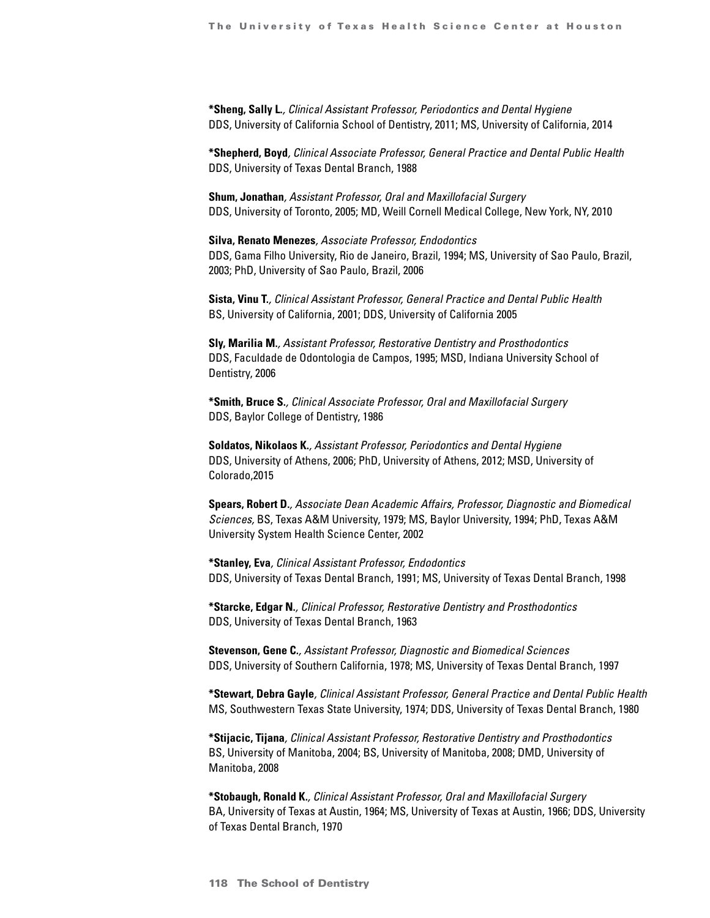**\*Sheng, Sally L.**, *Clinical Assistant Professor, Periodontics and Dental Hygiene*
DDS, University of California School of Dentistry, 2011; MS, University of California, 2014

**\*Shepherd, Boyd**, *Clinical Associate Professor, General Practice and Dental Public Health*
DDS, University of Texas Dental Branch, 1988

**Shum, Jonathan**, *Assistant Professor, Oral and Maxillofacial Surgery*
DDS, University of Toronto, 2005; MD, Weill Cornell Medical College, New York, NY, 2010

**Silva, Renato Menezes**, *Associate Professor, Endodontics*
DDS, Gama Filho University, Rio de Janeiro, Brazil, 1994; MS, University of Sao Paulo, Brazil, 2003; PhD, University of Sao Paulo, Brazil, 2006

**Sista, Vinu T.**, *Clinical Assistant Professor, General Practice and Dental Public Health*
BS, University of California, 2001; DDS, University of California 2005

**Sly, Marilia M.**, *Assistant Professor, Restorative Dentistry and Prosthodontics*
DDS, Faculdade de Odontologia de Campos, 1995; MSD, Indiana University School of Dentistry, 2006

**\*Smith, Bruce S.**, *Clinical Associate Professor, Oral and Maxillofacial Surgery*
DDS, Baylor College of Dentistry, 1986

**Soldatos, Nikolaos K.**, *Assistant Professor, Periodontics and Dental Hygiene*
DDS, University of Athens, 2006; PhD, University of Athens, 2012; MSD, University of Colorado,2015

**Spears, Robert D.**, *Associate Dean Academic Affairs, Professor, Diagnostic and Biomedical Sciences,* BS, Texas A&M University, 1979; MS, Baylor University, 1994; PhD, Texas A&M University System Health Science Center, 2002

**\*Stanley, Eva**, *Clinical Assistant Professor, Endodontics*
DDS, University of Texas Dental Branch, 1991; MS, University of Texas Dental Branch, 1998

**\*Starcke, Edgar N.**, *Clinical Professor, Restorative Dentistry and Prosthodontics*
DDS, University of Texas Dental Branch, 1963

**Stevenson, Gene C.**, *Assistant Professor, Diagnostic and Biomedical Sciences*
DDS, University of Southern California, 1978; MS, University of Texas Dental Branch, 1997

**\*Stewart, Debra Gayle**, *Clinical Assistant Professor, General Practice and Dental Public Health*
MS, Southwestern Texas State University, 1974; DDS, University of Texas Dental Branch, 1980

**\*Stijacic, Tijana**, *Clinical Assistant Professor, Restorative Dentistry and Prosthodontics*
BS, University of Manitoba, 2004; BS, University of Manitoba, 2008; DMD, University of Manitoba, 2008

**\*Stobaugh, Ronald K.**, *Clinical Assistant Professor, Oral and Maxillofacial Surgery*
BA, University of Texas at Austin, 1964; MS, University of Texas at Austin, 1966; DDS, University of Texas Dental Branch, 1970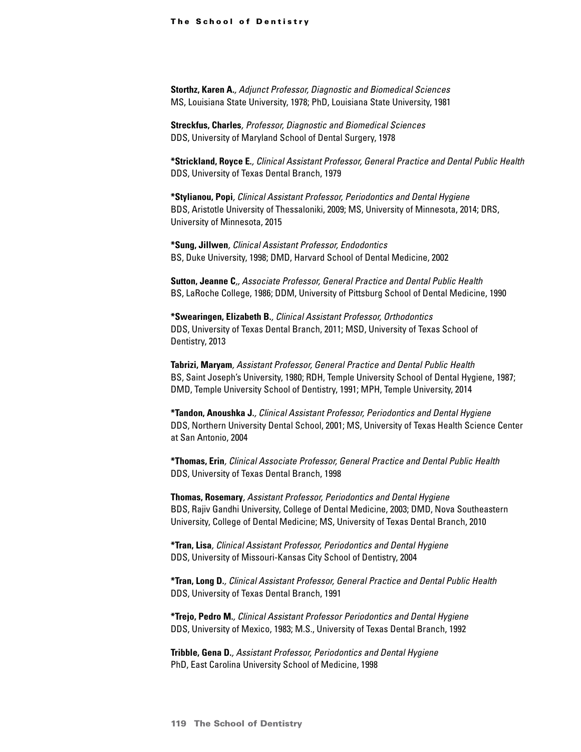**Storthz, Karen A.**, *Adjunct Professor, Diagnostic and Biomedical Sciences*
MS, Louisiana State University, 1978; PhD, Louisiana State University, 1981

**Streckfus, Charles**, *Professor, Diagnostic and Biomedical Sciences*
DDS, University of Maryland School of Dental Surgery, 1978

**\*Strickland, Royce E.**, *Clinical Assistant Professor, General Practice and Dental Public Health*
DDS, University of Texas Dental Branch, 1979

**\*Stylianou, Popi**, *Clinical Assistant Professor, Periodontics and Dental Hygiene*
BDS, Aristotle University of Thessaloniki, 2009; MS, University of Minnesota, 2014; DRS, University of Minnesota, 2015

**\*Sung, Jillwen**, *Clinical Assistant Professor, Endodontics*
BS, Duke University, 1998; DMD, Harvard School of Dental Medicine, 2002

**Sutton, Jeanne C,**, *Associate Professor, General Practice and Dental Public Health*
BS, LaRoche College, 1986; DDM, University of Pittsburg School of Dental Medicine, 1990

**\*Swearingen, Elizabeth B.**, *Clinical Assistant Professor, Orthodontics*
DDS, University of Texas Dental Branch, 2011; MSD, University of Texas School of Dentistry, 2013

**Tabrizi, Maryam**, *Assistant Professor, General Practice and Dental Public Health*
BS, Saint Joseph's University, 1980; RDH, Temple University School of Dental Hygiene, 1987; DMD, Temple University School of Dentistry, 1991; MPH, Temple University, 2014

**\*Tandon, Anoushka J.**, *Clinical Assistant Professor, Periodontics and Dental Hygiene*
DDS, Northern University Dental School, 2001; MS, University of Texas Health Science Center at San Antonio, 2004

**\*Thomas, Erin**, *Clinical Associate Professor, General Practice and Dental Public Health*
DDS, University of Texas Dental Branch, 1998

**Thomas, Rosemary**, *Assistant Professor, Periodontics and Dental Hygiene*
BDS, Rajiv Gandhi University, College of Dental Medicine, 2003; DMD, Nova Southeastern University, College of Dental Medicine; MS, University of Texas Dental Branch, 2010

**\*Tran, Lisa**, *Clinical Assistant Professor, Periodontics and Dental Hygiene*
DDS, University of Missouri-Kansas City School of Dentistry, 2004

**\*Tran, Long D.**, *Clinical Assistant Professor, General Practice and Dental Public Health*
DDS, University of Texas Dental Branch, 1991

**\*Trejo, Pedro M.**, *Clinical Assistant Professor Periodontics and Dental Hygiene*
DDS, University of Mexico, 1983; M.S., University of Texas Dental Branch, 1992

**Tribble, Gena D.**, *Assistant Professor, Periodontics and Dental Hygiene*
PhD, East Carolina University School of Medicine, 1998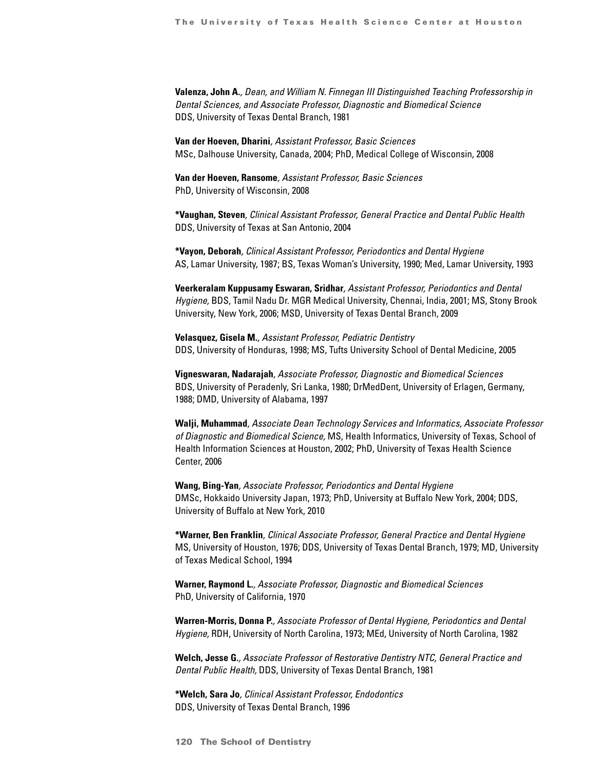**Valenza, John A.**, *Dean, and William N. Finnegan III Distinguished Teaching Professorship in Dental Sciences, and Associate Professor, Diagnostic and Biomedical Science*
DDS, University of Texas Dental Branch, 1981

**Van der Hoeven, Dharini**, *Assistant Professor, Basic Sciences*
MSc, Dalhouse University, Canada, 2004; PhD, Medical College of Wisconsin, 2008

**Van der Hoeven, Ransome**, *Assistant Professor, Basic Sciences*
PhD, University of Wisconsin, 2008

**\*Vaughan, Steven**, *Clinical Assistant Professor, General Practice and Dental Public Health*
DDS, University of Texas at San Antonio, 2004

**\*Vayon, Deborah**, *Clinical Assistant Professor, Periodontics and Dental Hygiene*
AS, Lamar University, 1987; BS, Texas Woman's University, 1990; Med, Lamar University, 1993

**Veerkeralam Kuppusamy Eswaran, Sridhar**, *Assistant Professor, Periodontics and Dental Hygiene,* BDS, Tamil Nadu Dr. MGR Medical University, Chennai, India, 2001; MS, Stony Brook University, New York, 2006; MSD, University of Texas Dental Branch, 2009

**Velasquez, Gisela M.**, *Assistant Professor, Pediatric Dentistry*
DDS, University of Honduras, 1998; MS, Tufts University School of Dental Medicine, 2005

**Vigneswaran, Nadarajah**, *Associate Professor, Diagnostic and Biomedical Sciences*
BDS, University of Peradenly, Sri Lanka, 1980; DrMedDent, University of Erlagen, Germany, 1988; DMD, University of Alabama, 1997

**Walji, Muhammad**, *Associate Dean Technology Services and Informatics, Associate Professor of Diagnostic and Biomedical Science,* MS, Health Informatics, University of Texas, School of Health Information Sciences at Houston, 2002; PhD, University of Texas Health Science Center, 2006

**Wang, Bing-Yan**, *Associate Professor, Periodontics and Dental Hygiene*
DMSc, Hokkaido University Japan, 1973; PhD, University at Buffalo New York, 2004; DDS, University of Buffalo at New York, 2010

**\*Warner, Ben Franklin**, *Clinical Associate Professor, General Practice and Dental Hygiene*
MS, University of Houston, 1976; DDS, University of Texas Dental Branch, 1979; MD, University of Texas Medical School, 1994

**Warner, Raymond L.**, *Associate Professor, Diagnostic and Biomedical Sciences*
PhD, University of California, 1970

**Warren-Morris, Donna P.**, *Associate Professor of Dental Hygiene, Periodontics and Dental Hygiene,* RDH, University of North Carolina, 1973; MEd, University of North Carolina, 1982

**Welch, Jesse G.**, *Associate Professor of Restorative Dentistry NTC, General Practice and Dental Public Health,* DDS, University of Texas Dental Branch, 1981

**\*Welch, Sara Jo**, *Clinical Assistant Professor, Endodontics*
DDS, University of Texas Dental Branch, 1996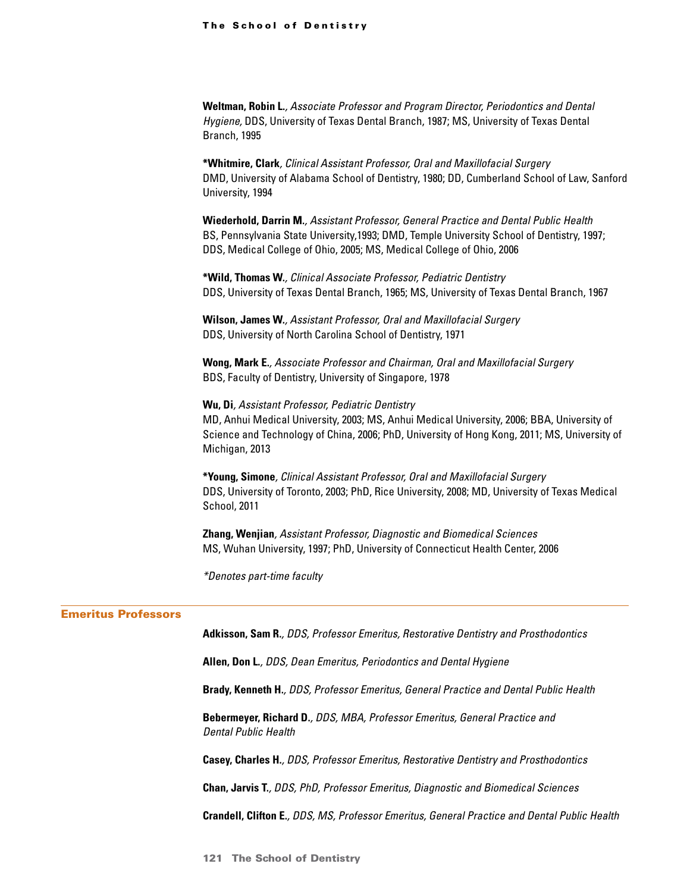**Weltman, Robin L.**, *Associate Professor and Program Director, Periodontics and Dental Hygiene,* DDS, University of Texas Dental Branch, 1987; MS, University of Texas Dental Branch, 1995

***Whitmire, Clark**, *Clinical Assistant Professor, Oral and Maxillofacial Surgery*
DMD, University of Alabama School of Dentistry, 1980; DD, Cumberland School of Law, Sanford University, 1994

**Wiederhold, Darrin M.**, *Assistant Professor, General Practice and Dental Public Health*
BS, Pennsylvania State University,1993; DMD, Temple University School of Dentistry, 1997; DDS, Medical College of Ohio, 2005; MS, Medical College of Ohio, 2006

***Wild, Thomas W.**, *Clinical Associate Professor, Pediatric Dentistry*
DDS, University of Texas Dental Branch, 1965; MS, University of Texas Dental Branch, 1967

**Wilson, James W.**, *Assistant Professor, Oral and Maxillofacial Surgery*
DDS, University of North Carolina School of Dentistry, 1971

**Wong, Mark E.**, *Associate Professor and Chairman, Oral and Maxillofacial Surgery*
BDS, Faculty of Dentistry, University of Singapore, 1978

**Wu, Di**, *Assistant Professor, Pediatric Dentistry*
MD, Anhui Medical University, 2003; MS, Anhui Medical University, 2006; BBA, University of Science and Technology of China, 2006; PhD, University of Hong Kong, 2011; MS, University of Michigan, 2013

***Young, Simone**, *Clinical Assistant Professor, Oral and Maxillofacial Surgery*
DDS, University of Toronto, 2003; PhD, Rice University, 2008; MD, University of Texas Medical School, 2011

**Zhang, Wenjian**, *Assistant Professor, Diagnostic and Biomedical Sciences*
MS, Wuhan University, 1997; PhD, University of Connecticut Health Center, 2006

*\*Denotes part-time faculty*

## Emeritus Professors

**Adkisson, Sam R.**, *DDS, Professor Emeritus, Restorative Dentistry and Prosthodontics*

**Allen, Don L.**, *DDS, Dean Emeritus, Periodontics and Dental Hygiene*

**Brady, Kenneth H.**, *DDS, Professor Emeritus, General Practice and Dental Public Health*

**Bebermeyer, Richard D.**, *DDS, MBA, Professor Emeritus, General Practice and Dental Public Health*

**Casey, Charles H.**, *DDS, Professor Emeritus, Restorative Dentistry and Prosthodontics*

**Chan, Jarvis T.**, *DDS, PhD, Professor Emeritus, Diagnostic and Biomedical Sciences*

**Crandell, Clifton E.**, *DDS, MS, Professor Emeritus, General Practice and Dental Public Health*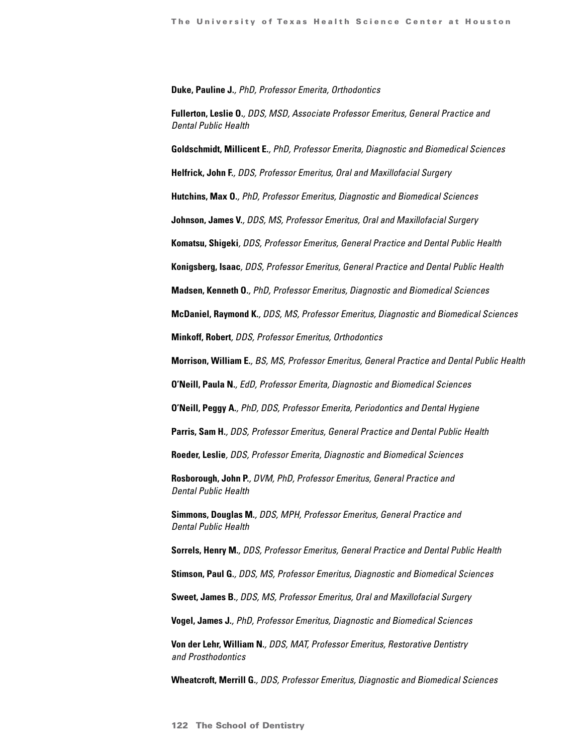**Duke, Pauline J.**, *PhD, Professor Emerita, Orthodontics*

**Fullerton, Leslie O.**, *DDS, MSD, Associate Professor Emeritus, General Practice and Dental Public Health*

**Goldschmidt, Millicent E.**, *PhD, Professor Emerita, Diagnostic and Biomedical Sciences*

**Helfrick, John F.**, *DDS, Professor Emeritus, Oral and Maxillofacial Surgery*

**Hutchins, Max O.**, *PhD, Professor Emeritus, Diagnostic and Biomedical Sciences*

**Johnson, James V.**, *DDS, MS, Professor Emeritus, Oral and Maxillofacial Surgery*

**Komatsu, Shigeki**, *DDS, Professor Emeritus, General Practice and Dental Public Health*

**Konigsberg, Isaac**, *DDS, Professor Emeritus, General Practice and Dental Public Health*

**Madsen, Kenneth O.**, *PhD, Professor Emeritus, Diagnostic and Biomedical Sciences*

**McDaniel, Raymond K.**, *DDS, MS, Professor Emeritus, Diagnostic and Biomedical Sciences*

**Minkoff, Robert**, *DDS, Professor Emeritus, Orthodontics*

**Morrison, William E.**, *BS, MS, Professor Emeritus, General Practice and Dental Public Health*

**O'Neill, Paula N.**, *EdD, Professor Emerita, Diagnostic and Biomedical Sciences*

**O'Neill, Peggy A.**, *PhD, DDS, Professor Emerita, Periodontics and Dental Hygiene*

**Parris, Sam H.**, *DDS, Professor Emeritus, General Practice and Dental Public Health*

**Roeder, Leslie**, *DDS, Professor Emerita, Diagnostic and Biomedical Sciences*

**Rosborough, John P.**, *DVM, PhD, Professor Emeritus, General Practice and Dental Public Health*

**Simmons, Douglas M.**, *DDS, MPH, Professor Emeritus, General Practice and Dental Public Health*

**Sorrels, Henry M.**, *DDS, Professor Emeritus, General Practice and Dental Public Health*

**Stimson, Paul G.**, *DDS, MS, Professor Emeritus, Diagnostic and Biomedical Sciences*

**Sweet, James B.**, *DDS, MS, Professor Emeritus, Oral and Maxillofacial Surgery*

**Vogel, James J.**, *PhD, Professor Emeritus, Diagnostic and Biomedical Sciences*

**Von der Lehr, William N.**, *DDS, MAT, Professor Emeritus, Restorative Dentistry and Prosthodontics*

**Wheatcroft, Merrill G.**, *DDS, Professor Emeritus, Diagnostic and Biomedical Sciences*